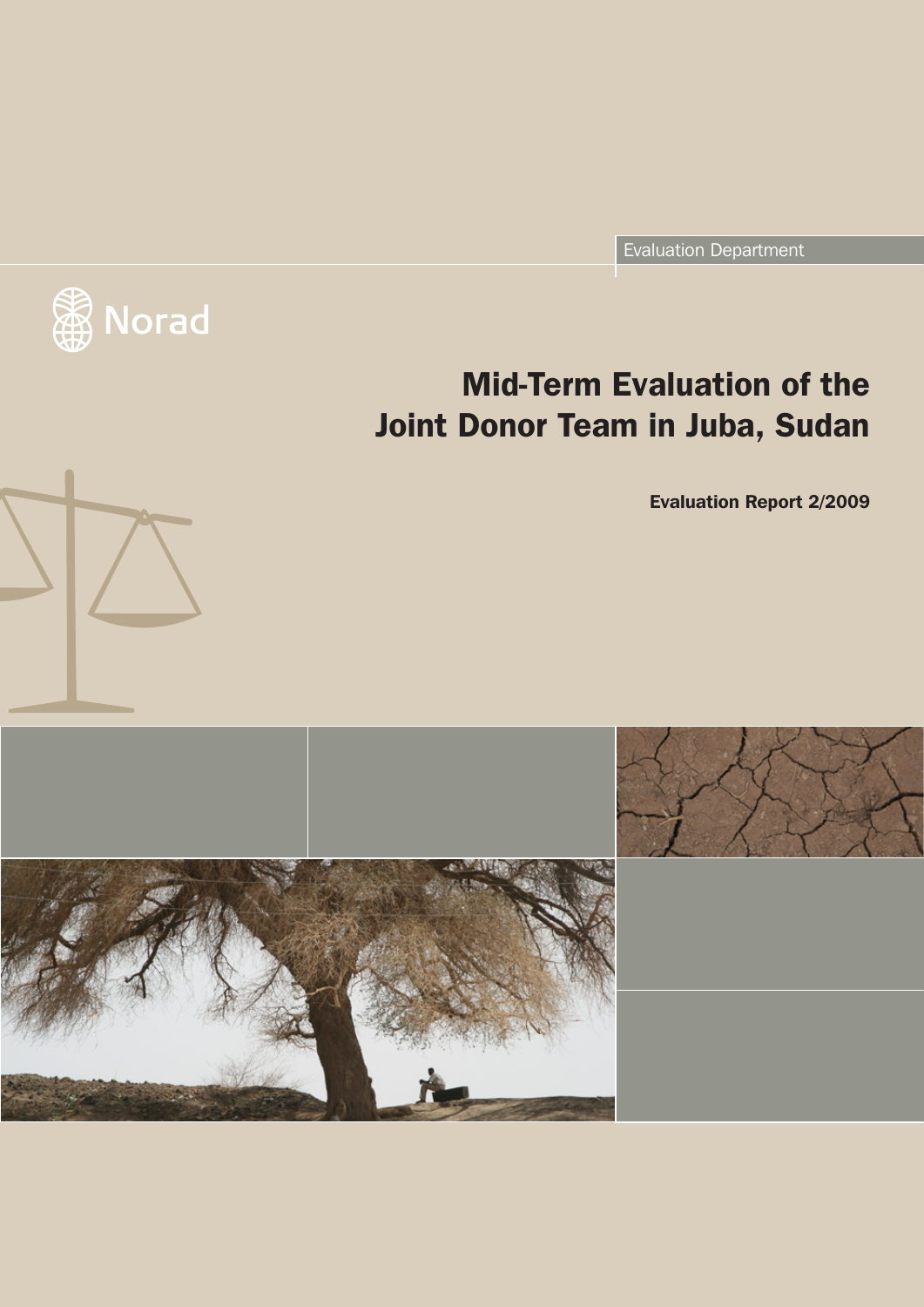Evaluation Department

Norad

# Mid-Term Evaluation of the Joint Donor Team in Juba, Sudan

**Evaluation Report 2/2009**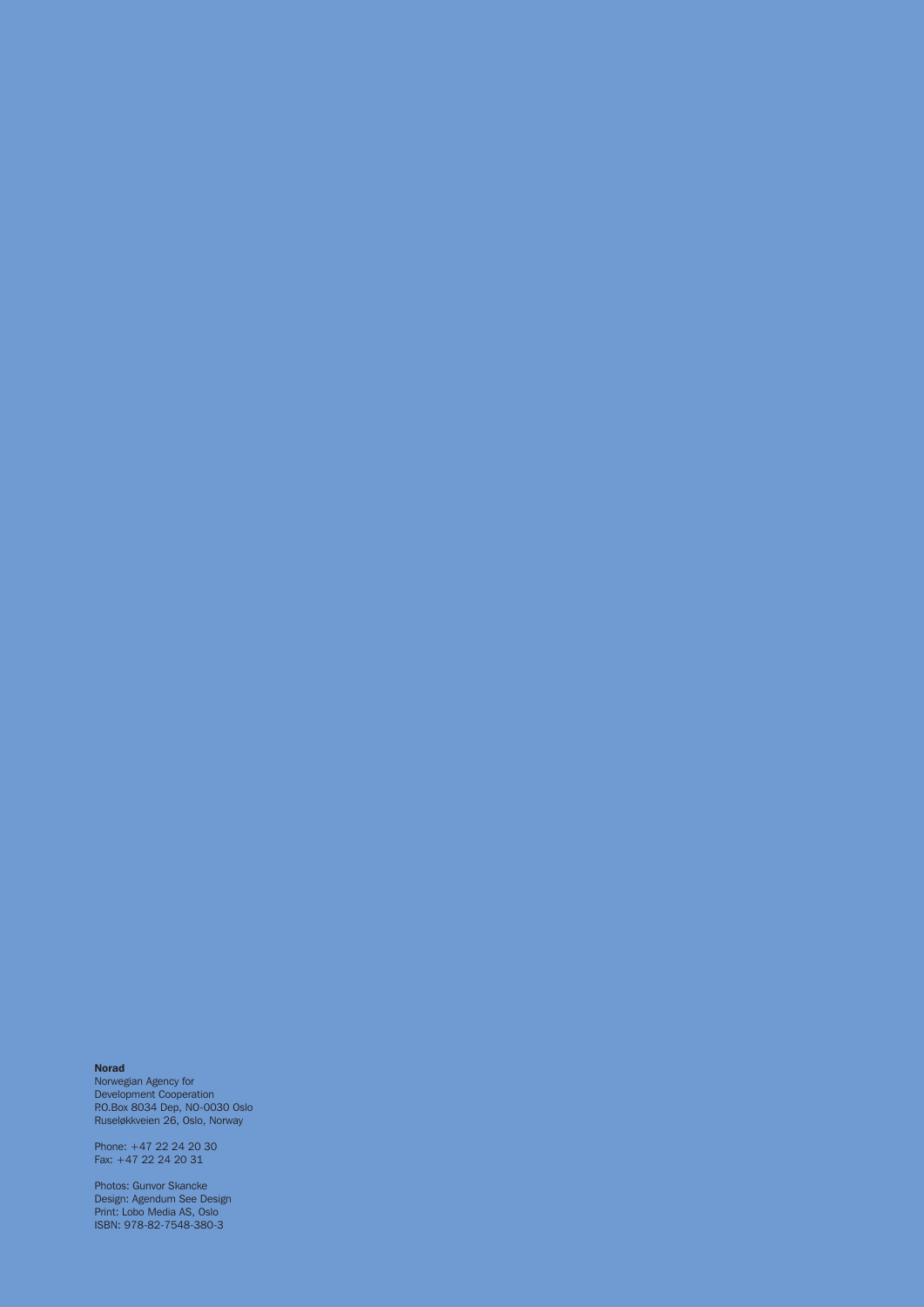**Norad**
Norwegian Agency for
Development Cooperation
P.O.Box 8034 Dep, NO-0030 Oslo
Ruseløkkveien 26, Oslo, Norway

Phone: +47 22 24 20 30
Fax: +47 22 24 20 31

Photos: Gunvor Skancke
Design: Agendum See Design
Print: Lobo Media AS, Oslo
ISBN: 978-82-7548-380-3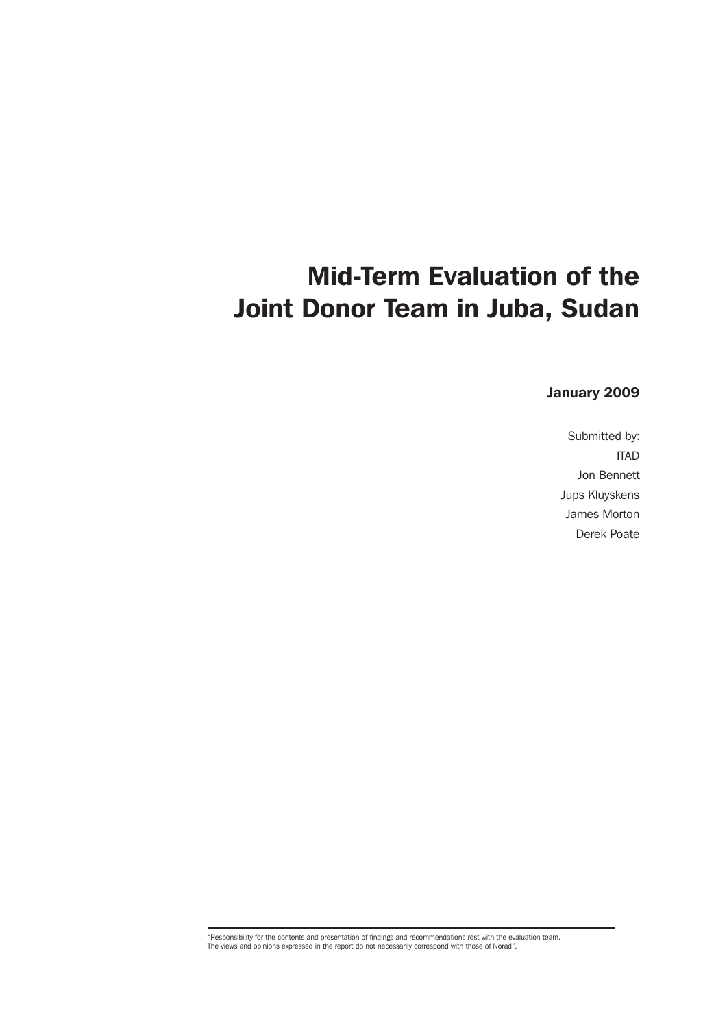# Mid-Term Evaluation of the Joint Donor Team in Juba, Sudan

**January 2009**

Submitted by:
ITAD
Jon Bennett
Jups Kluyskens
James Morton
Derek Poate

"Responsibility for the contents and presentation of findings and recommendations rest with the evaluation team. The views and opinions expressed in the report do not necessarily correspond with those of Norad".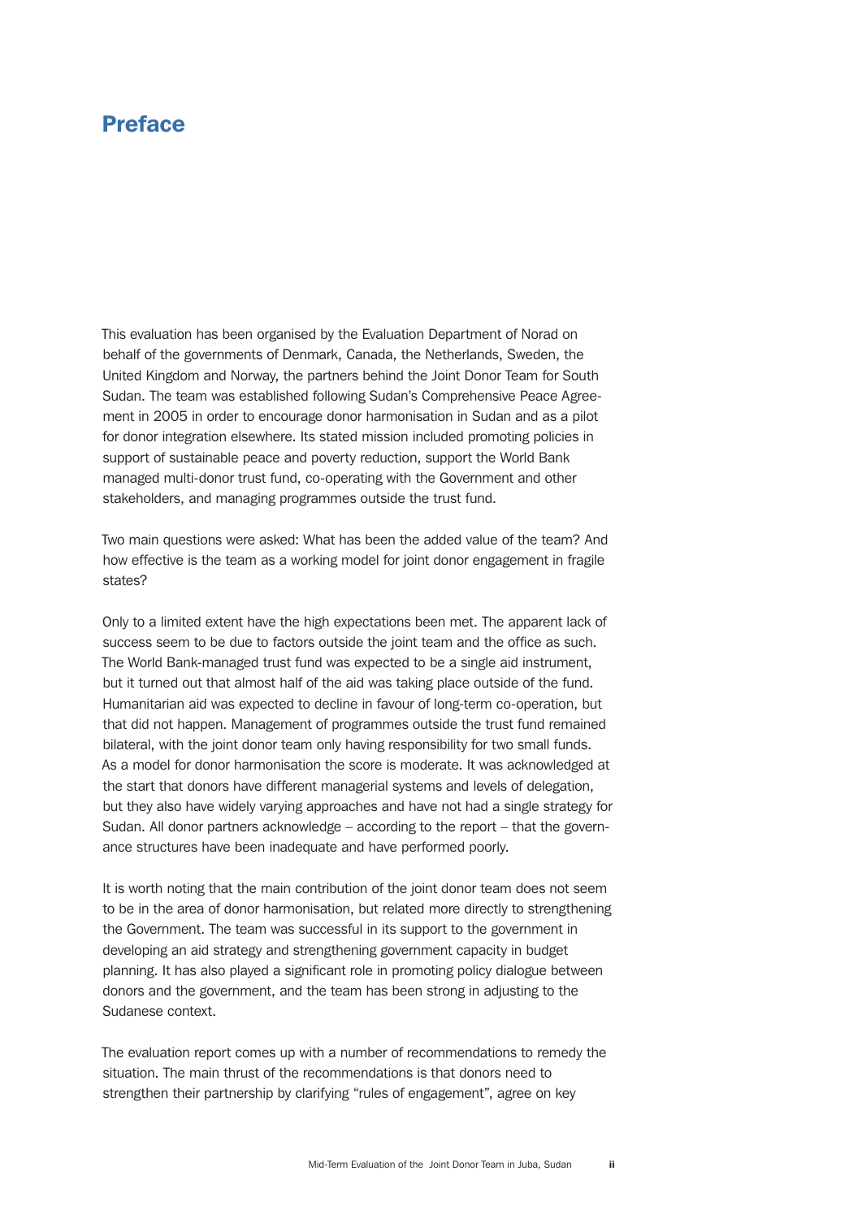# Preface

This evaluation has been organised by the Evaluation Department of Norad on behalf of the governments of Denmark, Canada, the Netherlands, Sweden, the United Kingdom and Norway, the partners behind the Joint Donor Team for South Sudan. The team was established following Sudan's Comprehensive Peace Agreement in 2005 in order to encourage donor harmonisation in Sudan and as a pilot for donor integration elsewhere. Its stated mission included promoting policies in support of sustainable peace and poverty reduction, support the World Bank managed multi-donor trust fund, co-operating with the Government and other stakeholders, and managing programmes outside the trust fund.

Two main questions were asked: What has been the added value of the team? And how effective is the team as a working model for joint donor engagement in fragile states?

Only to a limited extent have the high expectations been met. The apparent lack of success seem to be due to factors outside the joint team and the office as such. The World Bank-managed trust fund was expected to be a single aid instrument, but it turned out that almost half of the aid was taking place outside of the fund. Humanitarian aid was expected to decline in favour of long-term co-operation, but that did not happen. Management of programmes outside the trust fund remained bilateral, with the joint donor team only having responsibility for two small funds. As a model for donor harmonisation the score is moderate. It was acknowledged at the start that donors have different managerial systems and levels of delegation, but they also have widely varying approaches and have not had a single strategy for Sudan. All donor partners acknowledge – according to the report – that the governance structures have been inadequate and have performed poorly.

It is worth noting that the main contribution of the joint donor team does not seem to be in the area of donor harmonisation, but related more directly to strengthening the Government. The team was successful in its support to the government in developing an aid strategy and strengthening government capacity in budget planning. It has also played a significant role in promoting policy dialogue between donors and the government, and the team has been strong in adjusting to the Sudanese context.

The evaluation report comes up with a number of recommendations to remedy the situation. The main thrust of the recommendations is that donors need to strengthen their partnership by clarifying "rules of engagement", agree on key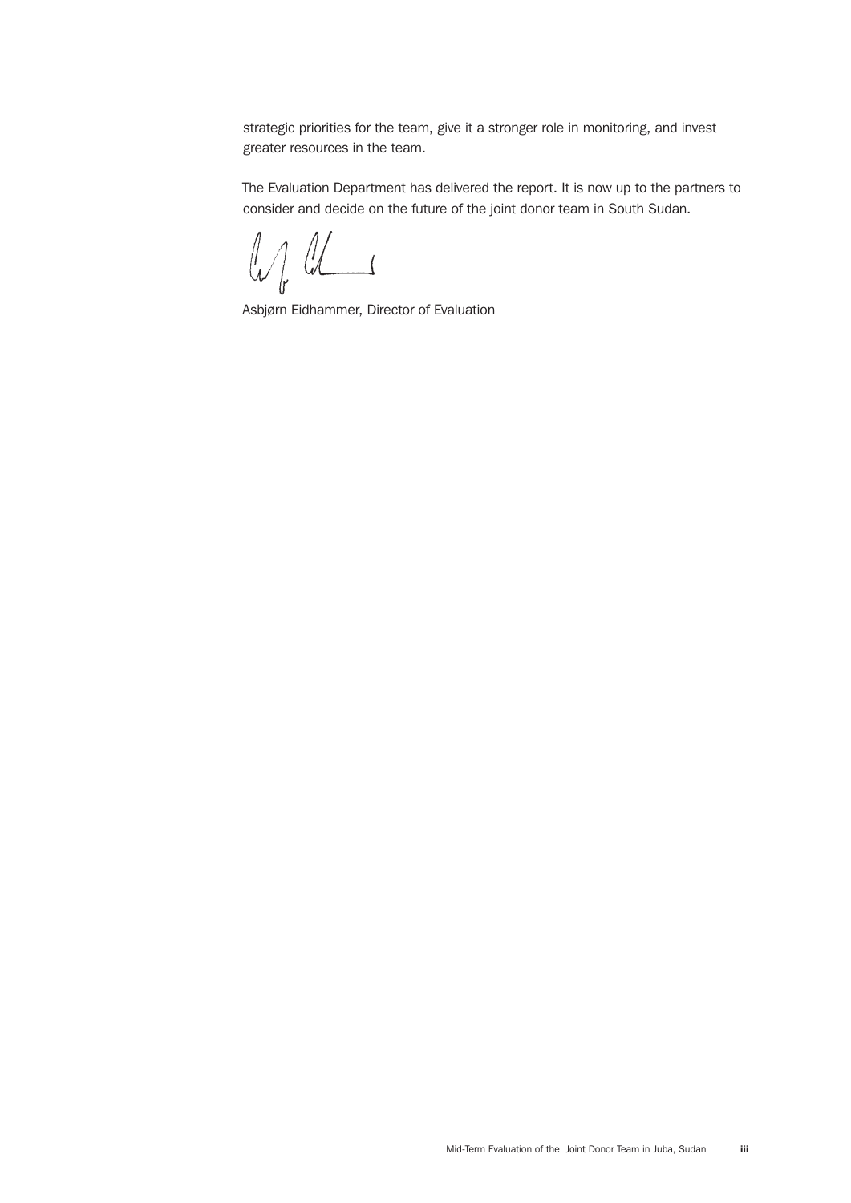strategic priorities for the team, give it a stronger role in monitoring, and invest greater resources in the team.

The Evaluation Department has delivered the report. It is now up to the partners to consider and decide on the future of the joint donor team in South Sudan.

Asbjørn Eidhammer, Director of Evaluation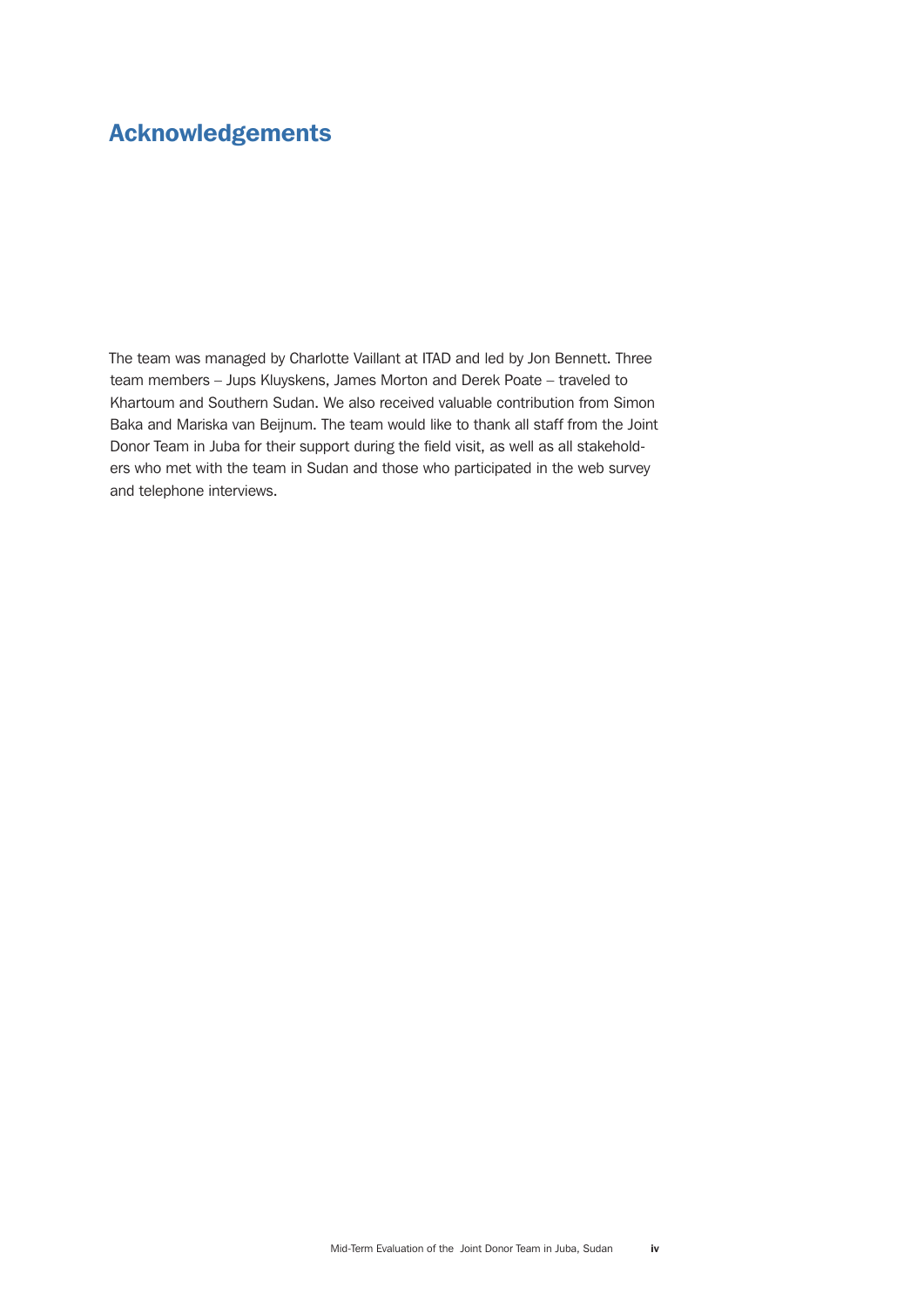# Acknowledgements

The team was managed by Charlotte Vaillant at ITAD and led by Jon Bennett. Three team members – Jups Kluyskens, James Morton and Derek Poate – traveled to Khartoum and Southern Sudan. We also received valuable contribution from Simon Baka and Mariska van Beijnum. The team would like to thank all staff from the Joint Donor Team in Juba for their support during the field visit, as well as all stakeholders who met with the team in Sudan and those who participated in the web survey and telephone interviews.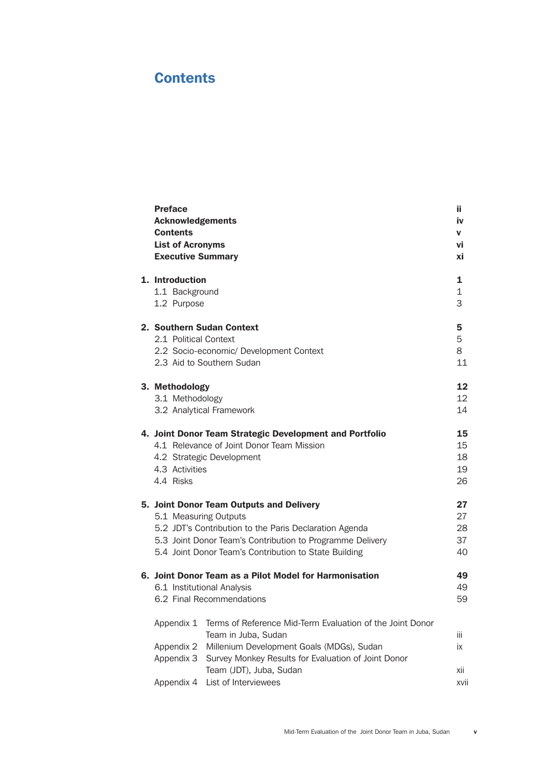# Contents

| | |
|---|---|
| **Preface** | **ii** |
| **Acknowledgements** | **iv** |
| **Contents** | **v** |
| **List of Acronyms** | **vi** |
| **Executive Summary** | **xi** |
| **1. Introduction** | **1** |
| 1.1 Background | 1 |
| 1.2 Purpose | 3 |
| **2. Southern Sudan Context** | **5** |
| 2.1 Political Context | 5 |
| 2.2 Socio-economic/ Development Context | 8 |
| 2.3 Aid to Southern Sudan | 11 |
| **3. Methodology** | **12** |
| 3.1 Methodology | 12 |
| 3.2 Analytical Framework | 14 |
| **4. Joint Donor Team Strategic Development and Portfolio** | **15** |
| 4.1 Relevance of Joint Donor Team Mission | 15 |
| 4.2 Strategic Development | 18 |
| 4.3 Activities | 19 |
| 4.4 Risks | 26 |
| **5. Joint Donor Team Outputs and Delivery** | **27** |
| 5.1 Measuring Outputs | 27 |
| 5.2 JDT's Contribution to the Paris Declaration Agenda | 28 |
| 5.3 Joint Donor Team's Contribution to Programme Delivery | 37 |
| 5.4 Joint Donor Team's Contribution to State Building | 40 |
| **6. Joint Donor Team as a Pilot Model for Harmonisation** | **49** |
| 6.1 Institutional Analysis | 49 |
| 6.2 Final Recommendations | 59 |
| Appendix 1 Terms of Reference Mid-Term Evaluation of the Joint Donor Team in Juba, Sudan | iii |
| Appendix 2 Millenium Development Goals (MDGs), Sudan | ix |
| Appendix 3 Survey Monkey Results for Evaluation of Joint Donor Team (JDT), Juba, Sudan | xii |
| Appendix 4 List of Interviewees | xvii |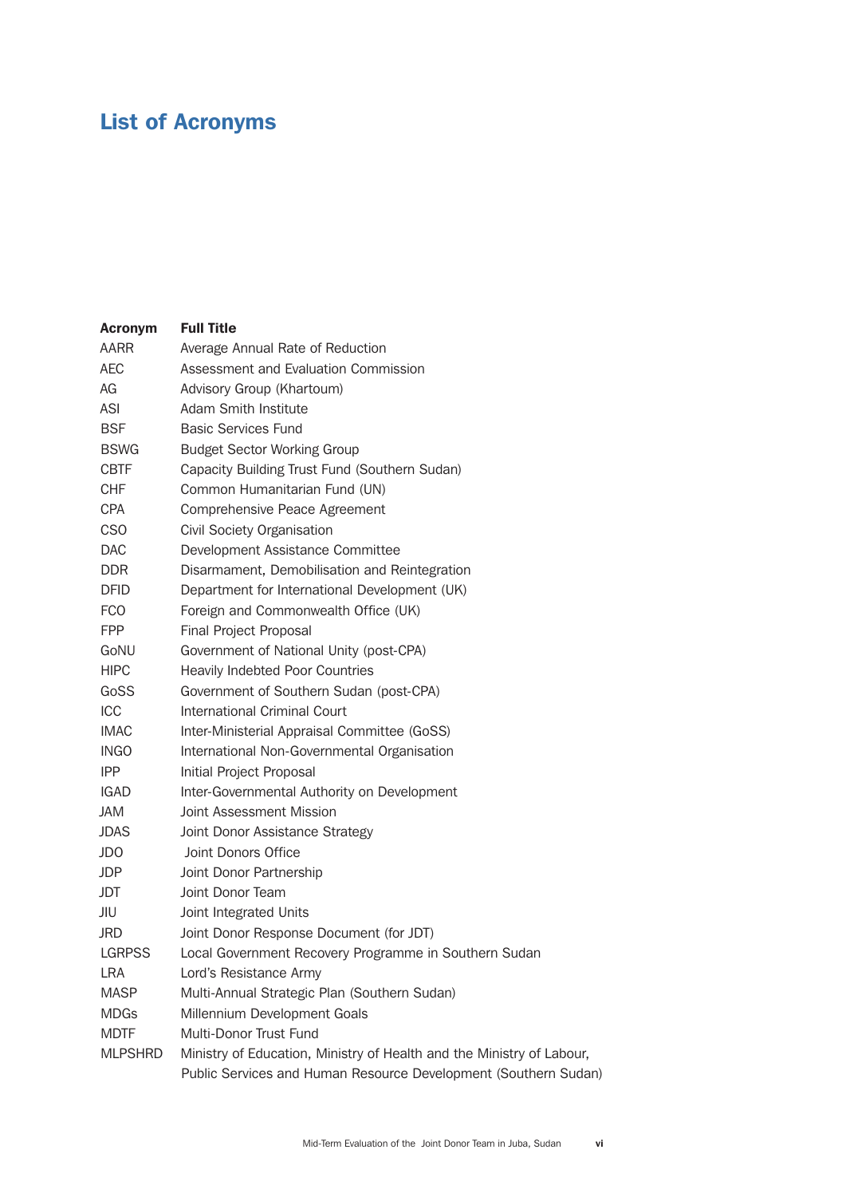# List of Acronyms

| Acronym | Full Title |
|---|---|
| AARR | Average Annual Rate of Reduction |
| AEC | Assessment and Evaluation Commission |
| AG | Advisory Group (Khartoum) |
| ASI | Adam Smith Institute |
| BSF | Basic Services Fund |
| BSWG | Budget Sector Working Group |
| CBTF | Capacity Building Trust Fund (Southern Sudan) |
| CHF | Common Humanitarian Fund (UN) |
| CPA | Comprehensive Peace Agreement |
| CSO | Civil Society Organisation |
| DAC | Development Assistance Committee |
| DDR | Disarmament, Demobilisation and Reintegration |
| DFID | Department for International Development (UK) |
| FCO | Foreign and Commonwealth Office (UK) |
| FPP | Final Project Proposal |
| GoNU | Government of National Unity (post-CPA) |
| HIPC | Heavily Indebted Poor Countries |
| GoSS | Government of Southern Sudan (post-CPA) |
| ICC | International Criminal Court |
| IMAC | Inter-Ministerial Appraisal Committee (GoSS) |
| INGO | International Non-Governmental Organisation |
| IPP | Initial Project Proposal |
| IGAD | Inter-Governmental Authority on Development |
| JAM | Joint Assessment Mission |
| JDAS | Joint Donor Assistance Strategy |
| JDO | Joint Donors Office |
| JDP | Joint Donor Partnership |
| JDT | Joint Donor Team |
| JIU | Joint Integrated Units |
| JRD | Joint Donor Response Document (for JDT) |
| LGRPSS | Local Government Recovery Programme in Southern Sudan |
| LRA | Lord's Resistance Army |
| MASP | Multi-Annual Strategic Plan (Southern Sudan) |
| MDGs | Millennium Development Goals |
| MDTF | Multi-Donor Trust Fund |
| MLPSHRD | Ministry of Education, Ministry of Health and the Ministry of Labour, Public Services and Human Resource Development (Southern Sudan) |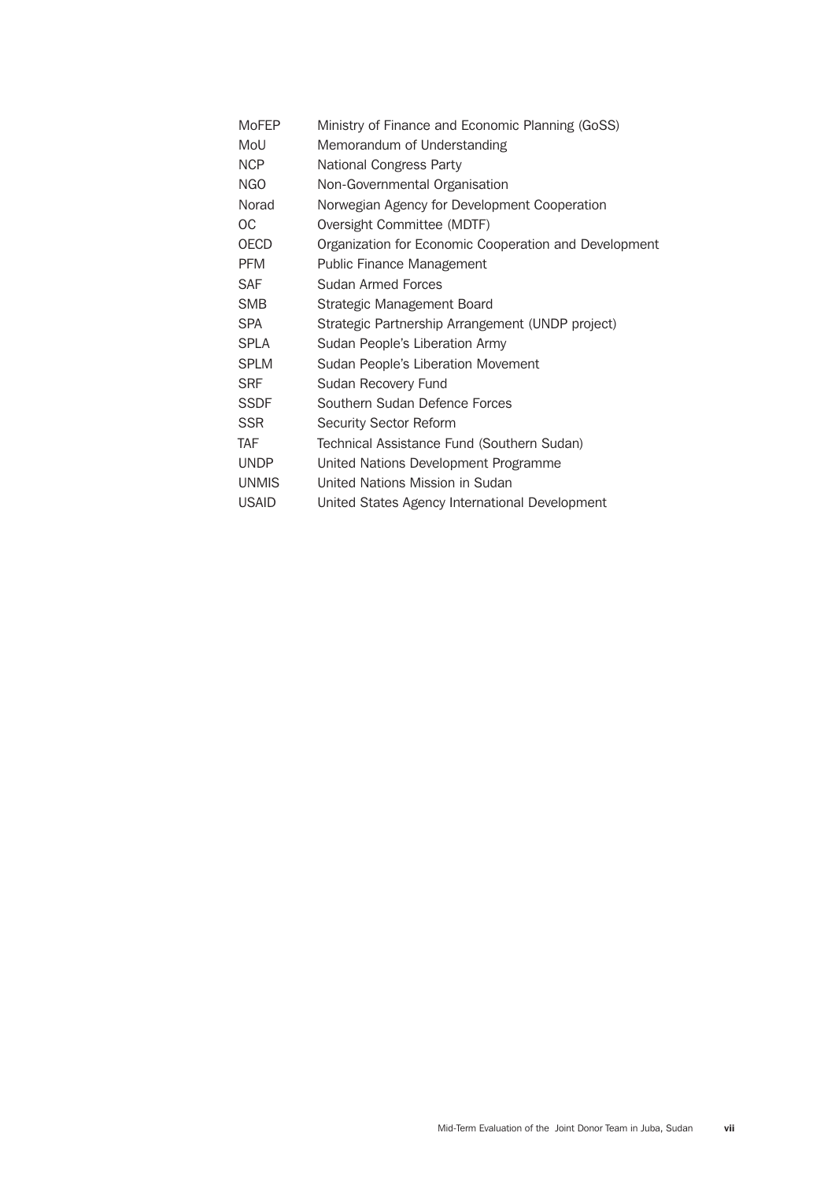| | |
|---|---|
| MoFEP | Ministry of Finance and Economic Planning (GoSS) |
| MoU | Memorandum of Understanding |
| NCP | National Congress Party |
| NGO | Non-Governmental Organisation |
| Norad | Norwegian Agency for Development Cooperation |
| OC | Oversight Committee (MDTF) |
| OECD | Organization for Economic Cooperation and Development |
| PFM | Public Finance Management |
| SAF | Sudan Armed Forces |
| SMB | Strategic Management Board |
| SPA | Strategic Partnership Arrangement (UNDP project) |
| SPLA | Sudan People's Liberation Army |
| SPLM | Sudan People's Liberation Movement |
| SRF | Sudan Recovery Fund |
| SSDF | Southern Sudan Defence Forces |
| SSR | Security Sector Reform |
| TAF | Technical Assistance Fund (Southern Sudan) |
| UNDP | United Nations Development Programme |
| UNMIS | United Nations Mission in Sudan |
| USAID | United States Agency International Development |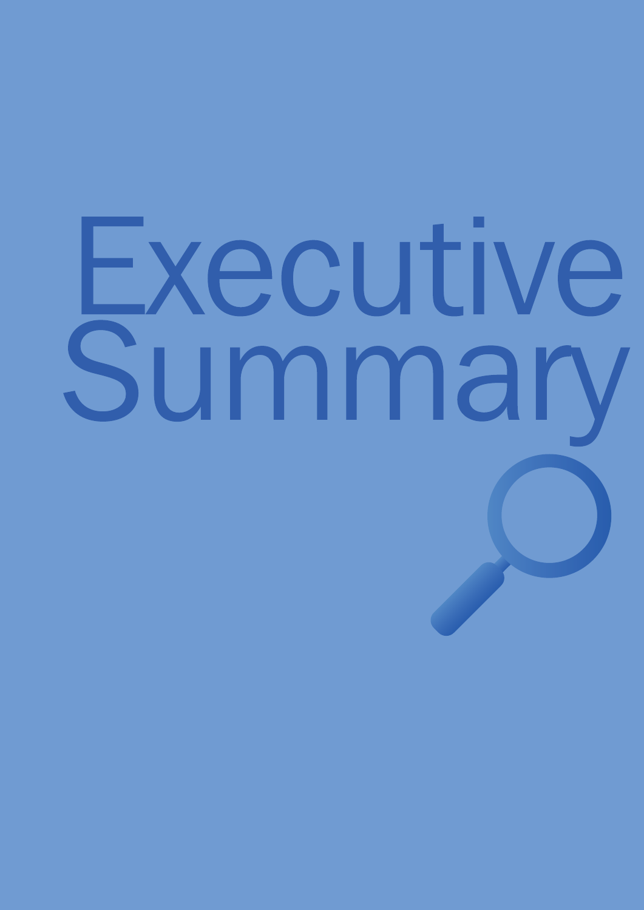# Executive Summary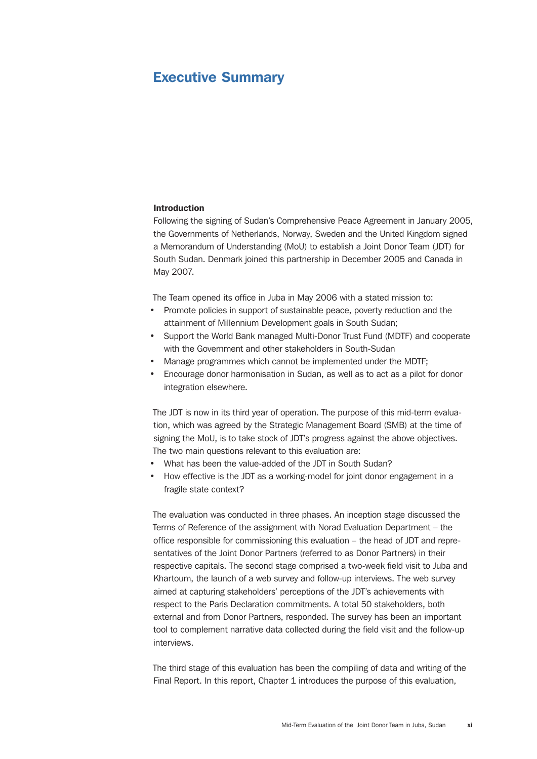# Executive Summary

**Introduction**

Following the signing of Sudan's Comprehensive Peace Agreement in January 2005, the Governments of Netherlands, Norway, Sweden and the United Kingdom signed a Memorandum of Understanding (MoU) to establish a Joint Donor Team (JDT) for South Sudan. Denmark joined this partnership in December 2005 and Canada in May 2007.

The Team opened its office in Juba in May 2006 with a stated mission to:

- Promote policies in support of sustainable peace, poverty reduction and the attainment of Millennium Development goals in South Sudan;
- Support the World Bank managed Multi-Donor Trust Fund (MDTF) and cooperate with the Government and other stakeholders in South-Sudan
- Manage programmes which cannot be implemented under the MDTF;
- Encourage donor harmonisation in Sudan, as well as to act as a pilot for donor integration elsewhere.

The JDT is now in its third year of operation. The purpose of this mid-term evaluation, which was agreed by the Strategic Management Board (SMB) at the time of signing the MoU, is to take stock of JDT's progress against the above objectives. The two main questions relevant to this evaluation are:

- What has been the value-added of the JDT in South Sudan?
- How effective is the JDT as a working-model for joint donor engagement in a fragile state context?

The evaluation was conducted in three phases. An inception stage discussed the Terms of Reference of the assignment with Norad Evaluation Department – the office responsible for commissioning this evaluation – the head of JDT and representatives of the Joint Donor Partners (referred to as Donor Partners) in their respective capitals. The second stage comprised a two-week field visit to Juba and Khartoum, the launch of a web survey and follow-up interviews. The web survey aimed at capturing stakeholders' perceptions of the JDT's achievements with respect to the Paris Declaration commitments. A total 50 stakeholders, both external and from Donor Partners, responded. The survey has been an important tool to complement narrative data collected during the field visit and the follow-up interviews.

The third stage of this evaluation has been the compiling of data and writing of the Final Report. In this report, Chapter 1 introduces the purpose of this evaluation,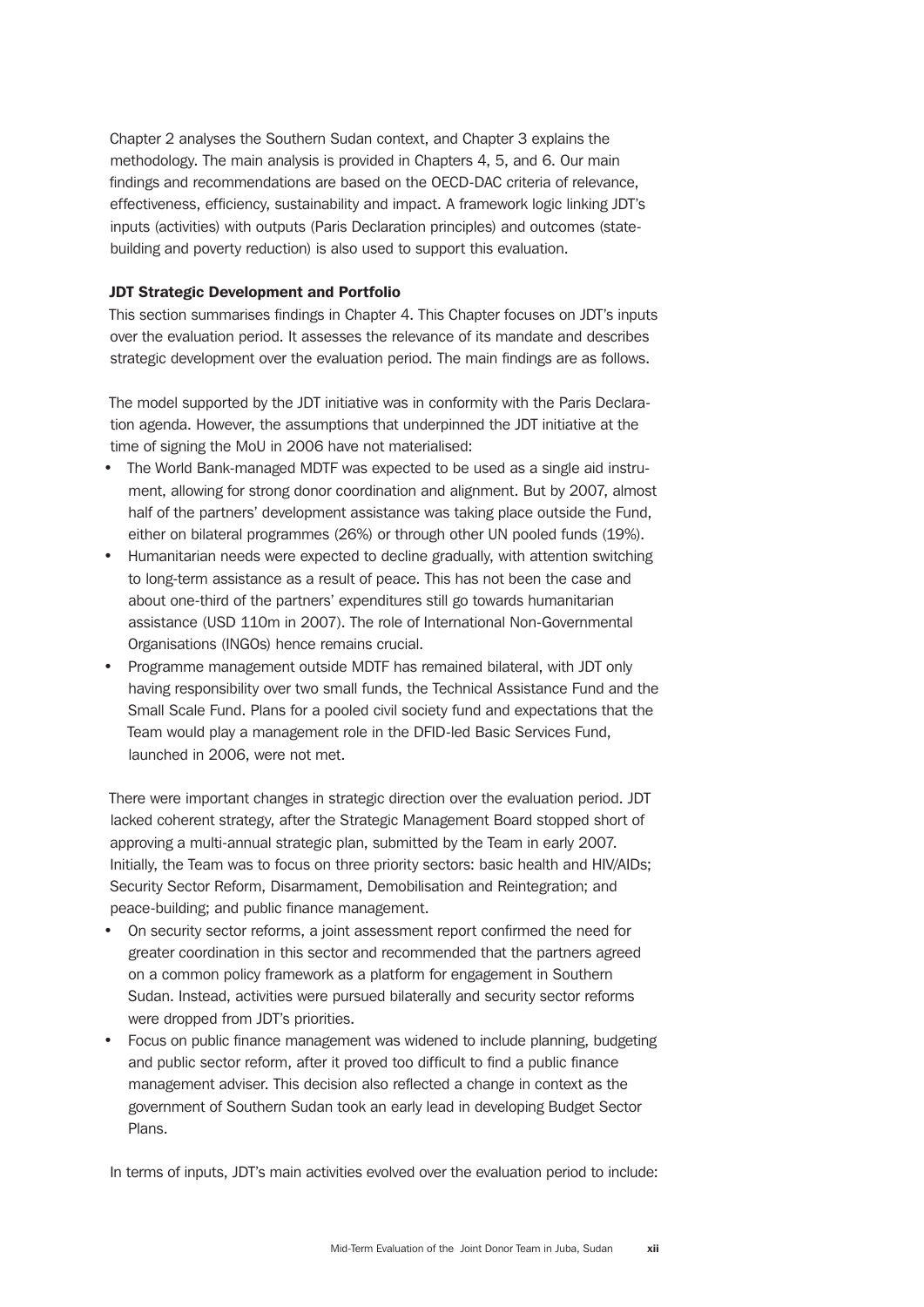Chapter 2 analyses the Southern Sudan context, and Chapter 3 explains the methodology. The main analysis is provided in Chapters 4, 5, and 6. Our main findings and recommendations are based on the OECD-DAC criteria of relevance, effectiveness, efficiency, sustainability and impact. A framework logic linking JDT's inputs (activities) with outputs (Paris Declaration principles) and outcomes (state-building and poverty reduction) is also used to support this evaluation.

### JDT Strategic Development and Portfolio

This section summarises findings in Chapter 4. This Chapter focuses on JDT's inputs over the evaluation period. It assesses the relevance of its mandate and describes strategic development over the evaluation period. The main findings are as follows.

The model supported by the JDT initiative was in conformity with the Paris Declaration agenda. However, the assumptions that underpinned the JDT initiative at the time of signing the MoU in 2006 have not materialised:

- The World Bank-managed MDTF was expected to be used as a single aid instrument, allowing for strong donor coordination and alignment. But by 2007, almost half of the partners' development assistance was taking place outside the Fund, either on bilateral programmes (26%) or through other UN pooled funds (19%).
- Humanitarian needs were expected to decline gradually, with attention switching to long-term assistance as a result of peace. This has not been the case and about one-third of the partners' expenditures still go towards humanitarian assistance (USD 110m in 2007). The role of International Non-Governmental Organisations (INGOs) hence remains crucial.
- Programme management outside MDTF has remained bilateral, with JDT only having responsibility over two small funds, the Technical Assistance Fund and the Small Scale Fund. Plans for a pooled civil society fund and expectations that the Team would play a management role in the DFID-led Basic Services Fund, launched in 2006, were not met.

There were important changes in strategic direction over the evaluation period. JDT lacked coherent strategy, after the Strategic Management Board stopped short of approving a multi-annual strategic plan, submitted by the Team in early 2007. Initially, the Team was to focus on three priority sectors: basic health and HIV/AIDs; Security Sector Reform, Disarmament, Demobilisation and Reintegration; and peace-building; and public finance management.

- On security sector reforms, a joint assessment report confirmed the need for greater coordination in this sector and recommended that the partners agreed on a common policy framework as a platform for engagement in Southern Sudan. Instead, activities were pursued bilaterally and security sector reforms were dropped from JDT's priorities.
- Focus on public finance management was widened to include planning, budgeting and public sector reform, after it proved too difficult to find a public finance management adviser. This decision also reflected a change in context as the government of Southern Sudan took an early lead in developing Budget Sector Plans.

In terms of inputs, JDT's main activities evolved over the evaluation period to include: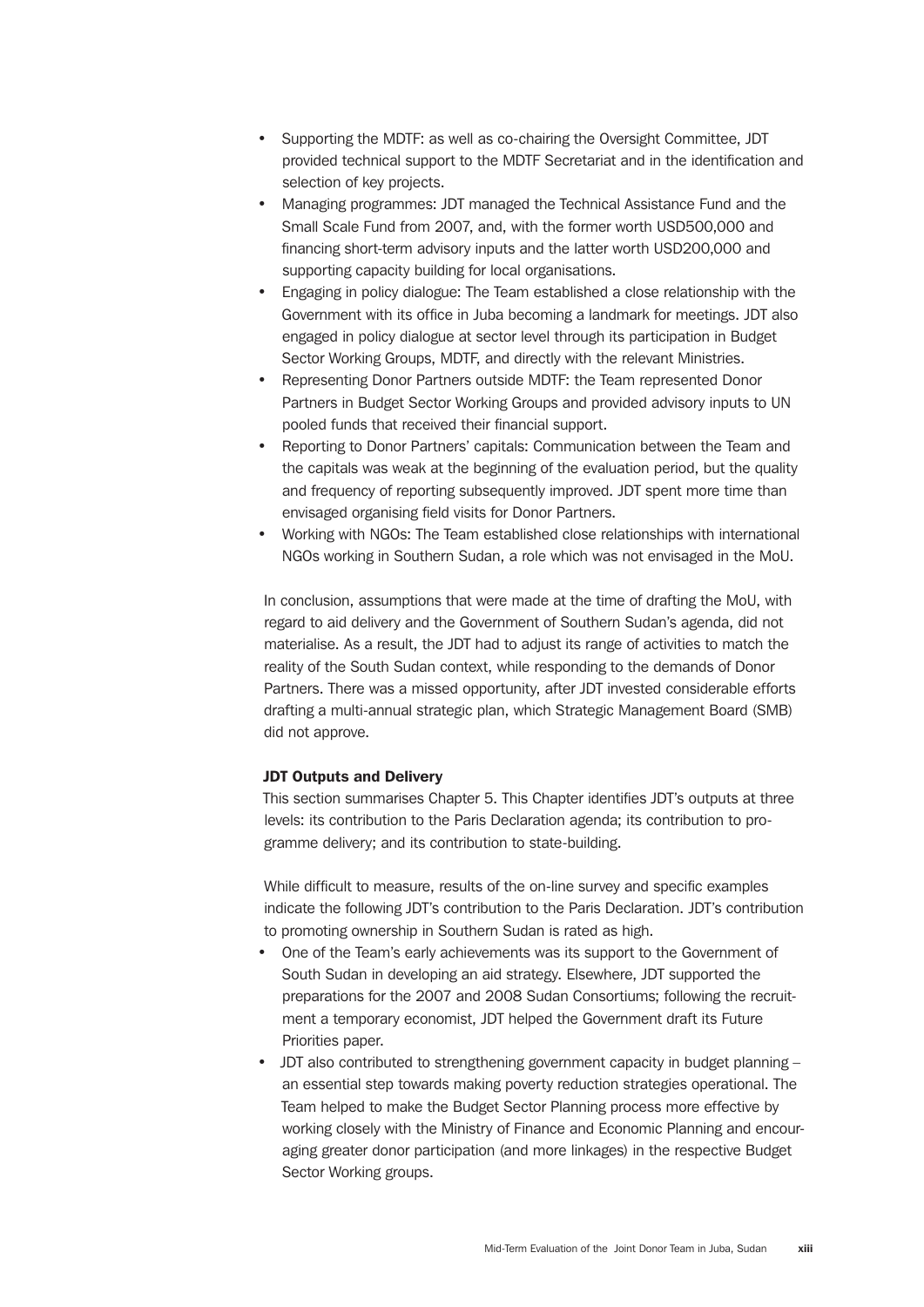- Supporting the MDTF: as well as co-chairing the Oversight Committee, JDT provided technical support to the MDTF Secretariat and in the identification and selection of key projects.
- Managing programmes: JDT managed the Technical Assistance Fund and the Small Scale Fund from 2007, and, with the former worth USD500,000 and financing short-term advisory inputs and the latter worth USD200,000 and supporting capacity building for local organisations.
- Engaging in policy dialogue: The Team established a close relationship with the Government with its office in Juba becoming a landmark for meetings. JDT also engaged in policy dialogue at sector level through its participation in Budget Sector Working Groups, MDTF, and directly with the relevant Ministries.
- Representing Donor Partners outside MDTF: the Team represented Donor Partners in Budget Sector Working Groups and provided advisory inputs to UN pooled funds that received their financial support.
- Reporting to Donor Partners' capitals: Communication between the Team and the capitals was weak at the beginning of the evaluation period, but the quality and frequency of reporting subsequently improved. JDT spent more time than envisaged organising field visits for Donor Partners.
- Working with NGOs: The Team established close relationships with international NGOs working in Southern Sudan, a role which was not envisaged in the MoU.

In conclusion, assumptions that were made at the time of drafting the MoU, with regard to aid delivery and the Government of Southern Sudan's agenda, did not materialise. As a result, the JDT had to adjust its range of activities to match the reality of the South Sudan context, while responding to the demands of Donor Partners. There was a missed opportunity, after JDT invested considerable efforts drafting a multi-annual strategic plan, which Strategic Management Board (SMB) did not approve.

**JDT Outputs and Delivery**

This section summarises Chapter 5. This Chapter identifies JDT's outputs at three levels: its contribution to the Paris Declaration agenda; its contribution to programme delivery; and its contribution to state-building.

While difficult to measure, results of the on-line survey and specific examples indicate the following JDT's contribution to the Paris Declaration. JDT's contribution to promoting ownership in Southern Sudan is rated as high.

- One of the Team's early achievements was its support to the Government of South Sudan in developing an aid strategy. Elsewhere, JDT supported the preparations for the 2007 and 2008 Sudan Consortiums; following the recruitment a temporary economist, JDT helped the Government draft its Future Priorities paper.
- JDT also contributed to strengthening government capacity in budget planning – an essential step towards making poverty reduction strategies operational. The Team helped to make the Budget Sector Planning process more effective by working closely with the Ministry of Finance and Economic Planning and encouraging greater donor participation (and more linkages) in the respective Budget Sector Working groups.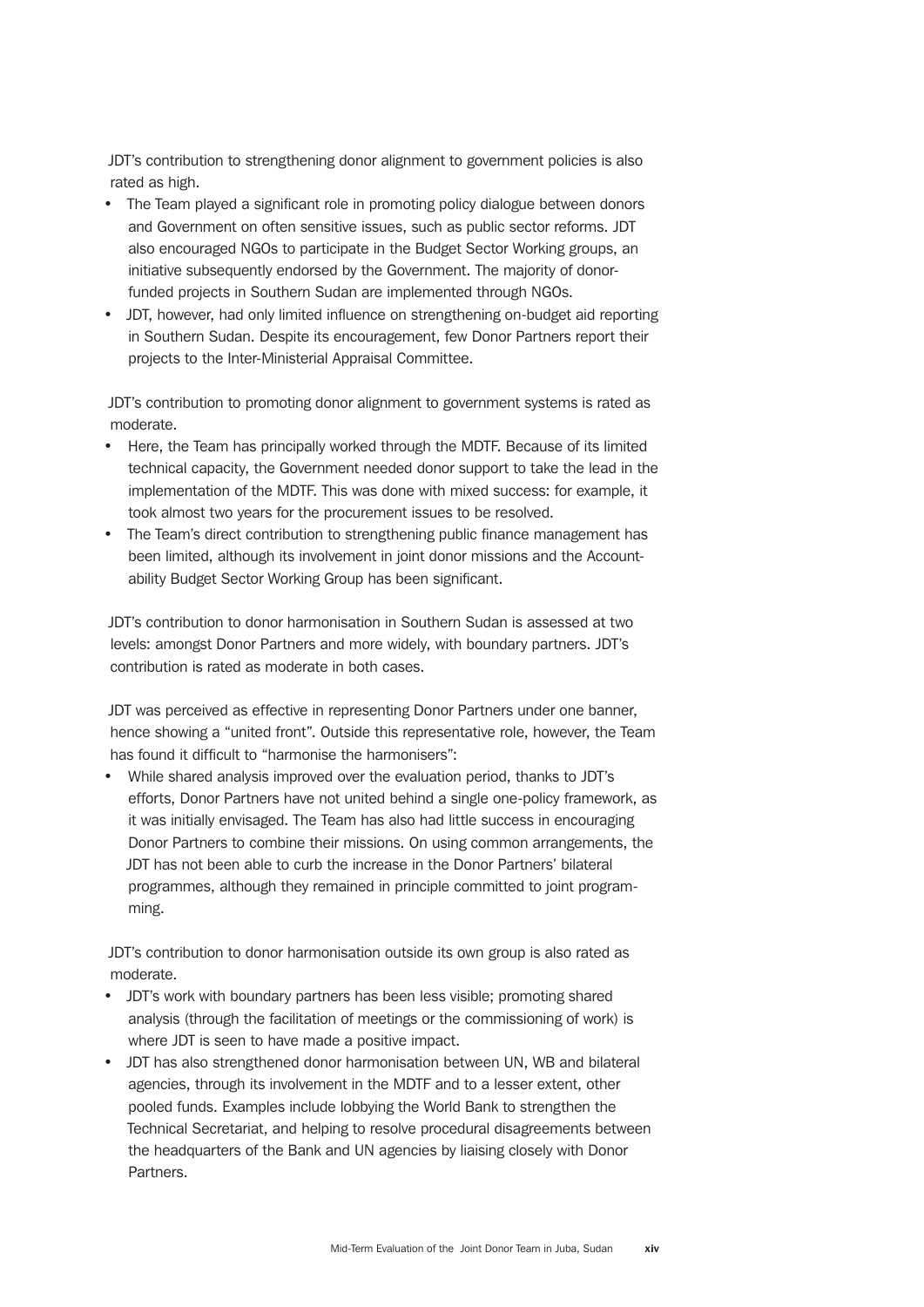JDT's contribution to strengthening donor alignment to government policies is also rated as high.

- The Team played a significant role in promoting policy dialogue between donors and Government on often sensitive issues, such as public sector reforms. JDT also encouraged NGOs to participate in the Budget Sector Working groups, an initiative subsequently endorsed by the Government. The majority of donor-funded projects in Southern Sudan are implemented through NGOs.
- JDT, however, had only limited influence on strengthening on-budget aid reporting in Southern Sudan. Despite its encouragement, few Donor Partners report their projects to the Inter-Ministerial Appraisal Committee.

JDT's contribution to promoting donor alignment to government systems is rated as moderate.

- Here, the Team has principally worked through the MDTF. Because of its limited technical capacity, the Government needed donor support to take the lead in the implementation of the MDTF. This was done with mixed success: for example, it took almost two years for the procurement issues to be resolved.
- The Team's direct contribution to strengthening public finance management has been limited, although its involvement in joint donor missions and the Accountability Budget Sector Working Group has been significant.

JDT's contribution to donor harmonisation in Southern Sudan is assessed at two levels: amongst Donor Partners and more widely, with boundary partners. JDT's contribution is rated as moderate in both cases.

JDT was perceived as effective in representing Donor Partners under one banner, hence showing a "united front". Outside this representative role, however, the Team has found it difficult to "harmonise the harmonisers":

- While shared analysis improved over the evaluation period, thanks to JDT's efforts, Donor Partners have not united behind a single one-policy framework, as it was initially envisaged. The Team has also had little success in encouraging Donor Partners to combine their missions. On using common arrangements, the JDT has not been able to curb the increase in the Donor Partners' bilateral programmes, although they remained in principle committed to joint programming.

JDT's contribution to donor harmonisation outside its own group is also rated as moderate.

- JDT's work with boundary partners has been less visible; promoting shared analysis (through the facilitation of meetings or the commissioning of work) is where JDT is seen to have made a positive impact.
- JDT has also strengthened donor harmonisation between UN, WB and bilateral agencies, through its involvement in the MDTF and to a lesser extent, other pooled funds. Examples include lobbying the World Bank to strengthen the Technical Secretariat, and helping to resolve procedural disagreements between the headquarters of the Bank and UN agencies by liaising closely with Donor Partners.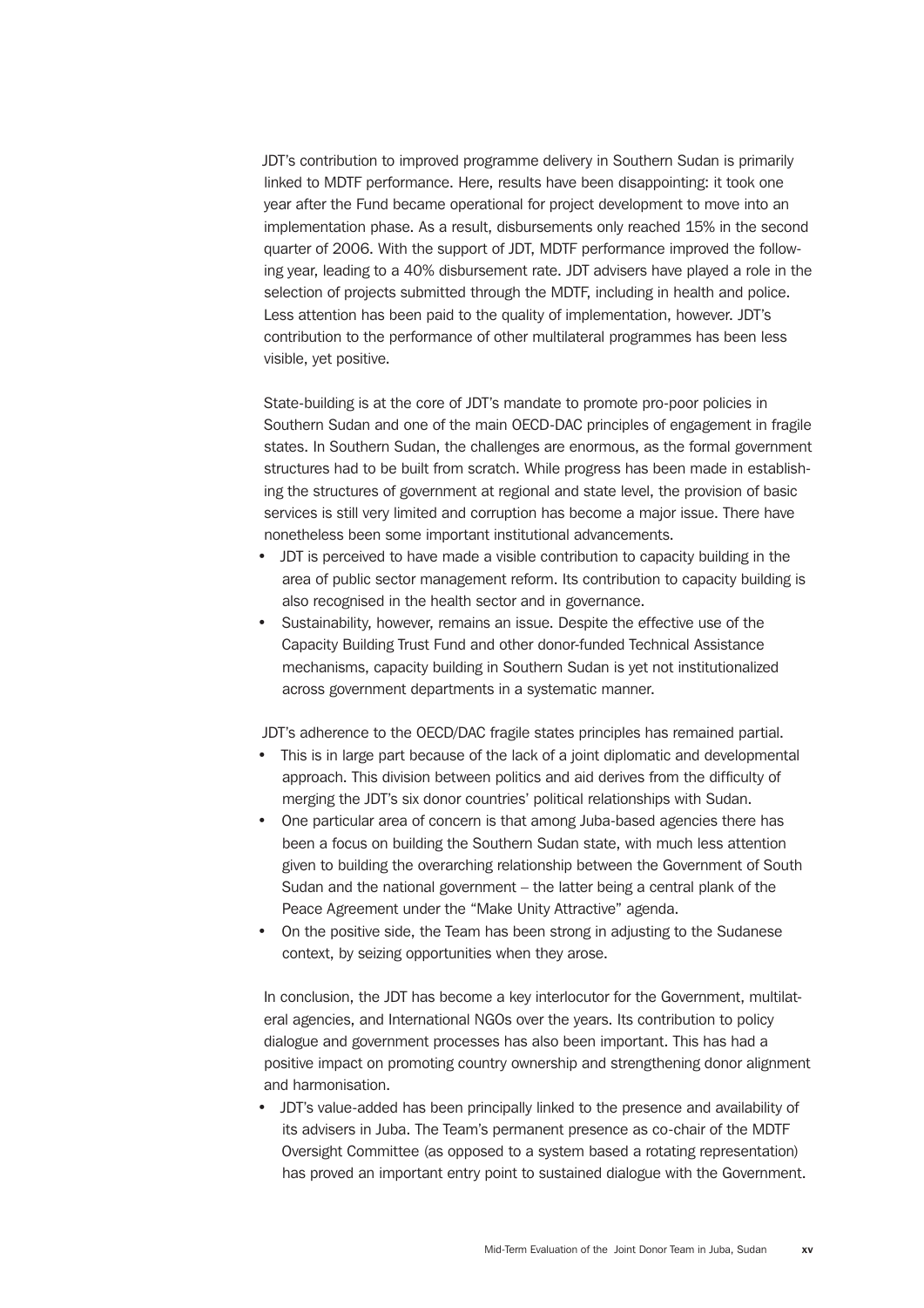JDT's contribution to improved programme delivery in Southern Sudan is primarily linked to MDTF performance. Here, results have been disappointing: it took one year after the Fund became operational for project development to move into an implementation phase. As a result, disbursements only reached 15% in the second quarter of 2006. With the support of JDT, MDTF performance improved the following year, leading to a 40% disbursement rate. JDT advisers have played a role in the selection of projects submitted through the MDTF, including in health and police. Less attention has been paid to the quality of implementation, however. JDT's contribution to the performance of other multilateral programmes has been less visible, yet positive.

State-building is at the core of JDT's mandate to promote pro-poor policies in Southern Sudan and one of the main OECD-DAC principles of engagement in fragile states. In Southern Sudan, the challenges are enormous, as the formal government structures had to be built from scratch. While progress has been made in establishing the structures of government at regional and state level, the provision of basic services is still very limited and corruption has become a major issue. There have nonetheless been some important institutional advancements.

- JDT is perceived to have made a visible contribution to capacity building in the area of public sector management reform. Its contribution to capacity building is also recognised in the health sector and in governance.
- Sustainability, however, remains an issue. Despite the effective use of the Capacity Building Trust Fund and other donor-funded Technical Assistance mechanisms, capacity building in Southern Sudan is yet not institutionalized across government departments in a systematic manner.

JDT's adherence to the OECD/DAC fragile states principles has remained partial.

- This is in large part because of the lack of a joint diplomatic and developmental approach. This division between politics and aid derives from the difficulty of merging the JDT's six donor countries' political relationships with Sudan.
- One particular area of concern is that among Juba-based agencies there has been a focus on building the Southern Sudan state, with much less attention given to building the overarching relationship between the Government of South Sudan and the national government – the latter being a central plank of the Peace Agreement under the "Make Unity Attractive" agenda.
- On the positive side, the Team has been strong in adjusting to the Sudanese context, by seizing opportunities when they arose.

In conclusion, the JDT has become a key interlocutor for the Government, multilateral agencies, and International NGOs over the years. Its contribution to policy dialogue and government processes has also been important. This has had a positive impact on promoting country ownership and strengthening donor alignment and harmonisation.

- JDT's value-added has been principally linked to the presence and availability of its advisers in Juba. The Team's permanent presence as co-chair of the MDTF Oversight Committee (as opposed to a system based a rotating representation) has proved an important entry point to sustained dialogue with the Government.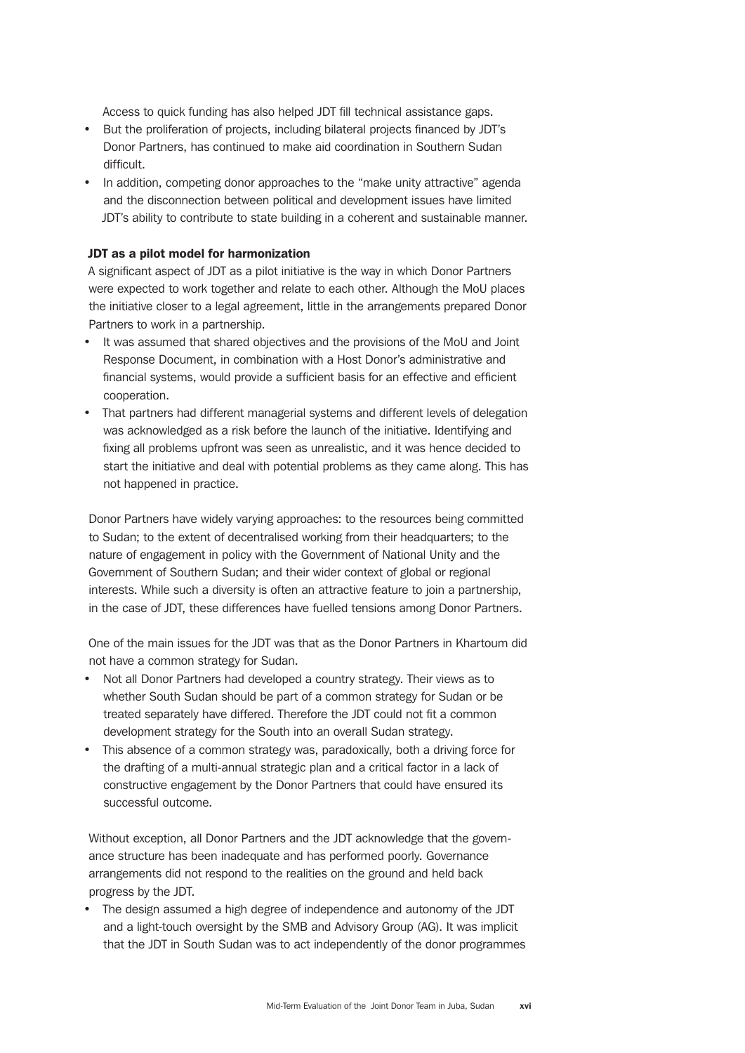Access to quick funding has also helped JDT fill technical assistance gaps.

- But the proliferation of projects, including bilateral projects financed by JDT's Donor Partners, has continued to make aid coordination in Southern Sudan difficult.
- In addition, competing donor approaches to the "make unity attractive" agenda and the disconnection between political and development issues have limited JDT's ability to contribute to state building in a coherent and sustainable manner.

**JDT as a pilot model for harmonization**

A significant aspect of JDT as a pilot initiative is the way in which Donor Partners were expected to work together and relate to each other. Although the MoU places the initiative closer to a legal agreement, little in the arrangements prepared Donor Partners to work in a partnership.

- It was assumed that shared objectives and the provisions of the MoU and Joint Response Document, in combination with a Host Donor's administrative and financial systems, would provide a sufficient basis for an effective and efficient cooperation.
- That partners had different managerial systems and different levels of delegation was acknowledged as a risk before the launch of the initiative. Identifying and fixing all problems upfront was seen as unrealistic, and it was hence decided to start the initiative and deal with potential problems as they came along. This has not happened in practice.

Donor Partners have widely varying approaches: to the resources being committed to Sudan; to the extent of decentralised working from their headquarters; to the nature of engagement in policy with the Government of National Unity and the Government of Southern Sudan; and their wider context of global or regional interests. While such a diversity is often an attractive feature to join a partnership, in the case of JDT, these differences have fuelled tensions among Donor Partners.

One of the main issues for the JDT was that as the Donor Partners in Khartoum did not have a common strategy for Sudan.

- Not all Donor Partners had developed a country strategy. Their views as to whether South Sudan should be part of a common strategy for Sudan or be treated separately have differed. Therefore the JDT could not fit a common development strategy for the South into an overall Sudan strategy.
- This absence of a common strategy was, paradoxically, both a driving force for the drafting of a multi-annual strategic plan and a critical factor in a lack of constructive engagement by the Donor Partners that could have ensured its successful outcome.

Without exception, all Donor Partners and the JDT acknowledge that the governance structure has been inadequate and has performed poorly. Governance arrangements did not respond to the realities on the ground and held back progress by the JDT.

- The design assumed a high degree of independence and autonomy of the JDT and a light-touch oversight by the SMB and Advisory Group (AG). It was implicit that the JDT in South Sudan was to act independently of the donor programmes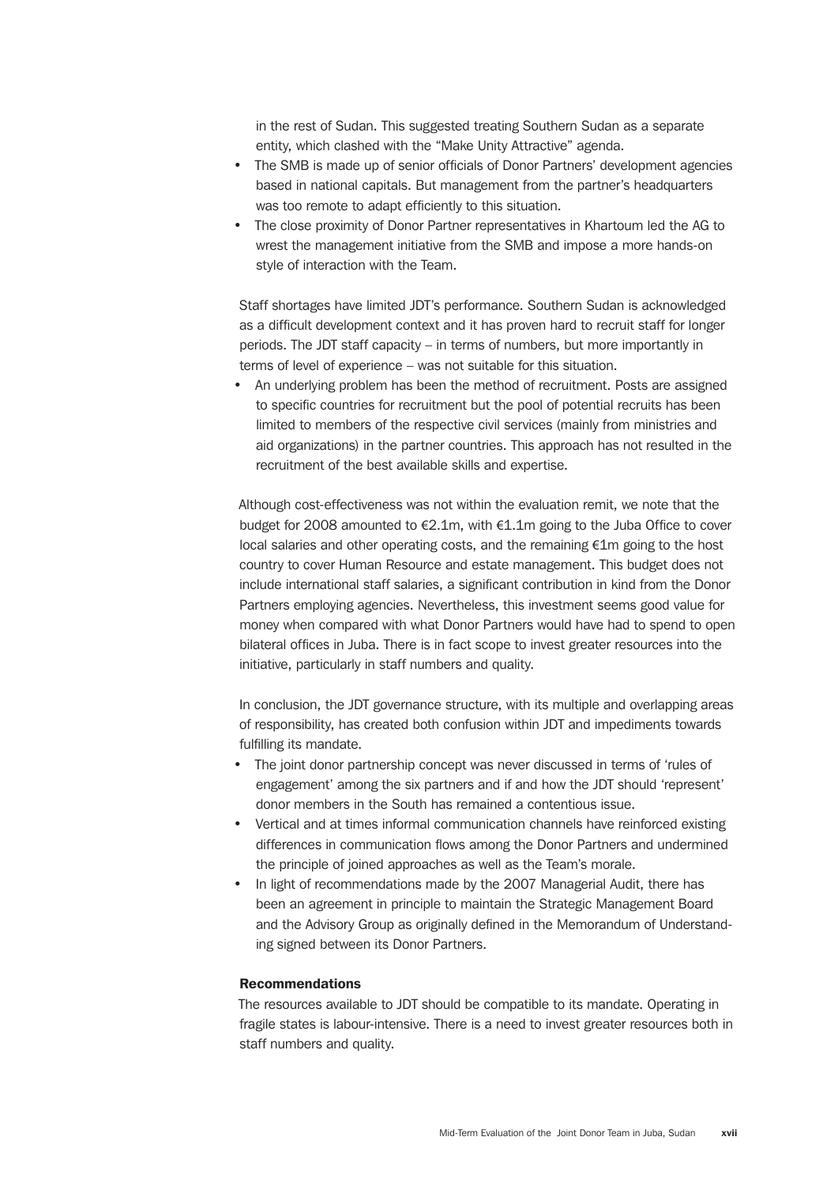in the rest of Sudan. This suggested treating Southern Sudan as a separate entity, which clashed with the "Make Unity Attractive" agenda.

- The SMB is made up of senior officials of Donor Partners' development agencies based in national capitals. But management from the partner's headquarters was too remote to adapt efficiently to this situation.
- The close proximity of Donor Partner representatives in Khartoum led the AG to wrest the management initiative from the SMB and impose a more hands-on style of interaction with the Team.

Staff shortages have limited JDT's performance. Southern Sudan is acknowledged as a difficult development context and it has proven hard to recruit staff for longer periods. The JDT staff capacity – in terms of numbers, but more importantly in terms of level of experience – was not suitable for this situation.

- An underlying problem has been the method of recruitment. Posts are assigned to specific countries for recruitment but the pool of potential recruits has been limited to members of the respective civil services (mainly from ministries and aid organizations) in the partner countries. This approach has not resulted in the recruitment of the best available skills and expertise.

Although cost-effectiveness was not within the evaluation remit, we note that the budget for 2008 amounted to €2.1m, with €1.1m going to the Juba Office to cover local salaries and other operating costs, and the remaining €1m going to the host country to cover Human Resource and estate management. This budget does not include international staff salaries, a significant contribution in kind from the Donor Partners employing agencies. Nevertheless, this investment seems good value for money when compared with what Donor Partners would have had to spend to open bilateral offices in Juba. There is in fact scope to invest greater resources into the initiative, particularly in staff numbers and quality.

In conclusion, the JDT governance structure, with its multiple and overlapping areas of responsibility, has created both confusion within JDT and impediments towards fulfilling its mandate.

- The joint donor partnership concept was never discussed in terms of 'rules of engagement' among the six partners and if and how the JDT should 'represent' donor members in the South has remained a contentious issue.
- Vertical and at times informal communication channels have reinforced existing differences in communication flows among the Donor Partners and undermined the principle of joined approaches as well as the Team's morale.
- In light of recommendations made by the 2007 Managerial Audit, there has been an agreement in principle to maintain the Strategic Management Board and the Advisory Group as originally defined in the Memorandum of Understanding signed between its Donor Partners.

**Recommendations**

The resources available to JDT should be compatible to its mandate. Operating in fragile states is labour-intensive. There is a need to invest greater resources both in staff numbers and quality.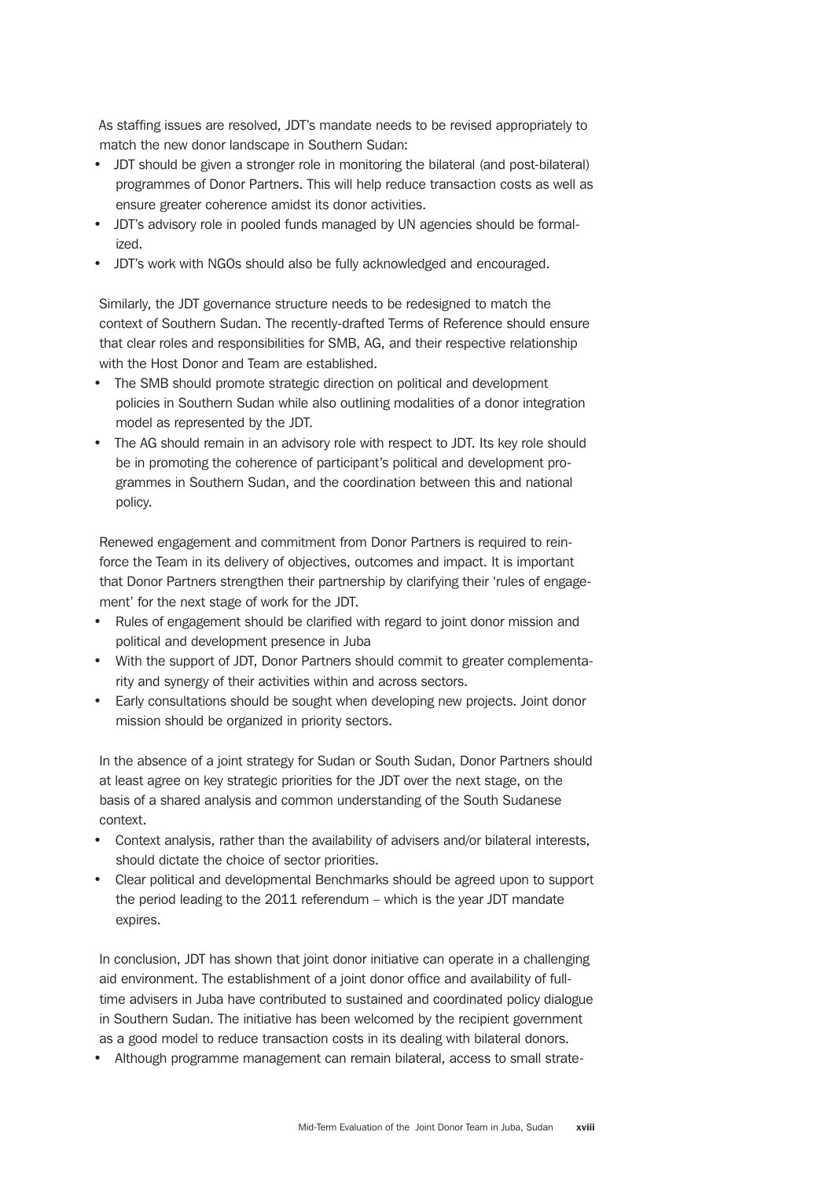As staffing issues are resolved, JDT's mandate needs to be revised appropriately to match the new donor landscape in Southern Sudan:

- JDT should be given a stronger role in monitoring the bilateral (and post-bilateral) programmes of Donor Partners. This will help reduce transaction costs as well as ensure greater coherence amidst its donor activities.
- JDT's advisory role in pooled funds managed by UN agencies should be formalized.
- JDT's work with NGOs should also be fully acknowledged and encouraged.

Similarly, the JDT governance structure needs to be redesigned to match the context of Southern Sudan. The recently-drafted Terms of Reference should ensure that clear roles and responsibilities for SMB, AG, and their respective relationship with the Host Donor and Team are established.

- The SMB should promote strategic direction on political and development policies in Southern Sudan while also outlining modalities of a donor integration model as represented by the JDT.
- The AG should remain in an advisory role with respect to JDT. Its key role should be in promoting the coherence of participant's political and development programmes in Southern Sudan, and the coordination between this and national policy.

Renewed engagement and commitment from Donor Partners is required to reinforce the Team in its delivery of objectives, outcomes and impact. It is important that Donor Partners strengthen their partnership by clarifying their 'rules of engagement' for the next stage of work for the JDT.

- Rules of engagement should be clarified with regard to joint donor mission and political and development presence in Juba
- With the support of JDT, Donor Partners should commit to greater complementarity and synergy of their activities within and across sectors.
- Early consultations should be sought when developing new projects. Joint donor mission should be organized in priority sectors.

In the absence of a joint strategy for Sudan or South Sudan, Donor Partners should at least agree on key strategic priorities for the JDT over the next stage, on the basis of a shared analysis and common understanding of the South Sudanese context.

- Context analysis, rather than the availability of advisers and/or bilateral interests, should dictate the choice of sector priorities.
- Clear political and developmental Benchmarks should be agreed upon to support the period leading to the 2011 referendum – which is the year JDT mandate expires.

In conclusion, JDT has shown that joint donor initiative can operate in a challenging aid environment. The establishment of a joint donor office and availability of full-time advisers in Juba have contributed to sustained and coordinated policy dialogue in Southern Sudan. The initiative has been welcomed by the recipient government as a good model to reduce transaction costs in its dealing with bilateral donors.

- Although programme management can remain bilateral, access to small strate-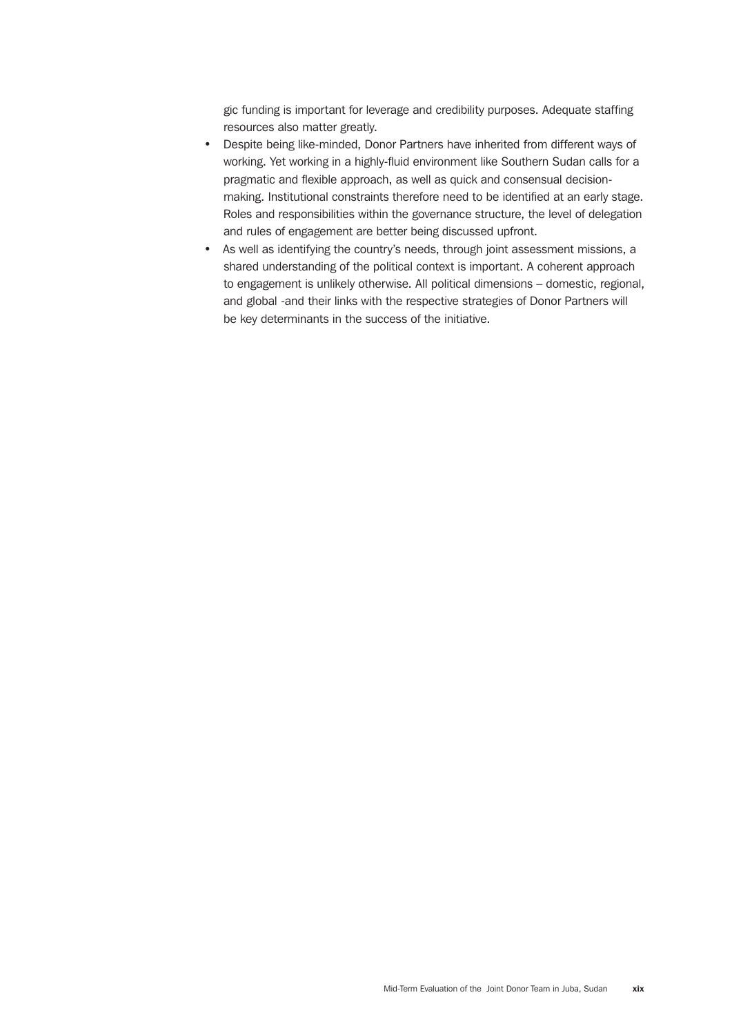gic funding is important for leverage and credibility purposes. Adequate staffing resources also matter greatly.

- Despite being like-minded, Donor Partners have inherited from different ways of working. Yet working in a highly-fluid environment like Southern Sudan calls for a pragmatic and flexible approach, as well as quick and consensual decision-making. Institutional constraints therefore need to be identified at an early stage. Roles and responsibilities within the governance structure, the level of delegation and rules of engagement are better being discussed upfront.
- As well as identifying the country's needs, through joint assessment missions, a shared understanding of the political context is important. A coherent approach to engagement is unlikely otherwise. All political dimensions – domestic, regional, and global -and their links with the respective strategies of Donor Partners will be key determinants in the success of the initiative.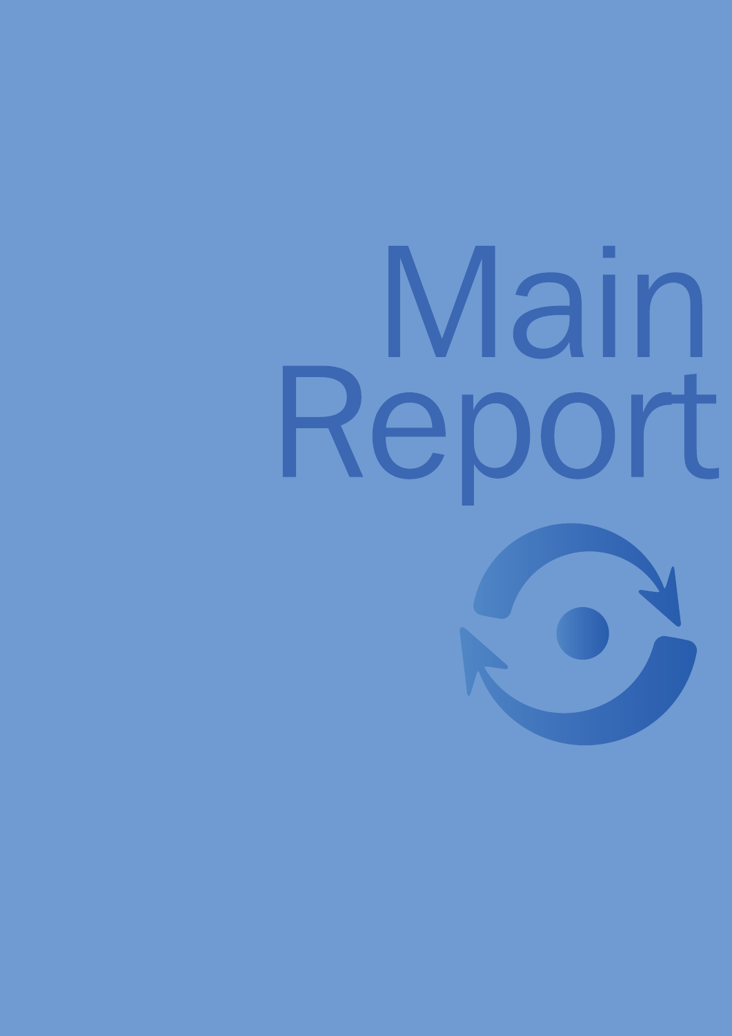# Main Report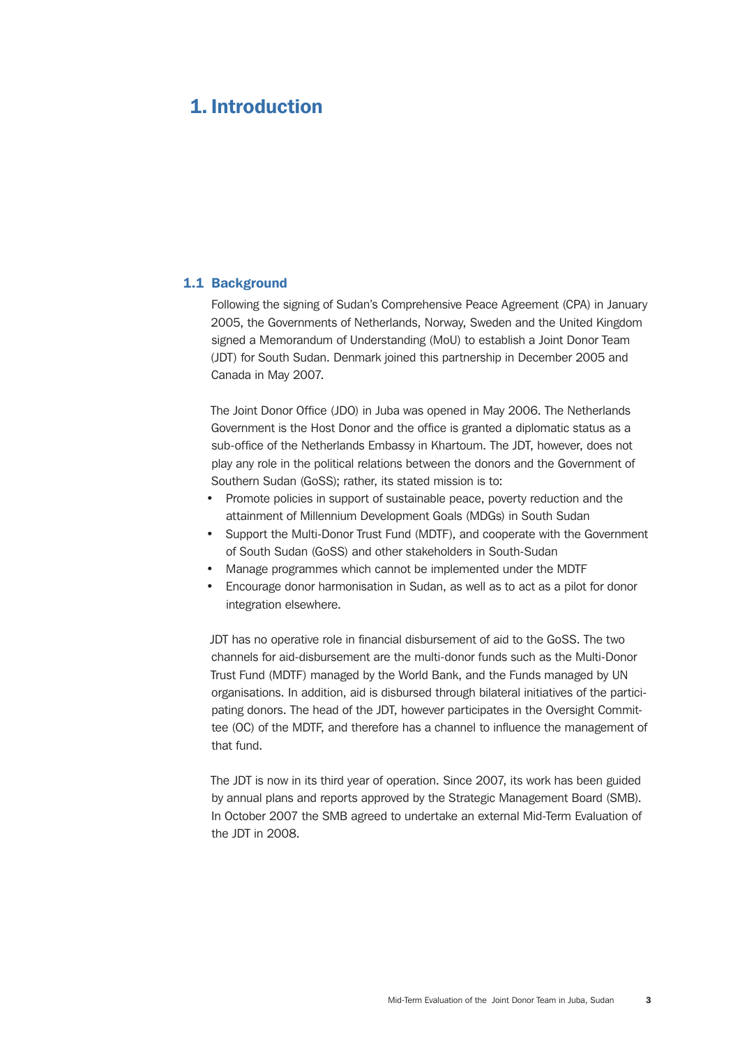# 1. Introduction

## 1.1 Background

Following the signing of Sudan's Comprehensive Peace Agreement (CPA) in January 2005, the Governments of Netherlands, Norway, Sweden and the United Kingdom signed a Memorandum of Understanding (MoU) to establish a Joint Donor Team (JDT) for South Sudan. Denmark joined this partnership in December 2005 and Canada in May 2007.

The Joint Donor Office (JDO) in Juba was opened in May 2006. The Netherlands Government is the Host Donor and the office is granted a diplomatic status as a sub-office of the Netherlands Embassy in Khartoum. The JDT, however, does not play any role in the political relations between the donors and the Government of Southern Sudan (GoSS); rather, its stated mission is to:

- Promote policies in support of sustainable peace, poverty reduction and the attainment of Millennium Development Goals (MDGs) in South Sudan
- Support the Multi-Donor Trust Fund (MDTF), and cooperate with the Government of South Sudan (GoSS) and other stakeholders in South-Sudan
- Manage programmes which cannot be implemented under the MDTF
- Encourage donor harmonisation in Sudan, as well as to act as a pilot for donor integration elsewhere.

JDT has no operative role in financial disbursement of aid to the GoSS. The two channels for aid-disbursement are the multi-donor funds such as the Multi-Donor Trust Fund (MDTF) managed by the World Bank, and the Funds managed by UN organisations. In addition, aid is disbursed through bilateral initiatives of the participating donors. The head of the JDT, however participates in the Oversight Committee (OC) of the MDTF, and therefore has a channel to influence the management of that fund.

The JDT is now in its third year of operation. Since 2007, its work has been guided by annual plans and reports approved by the Strategic Management Board (SMB). In October 2007 the SMB agreed to undertake an external Mid-Term Evaluation of the JDT in 2008.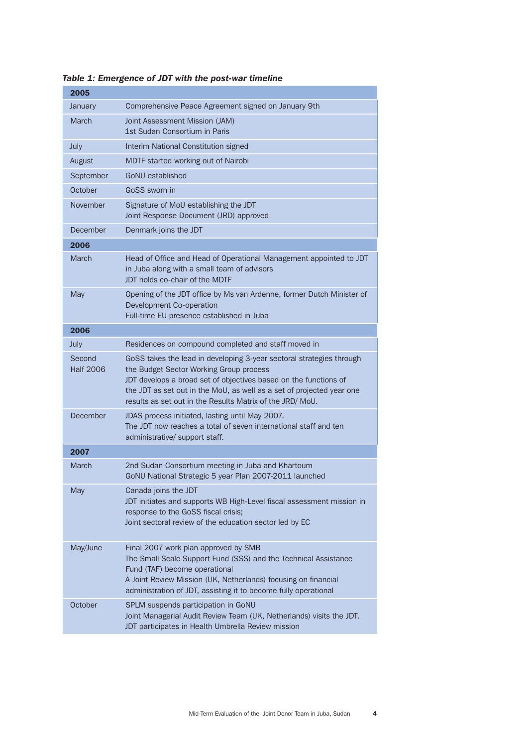*Table 1: Emergence of JDT with the post-war timeline*

| **2005** | |
|---|---|
| January | Comprehensive Peace Agreement signed on January 9th |
| March | Joint Assessment Mission (JAM)<br>1st Sudan Consortium in Paris |
| July | Interim National Constitution signed |
| August | MDTF started working out of Nairobi |
| September | GoNU established |
| October | GoSS sworn in |
| November | Signature of MoU establishing the JDT<br>Joint Response Document (JRD) approved |
| December | Denmark joins the JDT |
| **2006** | |
| March | Head of Office and Head of Operational Management appointed to JDT in Juba along with a small team of advisors<br>JDT holds co-chair of the MDTF |
| May | Opening of the JDT office by Ms van Ardenne, former Dutch Minister of Development Co-operation<br>Full-time EU presence established in Juba |
| **2006** | |
| July | Residences on compound completed and staff moved in |
| Second Half 2006 | GoSS takes the lead in developing 3-year sectoral strategies through the Budget Sector Working Group process<br>JDT develops a broad set of objectives based on the functions of the JDT as set out in the MoU, as well as a set of projected year one results as set out in the Results Matrix of the JRD/ MoU. |
| December | JDAS process initiated, lasting until May 2007.<br>The JDT now reaches a total of seven international staff and ten administrative/ support staff. |
| **2007** | |
| March | 2nd Sudan Consortium meeting in Juba and Khartoum<br>GoNU National Strategic 5 year Plan 2007-2011 launched |
| May | Canada joins the JDT<br>JDT initiates and supports WB High-Level fiscal assessment mission in response to the GoSS fiscal crisis;<br>Joint sectoral review of the education sector led by EC |
| May/June | Final 2007 work plan approved by SMB<br>The Small Scale Support Fund (SSS) and the Technical Assistance Fund (TAF) become operational<br>A Joint Review Mission (UK, Netherlands) focusing on financial administration of JDT, assisting it to become fully operational |
| October | SPLM suspends participation in GoNU<br>Joint Managerial Audit Review Team (UK, Netherlands) visits the JDT.<br>JDT participates in Health Umbrella Review mission |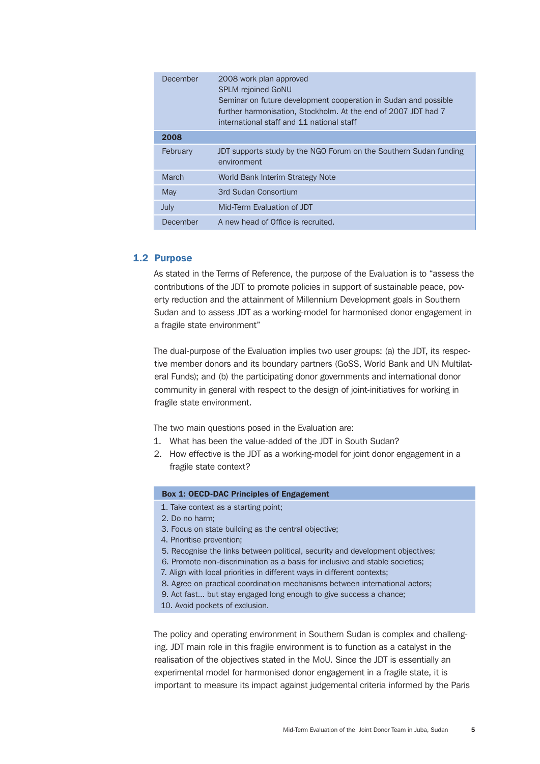| | |
|---|---|
| December | 2008 work plan approved<br>SPLM rejoined GoNU<br>Seminar on future development cooperation in Sudan and possible further harmonisation, Stockholm. At the end of 2007 JDT had 7 international staff and 11 national staff |
| **2008** | |
| February | JDT supports study by the NGO Forum on the Southern Sudan funding environment |
| March | World Bank Interim Strategy Note |
| May | 3rd Sudan Consortium |
| July | Mid-Term Evaluation of JDT |
| December | A new head of Office is recruited. |

## 1.2 Purpose

As stated in the Terms of Reference, the purpose of the Evaluation is to "assess the contributions of the JDT to promote policies in support of sustainable peace, poverty reduction and the attainment of Millennium Development goals in Southern Sudan and to assess JDT as a working-model for harmonised donor engagement in a fragile state environment"

The dual-purpose of the Evaluation implies two user groups: (a) the JDT, its respective member donors and its boundary partners (GoSS, World Bank and UN Multilateral Funds); and (b) the participating donor governments and international donor community in general with respect to the design of joint-initiatives for working in fragile state environment.

The two main questions posed in the Evaluation are:

1. What has been the value-added of the JDT in South Sudan?
2. How effective is the JDT as a working-model for joint donor engagement in a fragile state context?

**Box 1: OECD-DAC Principles of Engagement**

1. Take context as a starting point;
2. Do no harm;
3. Focus on state building as the central objective;
4. Prioritise prevention;
5. Recognise the links between political, security and development objectives;
6. Promote non-discrimination as a basis for inclusive and stable societies;
7. Align with local priorities in different ways in different contexts;
8. Agree on practical coordination mechanisms between international actors;
9. Act fast… but stay engaged long enough to give success a chance;
10. Avoid pockets of exclusion.

The policy and operating environment in Southern Sudan is complex and challenging. JDT main role in this fragile environment is to function as a catalyst in the realisation of the objectives stated in the MoU. Since the JDT is essentially an experimental model for harmonised donor engagement in a fragile state, it is important to measure its impact against judgemental criteria informed by the Paris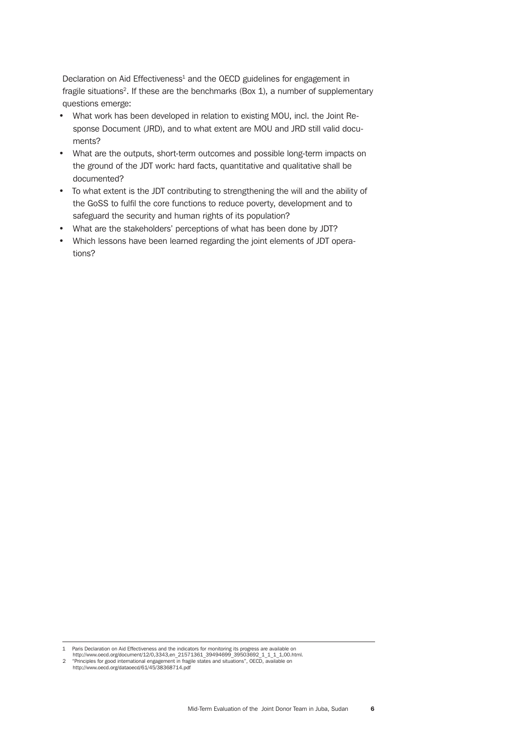Declaration on Aid Effectiveness[1] and the OECD guidelines for engagement in fragile situations[2]. If these are the benchmarks (Box 1), a number of supplementary questions emerge:

- What work has been developed in relation to existing MOU, incl. the Joint Response Document (JRD), and to what extent are MOU and JRD still valid documents?
- What are the outputs, short-term outcomes and possible long-term impacts on the ground of the JDT work: hard facts, quantitative and qualitative shall be documented?
- To what extent is the JDT contributing to strengthening the will and the ability of the GoSS to fulfil the core functions to reduce poverty, development and to safeguard the security and human rights of its population?
- What are the stakeholders' perceptions of what has been done by JDT?
- Which lessons have been learned regarding the joint elements of JDT operations?

---

1 Paris Declaration on Aid Effectiveness and the indicators for monitoring its progress are available on http://www.oecd.org/document/12/0,3343,en_21571361_39494699_39503692_1_1_1_1,00.html.

2 "Principles for good international engagement in fragile states and situations", OECD, available on http://www.oecd.org/dataoecd/61/45/38368714.pdf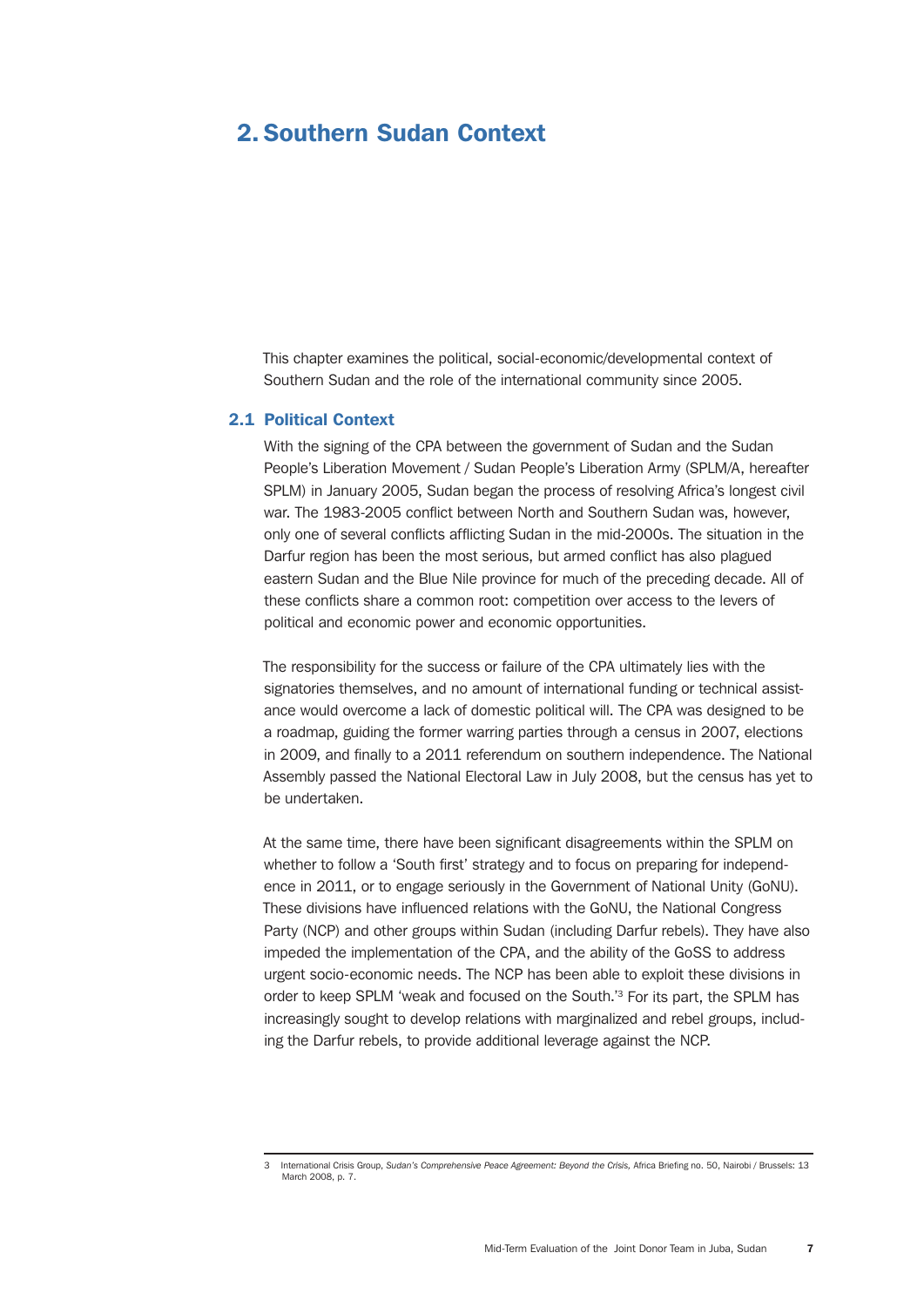# 2. Southern Sudan Context

This chapter examines the political, social-economic/developmental context of Southern Sudan and the role of the international community since 2005.

## 2.1 Political Context

With the signing of the CPA between the government of Sudan and the Sudan People's Liberation Movement / Sudan People's Liberation Army (SPLM/A, hereafter SPLM) in January 2005, Sudan began the process of resolving Africa's longest civil war. The 1983-2005 conflict between North and Southern Sudan was, however, only one of several conflicts afflicting Sudan in the mid-2000s. The situation in the Darfur region has been the most serious, but armed conflict has also plagued eastern Sudan and the Blue Nile province for much of the preceding decade. All of these conflicts share a common root: competition over access to the levers of political and economic power and economic opportunities.

The responsibility for the success or failure of the CPA ultimately lies with the signatories themselves, and no amount of international funding or technical assistance would overcome a lack of domestic political will. The CPA was designed to be a roadmap, guiding the former warring parties through a census in 2007, elections in 2009, and finally to a 2011 referendum on southern independence. The National Assembly passed the National Electoral Law in July 2008, but the census has yet to be undertaken.

At the same time, there have been significant disagreements within the SPLM on whether to follow a 'South first' strategy and to focus on preparing for independence in 2011, or to engage seriously in the Government of National Unity (GoNU). These divisions have influenced relations with the GoNU, the National Congress Party (NCP) and other groups within Sudan (including Darfur rebels). They have also impeded the implementation of the CPA, and the ability of the GoSS to address urgent socio-economic needs. The NCP has been able to exploit these divisions in order to keep SPLM 'weak and focused on the South.'[3] For its part, the SPLM has increasingly sought to develop relations with marginalized and rebel groups, including the Darfur rebels, to provide additional leverage against the NCP.

---

3 International Crisis Group, *Sudan's Comprehensive Peace Agreement: Beyond the Crisis*, Africa Briefing no. 50, Nairobi / Brussels: 13 March 2008, p. 7.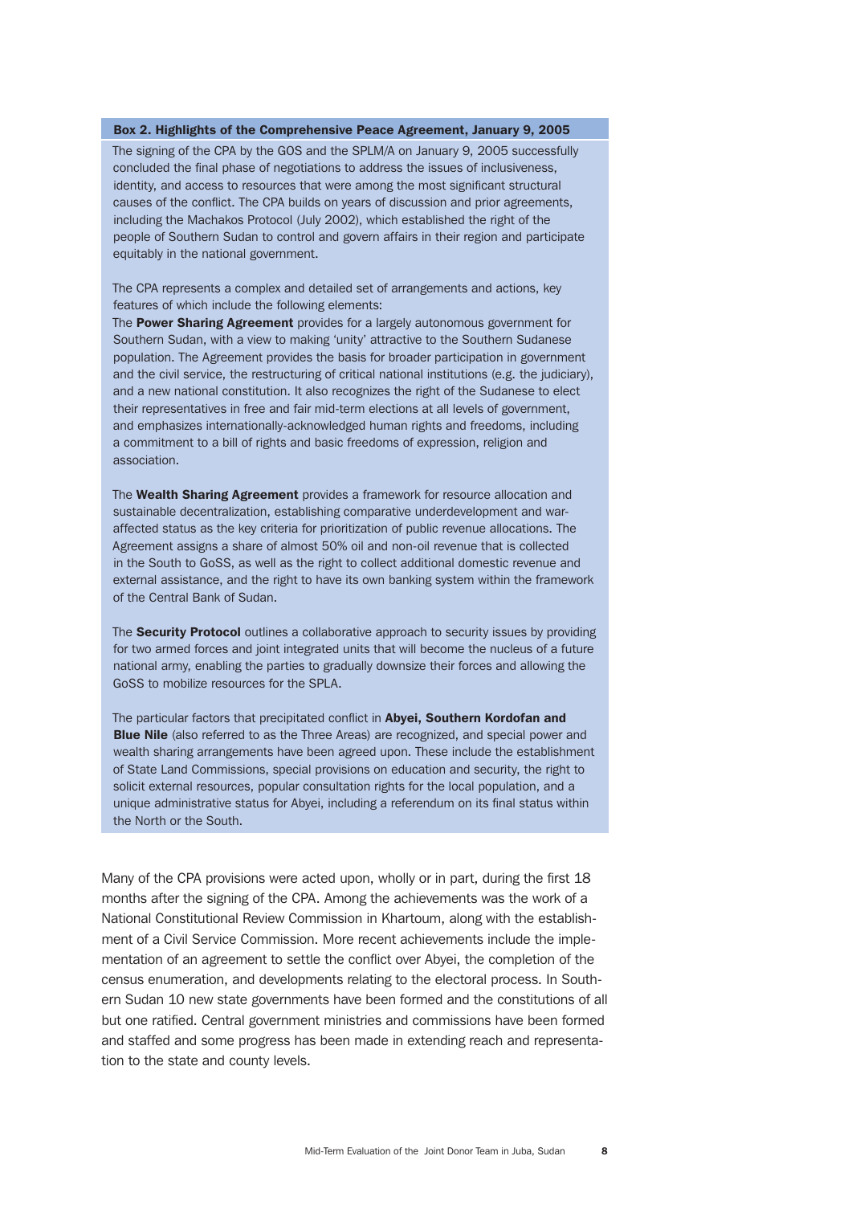**Box 2. Highlights of the Comprehensive Peace Agreement, January 9, 2005**

The signing of the CPA by the GOS and the SPLM/A on January 9, 2005 successfully concluded the final phase of negotiations to address the issues of inclusiveness, identity, and access to resources that were among the most significant structural causes of the conflict. The CPA builds on years of discussion and prior agreements, including the Machakos Protocol (July 2002), which established the right of the people of Southern Sudan to control and govern affairs in their region and participate equitably in the national government.

The CPA represents a complex and detailed set of arrangements and actions, key features of which include the following elements:

The **Power Sharing Agreement** provides for a largely autonomous government for Southern Sudan, with a view to making 'unity' attractive to the Southern Sudanese population. The Agreement provides the basis for broader participation in government and the civil service, the restructuring of critical national institutions (e.g. the judiciary), and a new national constitution. It also recognizes the right of the Sudanese to elect their representatives in free and fair mid-term elections at all levels of government, and emphasizes internationally-acknowledged human rights and freedoms, including a commitment to a bill of rights and basic freedoms of expression, religion and association.

The **Wealth Sharing Agreement** provides a framework for resource allocation and sustainable decentralization, establishing comparative underdevelopment and war-affected status as the key criteria for prioritization of public revenue allocations. The Agreement assigns a share of almost 50% oil and non-oil revenue that is collected in the South to GoSS, as well as the right to collect additional domestic revenue and external assistance, and the right to have its own banking system within the framework of the Central Bank of Sudan.

The **Security Protocol** outlines a collaborative approach to security issues by providing for two armed forces and joint integrated units that will become the nucleus of a future national army, enabling the parties to gradually downsize their forces and allowing the GoSS to mobilize resources for the SPLA.

The particular factors that precipitated conflict in **Abyei, Southern Kordofan and Blue Nile** (also referred to as the Three Areas) are recognized, and special power and wealth sharing arrangements have been agreed upon. These include the establishment of State Land Commissions, special provisions on education and security, the right to solicit external resources, popular consultation rights for the local population, and a unique administrative status for Abyei, including a referendum on its final status within the North or the South.

Many of the CPA provisions were acted upon, wholly or in part, during the first 18 months after the signing of the CPA. Among the achievements was the work of a National Constitutional Review Commission in Khartoum, along with the establishment of a Civil Service Commission. More recent achievements include the implementation of an agreement to settle the conflict over Abyei, the completion of the census enumeration, and developments relating to the electoral process. In Southern Sudan 10 new state governments have been formed and the constitutions of all but one ratified. Central government ministries and commissions have been formed and staffed and some progress has been made in extending reach and representation to the state and county levels.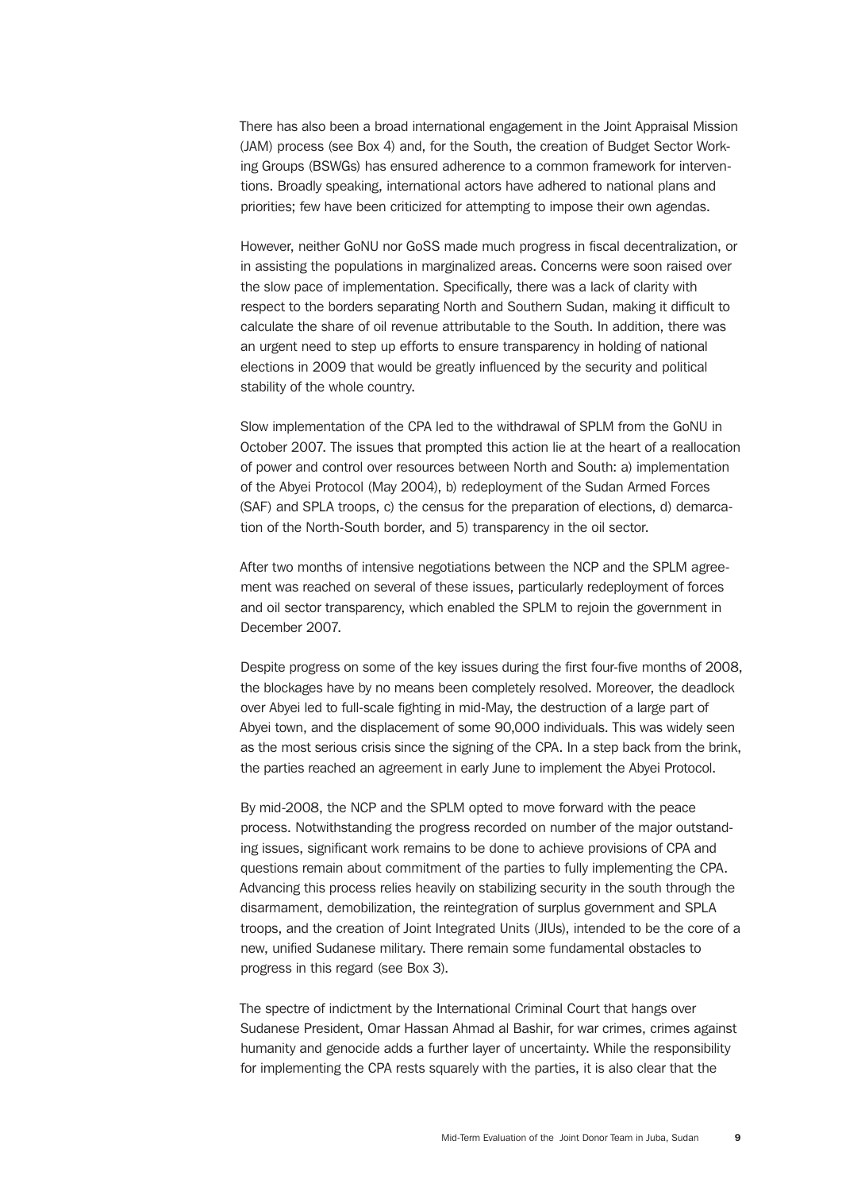There has also been a broad international engagement in the Joint Appraisal Mission (JAM) process (see Box 4) and, for the South, the creation of Budget Sector Working Groups (BSWGs) has ensured adherence to a common framework for interventions. Broadly speaking, international actors have adhered to national plans and priorities; few have been criticized for attempting to impose their own agendas.

However, neither GoNU nor GoSS made much progress in fiscal decentralization, or in assisting the populations in marginalized areas. Concerns were soon raised over the slow pace of implementation. Specifically, there was a lack of clarity with respect to the borders separating North and Southern Sudan, making it difficult to calculate the share of oil revenue attributable to the South. In addition, there was an urgent need to step up efforts to ensure transparency in holding of national elections in 2009 that would be greatly influenced by the security and political stability of the whole country.

Slow implementation of the CPA led to the withdrawal of SPLM from the GoNU in October 2007. The issues that prompted this action lie at the heart of a reallocation of power and control over resources between North and South: a) implementation of the Abyei Protocol (May 2004), b) redeployment of the Sudan Armed Forces (SAF) and SPLA troops, c) the census for the preparation of elections, d) demarcation of the North-South border, and 5) transparency in the oil sector.

After two months of intensive negotiations between the NCP and the SPLM agreement was reached on several of these issues, particularly redeployment of forces and oil sector transparency, which enabled the SPLM to rejoin the government in December 2007.

Despite progress on some of the key issues during the first four-five months of 2008, the blockages have by no means been completely resolved. Moreover, the deadlock over Abyei led to full-scale fighting in mid-May, the destruction of a large part of Abyei town, and the displacement of some 90,000 individuals. This was widely seen as the most serious crisis since the signing of the CPA. In a step back from the brink, the parties reached an agreement in early June to implement the Abyei Protocol.

By mid-2008, the NCP and the SPLM opted to move forward with the peace process. Notwithstanding the progress recorded on number of the major outstanding issues, significant work remains to be done to achieve provisions of CPA and questions remain about commitment of the parties to fully implementing the CPA. Advancing this process relies heavily on stabilizing security in the south through the disarmament, demobilization, the reintegration of surplus government and SPLA troops, and the creation of Joint Integrated Units (JIUs), intended to be the core of a new, unified Sudanese military. There remain some fundamental obstacles to progress in this regard (see Box 3).

The spectre of indictment by the International Criminal Court that hangs over Sudanese President, Omar Hassan Ahmad al Bashir, for war crimes, crimes against humanity and genocide adds a further layer of uncertainty. While the responsibility for implementing the CPA rests squarely with the parties, it is also clear that the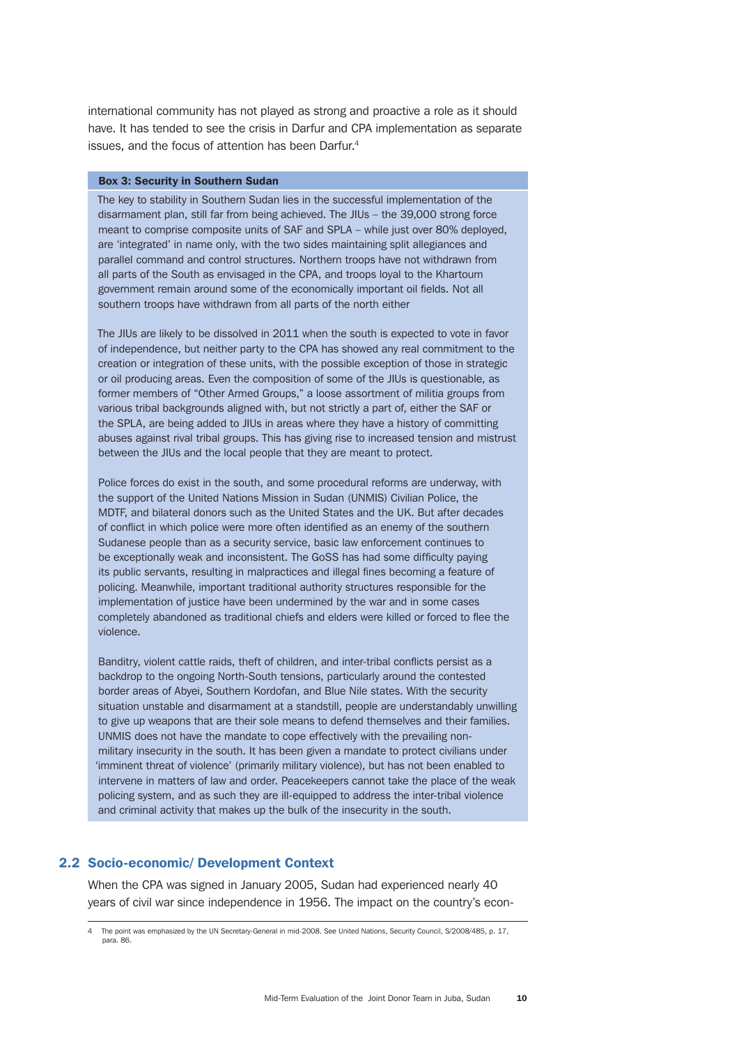international community has not played as strong and proactive a role as it should have. It has tended to see the crisis in Darfur and CPA implementation as separate issues, and the focus of attention has been Darfur.[4]

**Box 3: Security in Southern Sudan**

The key to stability in Southern Sudan lies in the successful implementation of the disarmament plan, still far from being achieved. The JIUs – the 39,000 strong force meant to comprise composite units of SAF and SPLA – while just over 80% deployed, are 'integrated' in name only, with the two sides maintaining split allegiances and parallel command and control structures. Northern troops have not withdrawn from all parts of the South as envisaged in the CPA, and troops loyal to the Khartoum government remain around some of the economically important oil fields. Not all southern troops have withdrawn from all parts of the north either

The JIUs are likely to be dissolved in 2011 when the south is expected to vote in favor of independence, but neither party to the CPA has showed any real commitment to the creation or integration of these units, with the possible exception of those in strategic or oil producing areas. Even the composition of some of the JIUs is questionable, as former members of "Other Armed Groups," a loose assortment of militia groups from various tribal backgrounds aligned with, but not strictly a part of, either the SAF or the SPLA, are being added to JIUs in areas where they have a history of committing abuses against rival tribal groups. This has giving rise to increased tension and mistrust between the JIUs and the local people that they are meant to protect.

Police forces do exist in the south, and some procedural reforms are underway, with the support of the United Nations Mission in Sudan (UNMIS) Civilian Police, the MDTF, and bilateral donors such as the United States and the UK. But after decades of conflict in which police were more often identified as an enemy of the southern Sudanese people than as a security service, basic law enforcement continues to be exceptionally weak and inconsistent. The GoSS has had some difficulty paying its public servants, resulting in malpractices and illegal fines becoming a feature of policing. Meanwhile, important traditional authority structures responsible for the implementation of justice have been undermined by the war and in some cases completely abandoned as traditional chiefs and elders were killed or forced to flee the violence.

Banditry, violent cattle raids, theft of children, and inter-tribal conflicts persist as a backdrop to the ongoing North-South tensions, particularly around the contested border areas of Abyei, Southern Kordofan, and Blue Nile states. With the security situation unstable and disarmament at a standstill, people are understandably unwilling to give up weapons that are their sole means to defend themselves and their families. UNMIS does not have the mandate to cope effectively with the prevailing non-military insecurity in the south. It has been given a mandate to protect civilians under 'imminent threat of violence' (primarily military violence), but has not been enabled to intervene in matters of law and order. Peacekeepers cannot take the place of the weak policing system, and as such they are ill-equipped to address the inter-tribal violence and criminal activity that makes up the bulk of the insecurity in the south.

## 2.2 Socio-economic/ Development Context

When the CPA was signed in January 2005, Sudan had experienced nearly 40 years of civil war since independence in 1956. The impact on the country's econ-

[4] The point was emphasized by the UN Secretary-General in mid-2008. See United Nations, Security Council, S/2008/485, p. 17, para. 86.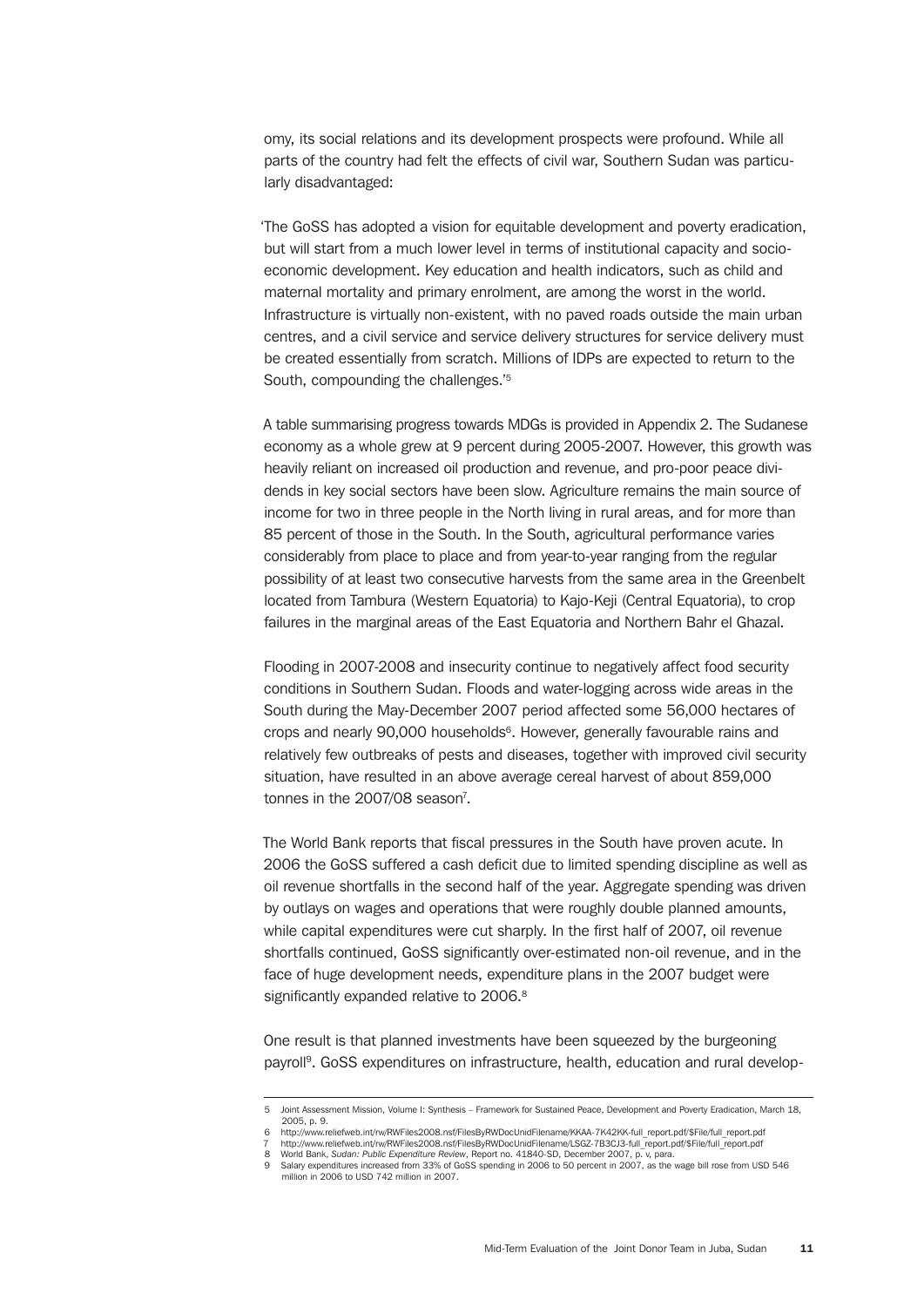omy, its social relations and its development prospects were profound. While all parts of the country had felt the effects of civil war, Southern Sudan was particularly disadvantaged:

'The GoSS has adopted a vision for equitable development and poverty eradication, but will start from a much lower level in terms of institutional capacity and socio-economic development. Key education and health indicators, such as child and maternal mortality and primary enrolment, are among the worst in the world. Infrastructure is virtually non-existent, with no paved roads outside the main urban centres, and a civil service and service delivery structures for service delivery must be created essentially from scratch. Millions of IDPs are expected to return to the South, compounding the challenges.'[5]

A table summarising progress towards MDGs is provided in Appendix 2. The Sudanese economy as a whole grew at 9 percent during 2005-2007. However, this growth was heavily reliant on increased oil production and revenue, and pro-poor peace dividends in key social sectors have been slow. Agriculture remains the main source of income for two in three people in the North living in rural areas, and for more than 85 percent of those in the South. In the South, agricultural performance varies considerably from place to place and from year-to-year ranging from the regular possibility of at least two consecutive harvests from the same area in the Greenbelt located from Tambura (Western Equatoria) to Kajo-Keji (Central Equatoria), to crop failures in the marginal areas of the East Equatoria and Northern Bahr el Ghazal.

Flooding in 2007-2008 and insecurity continue to negatively affect food security conditions in Southern Sudan. Floods and water-logging across wide areas in the South during the May-December 2007 period affected some 56,000 hectares of crops and nearly 90,000 households[6]. However, generally favourable rains and relatively few outbreaks of pests and diseases, together with improved civil security situation, have resulted in an above average cereal harvest of about 859,000 tonnes in the 2007/08 season[7].

The World Bank reports that fiscal pressures in the South have proven acute. In 2006 the GoSS suffered a cash deficit due to limited spending discipline as well as oil revenue shortfalls in the second half of the year. Aggregate spending was driven by outlays on wages and operations that were roughly double planned amounts, while capital expenditures were cut sharply. In the first half of 2007, oil revenue shortfalls continued, GoSS significantly over-estimated non-oil revenue, and in the face of huge development needs, expenditure plans in the 2007 budget were significantly expanded relative to 2006.[8]

One result is that planned investments have been squeezed by the burgeoning payroll[9]. GoSS expenditures on infrastructure, health, education and rural develop-

---

5 Joint Assessment Mission, Volume I: Synthesis – Framework for Sustained Peace, Development and Poverty Eradication, March 18, 2005, p. 9.

6 http://www.reliefweb.int/rw/RWFiles2008.nsf/FilesByRWDocUnidFilename/KKAA-7K42KK-full_report.pdf/$File/full_report.pdf

7 http://www.reliefweb.int/rw/RWFiles2008.nsf/FilesByRWDocUnidFilename/LSGZ-7B3CJ3-full_report.pdf/$File/full_report.pdf

8 World Bank, *Sudan: Public Expenditure Review*, Report no. 41840-SD, December 2007, p. v, para.

9 Salary expenditures increased from 33% of GoSS spending in 2006 to 50 percent in 2007, as the wage bill rose from USD 546 million in 2006 to USD 742 million in 2007.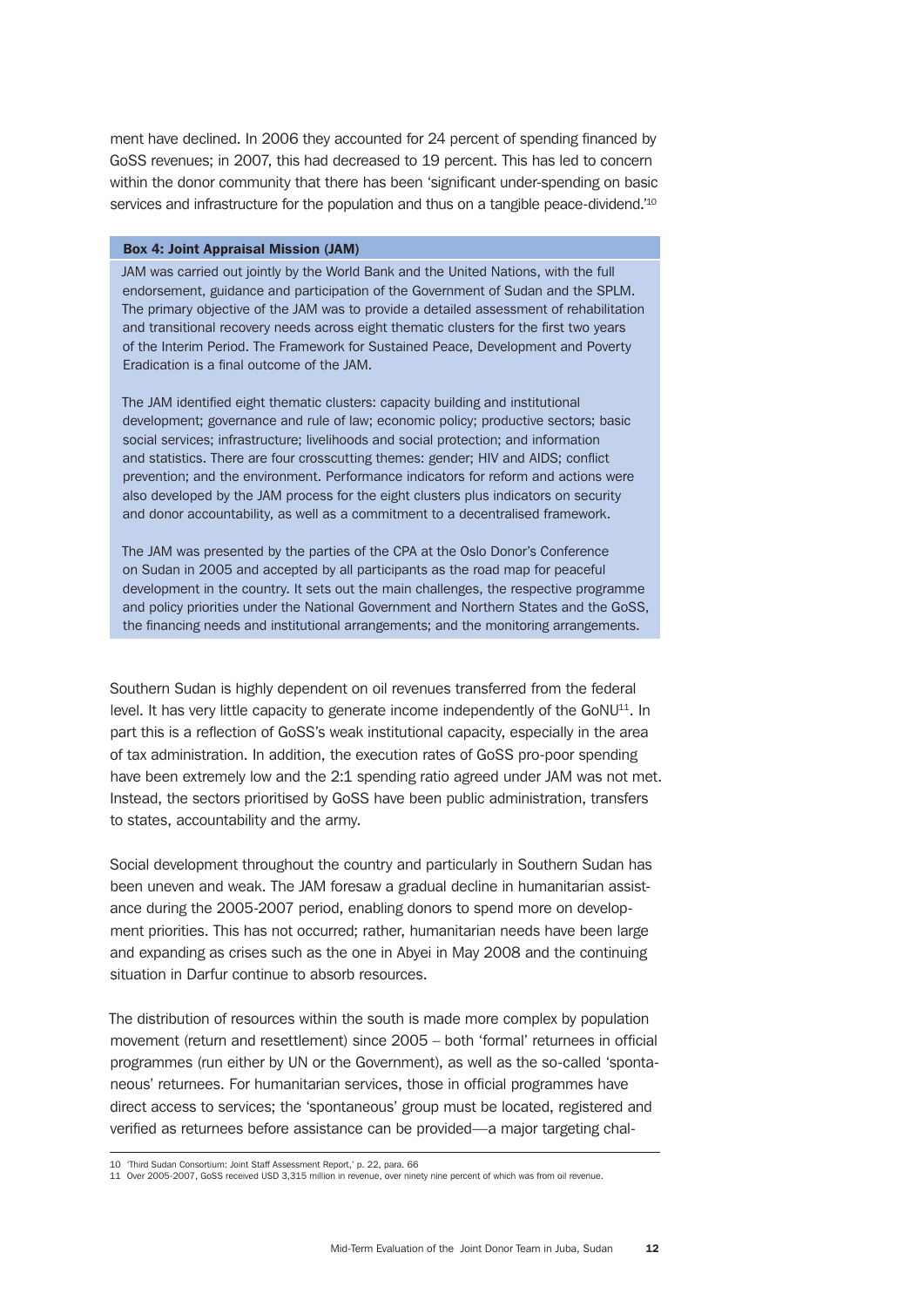ment have declined. In 2006 they accounted for 24 percent of spending financed by GoSS revenues; in 2007, this had decreased to 19 percent. This has led to concern within the donor community that there has been 'significant under-spending on basic services and infrastructure for the population and thus on a tangible peace-dividend.'[10]

**Box 4: Joint Appraisal Mission (JAM)**

JAM was carried out jointly by the World Bank and the United Nations, with the full endorsement, guidance and participation of the Government of Sudan and the SPLM. The primary objective of the JAM was to provide a detailed assessment of rehabilitation and transitional recovery needs across eight thematic clusters for the first two years of the Interim Period. The Framework for Sustained Peace, Development and Poverty Eradication is a final outcome of the JAM.

The JAM identified eight thematic clusters: capacity building and institutional development; governance and rule of law; economic policy; productive sectors; basic social services; infrastructure; livelihoods and social protection; and information and statistics. There are four crosscutting themes: gender; HIV and AIDS; conflict prevention; and the environment. Performance indicators for reform and actions were also developed by the JAM process for the eight clusters plus indicators on security and donor accountability, as well as a commitment to a decentralised framework.

The JAM was presented by the parties of the CPA at the Oslo Donor's Conference on Sudan in 2005 and accepted by all participants as the road map for peaceful development in the country. It sets out the main challenges, the respective programme and policy priorities under the National Government and Northern States and the GoSS, the financing needs and institutional arrangements; and the monitoring arrangements.

Southern Sudan is highly dependent on oil revenues transferred from the federal level. It has very little capacity to generate income independently of the GoNU[11]. In part this is a reflection of GoSS's weak institutional capacity, especially in the area of tax administration. In addition, the execution rates of GoSS pro-poor spending have been extremely low and the 2:1 spending ratio agreed under JAM was not met. Instead, the sectors prioritised by GoSS have been public administration, transfers to states, accountability and the army.

Social development throughout the country and particularly in Southern Sudan has been uneven and weak. The JAM foresaw a gradual decline in humanitarian assistance during the 2005-2007 period, enabling donors to spend more on development priorities. This has not occurred; rather, humanitarian needs have been large and expanding as crises such as the one in Abyei in May 2008 and the continuing situation in Darfur continue to absorb resources.

The distribution of resources within the south is made more complex by population movement (return and resettlement) since 2005 – both 'formal' returnees in official programmes (run either by UN or the Government), as well as the so-called 'spontaneous' returnees. For humanitarian services, those in official programmes have direct access to services; the 'spontaneous' group must be located, registered and verified as returnees before assistance can be provided—a major targeting chal-

---

10 'Third Sudan Consortium: Joint Staff Assessment Report,' p. 22, para. 66

11 Over 2005-2007, GoSS received USD 3,315 million in revenue, over ninety nine percent of which was from oil revenue.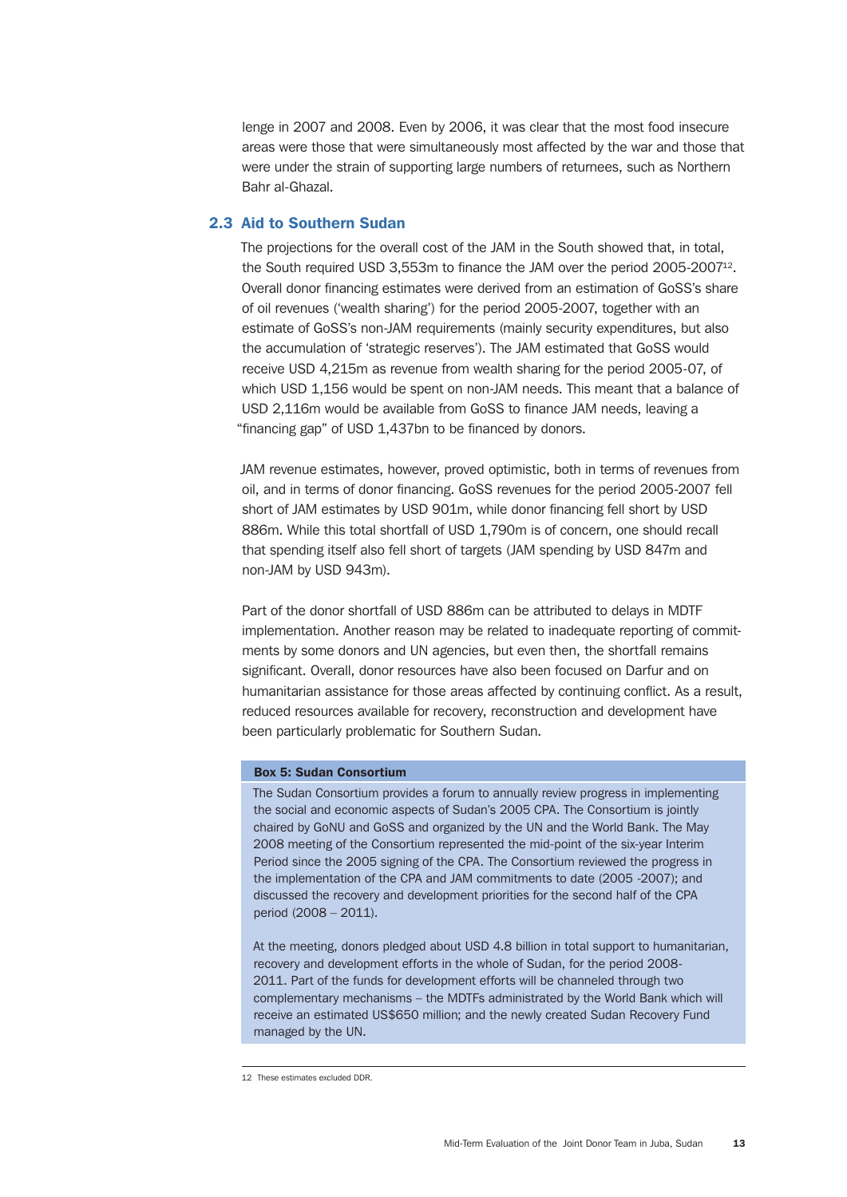lenge in 2007 and 2008. Even by 2006, it was clear that the most food insecure areas were those that were simultaneously most affected by the war and those that were under the strain of supporting large numbers of returnees, such as Northern Bahr al-Ghazal.

## 2.3 Aid to Southern Sudan

The projections for the overall cost of the JAM in the South showed that, in total, the South required USD 3,553m to finance the JAM over the period 2005-2007[12]. Overall donor financing estimates were derived from an estimation of GoSS's share of oil revenues ('wealth sharing') for the period 2005-2007, together with an estimate of GoSS's non-JAM requirements (mainly security expenditures, but also the accumulation of 'strategic reserves'). The JAM estimated that GoSS would receive USD 4,215m as revenue from wealth sharing for the period 2005-07, of which USD 1,156 would be spent on non-JAM needs. This meant that a balance of USD 2,116m would be available from GoSS to finance JAM needs, leaving a "financing gap" of USD 1,437bn to be financed by donors.

JAM revenue estimates, however, proved optimistic, both in terms of revenues from oil, and in terms of donor financing. GoSS revenues for the period 2005-2007 fell short of JAM estimates by USD 901m, while donor financing fell short by USD 886m. While this total shortfall of USD 1,790m is of concern, one should recall that spending itself also fell short of targets (JAM spending by USD 847m and non-JAM by USD 943m).

Part of the donor shortfall of USD 886m can be attributed to delays in MDTF implementation. Another reason may be related to inadequate reporting of commitments by some donors and UN agencies, but even then, the shortfall remains significant. Overall, donor resources have also been focused on Darfur and on humanitarian assistance for those areas affected by continuing conflict. As a result, reduced resources available for recovery, reconstruction and development have been particularly problematic for Southern Sudan.

**Box 5: Sudan Consortium**

The Sudan Consortium provides a forum to annually review progress in implementing the social and economic aspects of Sudan's 2005 CPA. The Consortium is jointly chaired by GoNU and GoSS and organized by the UN and the World Bank. The May 2008 meeting of the Consortium represented the mid-point of the six-year Interim Period since the 2005 signing of the CPA. The Consortium reviewed the progress in the implementation of the CPA and JAM commitments to date (2005 -2007); and discussed the recovery and development priorities for the second half of the CPA period (2008 – 2011).

At the meeting, donors pledged about USD 4.8 billion in total support to humanitarian, recovery and development efforts in the whole of Sudan, for the period 2008-2011. Part of the funds for development efforts will be channeled through two complementary mechanisms – the MDTFs administrated by the World Bank which will receive an estimated US$650 million; and the newly created Sudan Recovery Fund managed by the UN.

---

12 These estimates excluded DDR.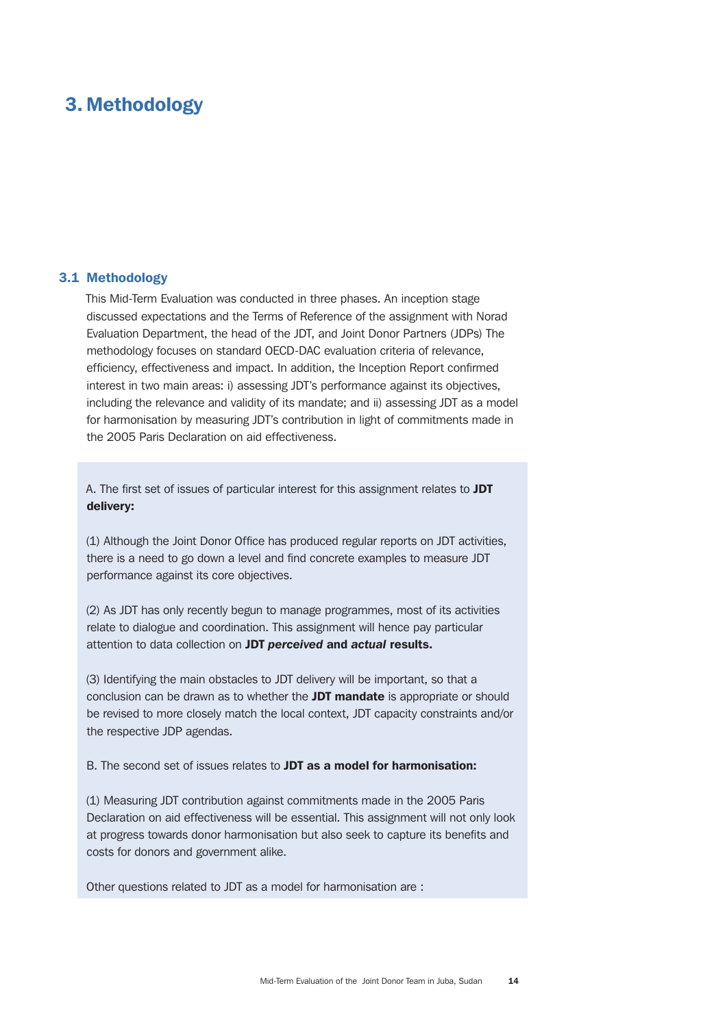# 3. Methodology

## 3.1 Methodology

This Mid-Term Evaluation was conducted in three phases. An inception stage discussed expectations and the Terms of Reference of the assignment with Norad Evaluation Department, the head of the JDT, and Joint Donor Partners (JDPs) The methodology focuses on standard OECD-DAC evaluation criteria of relevance, efficiency, effectiveness and impact. In addition, the Inception Report confirmed interest in two main areas: i) assessing JDT's performance against its objectives, including the relevance and validity of its mandate; and ii) assessing JDT as a model for harmonisation by measuring JDT's contribution in light of commitments made in the 2005 Paris Declaration on aid effectiveness.

A. The first set of issues of particular interest for this assignment relates to **JDT delivery:**

(1) Although the Joint Donor Office has produced regular reports on JDT activities, there is a need to go down a level and find concrete examples to measure JDT performance against its core objectives.

(2) As JDT has only recently begun to manage programmes, most of its activities relate to dialogue and coordination. This assignment will hence pay particular attention to data collection on **JDT *perceived* and *actual* results.**

(3) Identifying the main obstacles to JDT delivery will be important, so that a conclusion can be drawn as to whether the **JDT mandate** is appropriate or should be revised to more closely match the local context, JDT capacity constraints and/or the respective JDP agendas.

B. The second set of issues relates to **JDT as a model for harmonisation:**

(1) Measuring JDT contribution against commitments made in the 2005 Paris Declaration on aid effectiveness will be essential. This assignment will not only look at progress towards donor harmonisation but also seek to capture its benefits and costs for donors and government alike.

Other questions related to JDT as a model for harmonisation are :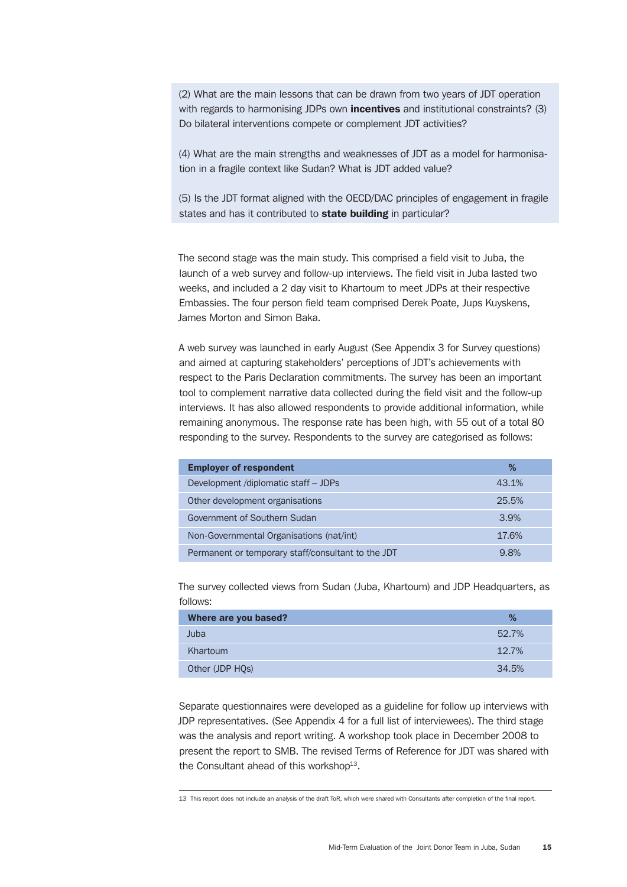(2) What are the main lessons that can be drawn from two years of JDT operation with regards to harmonising JDPs own **incentives** and institutional constraints? (3) Do bilateral interventions compete or complement JDT activities?

(4) What are the main strengths and weaknesses of JDT as a model for harmonisation in a fragile context like Sudan? What is JDT added value?

(5) Is the JDT format aligned with the OECD/DAC principles of engagement in fragile states and has it contributed to **state building** in particular?

The second stage was the main study. This comprised a field visit to Juba, the launch of a web survey and follow-up interviews. The field visit in Juba lasted two weeks, and included a 2 day visit to Khartoum to meet JDPs at their respective Embassies. The four person field team comprised Derek Poate, Jups Kuyskens, James Morton and Simon Baka.

A web survey was launched in early August (See Appendix 3 for Survey questions) and aimed at capturing stakeholders' perceptions of JDT's achievements with respect to the Paris Declaration commitments. The survey has been an important tool to complement narrative data collected during the field visit and the follow-up interviews. It has also allowed respondents to provide additional information, while remaining anonymous. The response rate has been high, with 55 out of a total 80 responding to the survey. Respondents to the survey are categorised as follows:

| Employer of respondent | % |
|---|---|
| Development /diplomatic staff – JDPs | 43.1% |
| Other development organisations | 25.5% |
| Government of Southern Sudan | 3.9% |
| Non-Governmental Organisations (nat/int) | 17.6% |
| Permanent or temporary staff/consultant to the JDT | 9.8% |

The survey collected views from Sudan (Juba, Khartoum) and JDP Headquarters, as follows:

| Where are you based? | % |
|---|---|
| Juba | 52.7% |
| Khartoum | 12.7% |
| Other (JDP HQs) | 34.5% |

Separate questionnaires were developed as a guideline for follow up interviews with JDP representatives. (See Appendix 4 for a full list of interviewees). The third stage was the analysis and report writing. A workshop took place in December 2008 to present the report to SMB. The revised Terms of Reference for JDT was shared with the Consultant ahead of this workshop[13].

13 This report does not include an analysis of the draft ToR, which were shared with Consultants after completion of the final report.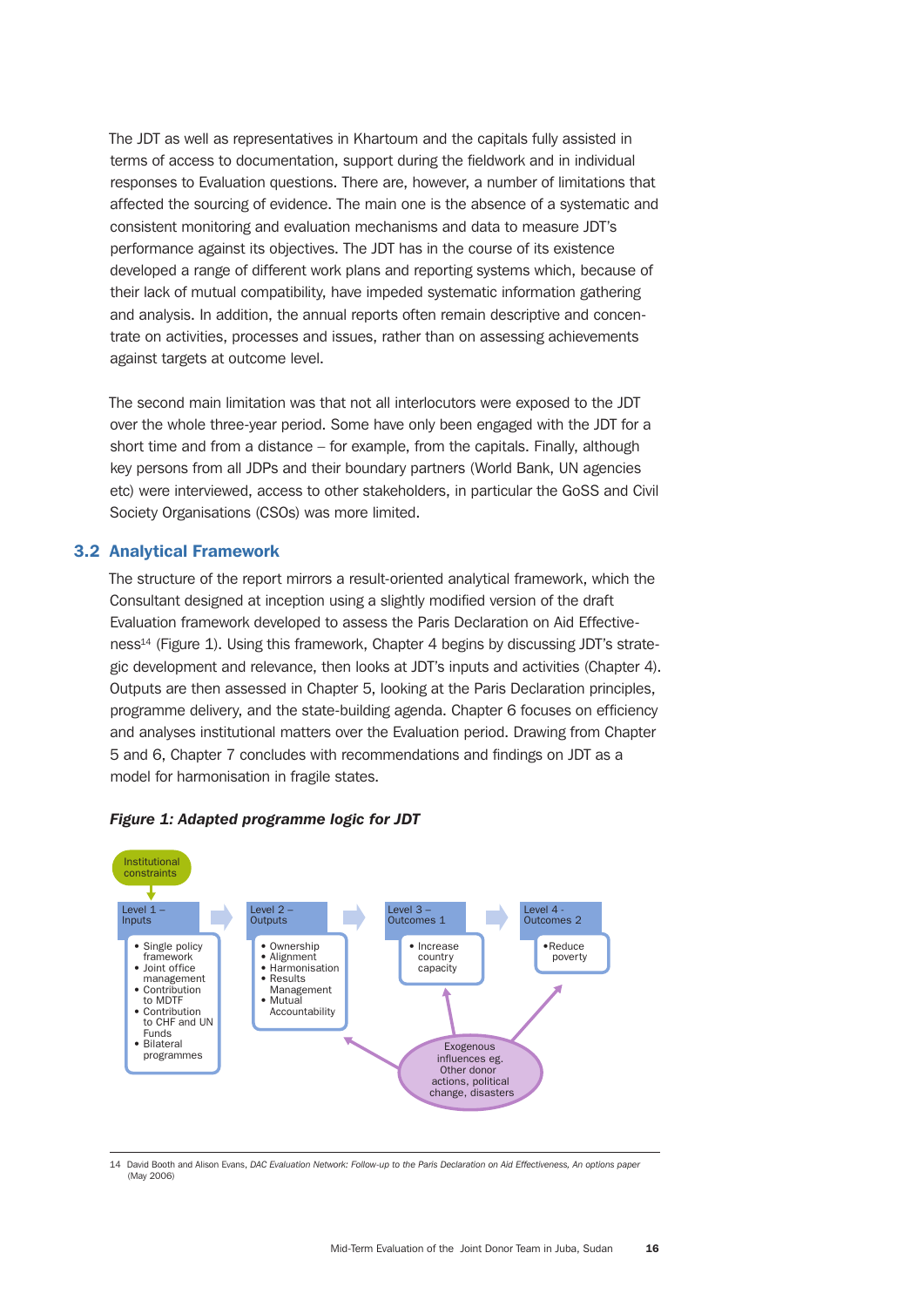The JDT as well as representatives in Khartoum and the capitals fully assisted in terms of access to documentation, support during the fieldwork and in individual responses to Evaluation questions. There are, however, a number of limitations that affected the sourcing of evidence. The main one is the absence of a systematic and consistent monitoring and evaluation mechanisms and data to measure JDT's performance against its objectives. The JDT has in the course of its existence developed a range of different work plans and reporting systems which, because of their lack of mutual compatibility, have impeded systematic information gathering and analysis. In addition, the annual reports often remain descriptive and concentrate on activities, processes and issues, rather than on assessing achievements against targets at outcome level.

The second main limitation was that not all interlocutors were exposed to the JDT over the whole three-year period. Some have only been engaged with the JDT for a short time and from a distance – for example, from the capitals. Finally, although key persons from all JDPs and their boundary partners (World Bank, UN agencies etc) were interviewed, access to other stakeholders, in particular the GoSS and Civil Society Organisations (CSOs) was more limited.

## 3.2 Analytical Framework

The structure of the report mirrors a result-oriented analytical framework, which the Consultant designed at inception using a slightly modified version of the draft Evaluation framework developed to assess the Paris Declaration on Aid Effectiveness[14] (Figure 1). Using this framework, Chapter 4 begins by discussing JDT's strategic development and relevance, then looks at JDT's inputs and activities (Chapter 4). Outputs are then assessed in Chapter 5, looking at the Paris Declaration principles, programme delivery, and the state-building agenda. Chapter 6 focuses on efficiency and analyses institutional matters over the Evaluation period. Drawing from Chapter 5 and 6, Chapter 7 concludes with recommendations and findings on JDT as a model for harmonisation in fragile states.

***Figure 1: Adapted programme logic for JDT***

Institutional constraints

| Level 1 – Inputs | Level 2 – Outputs | Level 3 – Outcomes 1 | Level 4 - Outcomes 2 |
|---|---|---|---|
| • Single policy framework<br>• Joint office management<br>• Contribution to MDTF<br>• Contribution to CHF and UN Funds<br>• Bilateral programmes | • Ownership<br>• Alignment<br>• Harmonisation<br>• Results Management<br>• Mutual Accountability | • Increase country capacity | • Reduce poverty |

Exogenous influences eg. Other donor actions, political change, disasters

14 David Booth and Alison Evans, *DAC Evaluation Network: Follow-up to the Paris Declaration on Aid Effectiveness, An options paper* (May 2006)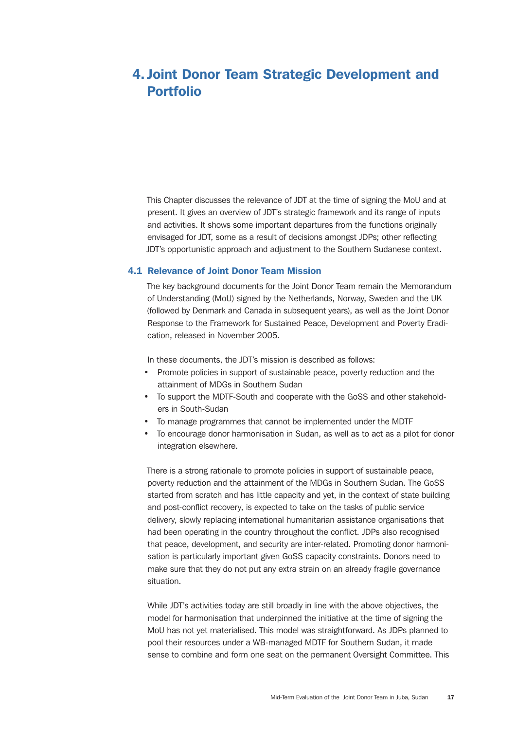# 4. Joint Donor Team Strategic Development and Portfolio

This Chapter discusses the relevance of JDT at the time of signing the MoU and at present. It gives an overview of JDT's strategic framework and its range of inputs and activities. It shows some important departures from the functions originally envisaged for JDT, some as a result of decisions amongst JDPs; other reflecting JDT's opportunistic approach and adjustment to the Southern Sudanese context.

## 4.1 Relevance of Joint Donor Team Mission

The key background documents for the Joint Donor Team remain the Memorandum of Understanding (MoU) signed by the Netherlands, Norway, Sweden and the UK (followed by Denmark and Canada in subsequent years), as well as the Joint Donor Response to the Framework for Sustained Peace, Development and Poverty Eradication, released in November 2005.

In these documents, the JDT's mission is described as follows:

- Promote policies in support of sustainable peace, poverty reduction and the attainment of MDGs in Southern Sudan
- To support the MDTF-South and cooperate with the GoSS and other stakeholders in South-Sudan
- To manage programmes that cannot be implemented under the MDTF
- To encourage donor harmonisation in Sudan, as well as to act as a pilot for donor integration elsewhere.

There is a strong rationale to promote policies in support of sustainable peace, poverty reduction and the attainment of the MDGs in Southern Sudan. The GoSS started from scratch and has little capacity and yet, in the context of state building and post-conflict recovery, is expected to take on the tasks of public service delivery, slowly replacing international humanitarian assistance organisations that had been operating in the country throughout the conflict. JDPs also recognised that peace, development, and security are inter-related. Promoting donor harmonisation is particularly important given GoSS capacity constraints. Donors need to make sure that they do not put any extra strain on an already fragile governance situation.

While JDT's activities today are still broadly in line with the above objectives, the model for harmonisation that underpinned the initiative at the time of signing the MoU has not yet materialised. This model was straightforward. As JDPs planned to pool their resources under a WB-managed MDTF for Southern Sudan, it made sense to combine and form one seat on the permanent Oversight Committee. This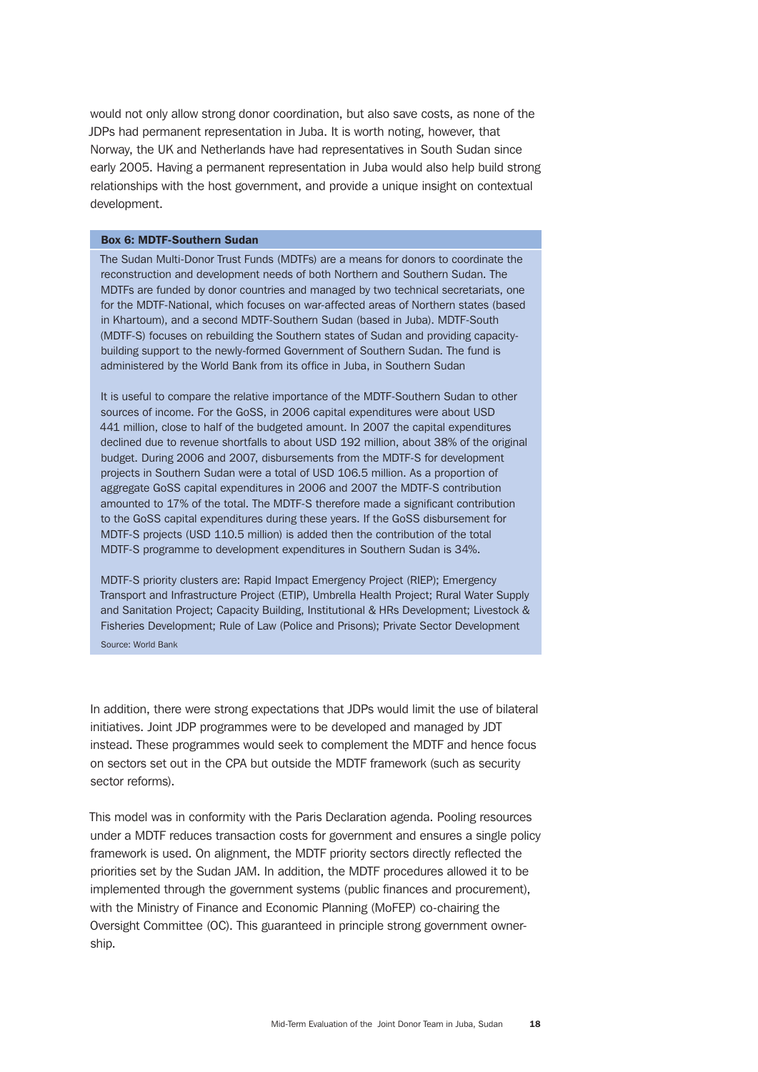would not only allow strong donor coordination, but also save costs, as none of the JDPs had permanent representation in Juba. It is worth noting, however, that Norway, the UK and Netherlands have had representatives in South Sudan since early 2005. Having a permanent representation in Juba would also help build strong relationships with the host government, and provide a unique insight on contextual development.

**Box 6: MDTF-Southern Sudan**

The Sudan Multi-Donor Trust Funds (MDTFs) are a means for donors to coordinate the reconstruction and development needs of both Northern and Southern Sudan. The MDTFs are funded by donor countries and managed by two technical secretariats, one for the MDTF-National, which focuses on war-affected areas of Northern states (based in Khartoum), and a second MDTF-Southern Sudan (based in Juba). MDTF-South (MDTF-S) focuses on rebuilding the Southern states of Sudan and providing capacity-building support to the newly-formed Government of Southern Sudan. The fund is administered by the World Bank from its office in Juba, in Southern Sudan

It is useful to compare the relative importance of the MDTF-Southern Sudan to other sources of income. For the GoSS, in 2006 capital expenditures were about USD 441 million, close to half of the budgeted amount. In 2007 the capital expenditures declined due to revenue shortfalls to about USD 192 million, about 38% of the original budget. During 2006 and 2007, disbursements from the MDTF-S for development projects in Southern Sudan were a total of USD 106.5 million. As a proportion of aggregate GoSS capital expenditures in 2006 and 2007 the MDTF-S contribution amounted to 17% of the total. The MDTF-S therefore made a significant contribution to the GoSS capital expenditures during these years. If the GoSS disbursement for MDTF-S projects (USD 110.5 million) is added then the contribution of the total MDTF-S programme to development expenditures in Southern Sudan is 34%.

MDTF-S priority clusters are: Rapid Impact Emergency Project (RIEP); Emergency Transport and Infrastructure Project (ETIP), Umbrella Health Project; Rural Water Supply and Sanitation Project; Capacity Building, Institutional & HRs Development; Livestock & Fisheries Development; Rule of Law (Police and Prisons); Private Sector Development

Source: World Bank

In addition, there were strong expectations that JDPs would limit the use of bilateral initiatives. Joint JDP programmes were to be developed and managed by JDT instead. These programmes would seek to complement the MDTF and hence focus on sectors set out in the CPA but outside the MDTF framework (such as security sector reforms).

This model was in conformity with the Paris Declaration agenda. Pooling resources under a MDTF reduces transaction costs for government and ensures a single policy framework is used. On alignment, the MDTF priority sectors directly reflected the priorities set by the Sudan JAM. In addition, the MDTF procedures allowed it to be implemented through the government systems (public finances and procurement), with the Ministry of Finance and Economic Planning (MoFEP) co-chairing the Oversight Committee (OC). This guaranteed in principle strong government ownership.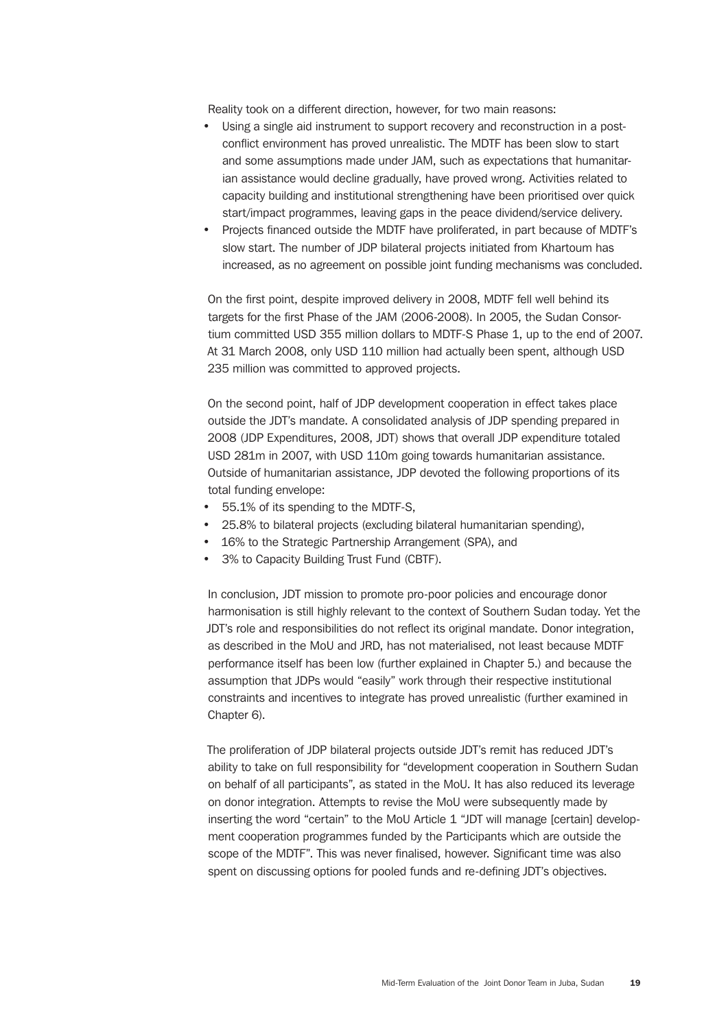Reality took on a different direction, however, for two main reasons:

- Using a single aid instrument to support recovery and reconstruction in a post-conflict environment has proved unrealistic. The MDTF has been slow to start and some assumptions made under JAM, such as expectations that humanitarian assistance would decline gradually, have proved wrong. Activities related to capacity building and institutional strengthening have been prioritised over quick start/impact programmes, leaving gaps in the peace dividend/service delivery.
- Projects financed outside the MDTF have proliferated, in part because of MDTF's slow start. The number of JDP bilateral projects initiated from Khartoum has increased, as no agreement on possible joint funding mechanisms was concluded.

On the first point, despite improved delivery in 2008, MDTF fell well behind its targets for the first Phase of the JAM (2006-2008). In 2005, the Sudan Consortium committed USD 355 million dollars to MDTF-S Phase 1, up to the end of 2007. At 31 March 2008, only USD 110 million had actually been spent, although USD 235 million was committed to approved projects.

On the second point, half of JDP development cooperation in effect takes place outside the JDT's mandate. A consolidated analysis of JDP spending prepared in 2008 (JDP Expenditures, 2008, JDT) shows that overall JDP expenditure totaled USD 281m in 2007, with USD 110m going towards humanitarian assistance. Outside of humanitarian assistance, JDP devoted the following proportions of its total funding envelope:

- 55.1% of its spending to the MDTF-S,
- 25.8% to bilateral projects (excluding bilateral humanitarian spending),
- 16% to the Strategic Partnership Arrangement (SPA), and
- 3% to Capacity Building Trust Fund (CBTF).

In conclusion, JDT mission to promote pro-poor policies and encourage donor harmonisation is still highly relevant to the context of Southern Sudan today. Yet the JDT's role and responsibilities do not reflect its original mandate. Donor integration, as described in the MoU and JRD, has not materialised, not least because MDTF performance itself has been low (further explained in Chapter 5.) and because the assumption that JDPs would "easily" work through their respective institutional constraints and incentives to integrate has proved unrealistic (further examined in Chapter 6).

The proliferation of JDP bilateral projects outside JDT's remit has reduced JDT's ability to take on full responsibility for "development cooperation in Southern Sudan on behalf of all participants", as stated in the MoU. It has also reduced its leverage on donor integration. Attempts to revise the MoU were subsequently made by inserting the word "certain" to the MoU Article 1 "JDT will manage [certain] development cooperation programmes funded by the Participants which are outside the scope of the MDTF". This was never finalised, however. Significant time was also spent on discussing options for pooled funds and re-defining JDT's objectives.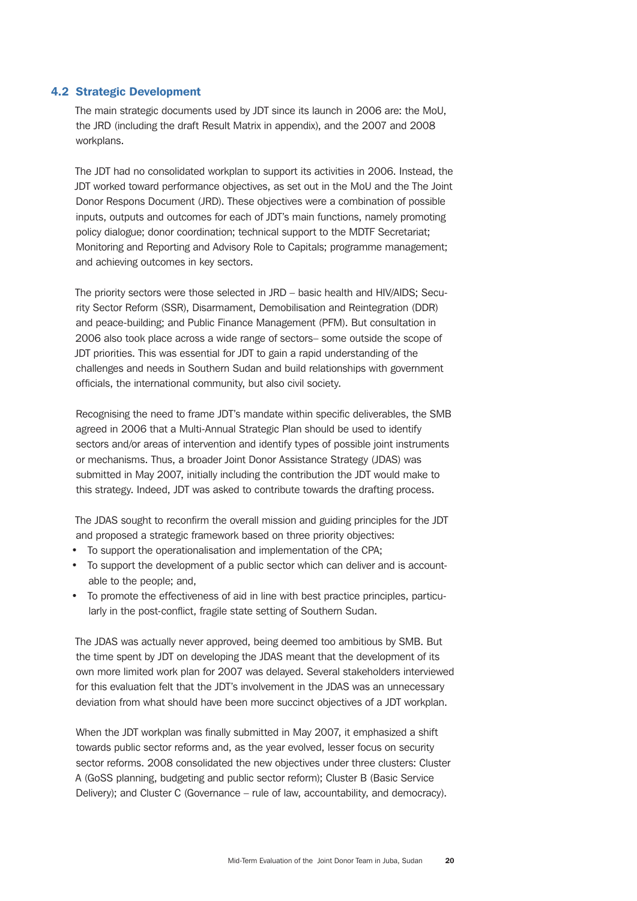## 4.2 Strategic Development

The main strategic documents used by JDT since its launch in 2006 are: the MoU, the JRD (including the draft Result Matrix in appendix), and the 2007 and 2008 workplans.

The JDT had no consolidated workplan to support its activities in 2006. Instead, the JDT worked toward performance objectives, as set out in the MoU and the The Joint Donor Respons Document (JRD). These objectives were a combination of possible inputs, outputs and outcomes for each of JDT's main functions, namely promoting policy dialogue; donor coordination; technical support to the MDTF Secretariat; Monitoring and Reporting and Advisory Role to Capitals; programme management; and achieving outcomes in key sectors.

The priority sectors were those selected in JRD – basic health and HIV/AIDS; Security Sector Reform (SSR), Disarmament, Demobilisation and Reintegration (DDR) and peace-building; and Public Finance Management (PFM). But consultation in 2006 also took place across a wide range of sectors– some outside the scope of JDT priorities. This was essential for JDT to gain a rapid understanding of the challenges and needs in Southern Sudan and build relationships with government officials, the international community, but also civil society.

Recognising the need to frame JDT's mandate within specific deliverables, the SMB agreed in 2006 that a Multi-Annual Strategic Plan should be used to identify sectors and/or areas of intervention and identify types of possible joint instruments or mechanisms. Thus, a broader Joint Donor Assistance Strategy (JDAS) was submitted in May 2007, initially including the contribution the JDT would make to this strategy. Indeed, JDT was asked to contribute towards the drafting process.

The JDAS sought to reconfirm the overall mission and guiding principles for the JDT and proposed a strategic framework based on three priority objectives:

- To support the operationalisation and implementation of the CPA;
- To support the development of a public sector which can deliver and is accountable to the people; and,
- To promote the effectiveness of aid in line with best practice principles, particularly in the post-conflict, fragile state setting of Southern Sudan.

The JDAS was actually never approved, being deemed too ambitious by SMB. But the time spent by JDT on developing the JDAS meant that the development of its own more limited work plan for 2007 was delayed. Several stakeholders interviewed for this evaluation felt that the JDT's involvement in the JDAS was an unnecessary deviation from what should have been more succinct objectives of a JDT workplan.

When the JDT workplan was finally submitted in May 2007, it emphasized a shift towards public sector reforms and, as the year evolved, lesser focus on security sector reforms. 2008 consolidated the new objectives under three clusters: Cluster A (GoSS planning, budgeting and public sector reform); Cluster B (Basic Service Delivery); and Cluster C (Governance – rule of law, accountability, and democracy).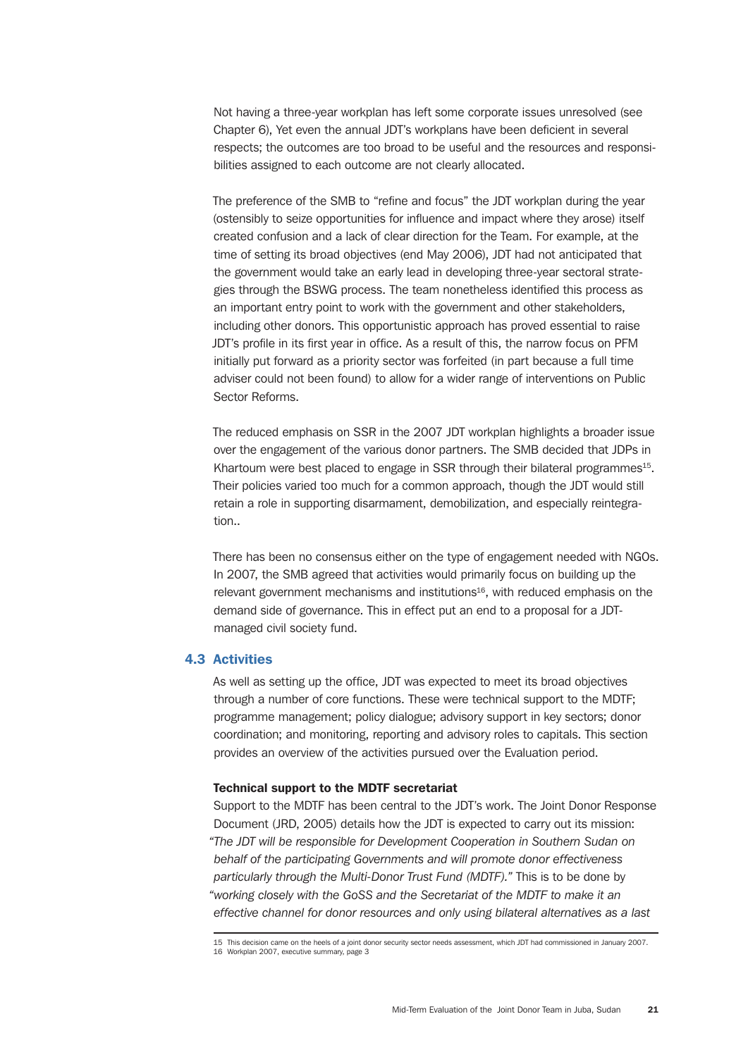Not having a three-year workplan has left some corporate issues unresolved (see Chapter 6), Yet even the annual JDT's workplans have been deficient in several respects; the outcomes are too broad to be useful and the resources and responsibilities assigned to each outcome are not clearly allocated.

The preference of the SMB to "refine and focus" the JDT workplan during the year (ostensibly to seize opportunities for influence and impact where they arose) itself created confusion and a lack of clear direction for the Team. For example, at the time of setting its broad objectives (end May 2006), JDT had not anticipated that the government would take an early lead in developing three-year sectoral strategies through the BSWG process. The team nonetheless identified this process as an important entry point to work with the government and other stakeholders, including other donors. This opportunistic approach has proved essential to raise JDT's profile in its first year in office. As a result of this, the narrow focus on PFM initially put forward as a priority sector was forfeited (in part because a full time adviser could not been found) to allow for a wider range of interventions on Public Sector Reforms.

The reduced emphasis on SSR in the 2007 JDT workplan highlights a broader issue over the engagement of the various donor partners. The SMB decided that JDPs in Khartoum were best placed to engage in SSR through their bilateral programmes[15]. Their policies varied too much for a common approach, though the JDT would still retain a role in supporting disarmament, demobilization, and especially reintegration..

There has been no consensus either on the type of engagement needed with NGOs. In 2007, the SMB agreed that activities would primarily focus on building up the relevant government mechanisms and institutions[16], with reduced emphasis on the demand side of governance. This in effect put an end to a proposal for a JDT-managed civil society fund.

## 4.3 Activities

As well as setting up the office, JDT was expected to meet its broad objectives through a number of core functions. These were technical support to the MDTF; programme management; policy dialogue; advisory support in key sectors; donor coordination; and monitoring, reporting and advisory roles to capitals. This section provides an overview of the activities pursued over the Evaluation period.

### Technical support to the MDTF secretariat

Support to the MDTF has been central to the JDT's work. The Joint Donor Response Document (JRD, 2005) details how the JDT is expected to carry out its mission: *"The JDT will be responsible for Development Cooperation in Southern Sudan on behalf of the participating Governments and will promote donor effectiveness particularly through the Multi-Donor Trust Fund (MDTF)."* This is to be done by *"working closely with the GoSS and the Secretariat of the MDTF to make it an effective channel for donor resources and only using bilateral alternatives as a last*

---

15 This decision came on the heels of a joint donor security sector needs assessment, which JDT had commissioned in January 2007.

16 Workplan 2007, executive summary, page 3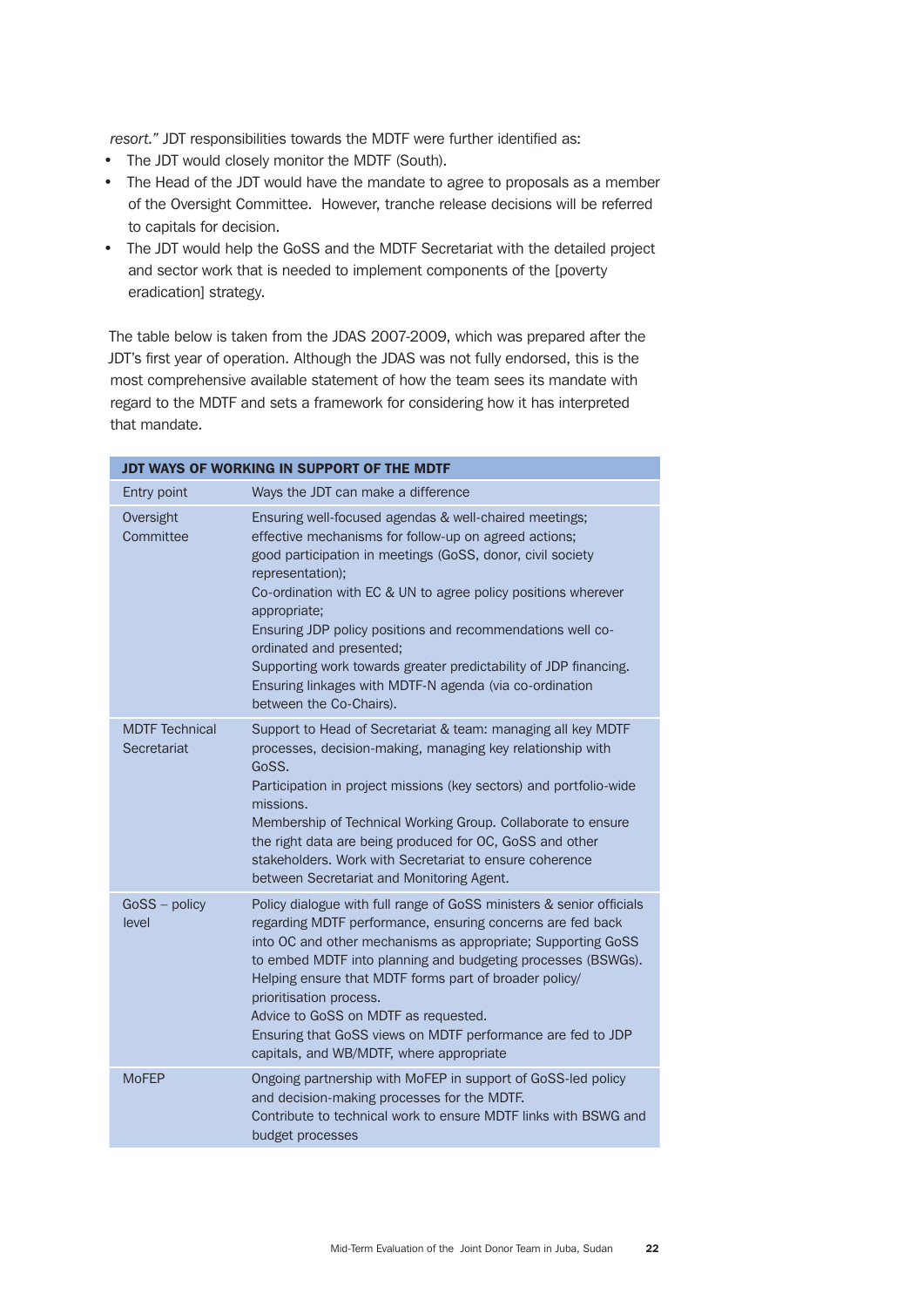*resort."* JDT responsibilities towards the MDTF were further identified as:

- The JDT would closely monitor the MDTF (South).
- The Head of the JDT would have the mandate to agree to proposals as a member of the Oversight Committee. However, tranche release decisions will be referred to capitals for decision.
- The JDT would help the GoSS and the MDTF Secretariat with the detailed project and sector work that is needed to implement components of the [poverty eradication] strategy.

The table below is taken from the JDAS 2007-2009, which was prepared after the JDT's first year of operation. Although the JDAS was not fully endorsed, this is the most comprehensive available statement of how the team sees its mandate with regard to the MDTF and sets a framework for considering how it has interpreted that mandate.

| **JDT WAYS OF WORKING IN SUPPORT OF THE MDTF** | |
|---|---|
| Entry point | Ways the JDT can make a difference |
| Oversight Committee | Ensuring well-focused agendas & well-chaired meetings; effective mechanisms for follow-up on agreed actions; good participation in meetings (GoSS, donor, civil society representation); Co-ordination with EC & UN to agree policy positions wherever appropriate; Ensuring JDP policy positions and recommendations well co-ordinated and presented; Supporting work towards greater predictability of JDP financing. Ensuring linkages with MDTF-N agenda (via co-ordination between the Co-Chairs). |
| MDTF Technical Secretariat | Support to Head of Secretariat & team: managing all key MDTF processes, decision-making, managing key relationship with GoSS. Participation in project missions (key sectors) and portfolio-wide missions. Membership of Technical Working Group. Collaborate to ensure the right data are being produced for OC, GoSS and other stakeholders. Work with Secretariat to ensure coherence between Secretariat and Monitoring Agent. |
| GoSS – policy level | Policy dialogue with full range of GoSS ministers & senior officials regarding MDTF performance, ensuring concerns are fed back into OC and other mechanisms as appropriate; Supporting GoSS to embed MDTF into planning and budgeting processes (BSWGs). Helping ensure that MDTF forms part of broader policy/ prioritisation process. Advice to GoSS on MDTF as requested. Ensuring that GoSS views on MDTF performance are fed to JDP capitals, and WB/MDTF, where appropriate |
| MoFEP | Ongoing partnership with MoFEP in support of GoSS-led policy and decision-making processes for the MDTF. Contribute to technical work to ensure MDTF links with BSWG and budget processes |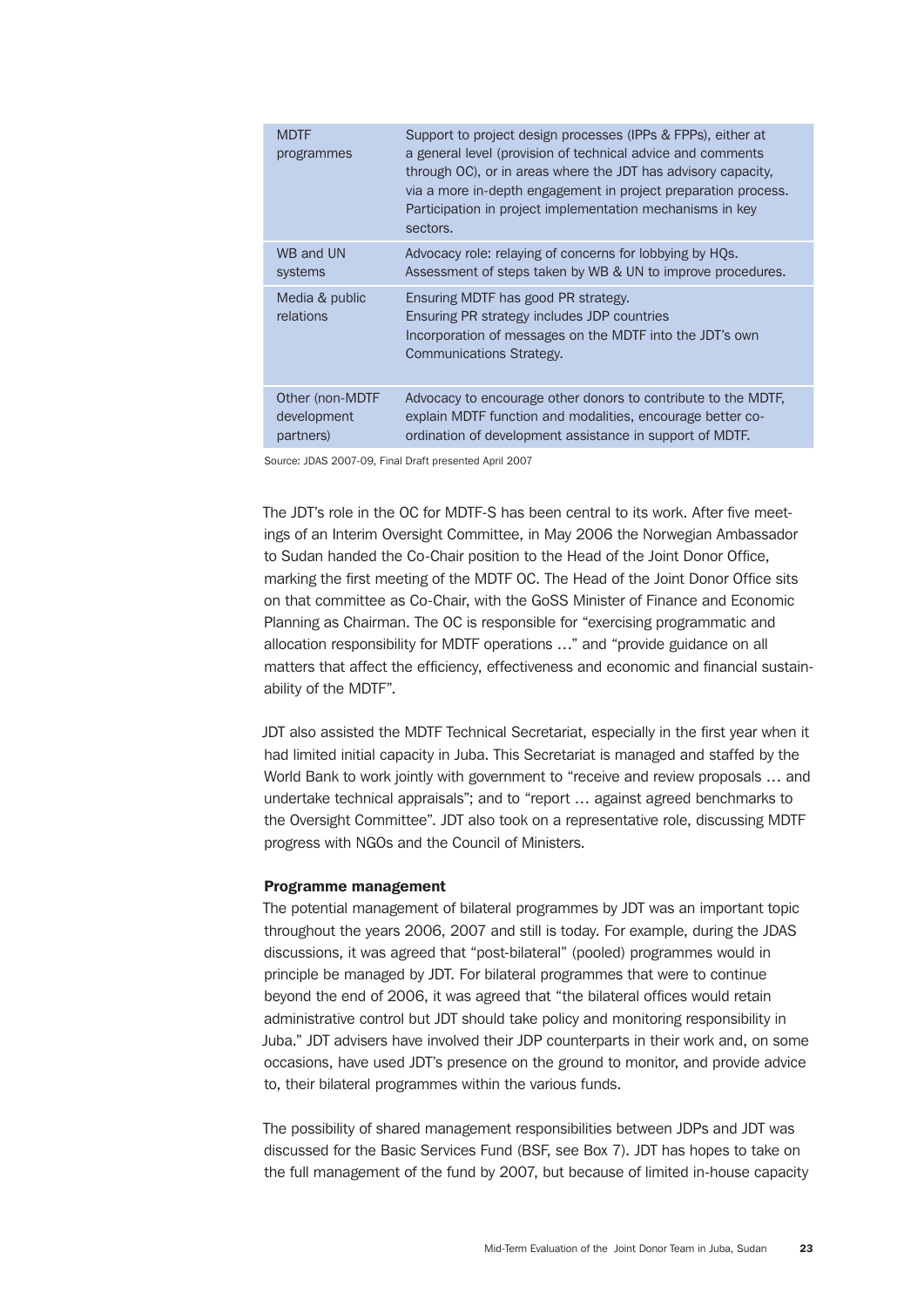| | |
|---|---|
| MDTF programmes | Support to project design processes (IPPs & FPPs), either at a general level (provision of technical advice and comments through OC), or in areas where the JDT has advisory capacity, via a more in-depth engagement in project preparation process. Participation in project implementation mechanisms in key sectors. |
| WB and UN systems | Advocacy role: relaying of concerns for lobbying by HQs. Assessment of steps taken by WB & UN to improve procedures. |
| Media & public relations | Ensuring MDTF has good PR strategy. Ensuring PR strategy includes JDP countries Incorporation of messages on the MDTF into the JDT's own Communications Strategy. |
| Other (non-MDTF development partners) | Advocacy to encourage other donors to contribute to the MDTF, explain MDTF function and modalities, encourage better co-ordination of development assistance in support of MDTF. |

Source: JDAS 2007-09, Final Draft presented April 2007

The JDT's role in the OC for MDTF-S has been central to its work. After five meetings of an Interim Oversight Committee, in May 2006 the Norwegian Ambassador to Sudan handed the Co-Chair position to the Head of the Joint Donor Office, marking the first meeting of the MDTF OC. The Head of the Joint Donor Office sits on that committee as Co-Chair, with the GoSS Minister of Finance and Economic Planning as Chairman. The OC is responsible for "exercising programmatic and allocation responsibility for MDTF operations …" and "provide guidance on all matters that affect the efficiency, effectiveness and economic and financial sustainability of the MDTF".

JDT also assisted the MDTF Technical Secretariat, especially in the first year when it had limited initial capacity in Juba. This Secretariat is managed and staffed by the World Bank to work jointly with government to "receive and review proposals … and undertake technical appraisals"; and to "report … against agreed benchmarks to the Oversight Committee". JDT also took on a representative role, discussing MDTF progress with NGOs and the Council of Ministers.

**Programme management**

The potential management of bilateral programmes by JDT was an important topic throughout the years 2006, 2007 and still is today. For example, during the JDAS discussions, it was agreed that "post-bilateral" (pooled) programmes would in principle be managed by JDT. For bilateral programmes that were to continue beyond the end of 2006, it was agreed that "the bilateral offices would retain administrative control but JDT should take policy and monitoring responsibility in Juba." JDT advisers have involved their JDP counterparts in their work and, on some occasions, have used JDT's presence on the ground to monitor, and provide advice to, their bilateral programmes within the various funds.

The possibility of shared management responsibilities between JDPs and JDT was discussed for the Basic Services Fund (BSF, see Box 7). JDT has hopes to take on the full management of the fund by 2007, but because of limited in-house capacity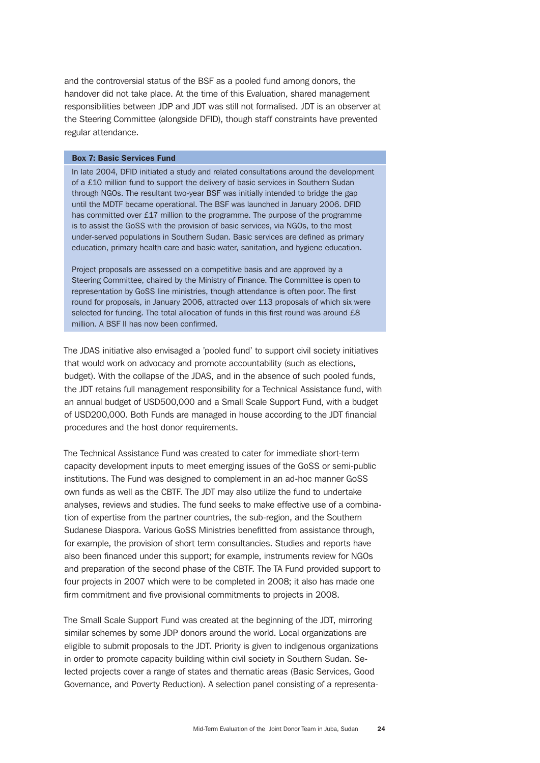and the controversial status of the BSF as a pooled fund among donors, the handover did not take place. At the time of this Evaluation, shared management responsibilities between JDP and JDT was still not formalised. JDT is an observer at the Steering Committee (alongside DFID), though staff constraints have prevented regular attendance.

**Box 7: Basic Services Fund**

In late 2004, DFID initiated a study and related consultations around the development of a £10 million fund to support the delivery of basic services in Southern Sudan through NGOs. The resultant two-year BSF was initially intended to bridge the gap until the MDTF became operational. The BSF was launched in January 2006. DFID has committed over £17 million to the programme. The purpose of the programme is to assist the GoSS with the provision of basic services, via NGOs, to the most under-served populations in Southern Sudan. Basic services are defined as primary education, primary health care and basic water, sanitation, and hygiene education.

Project proposals are assessed on a competitive basis and are approved by a Steering Committee, chaired by the Ministry of Finance. The Committee is open to representation by GoSS line ministries, though attendance is often poor. The first round for proposals, in January 2006, attracted over 113 proposals of which six were selected for funding. The total allocation of funds in this first round was around £8 million. A BSF II has now been confirmed.

The JDAS initiative also envisaged a 'pooled fund' to support civil society initiatives that would work on advocacy and promote accountability (such as elections, budget). With the collapse of the JDAS, and in the absence of such pooled funds, the JDT retains full management responsibility for a Technical Assistance fund, with an annual budget of USD500,000 and a Small Scale Support Fund, with a budget of USD200,000. Both Funds are managed in house according to the JDT financial procedures and the host donor requirements.

The Technical Assistance Fund was created to cater for immediate short-term capacity development inputs to meet emerging issues of the GoSS or semi-public institutions. The Fund was designed to complement in an ad-hoc manner GoSS own funds as well as the CBTF. The JDT may also utilize the fund to undertake analyses, reviews and studies. The fund seeks to make effective use of a combination of expertise from the partner countries, the sub-region, and the Southern Sudanese Diaspora. Various GoSS Ministries benefitted from assistance through, for example, the provision of short term consultancies. Studies and reports have also been financed under this support; for example, instruments review for NGOs and preparation of the second phase of the CBTF. The TA Fund provided support to four projects in 2007 which were to be completed in 2008; it also has made one firm commitment and five provisional commitments to projects in 2008.

The Small Scale Support Fund was created at the beginning of the JDT, mirroring similar schemes by some JDP donors around the world. Local organizations are eligible to submit proposals to the JDT. Priority is given to indigenous organizations in order to promote capacity building within civil society in Southern Sudan. Selected projects cover a range of states and thematic areas (Basic Services, Good Governance, and Poverty Reduction). A selection panel consisting of a representa-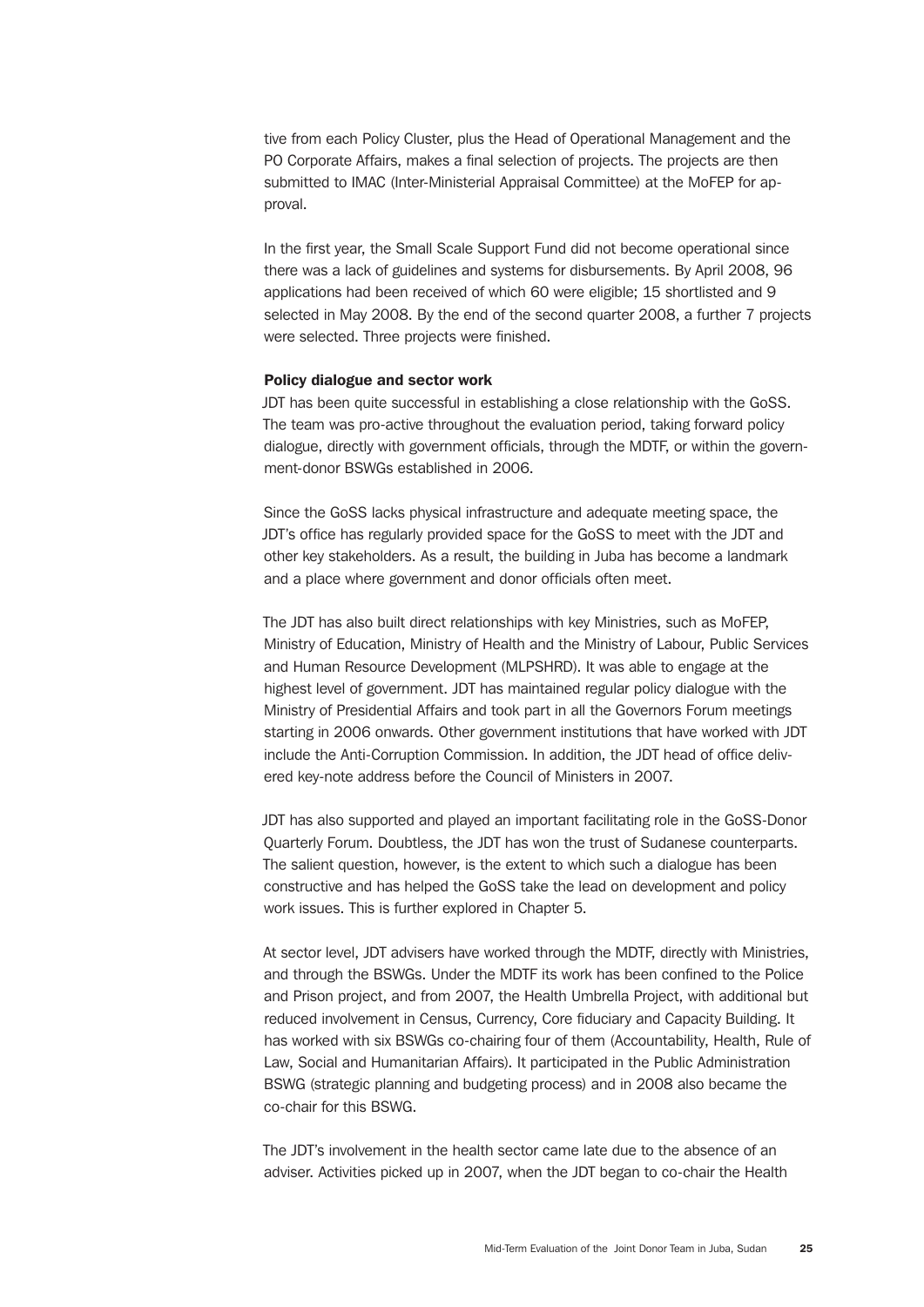tive from each Policy Cluster, plus the Head of Operational Management and the PO Corporate Affairs, makes a final selection of projects. The projects are then submitted to IMAC (Inter-Ministerial Appraisal Committee) at the MoFEP for approval.

In the first year, the Small Scale Support Fund did not become operational since there was a lack of guidelines and systems for disbursements. By April 2008, 96 applications had been received of which 60 were eligible; 15 shortlisted and 9 selected in May 2008. By the end of the second quarter 2008, a further 7 projects were selected. Three projects were finished.

#### Policy dialogue and sector work

JDT has been quite successful in establishing a close relationship with the GoSS. The team was pro-active throughout the evaluation period, taking forward policy dialogue, directly with government officials, through the MDTF, or within the government-donor BSWGs established in 2006.

Since the GoSS lacks physical infrastructure and adequate meeting space, the JDT's office has regularly provided space for the GoSS to meet with the JDT and other key stakeholders. As a result, the building in Juba has become a landmark and a place where government and donor officials often meet.

The JDT has also built direct relationships with key Ministries, such as MoFEP, Ministry of Education, Ministry of Health and the Ministry of Labour, Public Services and Human Resource Development (MLPSHRD). It was able to engage at the highest level of government. JDT has maintained regular policy dialogue with the Ministry of Presidential Affairs and took part in all the Governors Forum meetings starting in 2006 onwards. Other government institutions that have worked with JDT include the Anti-Corruption Commission. In addition, the JDT head of office delivered key-note address before the Council of Ministers in 2007.

JDT has also supported and played an important facilitating role in the GoSS-Donor Quarterly Forum. Doubtless, the JDT has won the trust of Sudanese counterparts. The salient question, however, is the extent to which such a dialogue has been constructive and has helped the GoSS take the lead on development and policy work issues. This is further explored in Chapter 5.

At sector level, JDT advisers have worked through the MDTF, directly with Ministries, and through the BSWGs. Under the MDTF its work has been confined to the Police and Prison project, and from 2007, the Health Umbrella Project, with additional but reduced involvement in Census, Currency, Core fiduciary and Capacity Building. It has worked with six BSWGs co-chairing four of them (Accountability, Health, Rule of Law, Social and Humanitarian Affairs). It participated in the Public Administration BSWG (strategic planning and budgeting process) and in 2008 also became the co-chair for this BSWG.

The JDT's involvement in the health sector came late due to the absence of an adviser. Activities picked up in 2007, when the JDT began to co-chair the Health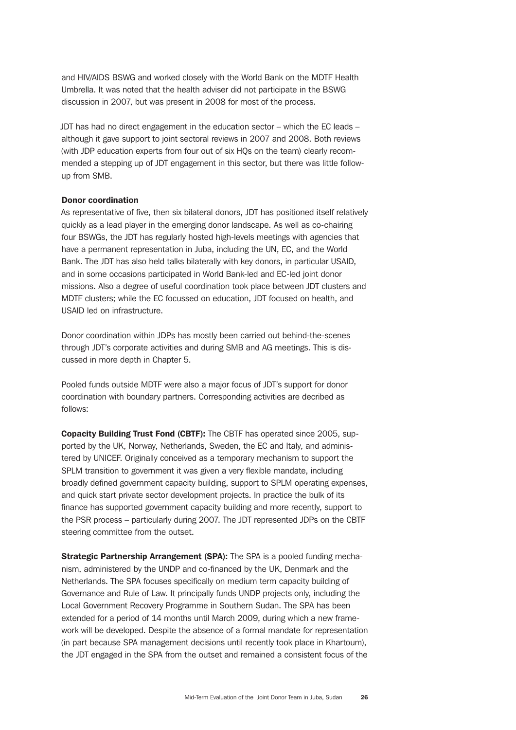and HIV/AIDS BSWG and worked closely with the World Bank on the MDTF Health Umbrella. It was noted that the health adviser did not participate in the BSWG discussion in 2007, but was present in 2008 for most of the process.

JDT has had no direct engagement in the education sector – which the EC leads – although it gave support to joint sectoral reviews in 2007 and 2008. Both reviews (with JDP education experts from four out of six HQs on the team) clearly recommended a stepping up of JDT engagement in this sector, but there was little follow-up from SMB.

**Donor coordination**

As representative of five, then six bilateral donors, JDT has positioned itself relatively quickly as a lead player in the emerging donor landscape. As well as co-chairing four BSWGs, the JDT has regularly hosted high-levels meetings with agencies that have a permanent representation in Juba, including the UN, EC, and the World Bank. The JDT has also held talks bilaterally with key donors, in particular USAID, and in some occasions participated in World Bank-led and EC-led joint donor missions. Also a degree of useful coordination took place between JDT clusters and MDTF clusters; while the EC focussed on education, JDT focused on health, and USAID led on infrastructure.

Donor coordination within JDPs has mostly been carried out behind-the-scenes through JDT's corporate activities and during SMB and AG meetings. This is discussed in more depth in Chapter 5.

Pooled funds outside MDTF were also a major focus of JDT's support for donor coordination with boundary partners. Corresponding activities are decribed as follows:

**Copacity Building Trust Fond (CBTF):** The CBTF has operated since 2005, supported by the UK, Norway, Netherlands, Sweden, the EC and Italy, and administered by UNICEF. Originally conceived as a temporary mechanism to support the SPLM transition to government it was given a very flexible mandate, including broadly defined government capacity building, support to SPLM operating expenses, and quick start private sector development projects. In practice the bulk of its finance has supported government capacity building and more recently, support to the PSR process – particularly during 2007. The JDT represented JDPs on the CBTF steering committee from the outset.

**Strategic Partnership Arrangement (SPA):** The SPA is a pooled funding mechanism, administered by the UNDP and co-financed by the UK, Denmark and the Netherlands. The SPA focuses specifically on medium term capacity building of Governance and Rule of Law. It principally funds UNDP projects only, including the Local Government Recovery Programme in Southern Sudan. The SPA has been extended for a period of 14 months until March 2009, during which a new framework will be developed. Despite the absence of a formal mandate for representation (in part because SPA management decisions until recently took place in Khartoum), the JDT engaged in the SPA from the outset and remained a consistent focus of the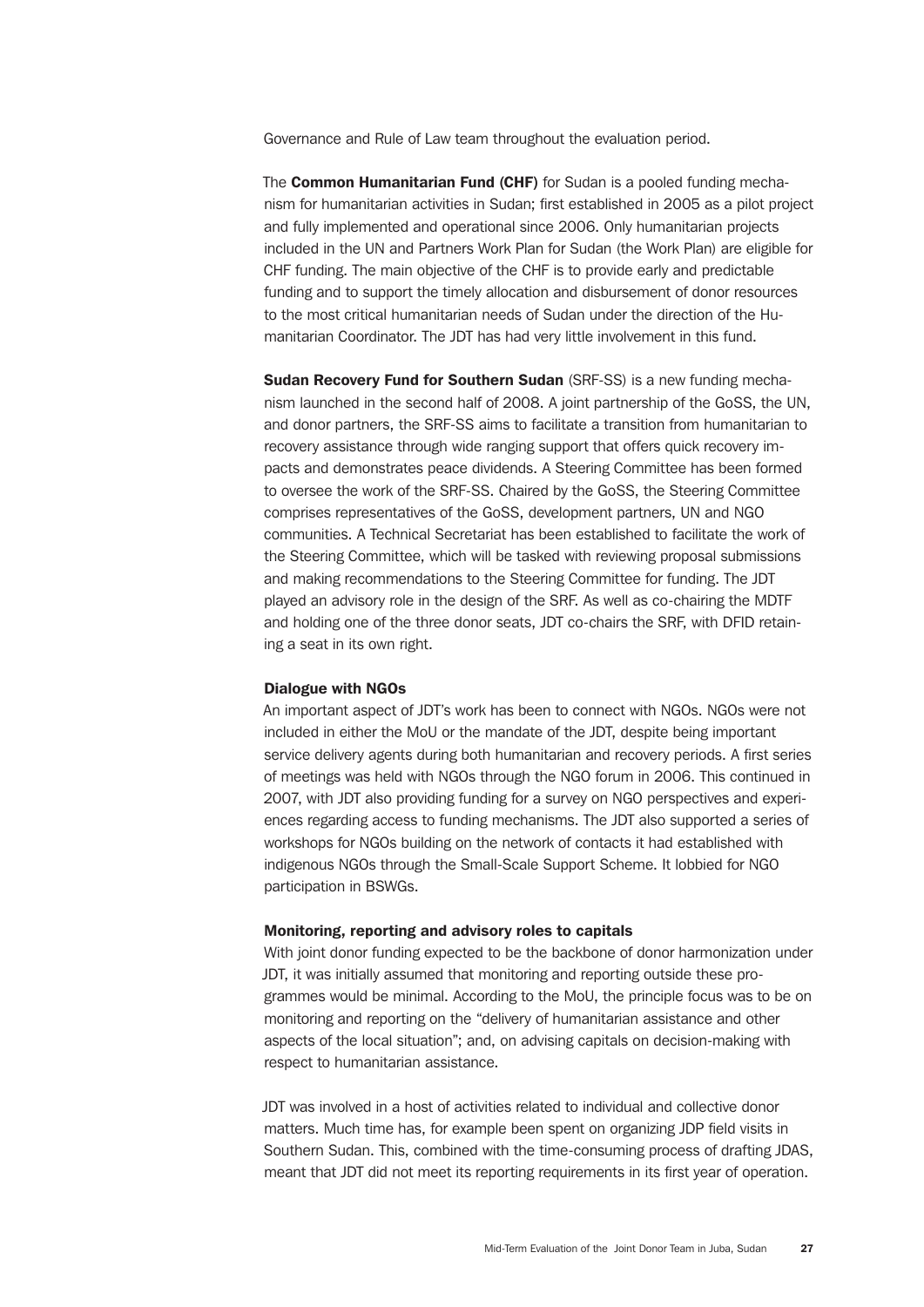Governance and Rule of Law team throughout the evaluation period.

The **Common Humanitarian Fund (CHF)** for Sudan is a pooled funding mechanism for humanitarian activities in Sudan; first established in 2005 as a pilot project and fully implemented and operational since 2006. Only humanitarian projects included in the UN and Partners Work Plan for Sudan (the Work Plan) are eligible for CHF funding. The main objective of the CHF is to provide early and predictable funding and to support the timely allocation and disbursement of donor resources to the most critical humanitarian needs of Sudan under the direction of the Humanitarian Coordinator. The JDT has had very little involvement in this fund.

**Sudan Recovery Fund for Southern Sudan** (SRF-SS) is a new funding mechanism launched in the second half of 2008. A joint partnership of the GoSS, the UN, and donor partners, the SRF-SS aims to facilitate a transition from humanitarian to recovery assistance through wide ranging support that offers quick recovery impacts and demonstrates peace dividends. A Steering Committee has been formed to oversee the work of the SRF-SS. Chaired by the GoSS, the Steering Committee comprises representatives of the GoSS, development partners, UN and NGO communities. A Technical Secretariat has been established to facilitate the work of the Steering Committee, which will be tasked with reviewing proposal submissions and making recommendations to the Steering Committee for funding. The JDT played an advisory role in the design of the SRF. As well as co-chairing the MDTF and holding one of the three donor seats, JDT co-chairs the SRF, with DFID retaining a seat in its own right.

### Dialogue with NGOs

An important aspect of JDT's work has been to connect with NGOs. NGOs were not included in either the MoU or the mandate of the JDT, despite being important service delivery agents during both humanitarian and recovery periods. A first series of meetings was held with NGOs through the NGO forum in 2006. This continued in 2007, with JDT also providing funding for a survey on NGO perspectives and experiences regarding access to funding mechanisms. The JDT also supported a series of workshops for NGOs building on the network of contacts it had established with indigenous NGOs through the Small-Scale Support Scheme. It lobbied for NGO participation in BSWGs.

### Monitoring, reporting and advisory roles to capitals

With joint donor funding expected to be the backbone of donor harmonization under JDT, it was initially assumed that monitoring and reporting outside these programmes would be minimal. According to the MoU, the principle focus was to be on monitoring and reporting on the "delivery of humanitarian assistance and other aspects of the local situation"; and, on advising capitals on decision-making with respect to humanitarian assistance.

JDT was involved in a host of activities related to individual and collective donor matters. Much time has, for example been spent on organizing JDP field visits in Southern Sudan. This, combined with the time-consuming process of drafting JDAS, meant that JDT did not meet its reporting requirements in its first year of operation.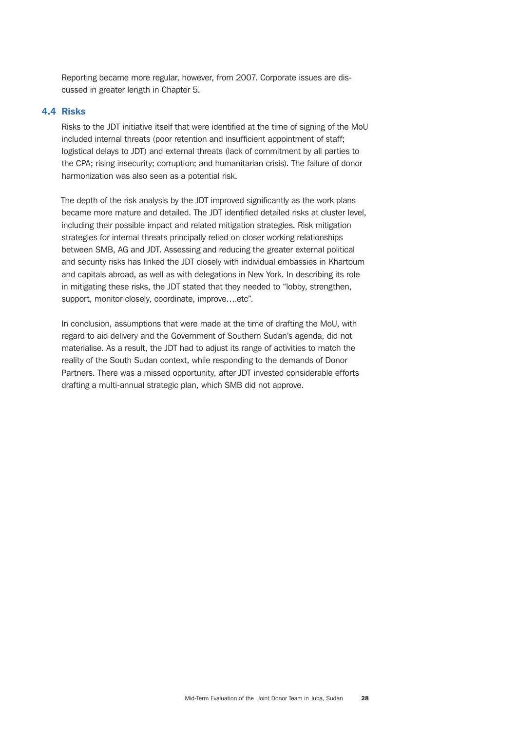Reporting became more regular, however, from 2007. Corporate issues are discussed in greater length in Chapter 5.

### 4.4 Risks

Risks to the JDT initiative itself that were identified at the time of signing of the MoU included internal threats (poor retention and insufficient appointment of staff; logistical delays to JDT) and external threats (lack of commitment by all parties to the CPA; rising insecurity; corruption; and humanitarian crisis). The failure of donor harmonization was also seen as a potential risk.

The depth of the risk analysis by the JDT improved significantly as the work plans became more mature and detailed. The JDT identified detailed risks at cluster level, including their possible impact and related mitigation strategies. Risk mitigation strategies for internal threats principally relied on closer working relationships between SMB, AG and JDT. Assessing and reducing the greater external political and security risks has linked the JDT closely with individual embassies in Khartoum and capitals abroad, as well as with delegations in New York. In describing its role in mitigating these risks, the JDT stated that they needed to "lobby, strengthen, support, monitor closely, coordinate, improve….etc".

In conclusion, assumptions that were made at the time of drafting the MoU, with regard to aid delivery and the Government of Southern Sudan's agenda, did not materialise. As a result, the JDT had to adjust its range of activities to match the reality of the South Sudan context, while responding to the demands of Donor Partners. There was a missed opportunity, after JDT invested considerable efforts drafting a multi-annual strategic plan, which SMB did not approve.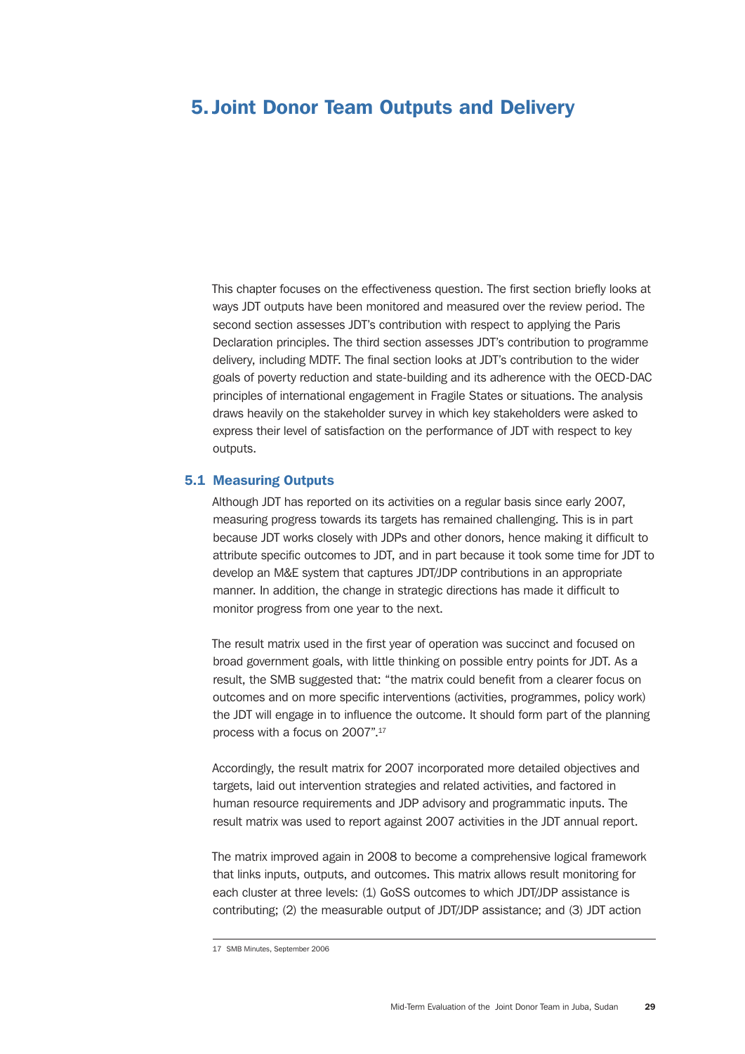# 5. Joint Donor Team Outputs and Delivery

This chapter focuses on the effectiveness question. The first section briefly looks at ways JDT outputs have been monitored and measured over the review period. The second section assesses JDT's contribution with respect to applying the Paris Declaration principles. The third section assesses JDT's contribution to programme delivery, including MDTF. The final section looks at JDT's contribution to the wider goals of poverty reduction and state-building and its adherence with the OECD-DAC principles of international engagement in Fragile States or situations. The analysis draws heavily on the stakeholder survey in which key stakeholders were asked to express their level of satisfaction on the performance of JDT with respect to key outputs.

## 5.1 Measuring Outputs

Although JDT has reported on its activities on a regular basis since early 2007, measuring progress towards its targets has remained challenging. This is in part because JDT works closely with JDPs and other donors, hence making it difficult to attribute specific outcomes to JDT, and in part because it took some time for JDT to develop an M&E system that captures JDT/JDP contributions in an appropriate manner. In addition, the change in strategic directions has made it difficult to monitor progress from one year to the next.

The result matrix used in the first year of operation was succinct and focused on broad government goals, with little thinking on possible entry points for JDT. As a result, the SMB suggested that: "the matrix could benefit from a clearer focus on outcomes and on more specific interventions (activities, programmes, policy work) the JDT will engage in to influence the outcome. It should form part of the planning process with a focus on 2007".[17]

Accordingly, the result matrix for 2007 incorporated more detailed objectives and targets, laid out intervention strategies and related activities, and factored in human resource requirements and JDP advisory and programmatic inputs. The result matrix was used to report against 2007 activities in the JDT annual report.

The matrix improved again in 2008 to become a comprehensive logical framework that links inputs, outputs, and outcomes. This matrix allows result monitoring for each cluster at three levels: (1) GoSS outcomes to which JDT/JDP assistance is contributing; (2) the measurable output of JDT/JDP assistance; and (3) JDT action

17 SMB Minutes, September 2006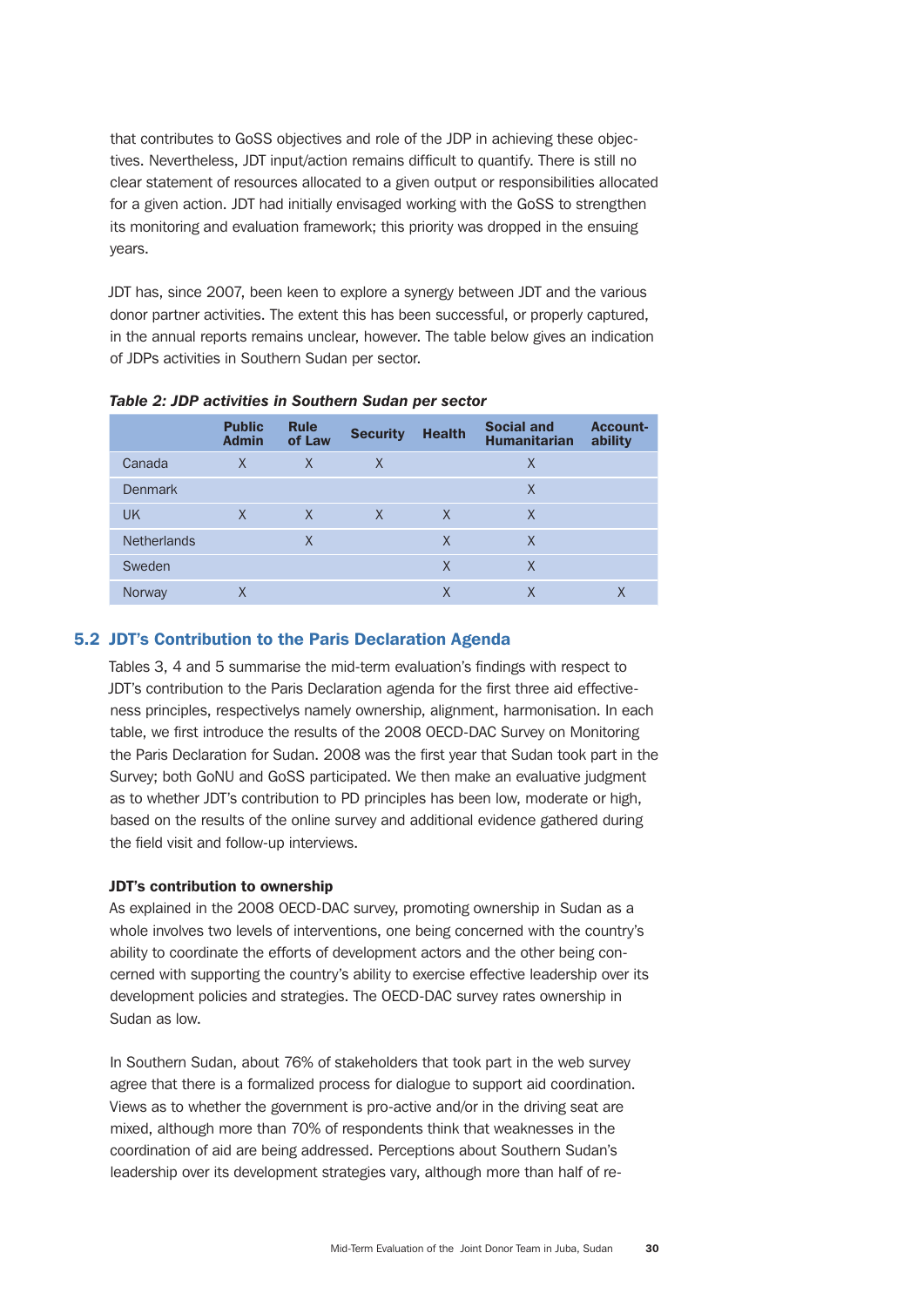that contributes to GoSS objectives and role of the JDP in achieving these objectives. Nevertheless, JDT input/action remains difficult to quantify. There is still no clear statement of resources allocated to a given output or responsibilities allocated for a given action. JDT had initially envisaged working with the GoSS to strengthen its monitoring and evaluation framework; this priority was dropped in the ensuing years.

JDT has, since 2007, been keen to explore a synergy between JDT and the various donor partner activities. The extent this has been successful, or properly captured, in the annual reports remains unclear, however. The table below gives an indication of JDPs activities in Southern Sudan per sector.

***Table 2: JDP activities in Southern Sudan per sector***

| | Public Admin | Rule of Law | Security | Health | Social and Humanitarian | Account-ability |
|---|---|---|---|---|---|---|
| Canada | X | X | X | | X | |
| Denmark | | | | | X | |
| UK | X | X | X | X | X | |
| Netherlands | | X | | X | X | |
| Sweden | | | | X | X | |
| Norway | X | | | X | X | X |

## 5.2 JDT's Contribution to the Paris Declaration Agenda

Tables 3, 4 and 5 summarise the mid-term evaluation's findings with respect to JDT's contribution to the Paris Declaration agenda for the first three aid effectiveness principles, respectivelys namely ownership, alignment, harmonisation. In each table, we first introduce the results of the 2008 OECD-DAC Survey on Monitoring the Paris Declaration for Sudan. 2008 was the first year that Sudan took part in the Survey; both GoNU and GoSS participated. We then make an evaluative judgment as to whether JDT's contribution to PD principles has been low, moderate or high, based on the results of the online survey and additional evidence gathered during the field visit and follow-up interviews.

**JDT's contribution to ownership**

As explained in the 2008 OECD-DAC survey, promoting ownership in Sudan as a whole involves two levels of interventions, one being concerned with the country's ability to coordinate the efforts of development actors and the other being concerned with supporting the country's ability to exercise effective leadership over its development policies and strategies. The OECD-DAC survey rates ownership in Sudan as low.

In Southern Sudan, about 76% of stakeholders that took part in the web survey agree that there is a formalized process for dialogue to support aid coordination. Views as to whether the government is pro-active and/or in the driving seat are mixed, although more than 70% of respondents think that weaknesses in the coordination of aid are being addressed. Perceptions about Southern Sudan's leadership over its development strategies vary, although more than half of re-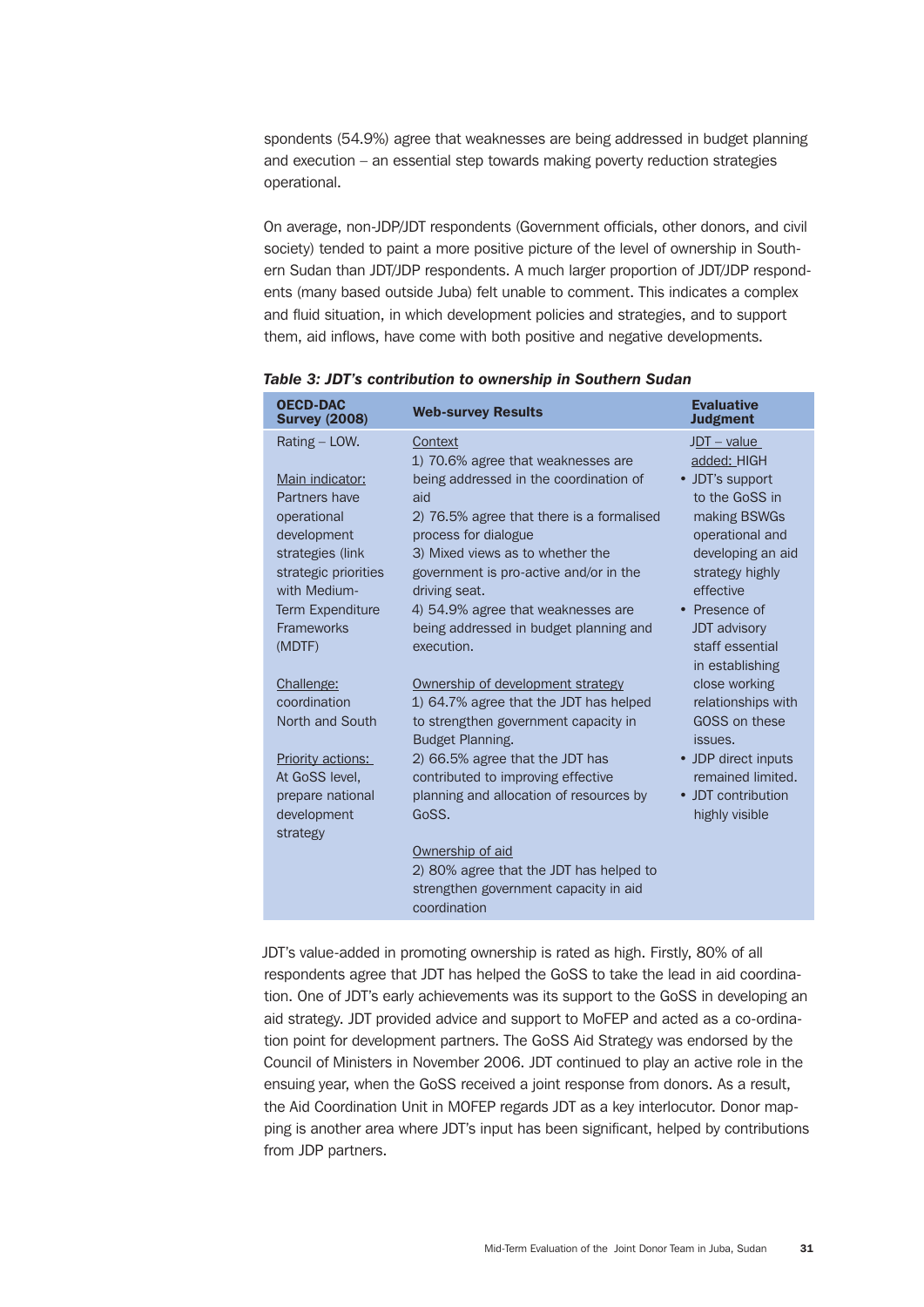spondents (54.9%) agree that weaknesses are being addressed in budget planning and execution – an essential step towards making poverty reduction strategies operational.

On average, non-JDP/JDT respondents (Government officials, other donors, and civil society) tended to paint a more positive picture of the level of ownership in Southern Sudan than JDT/JDP respondents. A much larger proportion of JDT/JDP respondents (many based outside Juba) felt unable to comment. This indicates a complex and fluid situation, in which development policies and strategies, and to support them, aid inflows, have come with both positive and negative developments.

***Table 3: JDT's contribution to ownership in Southern Sudan***

| OECD-DAC Survey (2008) | Web-survey Results | Evaluative Judgment |
|---|---|---|
| Rating – LOW.<br><br>Main indicator:<br>Partners have operational development strategies (link strategic priorities with Medium-Term Expenditure Frameworks (MDTF)<br><br>Challenge:<br>coordination North and South<br><br>Priority actions:<br>At GoSS level, prepare national development strategy | Context<br>1) 70.6% agree that weaknesses are being addressed in the coordination of aid<br>2) 76.5% agree that there is a formalised process for dialogue<br>3) Mixed views as to whether the government is pro-active and/or in the driving seat.<br>4) 54.9% agree that weaknesses are being addressed in budget planning and execution.<br><br>Ownership of development strategy<br>1) 64.7% agree that the JDT has helped to strengthen government capacity in Budget Planning.<br>2) 66.5% agree that the JDT has contributed to improving effective planning and allocation of resources by GoSS.<br><br>Ownership of aid<br>2) 80% agree that the JDT has helped to strengthen government capacity in aid coordination | JDT – value added: HIGH<br>• JDT's support to the GoSS in making BSWGs operational and developing an aid strategy highly effective<br>• Presence of JDT advisory staff essential in establishing close working relationships with GOSS on these issues.<br>• JDP direct inputs remained limited.<br>• JDT contribution highly visible |

JDT's value-added in promoting ownership is rated as high. Firstly, 80% of all respondents agree that JDT has helped the GoSS to take the lead in aid coordination. One of JDT's early achievements was its support to the GoSS in developing an aid strategy. JDT provided advice and support to MoFEP and acted as a co-ordination point for development partners. The GoSS Aid Strategy was endorsed by the Council of Ministers in November 2006. JDT continued to play an active role in the ensuing year, when the GoSS received a joint response from donors. As a result, the Aid Coordination Unit in MOFEP regards JDT as a key interlocutor. Donor mapping is another area where JDT's input has been significant, helped by contributions from JDP partners.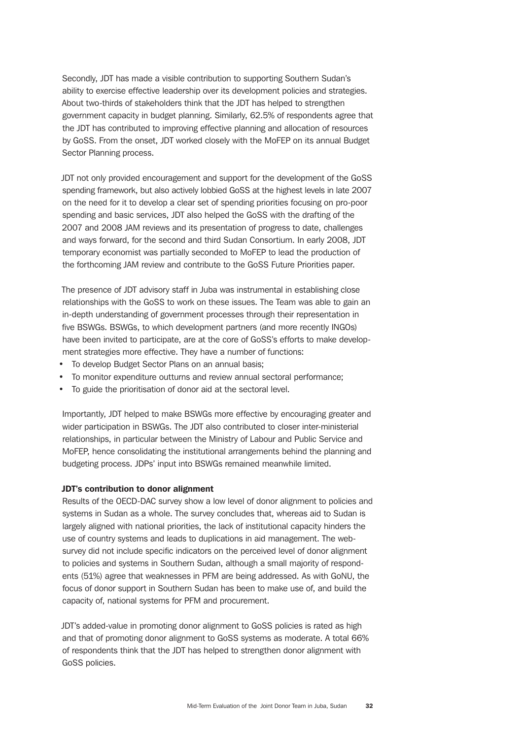Secondly, JDT has made a visible contribution to supporting Southern Sudan's ability to exercise effective leadership over its development policies and strategies. About two-thirds of stakeholders think that the JDT has helped to strengthen government capacity in budget planning. Similarly, 62.5% of respondents agree that the JDT has contributed to improving effective planning and allocation of resources by GoSS. From the onset, JDT worked closely with the MoFEP on its annual Budget Sector Planning process.

JDT not only provided encouragement and support for the development of the GoSS spending framework, but also actively lobbied GoSS at the highest levels in late 2007 on the need for it to develop a clear set of spending priorities focusing on pro-poor spending and basic services, JDT also helped the GoSS with the drafting of the 2007 and 2008 JAM reviews and its presentation of progress to date, challenges and ways forward, for the second and third Sudan Consortium. In early 2008, JDT temporary economist was partially seconded to MoFEP to lead the production of the forthcoming JAM review and contribute to the GoSS Future Priorities paper.

The presence of JDT advisory staff in Juba was instrumental in establishing close relationships with the GoSS to work on these issues. The Team was able to gain an in-depth understanding of government processes through their representation in five BSWGs. BSWGs, to which development partners (and more recently INGOs) have been invited to participate, are at the core of GoSS's efforts to make development strategies more effective. They have a number of functions:

- To develop Budget Sector Plans on an annual basis;
- To monitor expenditure outturns and review annual sectoral performance;
- To guide the prioritisation of donor aid at the sectoral level.

Importantly, JDT helped to make BSWGs more effective by encouraging greater and wider participation in BSWGs. The JDT also contributed to closer inter-ministerial relationships, in particular between the Ministry of Labour and Public Service and MoFEP, hence consolidating the institutional arrangements behind the planning and budgeting process. JDPs' input into BSWGs remained meanwhile limited.

**JDT's contribution to donor alignment**

Results of the OECD-DAC survey show a low level of donor alignment to policies and systems in Sudan as a whole. The survey concludes that, whereas aid to Sudan is largely aligned with national priorities, the lack of institutional capacity hinders the use of country systems and leads to duplications in aid management. The web-survey did not include specific indicators on the perceived level of donor alignment to policies and systems in Southern Sudan, although a small majority of respondents (51%) agree that weaknesses in PFM are being addressed. As with GoNU, the focus of donor support in Southern Sudan has been to make use of, and build the capacity of, national systems for PFM and procurement.

JDT's added-value in promoting donor alignment to GoSS policies is rated as high and that of promoting donor alignment to GoSS systems as moderate. A total 66% of respondents think that the JDT has helped to strengthen donor alignment with GoSS policies.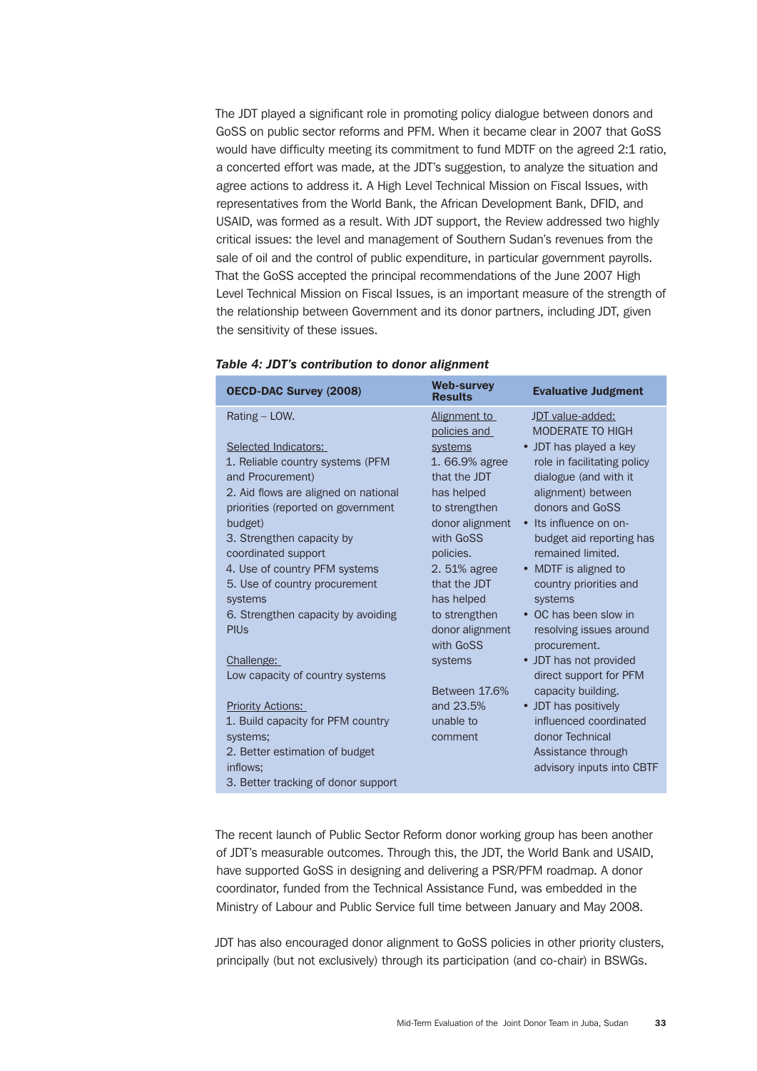The JDT played a significant role in promoting policy dialogue between donors and GoSS on public sector reforms and PFM. When it became clear in 2007 that GoSS would have difficulty meeting its commitment to fund MDTF on the agreed 2:1 ratio, a concerted effort was made, at the JDT's suggestion, to analyze the situation and agree actions to address it. A High Level Technical Mission on Fiscal Issues, with representatives from the World Bank, the African Development Bank, DFID, and USAID, was formed as a result. With JDT support, the Review addressed two highly critical issues: the level and management of Southern Sudan's revenues from the sale of oil and the control of public expenditure, in particular government payrolls. That the GoSS accepted the principal recommendations of the June 2007 High Level Technical Mission on Fiscal Issues, is an important measure of the strength of the relationship between Government and its donor partners, including JDT, given the sensitivity of these issues.

***Table 4: JDT's contribution to donor alignment***

| OECD-DAC Survey (2008) | Web-survey Results | Evaluative Judgment |
|---|---|---|
| Rating – LOW.<br><br>Selected Indicators:<br>1. Reliable country systems (PFM and Procurement)<br>2. Aid flows are aligned on national priorities (reported on government budget)<br>3. Strengthen capacity by coordinated support<br>4. Use of country PFM systems<br>5. Use of country procurement systems<br>6. Strengthen capacity by avoiding PIUs<br><br>Challenge:<br>Low capacity of country systems<br><br>Priority Actions:<br>1. Build capacity for PFM country systems;<br>2. Better estimation of budget inflows;<br>3. Better tracking of donor support | Alignment to policies and systems<br>1. 66.9% agree that the JDT has helped to strengthen donor alignment with GoSS policies.<br>2. 51% agree that the JDT has helped to strengthen donor alignment with GoSS systems<br><br>Between 17.6% and 23.5% unable to comment | JDT value-added: MODERATE TO HIGH<br>• JDT has played a key role in facilitating policy dialogue (and with it alignment) between donors and GoSS<br>• Its influence on on-budget aid reporting has remained limited.<br>• MDTF is aligned to country priorities and systems<br>• OC has been slow in resolving issues around procurement.<br>• JDT has not provided direct support for PFM capacity building.<br>• JDT has positively influenced coordinated donor Technical Assistance through advisory inputs into CBTF |

The recent launch of Public Sector Reform donor working group has been another of JDT's measurable outcomes. Through this, the JDT, the World Bank and USAID, have supported GoSS in designing and delivering a PSR/PFM roadmap. A donor coordinator, funded from the Technical Assistance Fund, was embedded in the Ministry of Labour and Public Service full time between January and May 2008.

JDT has also encouraged donor alignment to GoSS policies in other priority clusters, principally (but not exclusively) through its participation (and co-chair) in BSWGs.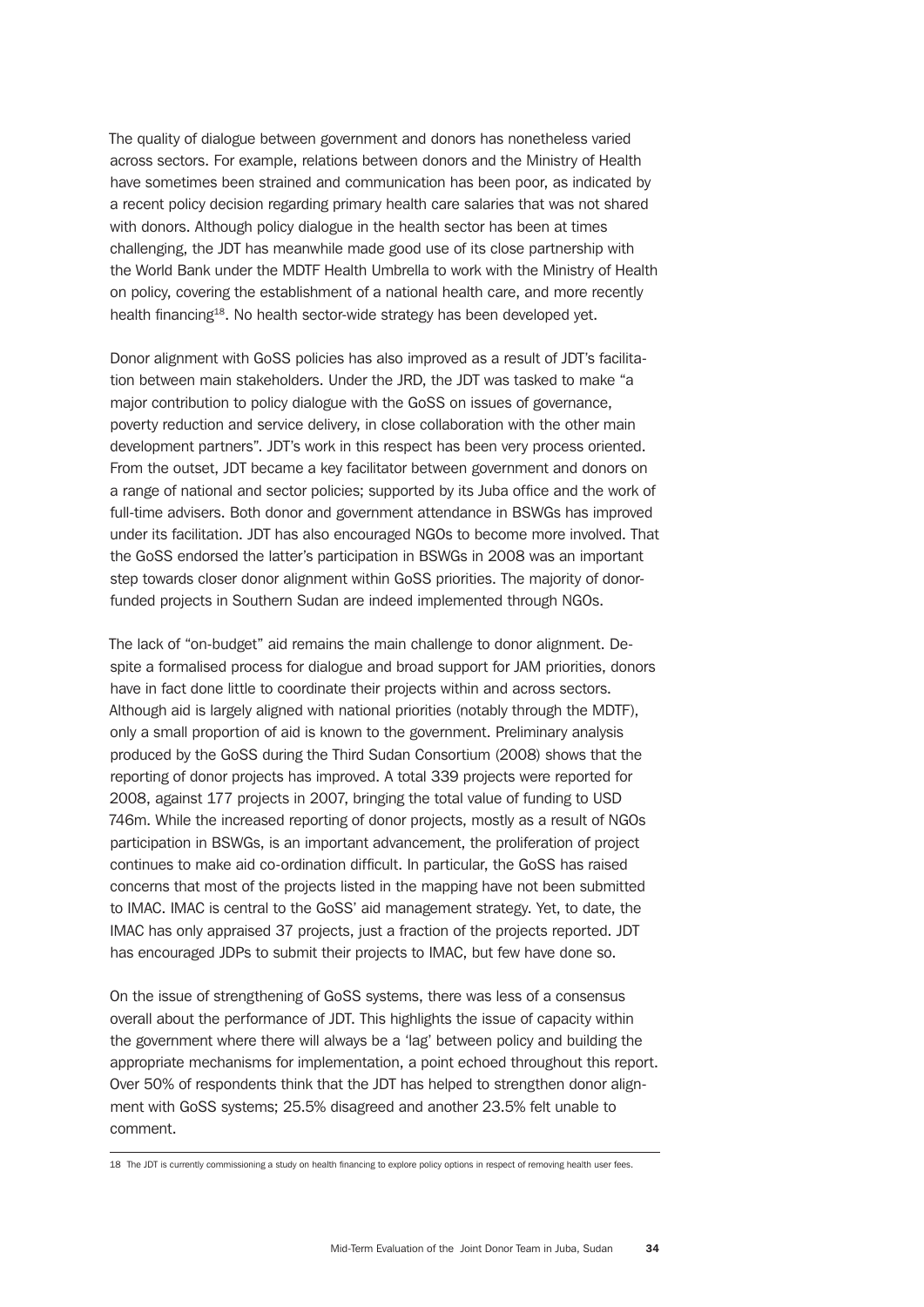The quality of dialogue between government and donors has nonetheless varied across sectors. For example, relations between donors and the Ministry of Health have sometimes been strained and communication has been poor, as indicated by a recent policy decision regarding primary health care salaries that was not shared with donors. Although policy dialogue in the health sector has been at times challenging, the JDT has meanwhile made good use of its close partnership with the World Bank under the MDTF Health Umbrella to work with the Ministry of Health on policy, covering the establishment of a national health care, and more recently health financing[18]. No health sector-wide strategy has been developed yet.

Donor alignment with GoSS policies has also improved as a result of JDT's facilitation between main stakeholders. Under the JRD, the JDT was tasked to make "a major contribution to policy dialogue with the GoSS on issues of governance, poverty reduction and service delivery, in close collaboration with the other main development partners". JDT's work in this respect has been very process oriented. From the outset, JDT became a key facilitator between government and donors on a range of national and sector policies; supported by its Juba office and the work of full-time advisers. Both donor and government attendance in BSWGs has improved under its facilitation. JDT has also encouraged NGOs to become more involved. That the GoSS endorsed the latter's participation in BSWGs in 2008 was an important step towards closer donor alignment within GoSS priorities. The majority of donor-funded projects in Southern Sudan are indeed implemented through NGOs.

The lack of "on-budget" aid remains the main challenge to donor alignment. Despite a formalised process for dialogue and broad support for JAM priorities, donors have in fact done little to coordinate their projects within and across sectors. Although aid is largely aligned with national priorities (notably through the MDTF), only a small proportion of aid is known to the government. Preliminary analysis produced by the GoSS during the Third Sudan Consortium (2008) shows that the reporting of donor projects has improved. A total 339 projects were reported for 2008, against 177 projects in 2007, bringing the total value of funding to USD 746m. While the increased reporting of donor projects, mostly as a result of NGOs participation in BSWGs, is an important advancement, the proliferation of project continues to make aid co-ordination difficult. In particular, the GoSS has raised concerns that most of the projects listed in the mapping have not been submitted to IMAC. IMAC is central to the GoSS' aid management strategy. Yet, to date, the IMAC has only appraised 37 projects, just a fraction of the projects reported. JDT has encouraged JDPs to submit their projects to IMAC, but few have done so.

On the issue of strengthening of GoSS systems, there was less of a consensus overall about the performance of JDT. This highlights the issue of capacity within the government where there will always be a 'lag' between policy and building the appropriate mechanisms for implementation, a point echoed throughout this report. Over 50% of respondents think that the JDT has helped to strengthen donor alignment with GoSS systems; 25.5% disagreed and another 23.5% felt unable to comment.

---

18 The JDT is currently commissioning a study on health financing to explore policy options in respect of removing health user fees.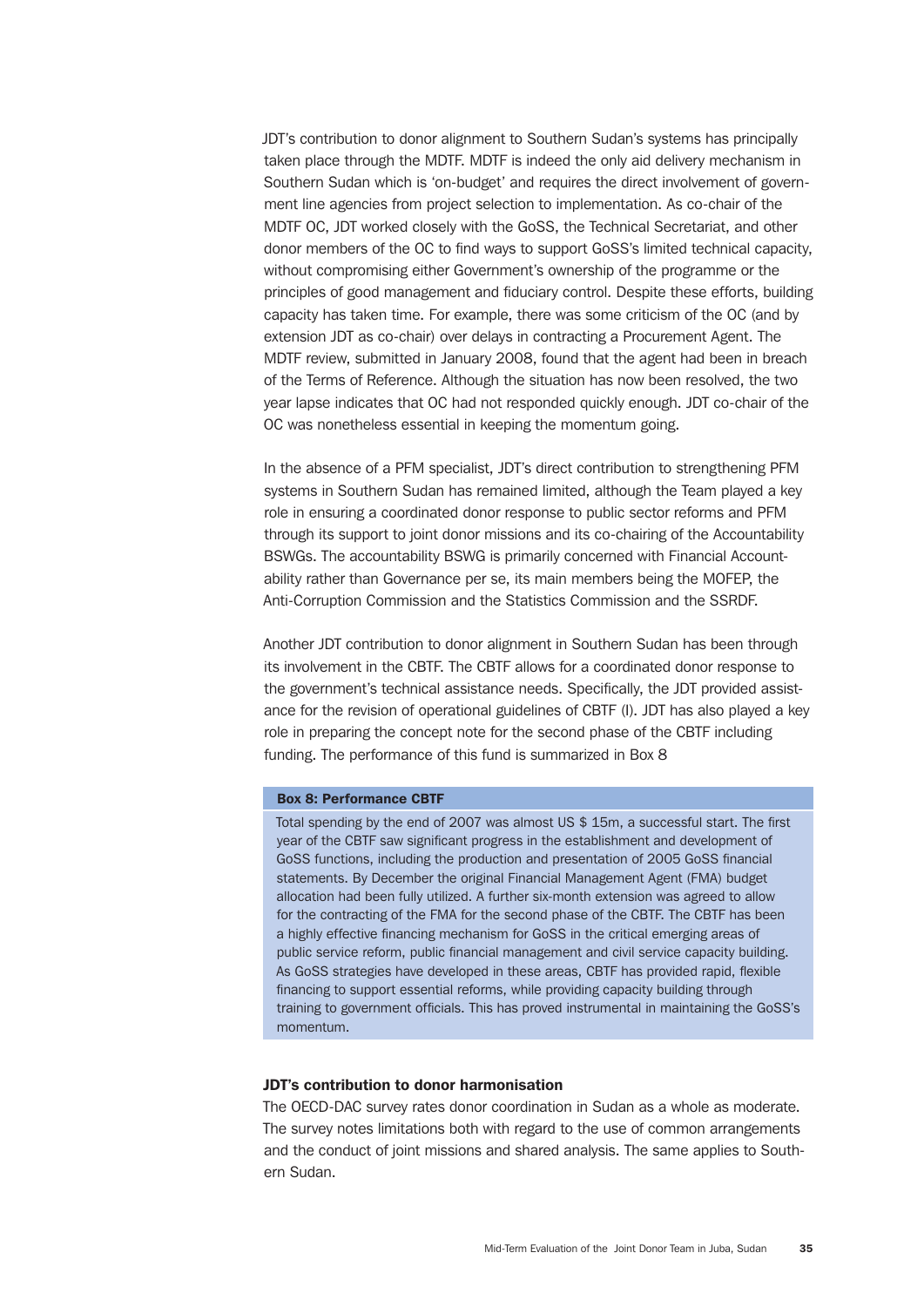JDT's contribution to donor alignment to Southern Sudan's systems has principally taken place through the MDTF. MDTF is indeed the only aid delivery mechanism in Southern Sudan which is 'on-budget' and requires the direct involvement of government line agencies from project selection to implementation. As co-chair of the MDTF OC, JDT worked closely with the GoSS, the Technical Secretariat, and other donor members of the OC to find ways to support GoSS's limited technical capacity, without compromising either Government's ownership of the programme or the principles of good management and fiduciary control. Despite these efforts, building capacity has taken time. For example, there was some criticism of the OC (and by extension JDT as co-chair) over delays in contracting a Procurement Agent. The MDTF review, submitted in January 2008, found that the agent had been in breach of the Terms of Reference. Although the situation has now been resolved, the two year lapse indicates that OC had not responded quickly enough. JDT co-chair of the OC was nonetheless essential in keeping the momentum going.

In the absence of a PFM specialist, JDT's direct contribution to strengthening PFM systems in Southern Sudan has remained limited, although the Team played a key role in ensuring a coordinated donor response to public sector reforms and PFM through its support to joint donor missions and its co-chairing of the Accountability BSWGs. The accountability BSWG is primarily concerned with Financial Accountability rather than Governance per se, its main members being the MOFEP, the Anti-Corruption Commission and the Statistics Commission and the SSRDF.

Another JDT contribution to donor alignment in Southern Sudan has been through its involvement in the CBTF. The CBTF allows for a coordinated donor response to the government's technical assistance needs. Specifically, the JDT provided assistance for the revision of operational guidelines of CBTF (I). JDT has also played a key role in preparing the concept note for the second phase of the CBTF including funding. The performance of this fund is summarized in Box 8

**Box 8: Performance CBTF**

Total spending by the end of 2007 was almost US $ 15m, a successful start. The first year of the CBTF saw significant progress in the establishment and development of GoSS functions, including the production and presentation of 2005 GoSS financial statements. By December the original Financial Management Agent (FMA) budget allocation had been fully utilized. A further six-month extension was agreed to allow for the contracting of the FMA for the second phase of the CBTF. The CBTF has been a highly effective financing mechanism for GoSS in the critical emerging areas of public service reform, public financial management and civil service capacity building. As GoSS strategies have developed in these areas, CBTF has provided rapid, flexible financing to support essential reforms, while providing capacity building through training to government officials. This has proved instrumental in maintaining the GoSS's momentum.

### JDT's contribution to donor harmonisation

The OECD-DAC survey rates donor coordination in Sudan as a whole as moderate. The survey notes limitations both with regard to the use of common arrangements and the conduct of joint missions and shared analysis. The same applies to Southern Sudan.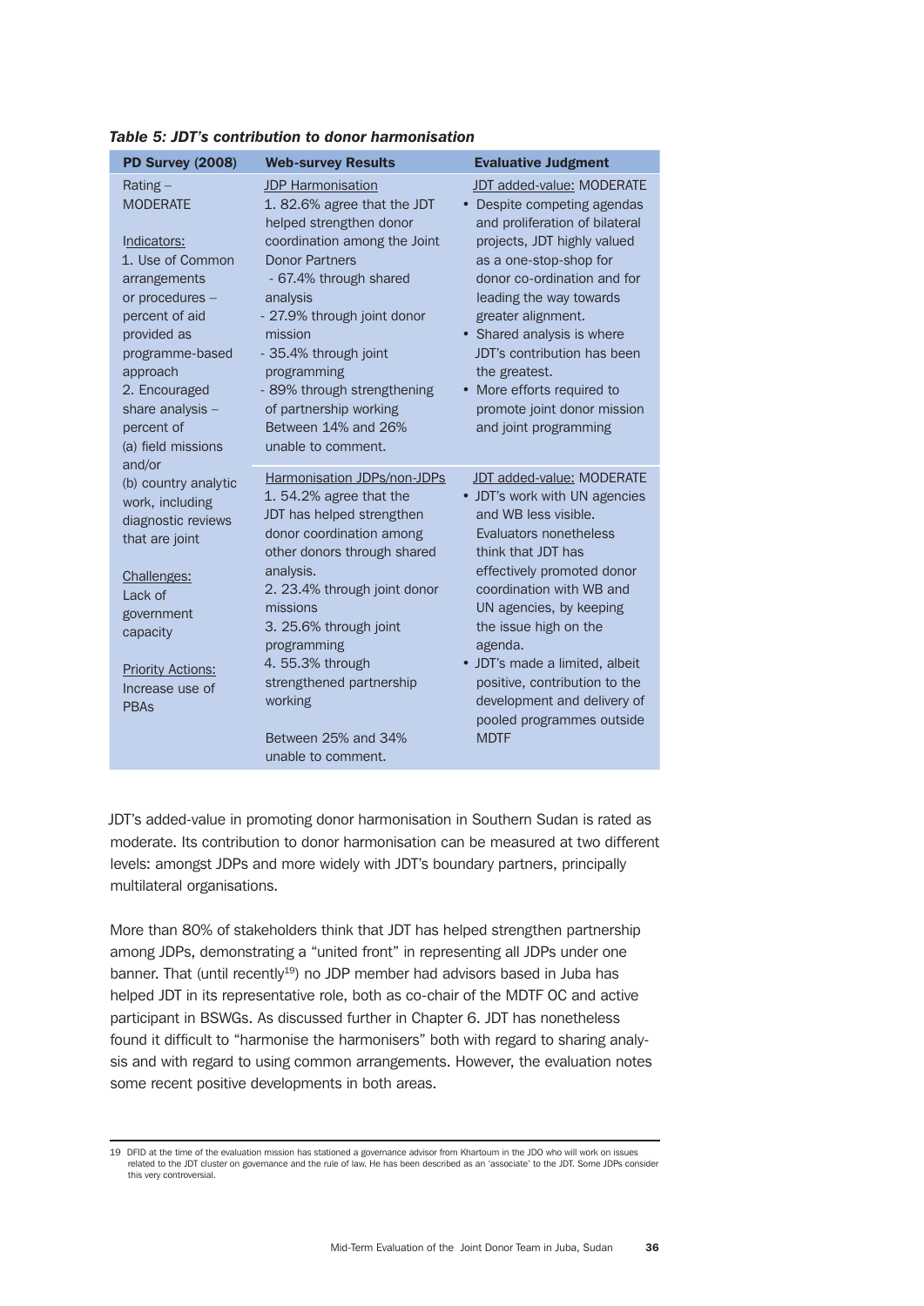*Table 5: JDT's contribution to donor harmonisation*

| PD Survey (2008) | Web-survey Results | Evaluative Judgment |
|---|---|---|
| Rating – MODERATE<br><br>Indicators:<br>1. Use of Common arrangements or procedures – percent of aid provided as programme-based approach<br>2. Encouraged share analysis – percent of (a) field missions and/or (b) country analytic work, including diagnostic reviews that are joint<br><br>Challenges:<br>Lack of government capacity<br><br>Priority Actions:<br>Increase use of PBAs | JDP Harmonisation<br>1. 82.6% agree that the JDT helped strengthen donor coordination among the Joint Donor Partners<br>- 67.4% through shared analysis<br>- 27.9% through joint donor mission<br>- 35.4% through joint programming<br>- 89% through strengthening of partnership working<br>Between 14% and 26% unable to comment. | JDT added-value: MODERATE<br>• Despite competing agendas and proliferation of bilateral projects, JDT highly valued as a one-stop-shop for donor co-ordination and for leading the way towards greater alignment.<br>• Shared analysis is where JDT's contribution has been the greatest.<br>• More efforts required to promote joint donor mission and joint programming |
| | Harmonisation JDPs/non-JDPs<br>1. 54.2% agree that the JDT has helped strengthen donor coordination among other donors through shared analysis.<br>2. 23.4% through joint donor missions<br>3. 25.6% through joint programming<br>4. 55.3% through strengthened partnership working<br><br>Between 25% and 34% unable to comment. | JDT added-value: MODERATE<br>• JDT's work with UN agencies and WB less visible. Evaluators nonetheless think that JDT has effectively promoted donor coordination with WB and UN agencies, by keeping the issue high on the agenda.<br>• JDT's made a limited, albeit positive, contribution to the development and delivery of pooled programmes outside MDTF |

JDT's added-value in promoting donor harmonisation in Southern Sudan is rated as moderate. Its contribution to donor harmonisation can be measured at two different levels: amongst JDPs and more widely with JDT's boundary partners, principally multilateral organisations.

More than 80% of stakeholders think that JDT has helped strengthen partnership among JDPs, demonstrating a "united front" in representing all JDPs under one banner. That (until recently[19]) no JDP member had advisors based in Juba has helped JDT in its representative role, both as co-chair of the MDTF OC and active participant in BSWGs. As discussed further in Chapter 6. JDT has nonetheless found it difficult to "harmonise the harmonisers" both with regard to sharing analysis and with regard to using common arrangements. However, the evaluation notes some recent positive developments in both areas.

---

19 DFID at the time of the evaluation mission has stationed a governance advisor from Khartoum in the JDO who will work on issues related to the JDT cluster on governance and the rule of law. He has been described as an 'associate' to the JDT. Some JDPs consider this very controversial.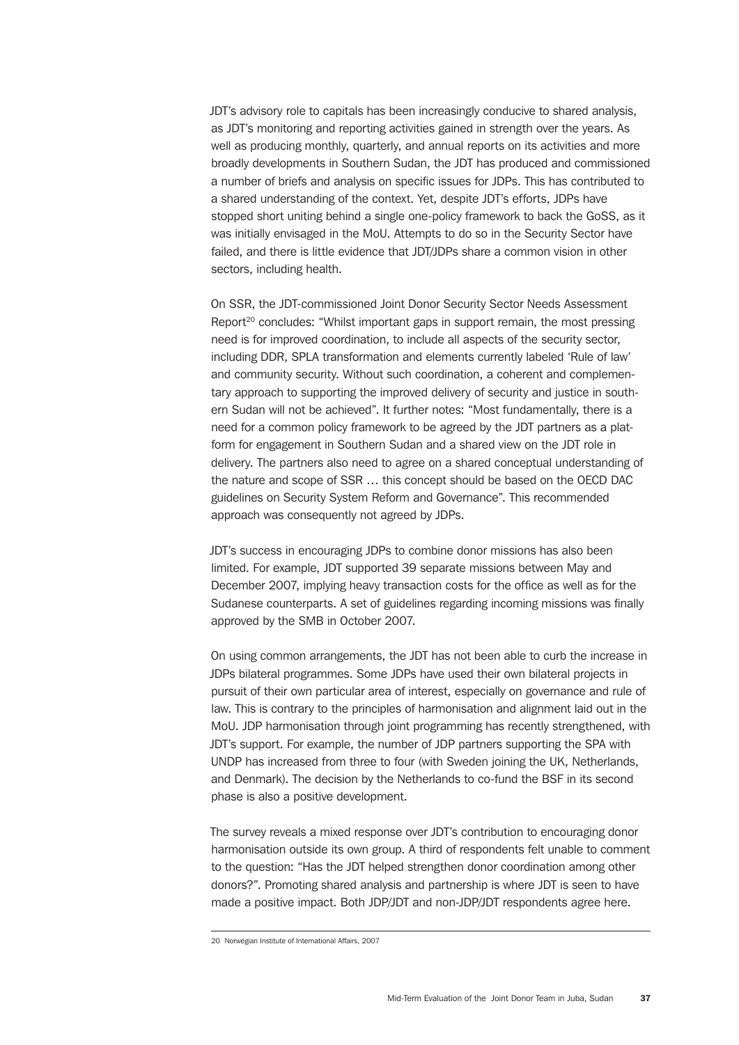JDT's advisory role to capitals has been increasingly conducive to shared analysis, as JDT's monitoring and reporting activities gained in strength over the years. As well as producing monthly, quarterly, and annual reports on its activities and more broadly developments in Southern Sudan, the JDT has produced and commissioned a number of briefs and analysis on specific issues for JDPs. This has contributed to a shared understanding of the context. Yet, despite JDT's efforts, JDPs have stopped short uniting behind a single one-policy framework to back the GoSS, as it was initially envisaged in the MoU. Attempts to do so in the Security Sector have failed, and there is little evidence that JDT/JDPs share a common vision in other sectors, including health.

On SSR, the JDT-commissioned Joint Donor Security Sector Needs Assessment Report[20] concludes: "Whilst important gaps in support remain, the most pressing need is for improved coordination, to include all aspects of the security sector, including DDR, SPLA transformation and elements currently labeled 'Rule of law' and community security. Without such coordination, a coherent and complementary approach to supporting the improved delivery of security and justice in southern Sudan will not be achieved". It further notes: "Most fundamentally, there is a need for a common policy framework to be agreed by the JDT partners as a platform for engagement in Southern Sudan and a shared view on the JDT role in delivery. The partners also need to agree on a shared conceptual understanding of the nature and scope of SSR … this concept should be based on the OECD DAC guidelines on Security System Reform and Governance". This recommended approach was consequently not agreed by JDPs.

JDT's success in encouraging JDPs to combine donor missions has also been limited. For example, JDT supported 39 separate missions between May and December 2007, implying heavy transaction costs for the office as well as for the Sudanese counterparts. A set of guidelines regarding incoming missions was finally approved by the SMB in October 2007.

On using common arrangements, the JDT has not been able to curb the increase in JDPs bilateral programmes. Some JDPs have used their own bilateral projects in pursuit of their own particular area of interest, especially on governance and rule of law. This is contrary to the principles of harmonisation and alignment laid out in the MoU. JDP harmonisation through joint programming has recently strengthened, with JDT's support. For example, the number of JDP partners supporting the SPA with UNDP has increased from three to four (with Sweden joining the UK, Netherlands, and Denmark). The decision by the Netherlands to co-fund the BSF in its second phase is also a positive development.

The survey reveals a mixed response over JDT's contribution to encouraging donor harmonisation outside its own group. A third of respondents felt unable to comment to the question: "Has the JDT helped strengthen donor coordination among other donors?". Promoting shared analysis and partnership is where JDT is seen to have made a positive impact. Both JDP/JDT and non-JDP/JDT respondents agree here.

---

20 Norwegian Institute of International Affairs, 2007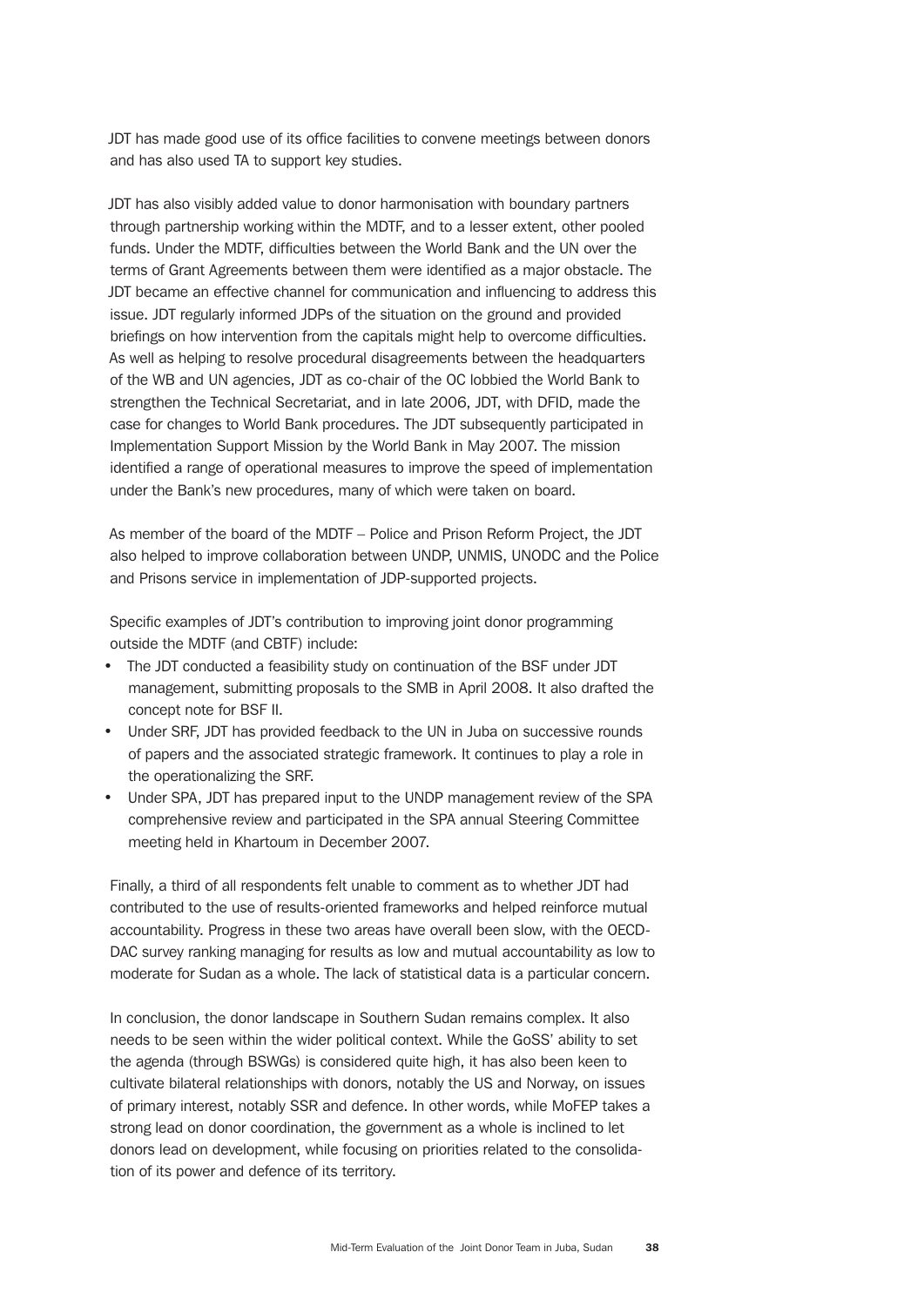JDT has made good use of its office facilities to convene meetings between donors and has also used TA to support key studies.

JDT has also visibly added value to donor harmonisation with boundary partners through partnership working within the MDTF, and to a lesser extent, other pooled funds. Under the MDTF, difficulties between the World Bank and the UN over the terms of Grant Agreements between them were identified as a major obstacle. The JDT became an effective channel for communication and influencing to address this issue. JDT regularly informed JDPs of the situation on the ground and provided briefings on how intervention from the capitals might help to overcome difficulties. As well as helping to resolve procedural disagreements between the headquarters of the WB and UN agencies, JDT as co-chair of the OC lobbied the World Bank to strengthen the Technical Secretariat, and in late 2006, JDT, with DFID, made the case for changes to World Bank procedures. The JDT subsequently participated in Implementation Support Mission by the World Bank in May 2007. The mission identified a range of operational measures to improve the speed of implementation under the Bank's new procedures, many of which were taken on board.

As member of the board of the MDTF – Police and Prison Reform Project, the JDT also helped to improve collaboration between UNDP, UNMIS, UNODC and the Police and Prisons service in implementation of JDP-supported projects.

Specific examples of JDT's contribution to improving joint donor programming outside the MDTF (and CBTF) include:

- The JDT conducted a feasibility study on continuation of the BSF under JDT management, submitting proposals to the SMB in April 2008. It also drafted the concept note for BSF II.
- Under SRF, JDT has provided feedback to the UN in Juba on successive rounds of papers and the associated strategic framework. It continues to play a role in the operationalizing the SRF.
- Under SPA, JDT has prepared input to the UNDP management review of the SPA comprehensive review and participated in the SPA annual Steering Committee meeting held in Khartoum in December 2007.

Finally, a third of all respondents felt unable to comment as to whether JDT had contributed to the use of results-oriented frameworks and helped reinforce mutual accountability. Progress in these two areas have overall been slow, with the OECD-DAC survey ranking managing for results as low and mutual accountability as low to moderate for Sudan as a whole. The lack of statistical data is a particular concern.

In conclusion, the donor landscape in Southern Sudan remains complex. It also needs to be seen within the wider political context. While the GoSS' ability to set the agenda (through BSWGs) is considered quite high, it has also been keen to cultivate bilateral relationships with donors, notably the US and Norway, on issues of primary interest, notably SSR and defence. In other words, while MoFEP takes a strong lead on donor coordination, the government as a whole is inclined to let donors lead on development, while focusing on priorities related to the consolidation of its power and defence of its territory.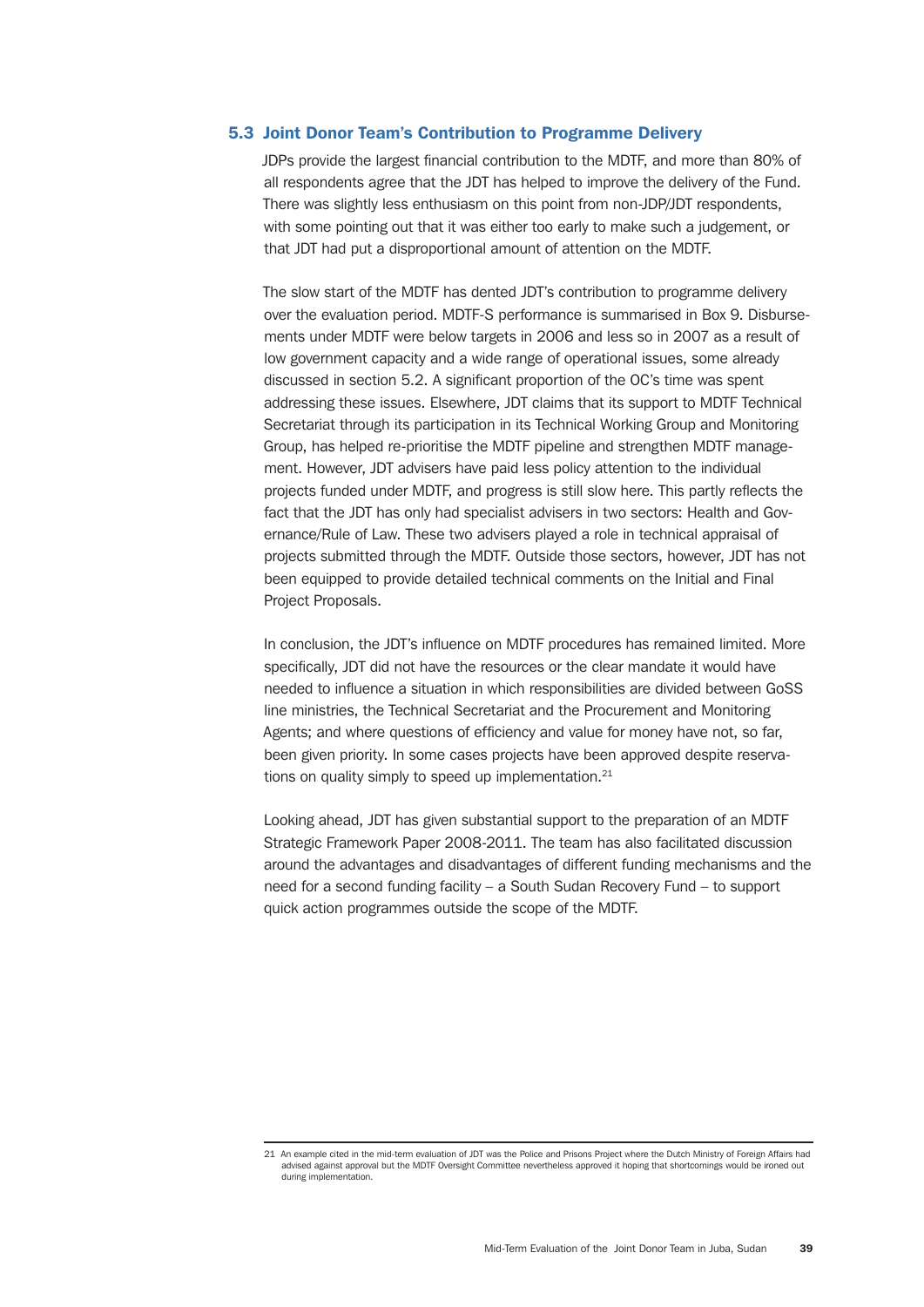## 5.3 Joint Donor Team's Contribution to Programme Delivery

JDPs provide the largest financial contribution to the MDTF, and more than 80% of all respondents agree that the JDT has helped to improve the delivery of the Fund. There was slightly less enthusiasm on this point from non-JDP/JDT respondents, with some pointing out that it was either too early to make such a judgement, or that JDT had put a disproportional amount of attention on the MDTF.

The slow start of the MDTF has dented JDT's contribution to programme delivery over the evaluation period. MDTF-S performance is summarised in Box 9. Disbursements under MDTF were below targets in 2006 and less so in 2007 as a result of low government capacity and a wide range of operational issues, some already discussed in section 5.2. A significant proportion of the OC's time was spent addressing these issues. Elsewhere, JDT claims that its support to MDTF Technical Secretariat through its participation in its Technical Working Group and Monitoring Group, has helped re-prioritise the MDTF pipeline and strengthen MDTF management. However, JDT advisers have paid less policy attention to the individual projects funded under MDTF, and progress is still slow here. This partly reflects the fact that the JDT has only had specialist advisers in two sectors: Health and Governance/Rule of Law. These two advisers played a role in technical appraisal of projects submitted through the MDTF. Outside those sectors, however, JDT has not been equipped to provide detailed technical comments on the Initial and Final Project Proposals.

In conclusion, the JDT's influence on MDTF procedures has remained limited. More specifically, JDT did not have the resources or the clear mandate it would have needed to influence a situation in which responsibilities are divided between GoSS line ministries, the Technical Secretariat and the Procurement and Monitoring Agents; and where questions of efficiency and value for money have not, so far, been given priority. In some cases projects have been approved despite reservations on quality simply to speed up implementation.[21]

Looking ahead, JDT has given substantial support to the preparation of an MDTF Strategic Framework Paper 2008-2011. The team has also facilitated discussion around the advantages and disadvantages of different funding mechanisms and the need for a second funding facility – a South Sudan Recovery Fund – to support quick action programmes outside the scope of the MDTF.

---

21 An example cited in the mid-term evaluation of JDT was the Police and Prisons Project where the Dutch Ministry of Foreign Affairs had advised against approval but the MDTF Oversight Committee nevertheless approved it hoping that shortcomings would be ironed out during implementation.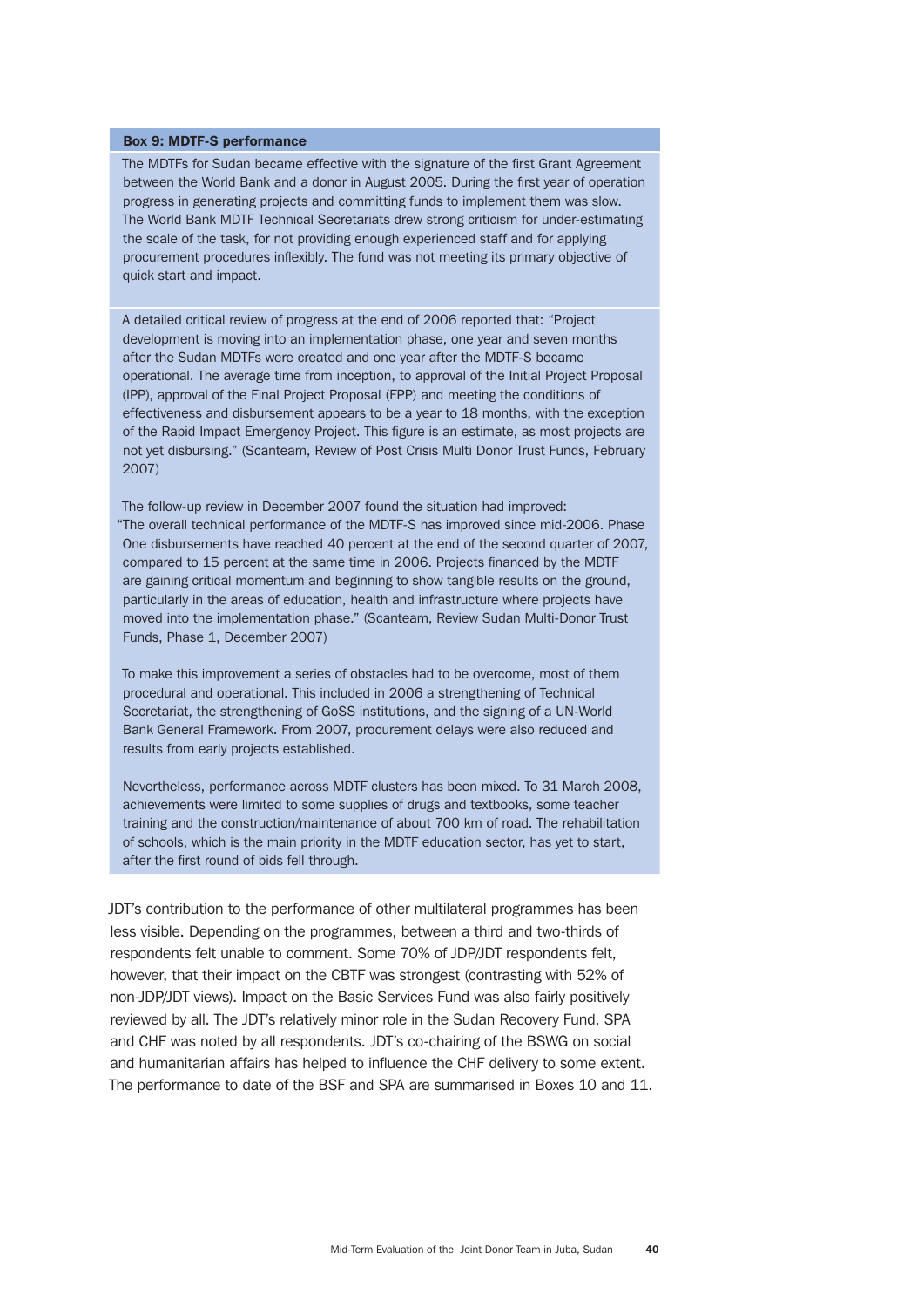**Box 9: MDTF-S performance**

The MDTFs for Sudan became effective with the signature of the first Grant Agreement between the World Bank and a donor in August 2005. During the first year of operation progress in generating projects and committing funds to implement them was slow. The World Bank MDTF Technical Secretariats drew strong criticism for under-estimating the scale of the task, for not providing enough experienced staff and for applying procurement procedures inflexibly. The fund was not meeting its primary objective of quick start and impact.

A detailed critical review of progress at the end of 2006 reported that: "Project development is moving into an implementation phase, one year and seven months after the Sudan MDTFs were created and one year after the MDTF-S became operational. The average time from inception, to approval of the Initial Project Proposal (IPP), approval of the Final Project Proposal (FPP) and meeting the conditions of effectiveness and disbursement appears to be a year to 18 months, with the exception of the Rapid Impact Emergency Project. This figure is an estimate, as most projects are not yet disbursing." (Scanteam, Review of Post Crisis Multi Donor Trust Funds, February 2007)

The follow-up review in December 2007 found the situation had improved: "The overall technical performance of the MDTF-S has improved since mid-2006. Phase One disbursements have reached 40 percent at the end of the second quarter of 2007, compared to 15 percent at the same time in 2006. Projects financed by the MDTF are gaining critical momentum and beginning to show tangible results on the ground, particularly in the areas of education, health and infrastructure where projects have moved into the implementation phase." (Scanteam, Review Sudan Multi-Donor Trust Funds, Phase 1, December 2007)

To make this improvement a series of obstacles had to be overcome, most of them procedural and operational. This included in 2006 a strengthening of Technical Secretariat, the strengthening of GoSS institutions, and the signing of a UN-World Bank General Framework. From 2007, procurement delays were also reduced and results from early projects established.

Nevertheless, performance across MDTF clusters has been mixed. To 31 March 2008, achievements were limited to some supplies of drugs and textbooks, some teacher training and the construction/maintenance of about 700 km of road. The rehabilitation of schools, which is the main priority in the MDTF education sector, has yet to start, after the first round of bids fell through.

JDT's contribution to the performance of other multilateral programmes has been less visible. Depending on the programmes, between a third and two-thirds of respondents felt unable to comment. Some 70% of JDP/JDT respondents felt, however, that their impact on the CBTF was strongest (contrasting with 52% of non-JDP/JDT views). Impact on the Basic Services Fund was also fairly positively reviewed by all. The JDT's relatively minor role in the Sudan Recovery Fund, SPA and CHF was noted by all respondents. JDT's co-chairing of the BSWG on social and humanitarian affairs has helped to influence the CHF delivery to some extent. The performance to date of the BSF and SPA are summarised in Boxes 10 and 11.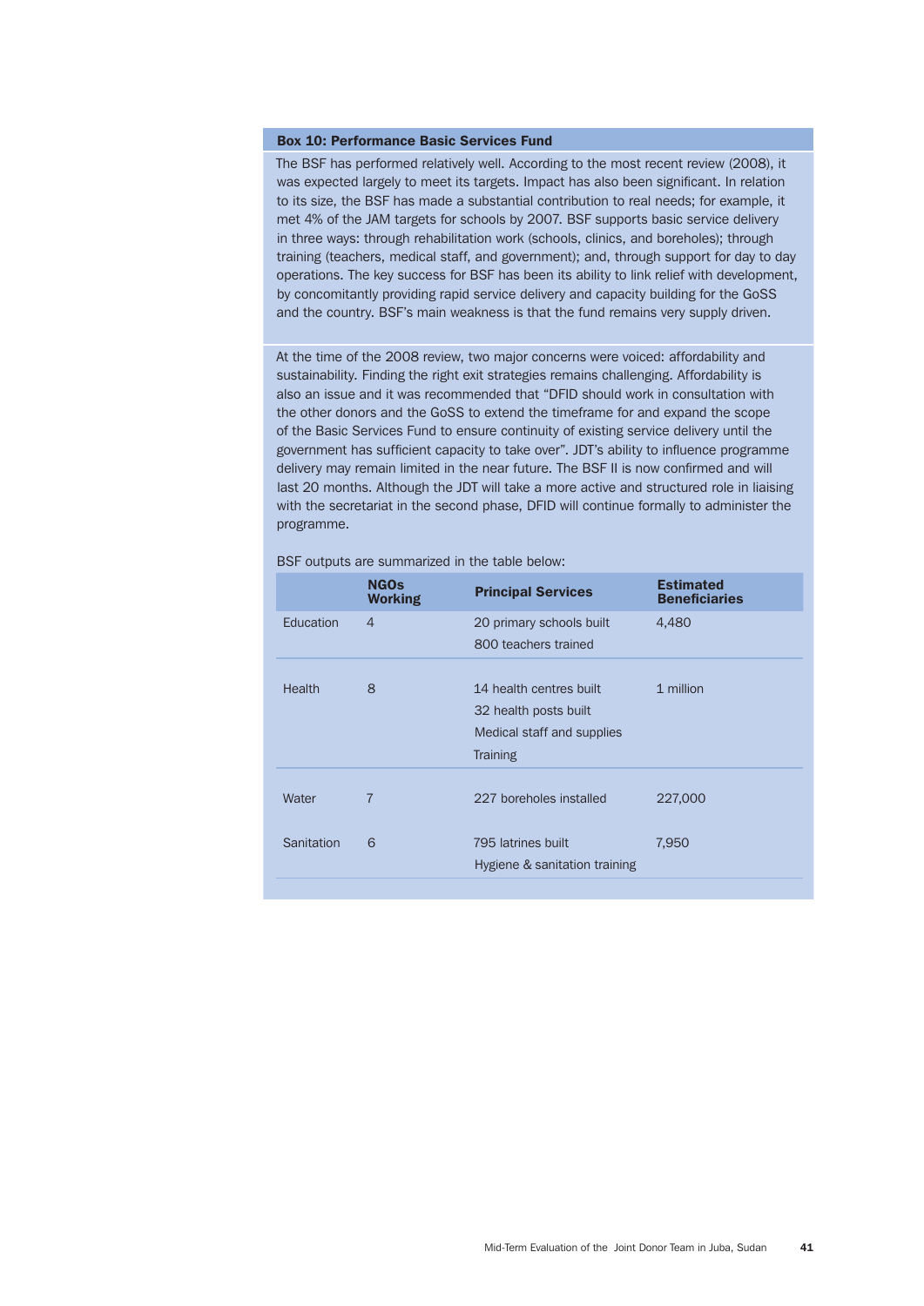**Box 10: Performance Basic Services Fund**

The BSF has performed relatively well. According to the most recent review (2008), it was expected largely to meet its targets. Impact has also been significant. In relation to its size, the BSF has made a substantial contribution to real needs; for example, it met 4% of the JAM targets for schools by 2007. BSF supports basic service delivery in three ways: through rehabilitation work (schools, clinics, and boreholes); through training (teachers, medical staff, and government); and, through support for day to day operations. The key success for BSF has been its ability to link relief with development, by concomitantly providing rapid service delivery and capacity building for the GoSS and the country. BSF's main weakness is that the fund remains very supply driven.

At the time of the 2008 review, two major concerns were voiced: affordability and sustainability. Finding the right exit strategies remains challenging. Affordability is also an issue and it was recommended that "DFID should work in consultation with the other donors and the GoSS to extend the timeframe for and expand the scope of the Basic Services Fund to ensure continuity of existing service delivery until the government has sufficient capacity to take over". JDT's ability to influence programme delivery may remain limited in the near future. The BSF II is now confirmed and will last 20 months. Although the JDT will take a more active and structured role in liaising with the secretariat in the second phase, DFID will continue formally to administer the programme.

BSF outputs are summarized in the table below:

| | NGOs Working | Principal Services | Estimated Beneficiaries |
|---|---|---|---|
| Education | 4 | 20 primary schools built<br>800 teachers trained | 4,480 |
| Health | 8 | 14 health centres built<br>32 health posts built<br>Medical staff and supplies<br>Training | 1 million |
| Water | 7 | 227 boreholes installed | 227,000 |
| Sanitation | 6 | 795 latrines built<br>Hygiene & sanitation training | 7,950 |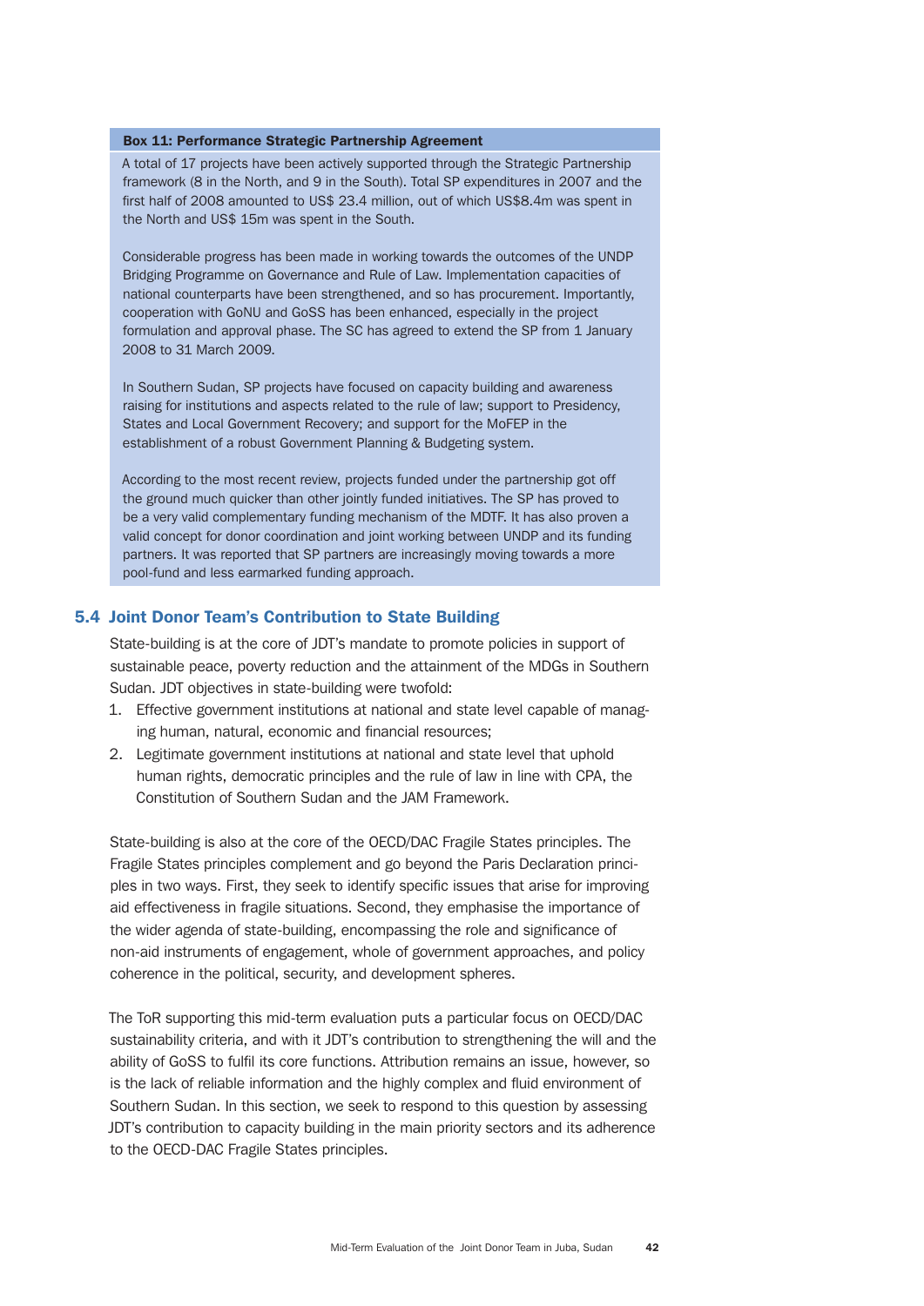**Box 11: Performance Strategic Partnership Agreement**

A total of 17 projects have been actively supported through the Strategic Partnership framework (8 in the North, and 9 in the South). Total SP expenditures in 2007 and the first half of 2008 amounted to US$ 23.4 million, out of which US$8.4m was spent in the North and US$ 15m was spent in the South.

Considerable progress has been made in working towards the outcomes of the UNDP Bridging Programme on Governance and Rule of Law. Implementation capacities of national counterparts have been strengthened, and so has procurement. Importantly, cooperation with GoNU and GoSS has been enhanced, especially in the project formulation and approval phase. The SC has agreed to extend the SP from 1 January 2008 to 31 March 2009.

In Southern Sudan, SP projects have focused on capacity building and awareness raising for institutions and aspects related to the rule of law; support to Presidency, States and Local Government Recovery; and support for the MoFEP in the establishment of a robust Government Planning & Budgeting system.

According to the most recent review, projects funded under the partnership got off the ground much quicker than other jointly funded initiatives. The SP has proved to be a very valid complementary funding mechanism of the MDTF. It has also proven a valid concept for donor coordination and joint working between UNDP and its funding partners. It was reported that SP partners are increasingly moving towards a more pool-fund and less earmarked funding approach.

## 5.4 Joint Donor Team's Contribution to State Building

State-building is at the core of JDT's mandate to promote policies in support of sustainable peace, poverty reduction and the attainment of the MDGs in Southern Sudan. JDT objectives in state-building were twofold:

1. Effective government institutions at national and state level capable of managing human, natural, economic and financial resources;
2. Legitimate government institutions at national and state level that uphold human rights, democratic principles and the rule of law in line with CPA, the Constitution of Southern Sudan and the JAM Framework.

State-building is also at the core of the OECD/DAC Fragile States principles. The Fragile States principles complement and go beyond the Paris Declaration principles in two ways. First, they seek to identify specific issues that arise for improving aid effectiveness in fragile situations. Second, they emphasise the importance of the wider agenda of state-building, encompassing the role and significance of non-aid instruments of engagement, whole of government approaches, and policy coherence in the political, security, and development spheres.

The ToR supporting this mid-term evaluation puts a particular focus on OECD/DAC sustainability criteria, and with it JDT's contribution to strengthening the will and the ability of GoSS to fulfil its core functions. Attribution remains an issue, however, so is the lack of reliable information and the highly complex and fluid environment of Southern Sudan. In this section, we seek to respond to this question by assessing JDT's contribution to capacity building in the main priority sectors and its adherence to the OECD-DAC Fragile States principles.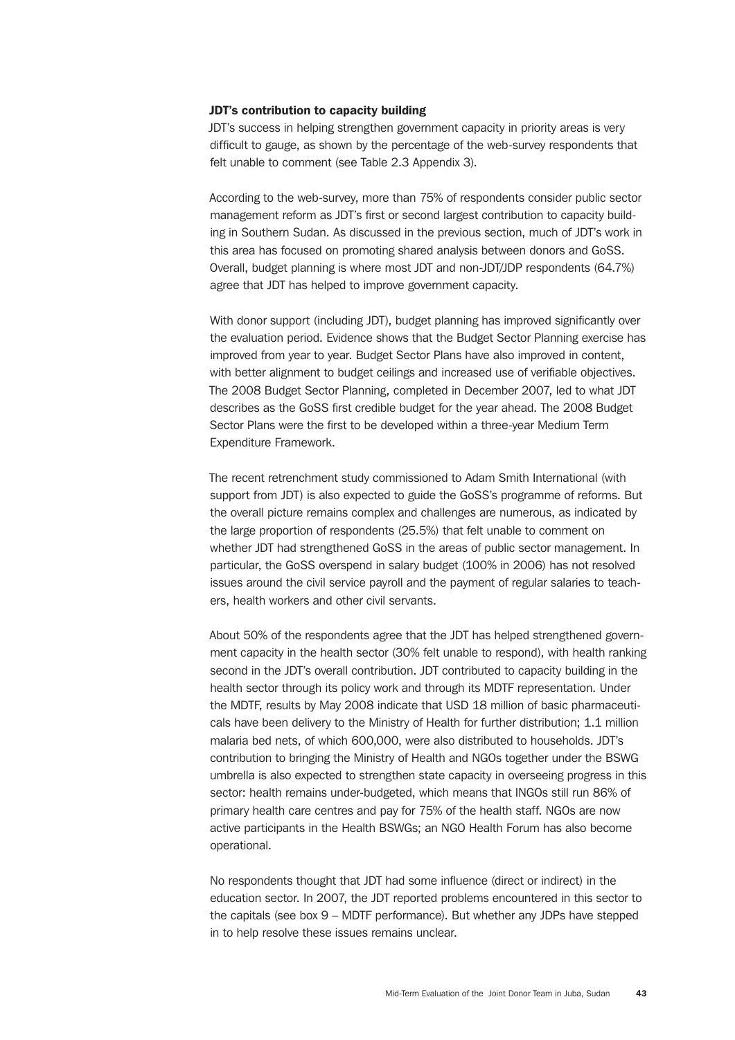### JDT's contribution to capacity building

JDT's success in helping strengthen government capacity in priority areas is very difficult to gauge, as shown by the percentage of the web-survey respondents that felt unable to comment (see Table 2.3 Appendix 3).

According to the web-survey, more than 75% of respondents consider public sector management reform as JDT's first or second largest contribution to capacity building in Southern Sudan. As discussed in the previous section, much of JDT's work in this area has focused on promoting shared analysis between donors and GoSS. Overall, budget planning is where most JDT and non-JDT/JDP respondents (64.7%) agree that JDT has helped to improve government capacity.

With donor support (including JDT), budget planning has improved significantly over the evaluation period. Evidence shows that the Budget Sector Planning exercise has improved from year to year. Budget Sector Plans have also improved in content, with better alignment to budget ceilings and increased use of verifiable objectives. The 2008 Budget Sector Planning, completed in December 2007, led to what JDT describes as the GoSS first credible budget for the year ahead. The 2008 Budget Sector Plans were the first to be developed within a three-year Medium Term Expenditure Framework.

The recent retrenchment study commissioned to Adam Smith International (with support from JDT) is also expected to guide the GoSS's programme of reforms. But the overall picture remains complex and challenges are numerous, as indicated by the large proportion of respondents (25.5%) that felt unable to comment on whether JDT had strengthened GoSS in the areas of public sector management. In particular, the GoSS overspend in salary budget (100% in 2006) has not resolved issues around the civil service payroll and the payment of regular salaries to teachers, health workers and other civil servants.

About 50% of the respondents agree that the JDT has helped strengthened government capacity in the health sector (30% felt unable to respond), with health ranking second in the JDT's overall contribution. JDT contributed to capacity building in the health sector through its policy work and through its MDTF representation. Under the MDTF, results by May 2008 indicate that USD 18 million of basic pharmaceuticals have been delivery to the Ministry of Health for further distribution; 1.1 million malaria bed nets, of which 600,000, were also distributed to households. JDT's contribution to bringing the Ministry of Health and NGOs together under the BSWG umbrella is also expected to strengthen state capacity in overseeing progress in this sector: health remains under-budgeted, which means that INGOs still run 86% of primary health care centres and pay for 75% of the health staff. NGOs are now active participants in the Health BSWGs; an NGO Health Forum has also become operational.

No respondents thought that JDT had some influence (direct or indirect) in the education sector. In 2007, the JDT reported problems encountered in this sector to the capitals (see box 9 – MDTF performance). But whether any JDPs have stepped in to help resolve these issues remains unclear.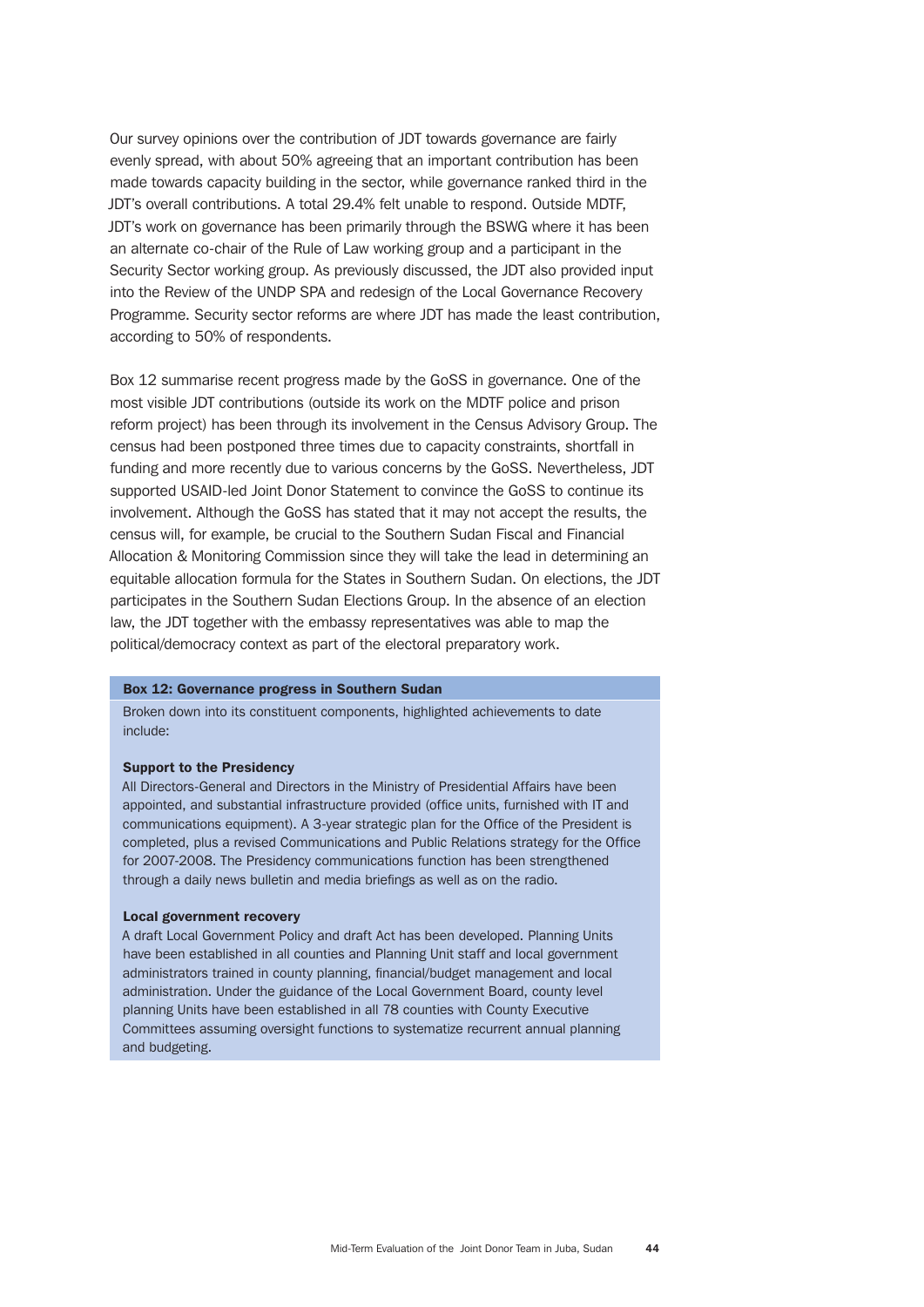Our survey opinions over the contribution of JDT towards governance are fairly evenly spread, with about 50% agreeing that an important contribution has been made towards capacity building in the sector, while governance ranked third in the JDT's overall contributions. A total 29.4% felt unable to respond. Outside MDTF, JDT's work on governance has been primarily through the BSWG where it has been an alternate co-chair of the Rule of Law working group and a participant in the Security Sector working group. As previously discussed, the JDT also provided input into the Review of the UNDP SPA and redesign of the Local Governance Recovery Programme. Security sector reforms are where JDT has made the least contribution, according to 50% of respondents.

Box 12 summarise recent progress made by the GoSS in governance. One of the most visible JDT contributions (outside its work on the MDTF police and prison reform project) has been through its involvement in the Census Advisory Group. The census had been postponed three times due to capacity constraints, shortfall in funding and more recently due to various concerns by the GoSS. Nevertheless, JDT supported USAID-led Joint Donor Statement to convince the GoSS to continue its involvement. Although the GoSS has stated that it may not accept the results, the census will, for example, be crucial to the Southern Sudan Fiscal and Financial Allocation & Monitoring Commission since they will take the lead in determining an equitable allocation formula for the States in Southern Sudan. On elections, the JDT participates in the Southern Sudan Elections Group. In the absence of an election law, the JDT together with the embassy representatives was able to map the political/democracy context as part of the electoral preparatory work.

**Box 12: Governance progress in Southern Sudan**

Broken down into its constituent components, highlighted achievements to date include:

**Support to the Presidency**

All Directors-General and Directors in the Ministry of Presidential Affairs have been appointed, and substantial infrastructure provided (office units, furnished with IT and communications equipment). A 3-year strategic plan for the Office of the President is completed, plus a revised Communications and Public Relations strategy for the Office for 2007-2008. The Presidency communications function has been strengthened through a daily news bulletin and media briefings as well as on the radio.

**Local government recovery**

A draft Local Government Policy and draft Act has been developed. Planning Units have been established in all counties and Planning Unit staff and local government administrators trained in county planning, financial/budget management and local administration. Under the guidance of the Local Government Board, county level planning Units have been established in all 78 counties with County Executive Committees assuming oversight functions to systematize recurrent annual planning and budgeting.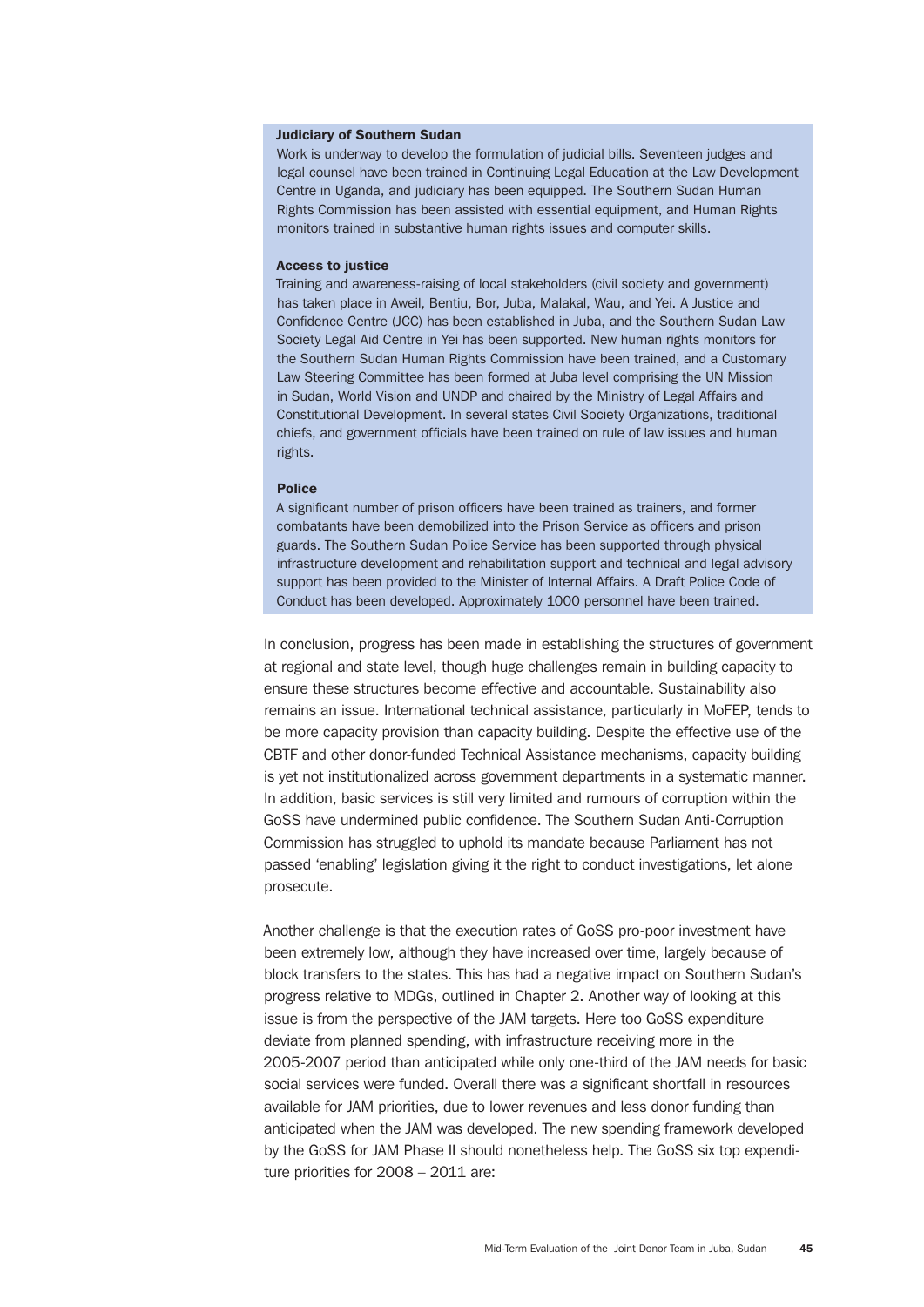**Judiciary of Southern Sudan**

Work is underway to develop the formulation of judicial bills. Seventeen judges and legal counsel have been trained in Continuing Legal Education at the Law Development Centre in Uganda, and judiciary has been equipped. The Southern Sudan Human Rights Commission has been assisted with essential equipment, and Human Rights monitors trained in substantive human rights issues and computer skills.

**Access to justice**

Training and awareness-raising of local stakeholders (civil society and government) has taken place in Aweil, Bentiu, Bor, Juba, Malakal, Wau, and Yei. A Justice and Confidence Centre (JCC) has been established in Juba, and the Southern Sudan Law Society Legal Aid Centre in Yei has been supported. New human rights monitors for the Southern Sudan Human Rights Commission have been trained, and a Customary Law Steering Committee has been formed at Juba level comprising the UN Mission in Sudan, World Vision and UNDP and chaired by the Ministry of Legal Affairs and Constitutional Development. In several states Civil Society Organizations, traditional chiefs, and government officials have been trained on rule of law issues and human rights.

**Police**

A significant number of prison officers have been trained as trainers, and former combatants have been demobilized into the Prison Service as officers and prison guards. The Southern Sudan Police Service has been supported through physical infrastructure development and rehabilitation support and technical and legal advisory support has been provided to the Minister of Internal Affairs. A Draft Police Code of Conduct has been developed. Approximately 1000 personnel have been trained.

In conclusion, progress has been made in establishing the structures of government at regional and state level, though huge challenges remain in building capacity to ensure these structures become effective and accountable. Sustainability also remains an issue. International technical assistance, particularly in MoFEP, tends to be more capacity provision than capacity building. Despite the effective use of the CBTF and other donor-funded Technical Assistance mechanisms, capacity building is yet not institutionalized across government departments in a systematic manner. In addition, basic services is still very limited and rumours of corruption within the GoSS have undermined public confidence. The Southern Sudan Anti-Corruption Commission has struggled to uphold its mandate because Parliament has not passed 'enabling' legislation giving it the right to conduct investigations, let alone prosecute.

Another challenge is that the execution rates of GoSS pro-poor investment have been extremely low, although they have increased over time, largely because of block transfers to the states. This has had a negative impact on Southern Sudan's progress relative to MDGs, outlined in Chapter 2. Another way of looking at this issue is from the perspective of the JAM targets. Here too GoSS expenditure deviate from planned spending, with infrastructure receiving more in the 2005-2007 period than anticipated while only one-third of the JAM needs for basic social services were funded. Overall there was a significant shortfall in resources available for JAM priorities, due to lower revenues and less donor funding than anticipated when the JAM was developed. The new spending framework developed by the GoSS for JAM Phase II should nonetheless help. The GoSS six top expenditure priorities for 2008 – 2011 are: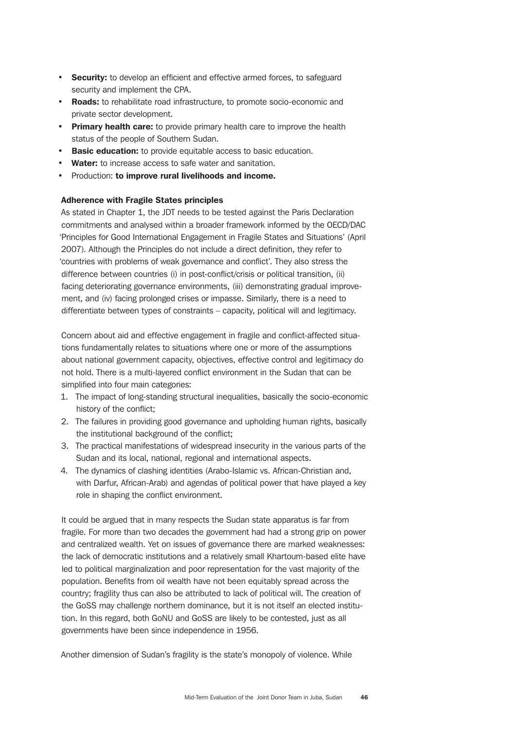- **Security:** to develop an efficient and effective armed forces, to safeguard security and implement the CPA.
- **Roads:** to rehabilitate road infrastructure, to promote socio-economic and private sector development.
- **Primary health care:** to provide primary health care to improve the health status of the people of Southern Sudan.
- **Basic education:** to provide equitable access to basic education.
- **Water:** to increase access to safe water and sanitation.
- Production: **to improve rural livelihoods and income.**

### Adherence with Fragile States principles

As stated in Chapter 1, the JDT needs to be tested against the Paris Declaration commitments and analysed within a broader framework informed by the OECD/DAC 'Principles for Good International Engagement in Fragile States and Situations' (April 2007). Although the Principles do not include a direct definition, they refer to 'countries with problems of weak governance and conflict'. They also stress the difference between countries (i) in post-conflict/crisis or political transition, (ii) facing deteriorating governance environments, (iii) demonstrating gradual improvement, and (iv) facing prolonged crises or impasse. Similarly, there is a need to differentiate between types of constraints – capacity, political will and legitimacy.

Concern about aid and effective engagement in fragile and conflict-affected situations fundamentally relates to situations where one or more of the assumptions about national government capacity, objectives, effective control and legitimacy do not hold. There is a multi-layered conflict environment in the Sudan that can be simplified into four main categories:

1. The impact of long-standing structural inequalities, basically the socio-economic history of the conflict;
2. The failures in providing good governance and upholding human rights, basically the institutional background of the conflict;
3. The practical manifestations of widespread insecurity in the various parts of the Sudan and its local, national, regional and international aspects.
4. The dynamics of clashing identities (Arabo-Islamic vs. African-Christian and, with Darfur, African-Arab) and agendas of political power that have played a key role in shaping the conflict environment.

It could be argued that in many respects the Sudan state apparatus is far from fragile. For more than two decades the government had had a strong grip on power and centralized wealth. Yet on issues of governance there are marked weaknesses: the lack of democratic institutions and a relatively small Khartoum-based elite have led to political marginalization and poor representation for the vast majority of the population. Benefits from oil wealth have not been equitably spread across the country; fragility thus can also be attributed to lack of political will. The creation of the GoSS may challenge northern dominance, but it is not itself an elected institution. In this regard, both GoNU and GoSS are likely to be contested, just as all governments have been since independence in 1956.

Another dimension of Sudan's fragility is the state's monopoly of violence. While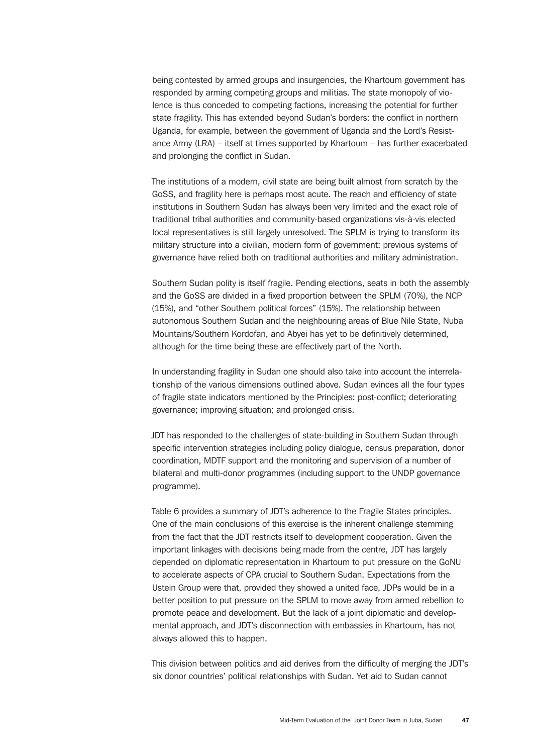being contested by armed groups and insurgencies, the Khartoum government has responded by arming competing groups and militias. The state monopoly of violence is thus conceded to competing factions, increasing the potential for further state fragility. This has extended beyond Sudan's borders; the conflict in northern Uganda, for example, between the government of Uganda and the Lord's Resistance Army (LRA) – itself at times supported by Khartoum – has further exacerbated and prolonging the conflict in Sudan.

The institutions of a modern, civil state are being built almost from scratch by the GoSS, and fragility here is perhaps most acute. The reach and efficiency of state institutions in Southern Sudan has always been very limited and the exact role of traditional tribal authorities and community-based organizations vis-à-vis elected local representatives is still largely unresolved. The SPLM is trying to transform its military structure into a civilian, modern form of government; previous systems of governance have relied both on traditional authorities and military administration.

Southern Sudan polity is itself fragile. Pending elections, seats in both the assembly and the GoSS are divided in a fixed proportion between the SPLM (70%), the NCP (15%), and "other Southern political forces" (15%). The relationship between autonomous Southern Sudan and the neighbouring areas of Blue Nile State, Nuba Mountains/Southern Kordofan, and Abyei has yet to be definitively determined, although for the time being these are effectively part of the North.

In understanding fragility in Sudan one should also take into account the interrelationship of the various dimensions outlined above. Sudan evinces all the four types of fragile state indicators mentioned by the Principles: post-conflict; deteriorating governance; improving situation; and prolonged crisis.

JDT has responded to the challenges of state-building in Southern Sudan through specific intervention strategies including policy dialogue, census preparation, donor coordination, MDTF support and the monitoring and supervision of a number of bilateral and multi-donor programmes (including support to the UNDP governance programme).

Table 6 provides a summary of JDT's adherence to the Fragile States principles. One of the main conclusions of this exercise is the inherent challenge stemming from the fact that the JDT restricts itself to development cooperation. Given the important linkages with decisions being made from the centre, JDT has largely depended on diplomatic representation in Khartoum to put pressure on the GoNU to accelerate aspects of CPA crucial to Southern Sudan. Expectations from the Ustein Group were that, provided they showed a united face, JDPs would be in a better position to put pressure on the SPLM to move away from armed rebellion to promote peace and development. But the lack of a joint diplomatic and developmental approach, and JDT's disconnection with embassies in Khartoum, has not always allowed this to happen.

This division between politics and aid derives from the difficulty of merging the JDT's six donor countries' political relationships with Sudan. Yet aid to Sudan cannot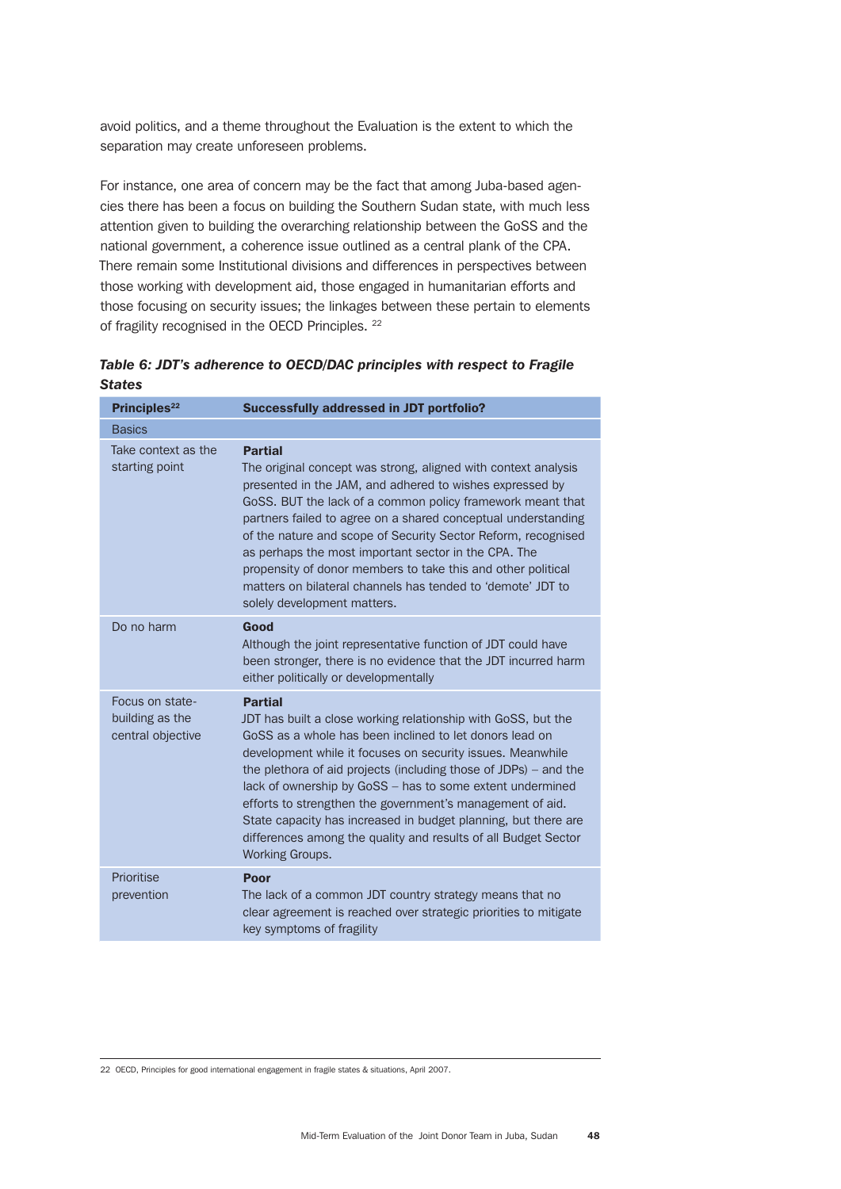avoid politics, and a theme throughout the Evaluation is the extent to which the separation may create unforeseen problems.

For instance, one area of concern may be the fact that among Juba-based agencies there has been a focus on building the Southern Sudan state, with much less attention given to building the overarching relationship between the GoSS and the national government, a coherence issue outlined as a central plank of the CPA. There remain some Institutional divisions and differences in perspectives between those working with development aid, those engaged in humanitarian efforts and those focusing on security issues; the linkages between these pertain to elements of fragility recognised in the OECD Principles. [22]

***Table 6: JDT's adherence to OECD/DAC principles with respect to Fragile States***

| Principles[22] | Successfully addressed in JDT portfolio? |
|---|---|
| Basics | |
| Take context as the starting point | **Partial**<br>The original concept was strong, aligned with context analysis presented in the JAM, and adhered to wishes expressed by GoSS. BUT the lack of a common policy framework meant that partners failed to agree on a shared conceptual understanding of the nature and scope of Security Sector Reform, recognised as perhaps the most important sector in the CPA. The propensity of donor members to take this and other political matters on bilateral channels has tended to 'demote' JDT to solely development matters. |
| Do no harm | **Good**<br>Although the joint representative function of JDT could have been stronger, there is no evidence that the JDT incurred harm either politically or developmentally |
| Focus on state-building as the central objective | **Partial**<br>JDT has built a close working relationship with GoSS, but the GoSS as a whole has been inclined to let donors lead on development while it focuses on security issues. Meanwhile the plethora of aid projects (including those of JDPs) – and the lack of ownership by GoSS – has to some extent undermined efforts to strengthen the government's management of aid. State capacity has increased in budget planning, but there are differences among the quality and results of all Budget Sector Working Groups. |
| Prioritise prevention | **Poor**<br>The lack of a common JDT country strategy means that no clear agreement is reached over strategic priorities to mitigate key symptoms of fragility |

22 OECD, Principles for good international engagement in fragile states & situations, April 2007.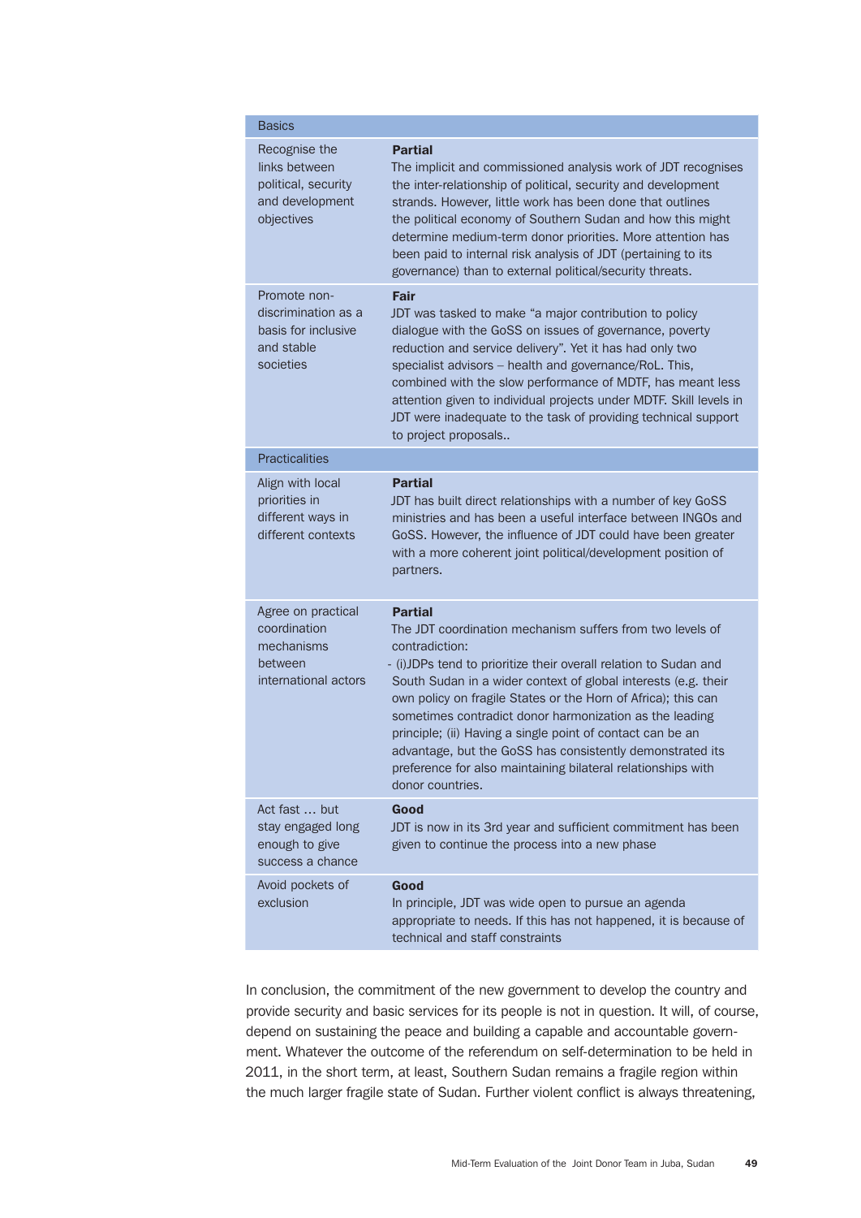| Basics | |
|---|---|
| Recognise the links between political, security and development objectives | **Partial**<br>The implicit and commissioned analysis work of JDT recognises the inter-relationship of political, security and development strands. However, little work has been done that outlines the political economy of Southern Sudan and how this might determine medium-term donor priorities. More attention has been paid to internal risk analysis of JDT (pertaining to its governance) than to external political/security threats. |
| Promote non-discrimination as a basis for inclusive and stable societies | **Fair**<br>JDT was tasked to make "a major contribution to policy dialogue with the GoSS on issues of governance, poverty reduction and service delivery". Yet it has had only two specialist advisors – health and governance/RoL. This, combined with the slow performance of MDTF, has meant less attention given to individual projects under MDTF. Skill levels in JDT were inadequate to the task of providing technical support to project proposals.. |
| Practicalities | |
| Align with local priorities in different ways in different contexts | **Partial**<br>JDT has built direct relationships with a number of key GoSS ministries and has been a useful interface between INGOs and GoSS. However, the influence of JDT could have been greater with a more coherent joint political/development position of partners. |
| Agree on practical coordination mechanisms between international actors | **Partial**<br>The JDT coordination mechanism suffers from two levels of contradiction:<br>- (i)JDPs tend to prioritize their overall relation to Sudan and South Sudan in a wider context of global interests (e.g. their own policy on fragile States or the Horn of Africa); this can sometimes contradict donor harmonization as the leading principle; (ii) Having a single point of contact can be an advantage, but the GoSS has consistently demonstrated its preference for also maintaining bilateral relationships with donor countries. |
| Act fast … but stay engaged long enough to give success a chance | **Good**<br>JDT is now in its 3rd year and sufficient commitment has been given to continue the process into a new phase |
| Avoid pockets of exclusion | **Good**<br>In principle, JDT was wide open to pursue an agenda appropriate to needs. If this has not happened, it is because of technical and staff constraints |

In conclusion, the commitment of the new government to develop the country and provide security and basic services for its people is not in question. It will, of course, depend on sustaining the peace and building a capable and accountable government. Whatever the outcome of the referendum on self-determination to be held in 2011, in the short term, at least, Southern Sudan remains a fragile region within the much larger fragile state of Sudan. Further violent conflict is always threatening,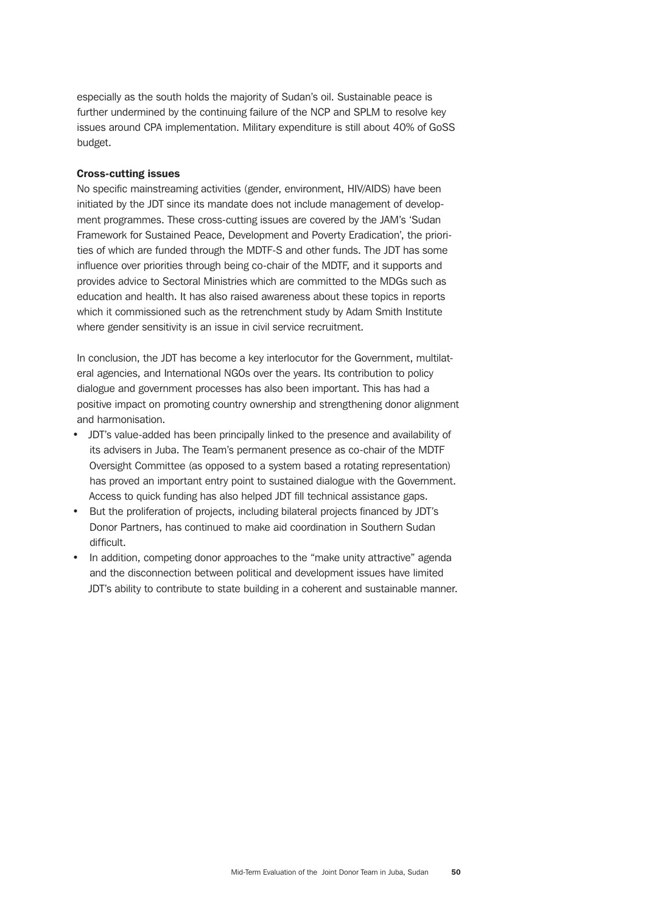especially as the south holds the majority of Sudan's oil. Sustainable peace is further undermined by the continuing failure of the NCP and SPLM to resolve key issues around CPA implementation. Military expenditure is still about 40% of GoSS budget.

**Cross-cutting issues**

No specific mainstreaming activities (gender, environment, HIV/AIDS) have been initiated by the JDT since its mandate does not include management of development programmes. These cross-cutting issues are covered by the JAM's 'Sudan Framework for Sustained Peace, Development and Poverty Eradication', the priorities of which are funded through the MDTF-S and other funds. The JDT has some influence over priorities through being co-chair of the MDTF, and it supports and provides advice to Sectoral Ministries which are committed to the MDGs such as education and health. It has also raised awareness about these topics in reports which it commissioned such as the retrenchment study by Adam Smith Institute where gender sensitivity is an issue in civil service recruitment.

In conclusion, the JDT has become a key interlocutor for the Government, multilateral agencies, and International NGOs over the years. Its contribution to policy dialogue and government processes has also been important. This has had a positive impact on promoting country ownership and strengthening donor alignment and harmonisation.

- JDT's value-added has been principally linked to the presence and availability of its advisers in Juba. The Team's permanent presence as co-chair of the MDTF Oversight Committee (as opposed to a system based a rotating representation) has proved an important entry point to sustained dialogue with the Government. Access to quick funding has also helped JDT fill technical assistance gaps.
- But the proliferation of projects, including bilateral projects financed by JDT's Donor Partners, has continued to make aid coordination in Southern Sudan difficult.
- In addition, competing donor approaches to the "make unity attractive" agenda and the disconnection between political and development issues have limited JDT's ability to contribute to state building in a coherent and sustainable manner.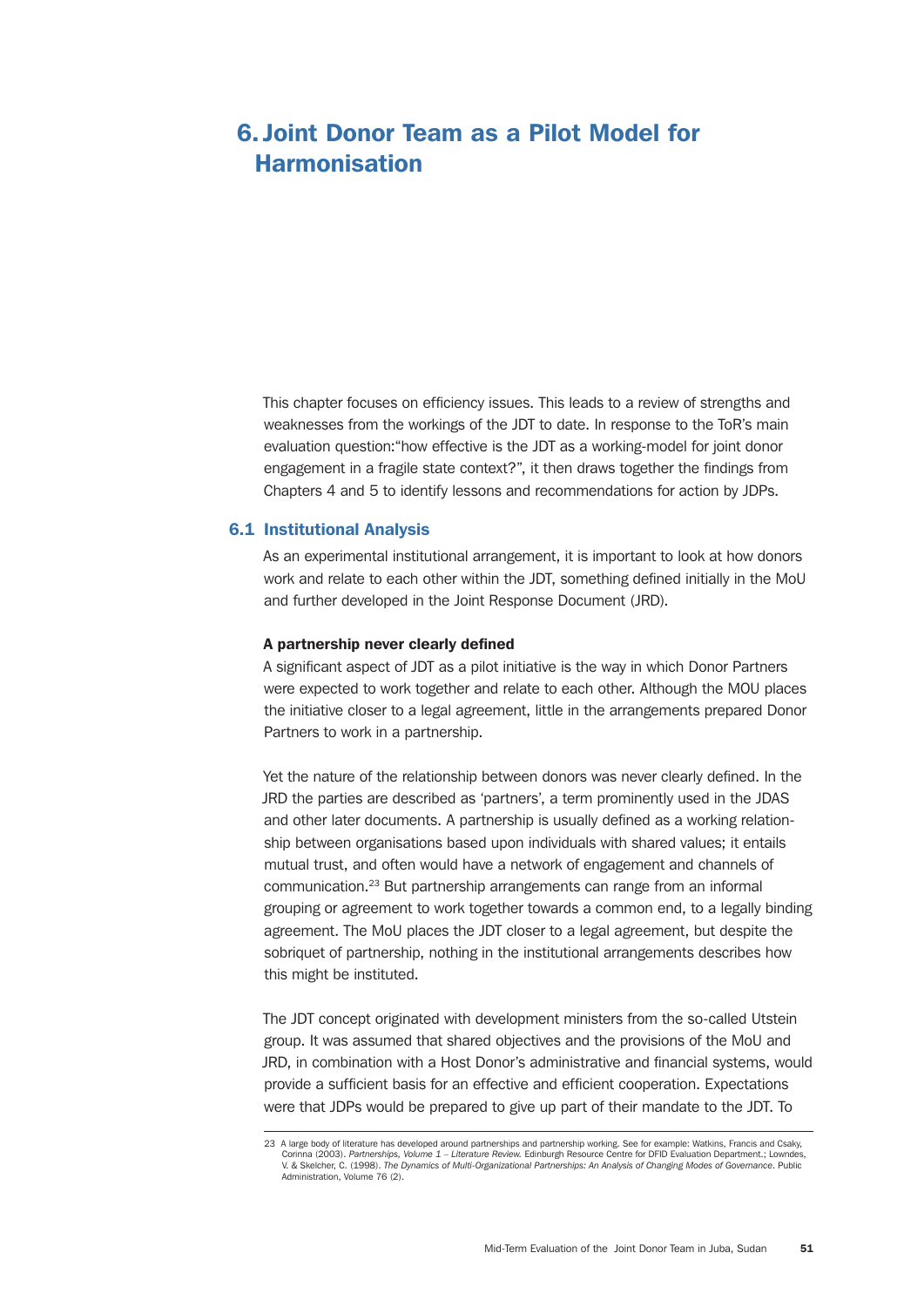# 6. Joint Donor Team as a Pilot Model for Harmonisation

This chapter focuses on efficiency issues. This leads to a review of strengths and weaknesses from the workings of the JDT to date. In response to the ToR's main evaluation question:"how effective is the JDT as a working-model for joint donor engagement in a fragile state context?", it then draws together the findings from Chapters 4 and 5 to identify lessons and recommendations for action by JDPs.

## 6.1 Institutional Analysis

As an experimental institutional arrangement, it is important to look at how donors work and relate to each other within the JDT, something defined initially in the MoU and further developed in the Joint Response Document (JRD).

**A partnership never clearly defined**

A significant aspect of JDT as a pilot initiative is the way in which Donor Partners were expected to work together and relate to each other. Although the MOU places the initiative closer to a legal agreement, little in the arrangements prepared Donor Partners to work in a partnership.

Yet the nature of the relationship between donors was never clearly defined. In the JRD the parties are described as 'partners', a term prominently used in the JDAS and other later documents. A partnership is usually defined as a working relationship between organisations based upon individuals with shared values; it entails mutual trust, and often would have a network of engagement and channels of communication.[23] But partnership arrangements can range from an informal grouping or agreement to work together towards a common end, to a legally binding agreement. The MoU places the JDT closer to a legal agreement, but despite the sobriquet of partnership, nothing in the institutional arrangements describes how this might be instituted.

The JDT concept originated with development ministers from the so-called Utstein group. It was assumed that shared objectives and the provisions of the MoU and JRD, in combination with a Host Donor's administrative and financial systems, would provide a sufficient basis for an effective and efficient cooperation. Expectations were that JDPs would be prepared to give up part of their mandate to the JDT. To

23 A large body of literature has developed around partnerships and partnership working. See for example: Watkins, Francis and Csaky, Corinna (2003). *Partnerships, Volume 1 – Literature Review.* Edinburgh Resource Centre for DFID Evaluation Department.; Lowndes, V. & Skelcher, C. (1998). *The Dynamics of Multi-Organizational Partnerships: An Analysis of Changing Modes of Governance*. Public Administration, Volume 76 (2).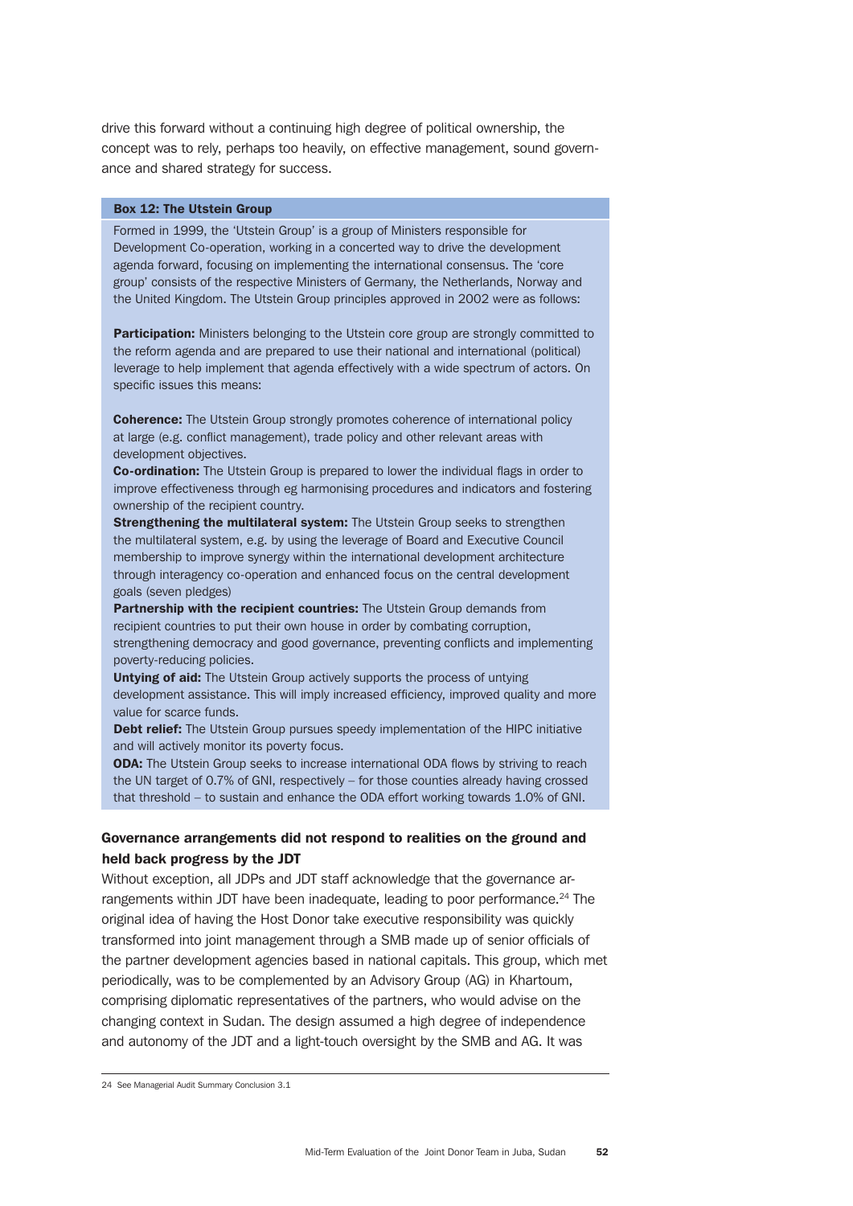drive this forward without a continuing high degree of political ownership, the concept was to rely, perhaps too heavily, on effective management, sound governance and shared strategy for success.

**Box 12: The Utstein Group**

Formed in 1999, the 'Utstein Group' is a group of Ministers responsible for Development Co-operation, working in a concerted way to drive the development agenda forward, focusing on implementing the international consensus. The 'core group' consists of the respective Ministers of Germany, the Netherlands, Norway and the United Kingdom. The Utstein Group principles approved in 2002 were as follows:

**Participation:** Ministers belonging to the Utstein core group are strongly committed to the reform agenda and are prepared to use their national and international (political) leverage to help implement that agenda effectively with a wide spectrum of actors. On specific issues this means:

**Coherence:** The Utstein Group strongly promotes coherence of international policy at large (e.g. conflict management), trade policy and other relevant areas with development objectives.

**Co-ordination:** The Utstein Group is prepared to lower the individual flags in order to improve effectiveness through eg harmonising procedures and indicators and fostering ownership of the recipient country.

**Strengthening the multilateral system:** The Utstein Group seeks to strengthen the multilateral system, e.g. by using the leverage of Board and Executive Council membership to improve synergy within the international development architecture through interagency co-operation and enhanced focus on the central development goals (seven pledges)

**Partnership with the recipient countries:** The Utstein Group demands from recipient countries to put their own house in order by combating corruption, strengthening democracy and good governance, preventing conflicts and implementing poverty-reducing policies.

**Untying of aid:** The Utstein Group actively supports the process of untying development assistance. This will imply increased efficiency, improved quality and more value for scarce funds.

**Debt relief:** The Utstein Group pursues speedy implementation of the HIPC initiative and will actively monitor its poverty focus.

**ODA:** The Utstein Group seeks to increase international ODA flows by striving to reach the UN target of 0.7% of GNI, respectively – for those counties already having crossed that threshold – to sustain and enhance the ODA effort working towards 1.0% of GNI.

### Governance arrangements did not respond to realities on the ground and held back progress by the JDT

Without exception, all JDPs and JDT staff acknowledge that the governance arrangements within JDT have been inadequate, leading to poor performance.[24] The original idea of having the Host Donor take executive responsibility was quickly transformed into joint management through a SMB made up of senior officials of the partner development agencies based in national capitals. This group, which met periodically, was to be complemented by an Advisory Group (AG) in Khartoum, comprising diplomatic representatives of the partners, who would advise on the changing context in Sudan. The design assumed a high degree of independence and autonomy of the JDT and a light-touch oversight by the SMB and AG. It was

24 See Managerial Audit Summary Conclusion 3.1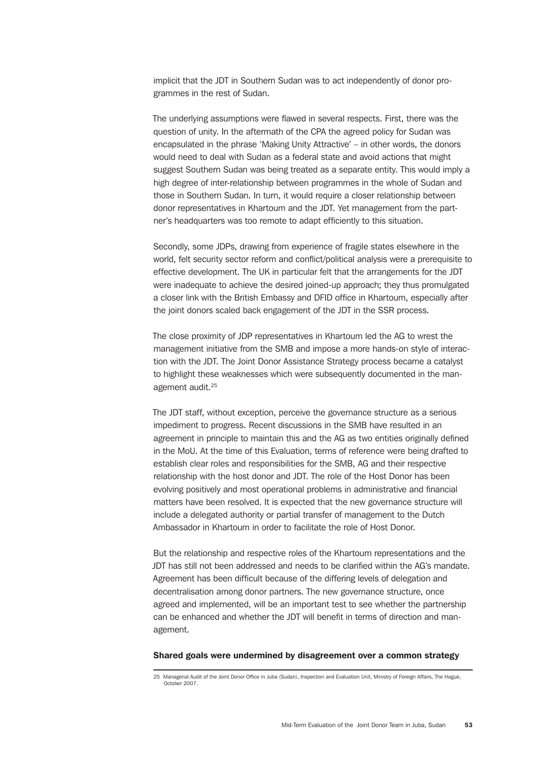implicit that the JDT in Southern Sudan was to act independently of donor programmes in the rest of Sudan.

The underlying assumptions were flawed in several respects. First, there was the question of unity. In the aftermath of the CPA the agreed policy for Sudan was encapsulated in the phrase 'Making Unity Attractive' – in other words, the donors would need to deal with Sudan as a federal state and avoid actions that might suggest Southern Sudan was being treated as a separate entity. This would imply a high degree of inter-relationship between programmes in the whole of Sudan and those in Southern Sudan. In turn, it would require a closer relationship between donor representatives in Khartoum and the JDT. Yet management from the partner's headquarters was too remote to adapt efficiently to this situation.

Secondly, some JDPs, drawing from experience of fragile states elsewhere in the world, felt security sector reform and conflict/political analysis were a prerequisite to effective development. The UK in particular felt that the arrangements for the JDT were inadequate to achieve the desired joined-up approach; they thus promulgated a closer link with the British Embassy and DFID office in Khartoum, especially after the joint donors scaled back engagement of the JDT in the SSR process.

The close proximity of JDP representatives in Khartoum led the AG to wrest the management initiative from the SMB and impose a more hands-on style of interaction with the JDT. The Joint Donor Assistance Strategy process became a catalyst to highlight these weaknesses which were subsequently documented in the management audit.[25]

The JDT staff, without exception, perceive the governance structure as a serious impediment to progress. Recent discussions in the SMB have resulted in an agreement in principle to maintain this and the AG as two entities originally defined in the MoU. At the time of this Evaluation, terms of reference were being drafted to establish clear roles and responsibilities for the SMB, AG and their respective relationship with the host donor and JDT. The role of the Host Donor has been evolving positively and most operational problems in administrative and financial matters have been resolved. It is expected that the new governance structure will include a delegated authority or partial transfer of management to the Dutch Ambassador in Khartoum in order to facilitate the role of Host Donor.

But the relationship and respective roles of the Khartoum representations and the JDT has still not been addressed and needs to be clarified within the AG's mandate. Agreement has been difficult because of the differing levels of delegation and decentralisation among donor partners. The new governance structure, once agreed and implemented, will be an important test to see whether the partnership can be enhanced and whether the JDT will benefit in terms of direction and management.

**Shared goals were undermined by disagreement over a common strategy**

25 Managerial Audit of the Joint Donor Office in Juba (Sudan), Inspection and Evaluation Unit, Ministry of Foreign Affairs, The Hague, October 2007.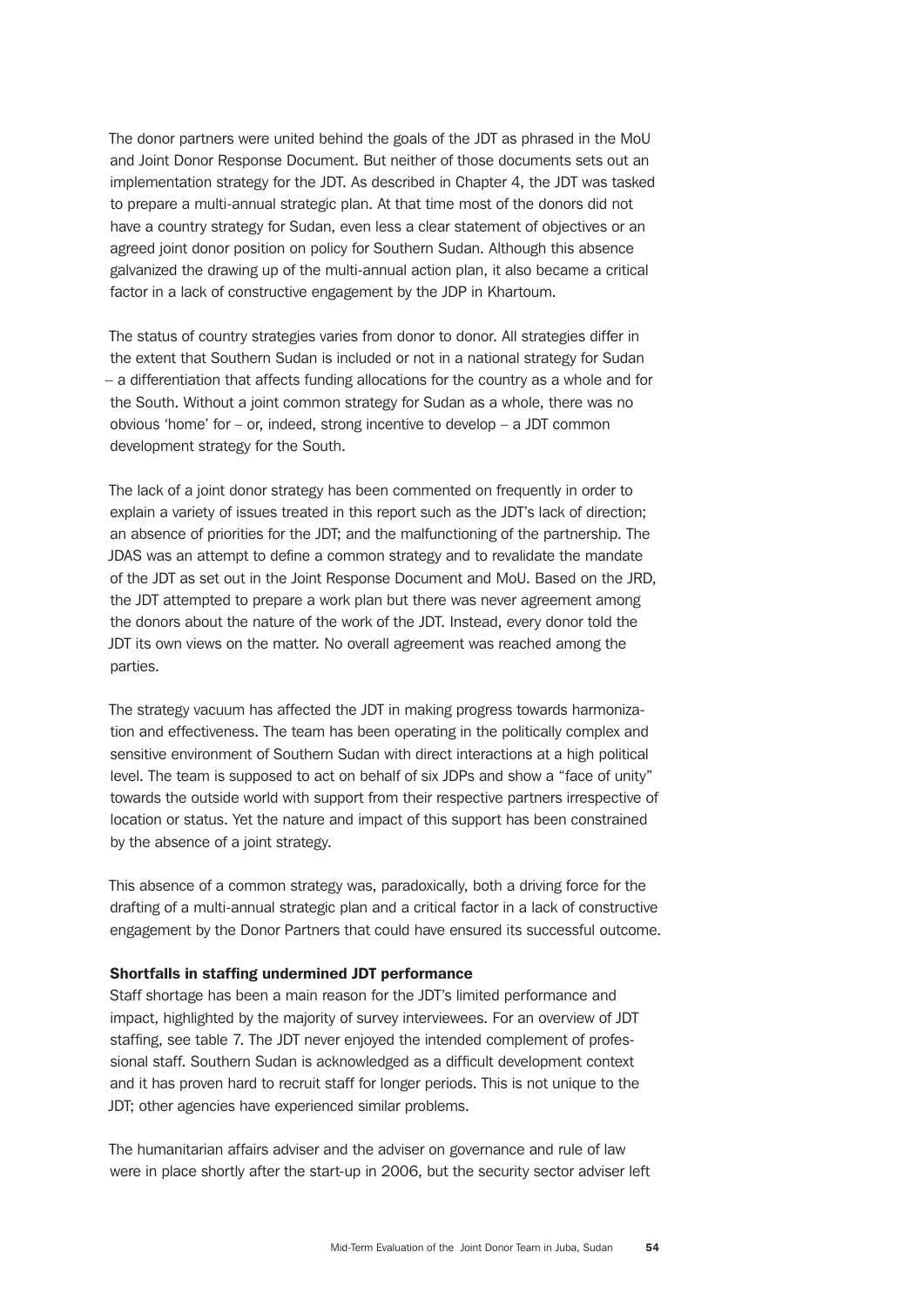The donor partners were united behind the goals of the JDT as phrased in the MoU and Joint Donor Response Document. But neither of those documents sets out an implementation strategy for the JDT. As described in Chapter 4, the JDT was tasked to prepare a multi-annual strategic plan. At that time most of the donors did not have a country strategy for Sudan, even less a clear statement of objectives or an agreed joint donor position on policy for Southern Sudan. Although this absence galvanized the drawing up of the multi-annual action plan, it also became a critical factor in a lack of constructive engagement by the JDP in Khartoum.

The status of country strategies varies from donor to donor. All strategies differ in the extent that Southern Sudan is included or not in a national strategy for Sudan – a differentiation that affects funding allocations for the country as a whole and for the South. Without a joint common strategy for Sudan as a whole, there was no obvious 'home' for – or, indeed, strong incentive to develop – a JDT common development strategy for the South.

The lack of a joint donor strategy has been commented on frequently in order to explain a variety of issues treated in this report such as the JDT's lack of direction; an absence of priorities for the JDT; and the malfunctioning of the partnership. The JDAS was an attempt to define a common strategy and to revalidate the mandate of the JDT as set out in the Joint Response Document and MoU. Based on the JRD, the JDT attempted to prepare a work plan but there was never agreement among the donors about the nature of the work of the JDT. Instead, every donor told the JDT its own views on the matter. No overall agreement was reached among the parties.

The strategy vacuum has affected the JDT in making progress towards harmonization and effectiveness. The team has been operating in the politically complex and sensitive environment of Southern Sudan with direct interactions at a high political level. The team is supposed to act on behalf of six JDPs and show a "face of unity" towards the outside world with support from their respective partners irrespective of location or status. Yet the nature and impact of this support has been constrained by the absence of a joint strategy.

This absence of a common strategy was, paradoxically, both a driving force for the drafting of a multi-annual strategic plan and a critical factor in a lack of constructive engagement by the Donor Partners that could have ensured its successful outcome.

**Shortfalls in staffing undermined JDT performance**

Staff shortage has been a main reason for the JDT's limited performance and impact, highlighted by the majority of survey interviewees. For an overview of JDT staffing, see table 7. The JDT never enjoyed the intended complement of professional staff. Southern Sudan is acknowledged as a difficult development context and it has proven hard to recruit staff for longer periods. This is not unique to the JDT; other agencies have experienced similar problems.

The humanitarian affairs adviser and the adviser on governance and rule of law were in place shortly after the start-up in 2006, but the security sector adviser left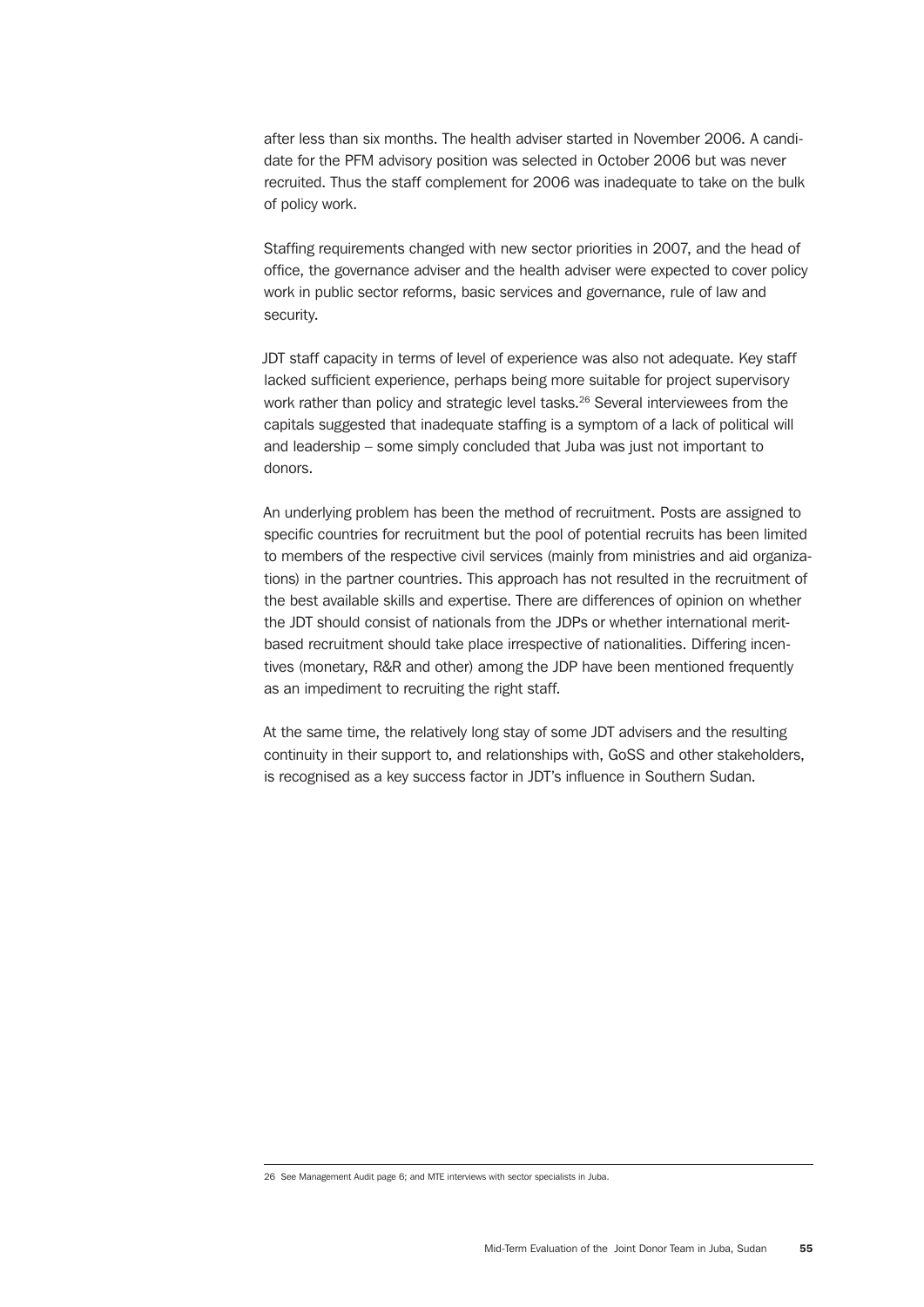after less than six months. The health adviser started in November 2006. A candidate for the PFM advisory position was selected in October 2006 but was never recruited. Thus the staff complement for 2006 was inadequate to take on the bulk of policy work.

Staffing requirements changed with new sector priorities in 2007, and the head of office, the governance adviser and the health adviser were expected to cover policy work in public sector reforms, basic services and governance, rule of law and security.

JDT staff capacity in terms of level of experience was also not adequate. Key staff lacked sufficient experience, perhaps being more suitable for project supervisory work rather than policy and strategic level tasks.[26] Several interviewees from the capitals suggested that inadequate staffing is a symptom of a lack of political will and leadership – some simply concluded that Juba was just not important to donors.

An underlying problem has been the method of recruitment. Posts are assigned to specific countries for recruitment but the pool of potential recruits has been limited to members of the respective civil services (mainly from ministries and aid organizations) in the partner countries. This approach has not resulted in the recruitment of the best available skills and expertise. There are differences of opinion on whether the JDT should consist of nationals from the JDPs or whether international merit-based recruitment should take place irrespective of nationalities. Differing incentives (monetary, R&R and other) among the JDP have been mentioned frequently as an impediment to recruiting the right staff.

At the same time, the relatively long stay of some JDT advisers and the resulting continuity in their support to, and relationships with, GoSS and other stakeholders, is recognised as a key success factor in JDT's influence in Southern Sudan.

---

26 See Management Audit page 6; and MTE interviews with sector specialists in Juba.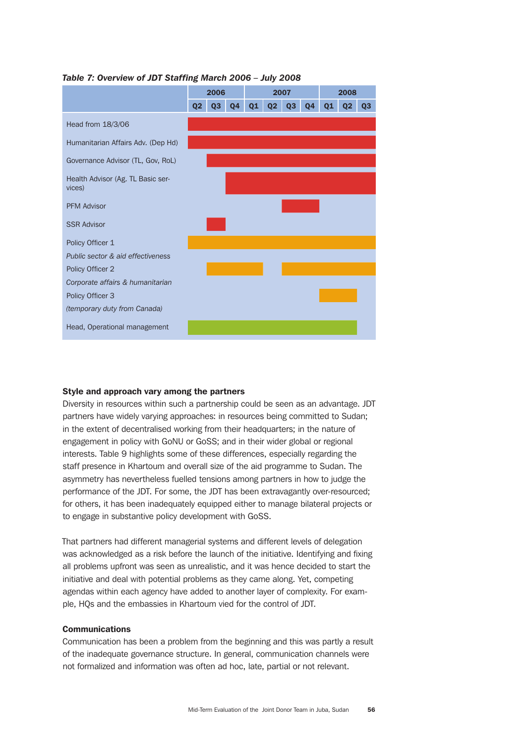*Table 7: Overview of JDT Staffing March 2006 – July 2008*

| | 2006 | | | 2007 | | | | 2008 | | |
|---|---|---|---|---|---|---|---|---|---|---|
| | Q2 | Q3 | Q4 | Q1 | Q2 | Q3 | Q4 | Q1 | Q2 | Q3 |
| Head from 18/3/06 | ■ | ■ | ■ | ■ | ■ | ■ | ■ | ■ | ■ | ■ |
| Humanitarian Affairs Adv. (Dep Hd) | ■ | ■ | ■ | ■ | ■ | ■ | ■ | ■ | ■ | ■ |
| Governance Advisor (TL, Gov, RoL) | | ■ | ■ | ■ | ■ | ■ | ■ | ■ | ■ | ■ |
| Health Advisor (Ag. TL Basic services) | | | ■ | ■ | ■ | ■ | ■ | ■ | ■ | ■ |
| PFM Advisor | | | | | | ■ | ■ | | | |
| SSR Advisor | | ■ | | | | | | | | |
| Policy Officer 1 *Public sector & aid effectiveness* | ■ | ■ | ■ | ■ | ■ | ■ | ■ | ■ | ■ | ■ |
| Policy Officer 2 *Corporate affairs & humanitarian* | | ■ | ■ | ■ | | ■ | ■ | ■ | ■ | ■ |
| Policy Officer 3 *(temporary duty from Canada)* | | | | | | | | ■ | ■ | |
| Head, Operational management | ■ | ■ | ■ | ■ | ■ | ■ | ■ | ■ | ■ | |

### Style and approach vary among the partners

Diversity in resources within such a partnership could be seen as an advantage. JDT partners have widely varying approaches: in resources being committed to Sudan; in the extent of decentralised working from their headquarters; in the nature of engagement in policy with GoNU or GoSS; and in their wider global or regional interests. Table 9 highlights some of these differences, especially regarding the staff presence in Khartoum and overall size of the aid programme to Sudan. The asymmetry has nevertheless fuelled tensions among partners in how to judge the performance of the JDT. For some, the JDT has been extravagantly over-resourced; for others, it has been inadequately equipped either to manage bilateral projects or to engage in substantive policy development with GoSS.

That partners had different managerial systems and different levels of delegation was acknowledged as a risk before the launch of the initiative. Identifying and fixing all problems upfront was seen as unrealistic, and it was hence decided to start the initiative and deal with potential problems as they came along. Yet, competing agendas within each agency have added to another layer of complexity. For example, HQs and the embassies in Khartoum vied for the control of JDT.

### Communications

Communication has been a problem from the beginning and this was partly a result of the inadequate governance structure. In general, communication channels were not formalized and information was often ad hoc, late, partial or not relevant.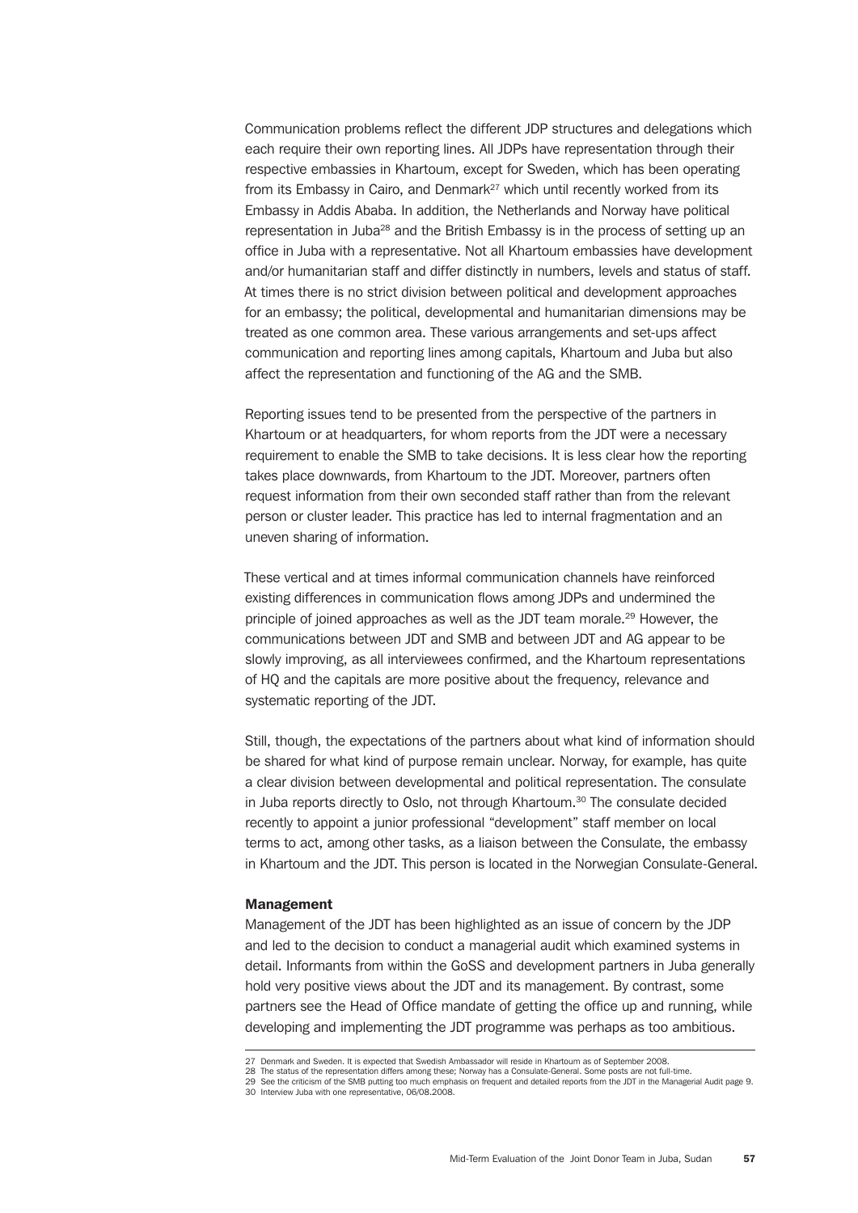Communication problems reflect the different JDP structures and delegations which each require their own reporting lines. All JDPs have representation through their respective embassies in Khartoum, except for Sweden, which has been operating from its Embassy in Cairo, and Denmark[27] which until recently worked from its Embassy in Addis Ababa. In addition, the Netherlands and Norway have political representation in Juba[28] and the British Embassy is in the process of setting up an office in Juba with a representative. Not all Khartoum embassies have development and/or humanitarian staff and differ distinctly in numbers, levels and status of staff. At times there is no strict division between political and development approaches for an embassy; the political, developmental and humanitarian dimensions may be treated as one common area. These various arrangements and set-ups affect communication and reporting lines among capitals, Khartoum and Juba but also affect the representation and functioning of the AG and the SMB.

Reporting issues tend to be presented from the perspective of the partners in Khartoum or at headquarters, for whom reports from the JDT were a necessary requirement to enable the SMB to take decisions. It is less clear how the reporting takes place downwards, from Khartoum to the JDT. Moreover, partners often request information from their own seconded staff rather than from the relevant person or cluster leader. This practice has led to internal fragmentation and an uneven sharing of information.

These vertical and at times informal communication channels have reinforced existing differences in communication flows among JDPs and undermined the principle of joined approaches as well as the JDT team morale.[29] However, the communications between JDT and SMB and between JDT and AG appear to be slowly improving, as all interviewees confirmed, and the Khartoum representations of HQ and the capitals are more positive about the frequency, relevance and systematic reporting of the JDT.

Still, though, the expectations of the partners about what kind of information should be shared for what kind of purpose remain unclear. Norway, for example, has quite a clear division between developmental and political representation. The consulate in Juba reports directly to Oslo, not through Khartoum.[30] The consulate decided recently to appoint a junior professional "development" staff member on local terms to act, among other tasks, as a liaison between the Consulate, the embassy in Khartoum and the JDT. This person is located in the Norwegian Consulate-General.

#### Management

Management of the JDT has been highlighted as an issue of concern by the JDP and led to the decision to conduct a managerial audit which examined systems in detail. Informants from within the GoSS and development partners in Juba generally hold very positive views about the JDT and its management. By contrast, some partners see the Head of Office mandate of getting the office up and running, while developing and implementing the JDT programme was perhaps as too ambitious.

---

27 Denmark and Sweden. It is expected that Swedish Ambassador will reside in Khartoum as of September 2008.
28 The status of the representation differs among these; Norway has a Consulate-General. Some posts are not full-time.
29 See the criticism of the SMB putting too much emphasis on frequent and detailed reports from the JDT in the Managerial Audit page 9.
30 Interview Juba with one representative, 06/08.2008.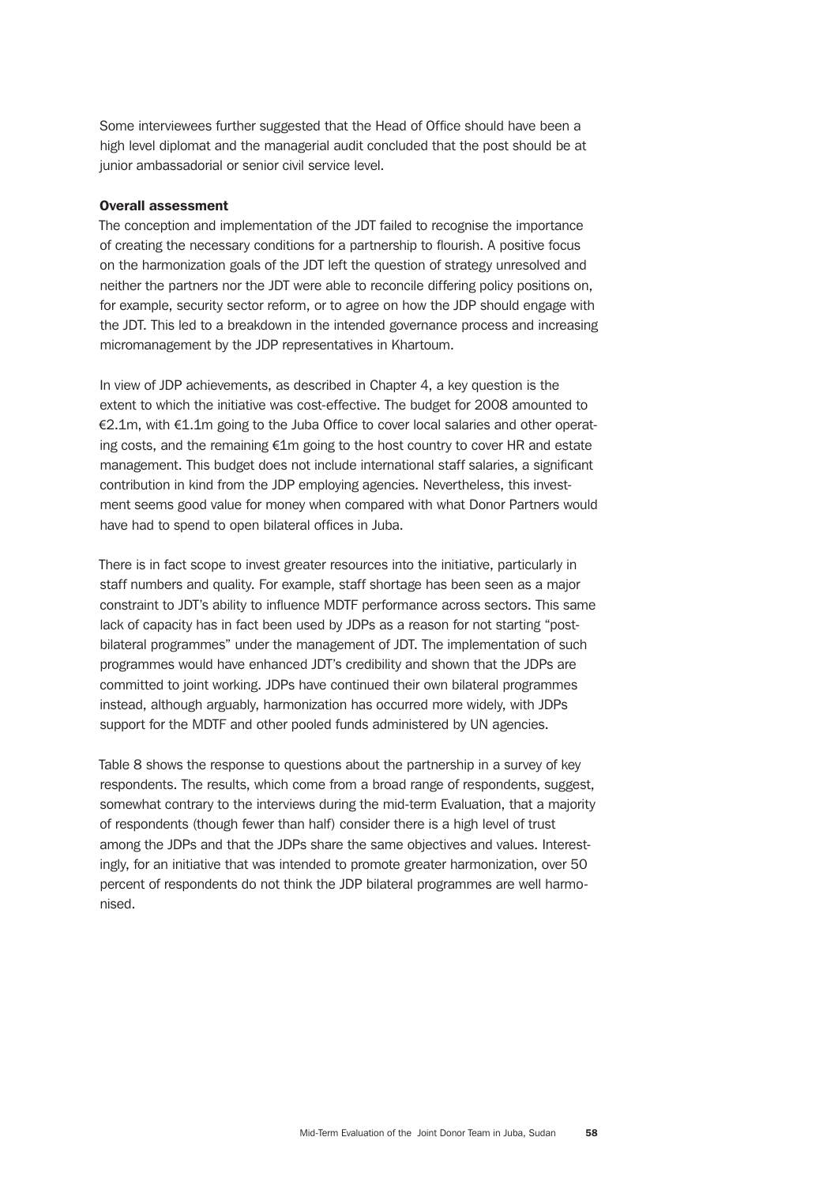Some interviewees further suggested that the Head of Office should have been a high level diplomat and the managerial audit concluded that the post should be at junior ambassadorial or senior civil service level.

#### Overall assessment

The conception and implementation of the JDT failed to recognise the importance of creating the necessary conditions for a partnership to flourish. A positive focus on the harmonization goals of the JDT left the question of strategy unresolved and neither the partners nor the JDT were able to reconcile differing policy positions on, for example, security sector reform, or to agree on how the JDP should engage with the JDT. This led to a breakdown in the intended governance process and increasing micromanagement by the JDP representatives in Khartoum.

In view of JDP achievements, as described in Chapter 4, a key question is the extent to which the initiative was cost-effective. The budget for 2008 amounted to €2.1m, with €1.1m going to the Juba Office to cover local salaries and other operating costs, and the remaining €1m going to the host country to cover HR and estate management. This budget does not include international staff salaries, a significant contribution in kind from the JDP employing agencies. Nevertheless, this investment seems good value for money when compared with what Donor Partners would have had to spend to open bilateral offices in Juba.

There is in fact scope to invest greater resources into the initiative, particularly in staff numbers and quality. For example, staff shortage has been seen as a major constraint to JDT's ability to influence MDTF performance across sectors. This same lack of capacity has in fact been used by JDPs as a reason for not starting "post-bilateral programmes" under the management of JDT. The implementation of such programmes would have enhanced JDT's credibility and shown that the JDPs are committed to joint working. JDPs have continued their own bilateral programmes instead, although arguably, harmonization has occurred more widely, with JDPs support for the MDTF and other pooled funds administered by UN agencies.

Table 8 shows the response to questions about the partnership in a survey of key respondents. The results, which come from a broad range of respondents, suggest, somewhat contrary to the interviews during the mid-term Evaluation, that a majority of respondents (though fewer than half) consider there is a high level of trust among the JDPs and that the JDPs share the same objectives and values. Interestingly, for an initiative that was intended to promote greater harmonization, over 50 percent of respondents do not think the JDP bilateral programmes are well harmonised.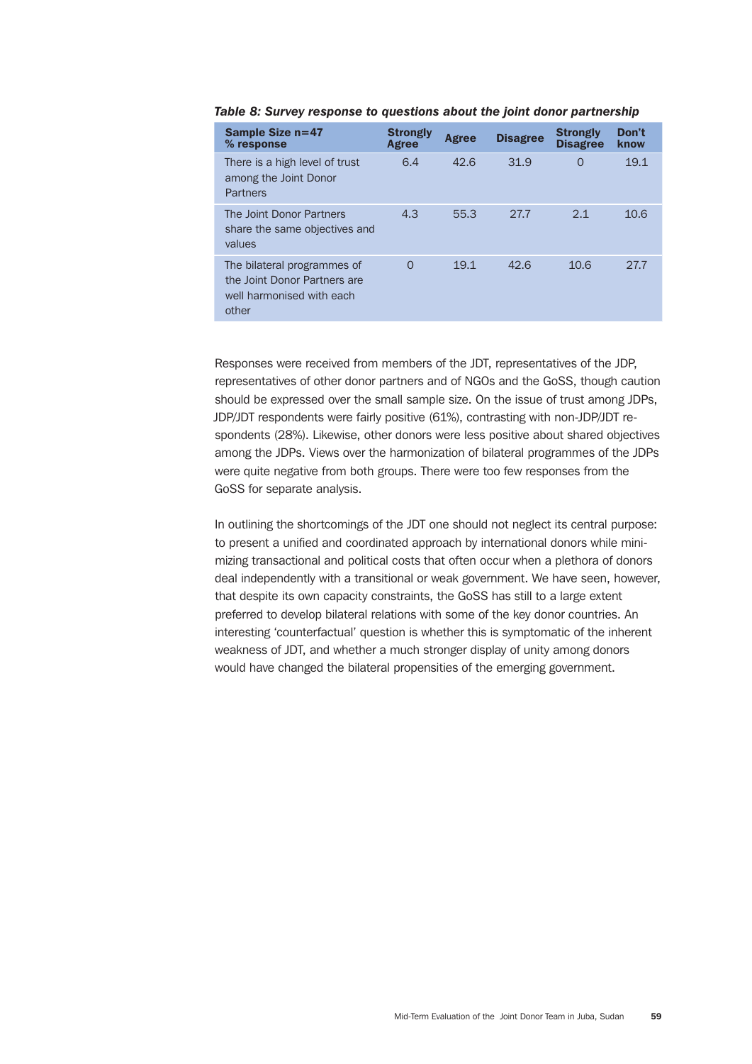*Table 8: Survey response to questions about the joint donor partnership*

| Sample Size n=47 % response | Strongly Agree | Agree | Disagree | Strongly Disagree | Don't know |
|---|---|---|---|---|---|
| There is a high level of trust among the Joint Donor Partners | 6.4 | 42.6 | 31.9 | 0 | 19.1 |
| The Joint Donor Partners share the same objectives and values | 4.3 | 55.3 | 27.7 | 2.1 | 10.6 |
| The bilateral programmes of the Joint Donor Partners are well harmonised with each other | 0 | 19.1 | 42.6 | 10.6 | 27.7 |

Responses were received from members of the JDT, representatives of the JDP, representatives of other donor partners and of NGOs and the GoSS, though caution should be expressed over the small sample size. On the issue of trust among JDPs, JDP/JDT respondents were fairly positive (61%), contrasting with non-JDP/JDT respondents (28%). Likewise, other donors were less positive about shared objectives among the JDPs. Views over the harmonization of bilateral programmes of the JDPs were quite negative from both groups. There were too few responses from the GoSS for separate analysis.

In outlining the shortcomings of the JDT one should not neglect its central purpose: to present a unified and coordinated approach by international donors while minimizing transactional and political costs that often occur when a plethora of donors deal independently with a transitional or weak government. We have seen, however, that despite its own capacity constraints, the GoSS has still to a large extent preferred to develop bilateral relations with some of the key donor countries. An interesting 'counterfactual' question is whether this is symptomatic of the inherent weakness of JDT, and whether a much stronger display of unity among donors would have changed the bilateral propensities of the emerging government.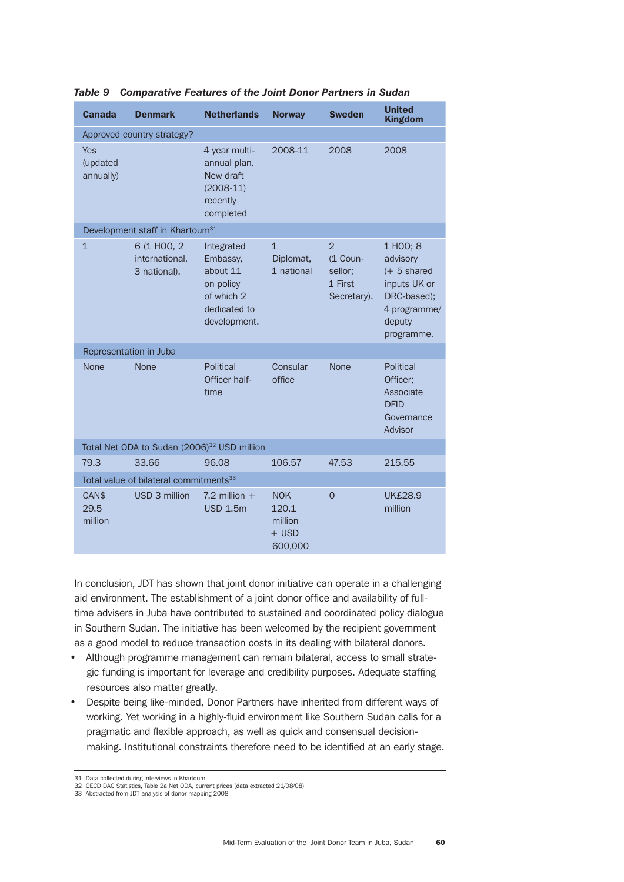*Table 9 Comparative Features of the Joint Donor Partners in Sudan*

| Canada | Denmark | Netherlands | Norway | Sweden | United Kingdom |
|---|---|---|---|---|---|
| Approved country strategy? | | | | | |
| Yes (updated annually) | | 4 year multi-annual plan. New draft (2008-11) recently completed | 2008-11 | 2008 | 2008 |
| Development staff in Khartoum[31] | | | | | |
| 1 | 6 (1 HOO, 2 international, 3 national). | Integrated Embassy, about 11 on policy of which 2 dedicated to development. | 1 Diplomat, 1 national | 2 (1 Counsellor; 1 First Secretary). | 1 HOO; 8 advisory (+ 5 shared inputs UK or DRC-based); 4 programme/deputy programme. |
| Representation in Juba | | | | | |
| None | None | Political Officer half-time | Consular office | None | Political Officer; Associate DFID Governance Advisor |
| Total Net ODA to Sudan (2006)[32] USD million | | | | | |
| 79.3 | 33.66 | 96.08 | 106.57 | 47.53 | 215.55 |
| Total value of bilateral commitments[33] | | | | | |
| CAN$ 29.5 million | USD 3 million | 7.2 million + USD 1.5m | NOK 120.1 million + USD 600,000 | 0 | UK£28.9 million |

In conclusion, JDT has shown that joint donor initiative can operate in a challenging aid environment. The establishment of a joint donor office and availability of full-time advisers in Juba have contributed to sustained and coordinated policy dialogue in Southern Sudan. The initiative has been welcomed by the recipient government as a good model to reduce transaction costs in its dealing with bilateral donors.

- Although programme management can remain bilateral, access to small strategic funding is important for leverage and credibility purposes. Adequate staffing resources also matter greatly.
- Despite being like-minded, Donor Partners have inherited from different ways of working. Yet working in a highly-fluid environment like Southern Sudan calls for a pragmatic and flexible approach, as well as quick and consensual decision-making. Institutional constraints therefore need to be identified at an early stage.

31 Data collected during interviews in Khartoum
32 OECD DAC Statistics, Table 2a Net ODA, current prices (data extracted 21/08/08)
33 Abstracted from JDT analysis of donor mapping 2008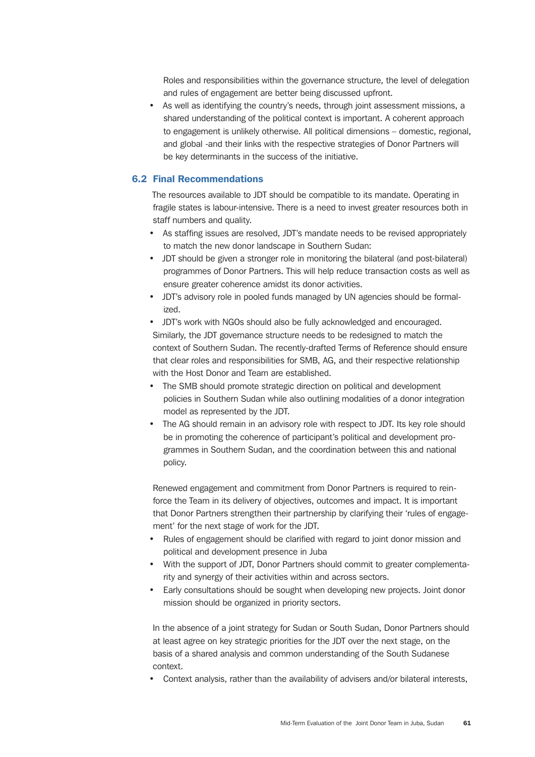Roles and responsibilities within the governance structure, the level of delegation and rules of engagement are better being discussed upfront.

- As well as identifying the country's needs, through joint assessment missions, a shared understanding of the political context is important. A coherent approach to engagement is unlikely otherwise. All political dimensions – domestic, regional, and global -and their links with the respective strategies of Donor Partners will be key determinants in the success of the initiative.

## 6.2 Final Recommendations

The resources available to JDT should be compatible to its mandate. Operating in fragile states is labour-intensive. There is a need to invest greater resources both in staff numbers and quality.

- As staffing issues are resolved, JDT's mandate needs to be revised appropriately to match the new donor landscape in Southern Sudan:
- JDT should be given a stronger role in monitoring the bilateral (and post-bilateral) programmes of Donor Partners. This will help reduce transaction costs as well as ensure greater coherence amidst its donor activities.
- JDT's advisory role in pooled funds managed by UN agencies should be formalized.
- JDT's work with NGOs should also be fully acknowledged and encouraged.

Similarly, the JDT governance structure needs to be redesigned to match the context of Southern Sudan. The recently-drafted Terms of Reference should ensure that clear roles and responsibilities for SMB, AG, and their respective relationship with the Host Donor and Team are established.

- The SMB should promote strategic direction on political and development policies in Southern Sudan while also outlining modalities of a donor integration model as represented by the JDT.
- The AG should remain in an advisory role with respect to JDT. Its key role should be in promoting the coherence of participant's political and development programmes in Southern Sudan, and the coordination between this and national policy.

Renewed engagement and commitment from Donor Partners is required to reinforce the Team in its delivery of objectives, outcomes and impact. It is important that Donor Partners strengthen their partnership by clarifying their 'rules of engagement' for the next stage of work for the JDT.

- Rules of engagement should be clarified with regard to joint donor mission and political and development presence in Juba
- With the support of JDT, Donor Partners should commit to greater complementarity and synergy of their activities within and across sectors.
- Early consultations should be sought when developing new projects. Joint donor mission should be organized in priority sectors.

In the absence of a joint strategy for Sudan or South Sudan, Donor Partners should at least agree on key strategic priorities for the JDT over the next stage, on the basis of a shared analysis and common understanding of the South Sudanese context.

- Context analysis, rather than the availability of advisers and/or bilateral interests,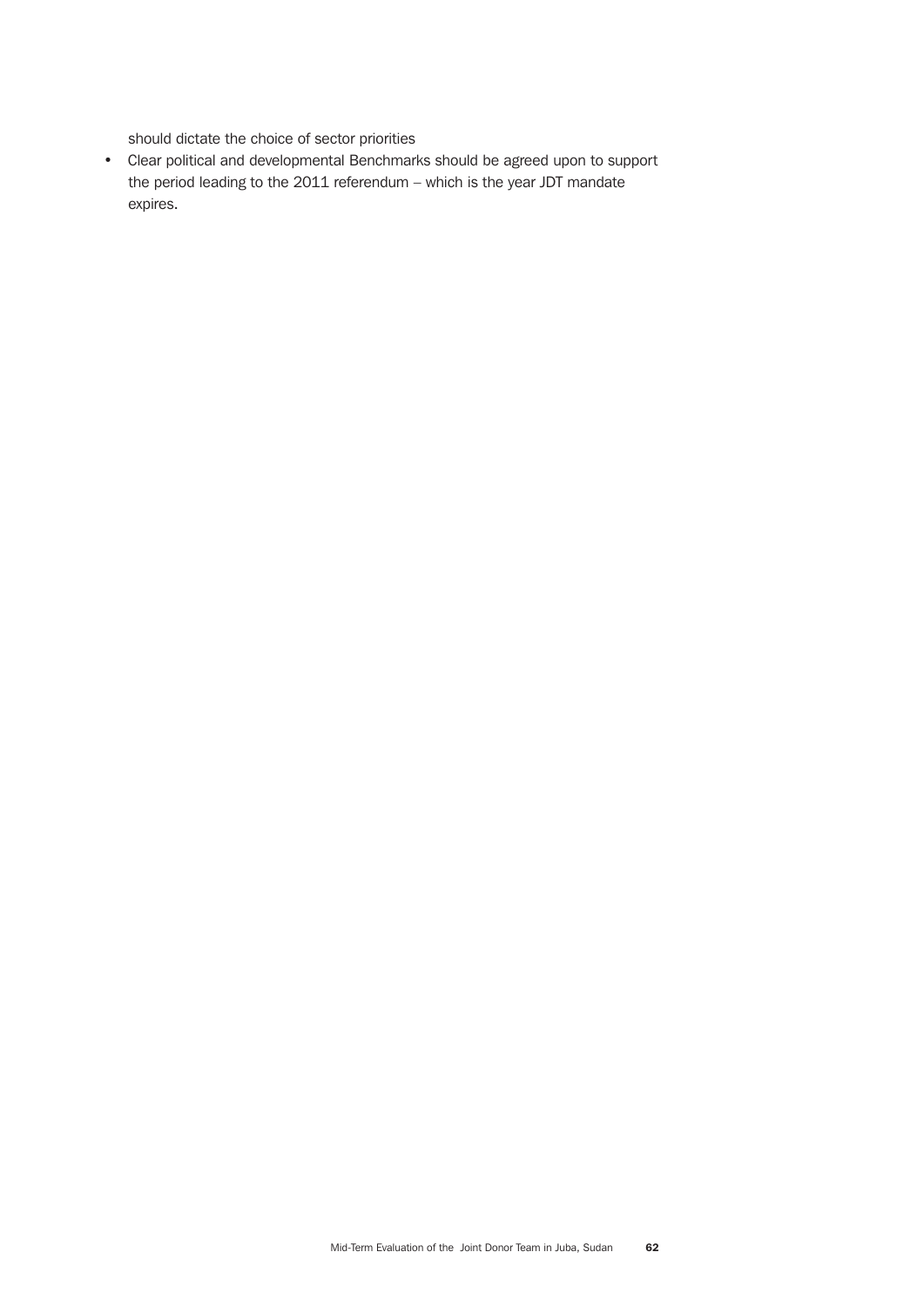should dictate the choice of sector priorities

- Clear political and developmental Benchmarks should be agreed upon to support the period leading to the 2011 referendum – which is the year JDT mandate expires.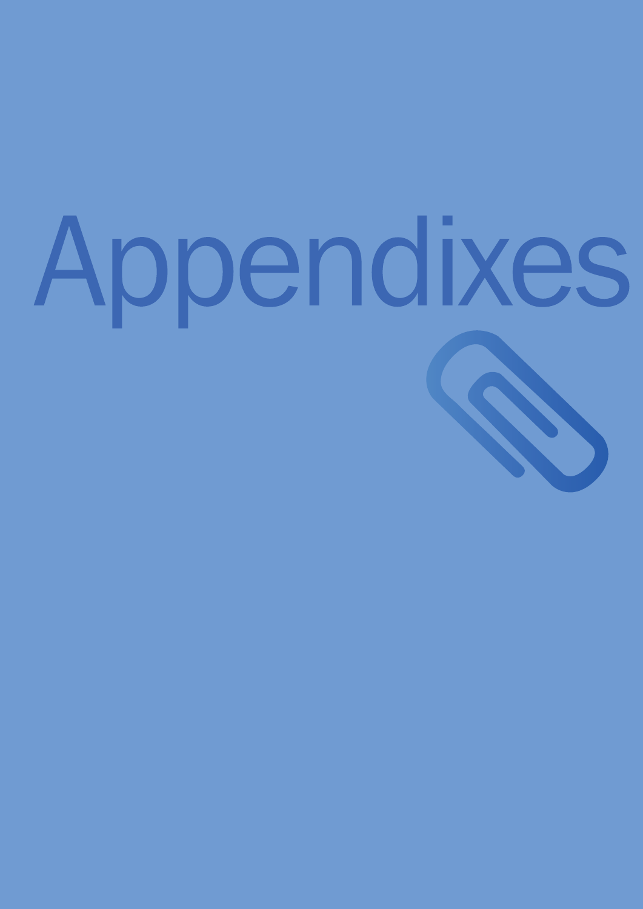# Appendixes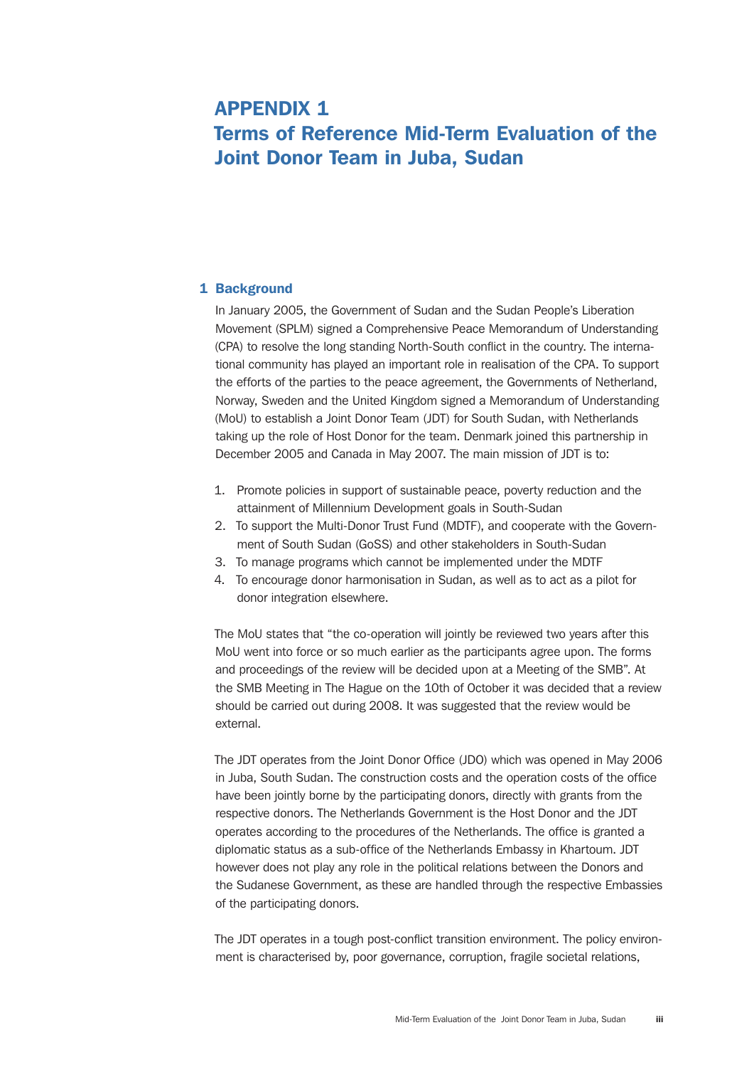# APPENDIX 1
# Terms of Reference Mid-Term Evaluation of the Joint Donor Team in Juba, Sudan

## 1 Background

In January 2005, the Government of Sudan and the Sudan People's Liberation Movement (SPLM) signed a Comprehensive Peace Memorandum of Understanding (CPA) to resolve the long standing North-South conflict in the country. The international community has played an important role in realisation of the CPA. To support the efforts of the parties to the peace agreement, the Governments of Netherland, Norway, Sweden and the United Kingdom signed a Memorandum of Understanding (MoU) to establish a Joint Donor Team (JDT) for South Sudan, with Netherlands taking up the role of Host Donor for the team. Denmark joined this partnership in December 2005 and Canada in May 2007. The main mission of JDT is to:

1. Promote policies in support of sustainable peace, poverty reduction and the attainment of Millennium Development goals in South-Sudan
2. To support the Multi-Donor Trust Fund (MDTF), and cooperate with the Government of South Sudan (GoSS) and other stakeholders in South-Sudan
3. To manage programs which cannot be implemented under the MDTF
4. To encourage donor harmonisation in Sudan, as well as to act as a pilot for donor integration elsewhere.

The MoU states that "the co-operation will jointly be reviewed two years after this MoU went into force or so much earlier as the participants agree upon. The forms and proceedings of the review will be decided upon at a Meeting of the SMB". At the SMB Meeting in The Hague on the 10th of October it was decided that a review should be carried out during 2008. It was suggested that the review would be external.

The JDT operates from the Joint Donor Office (JDO) which was opened in May 2006 in Juba, South Sudan. The construction costs and the operation costs of the office have been jointly borne by the participating donors, directly with grants from the respective donors. The Netherlands Government is the Host Donor and the JDT operates according to the procedures of the Netherlands. The office is granted a diplomatic status as a sub-office of the Netherlands Embassy in Khartoum. JDT however does not play any role in the political relations between the Donors and the Sudanese Government, as these are handled through the respective Embassies of the participating donors.

The JDT operates in a tough post-conflict transition environment. The policy environment is characterised by, poor governance, corruption, fragile societal relations,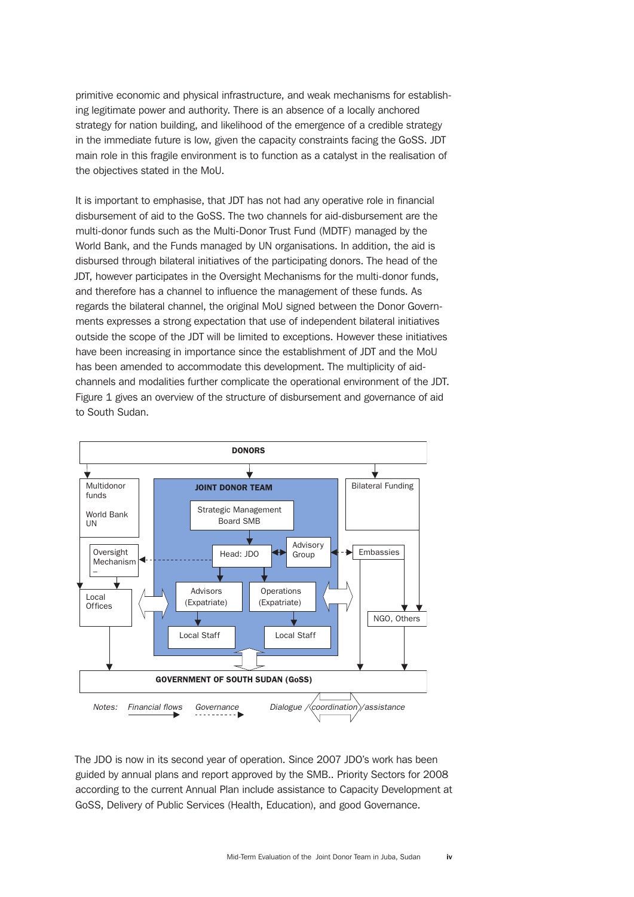primitive economic and physical infrastructure, and weak mechanisms for establishing legitimate power and authority. There is an absence of a locally anchored strategy for nation building, and likelihood of the emergence of a credible strategy in the immediate future is low, given the capacity constraints facing the GoSS. JDT main role in this fragile environment is to function as a catalyst in the realisation of the objectives stated in the MoU.

It is important to emphasise, that JDT has not had any operative role in financial disbursement of aid to the GoSS. The two channels for aid-disbursement are the multi-donor funds such as the Multi-Donor Trust Fund (MDTF) managed by the World Bank, and the Funds managed by UN organisations. In addition, the aid is disbursed through bilateral initiatives of the participating donors. The head of the JDT, however participates in the Oversight Mechanisms for the multi-donor funds, and therefore has a channel to influence the management of these funds. As regards the bilateral channel, the original MoU signed between the Donor Governments expresses a strong expectation that use of independent bilateral initiatives outside the scope of the JDT will be limited to exceptions. However these initiatives have been increasing in importance since the establishment of JDT and the MoU has been amended to accommodate this development. The multiplicity of aid-channels and modalities further complicate the operational environment of the JDT. Figure 1 gives an overview of the structure of disbursement and governance of aid to South Sudan.

DONORS

Multidonor funds — World Bank, UN

JOINT DONOR TEAM: Strategic Management Board SMB; Head: JDO; Advisory Group; Advisors (Expatriate); Operations (Expatriate); Local Staff; Local Staff

Bilateral Funding

Oversight Mechanism

Local Offices

Embassies

NGO, Others

GOVERNMENT OF SOUTH SUDAN (GoSS)

*Notes: Financial flows — Governance — Dialogue/coordination/assistance*

The JDO is now in its second year of operation. Since 2007 JDO's work has been guided by annual plans and report approved by the SMB.. Priority Sectors for 2008 according to the current Annual Plan include assistance to Capacity Development at GoSS, Delivery of Public Services (Health, Education), and good Governance.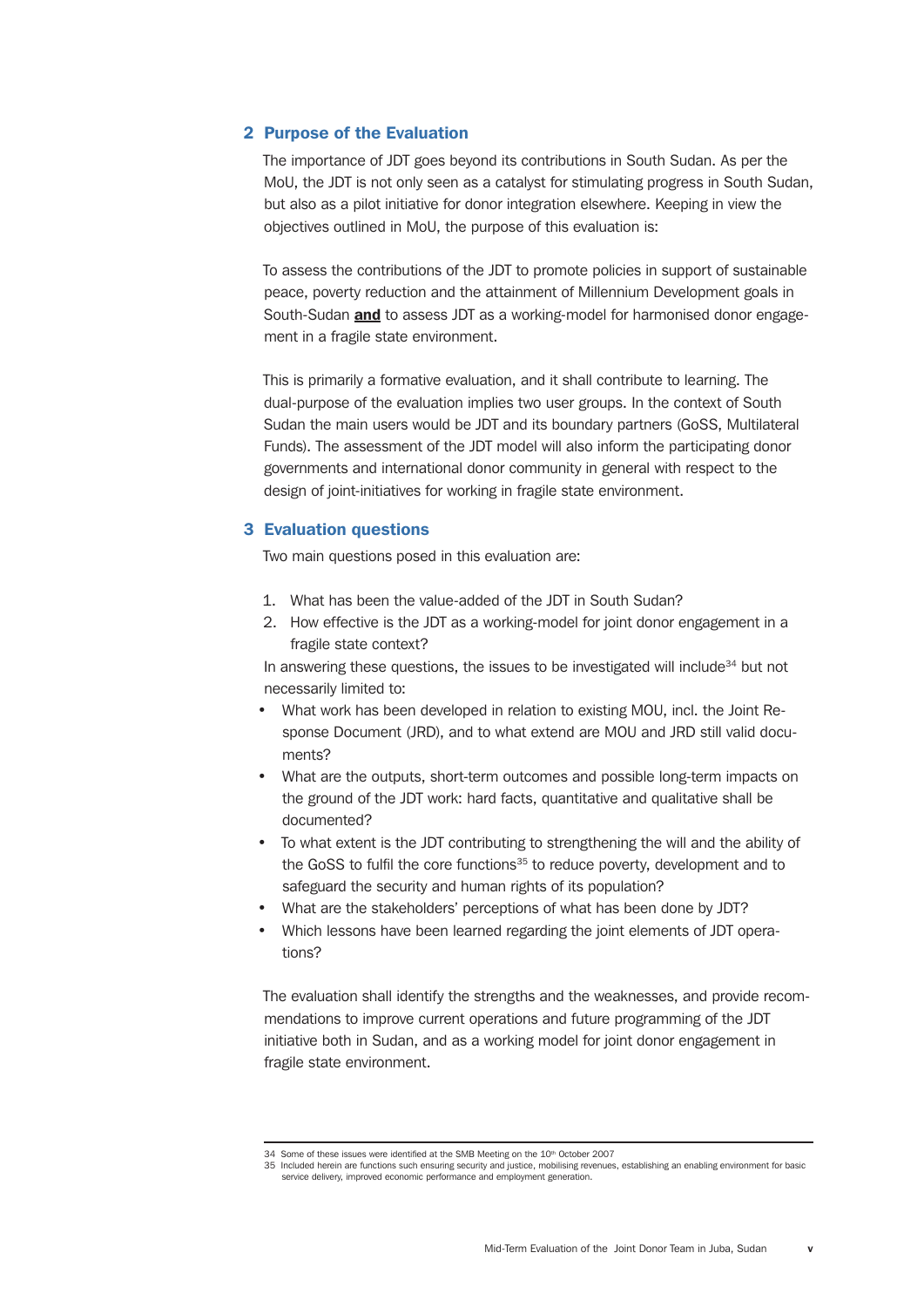## 2 Purpose of the Evaluation

The importance of JDT goes beyond its contributions in South Sudan. As per the MoU, the JDT is not only seen as a catalyst for stimulating progress in South Sudan, but also as a pilot initiative for donor integration elsewhere. Keeping in view the objectives outlined in MoU, the purpose of this evaluation is:

To assess the contributions of the JDT to promote policies in support of sustainable peace, poverty reduction and the attainment of Millennium Development goals in South-Sudan **and** to assess JDT as a working-model for harmonised donor engagement in a fragile state environment.

This is primarily a formative evaluation, and it shall contribute to learning. The dual-purpose of the evaluation implies two user groups. In the context of South Sudan the main users would be JDT and its boundary partners (GoSS, Multilateral Funds). The assessment of the JDT model will also inform the participating donor governments and international donor community in general with respect to the design of joint-initiatives for working in fragile state environment.

## 3 Evaluation questions

Two main questions posed in this evaluation are:

1. What has been the value-added of the JDT in South Sudan?
2. How effective is the JDT as a working-model for joint donor engagement in a fragile state context?

In answering these questions, the issues to be investigated will include[34] but not necessarily limited to:

- What work has been developed in relation to existing MOU, incl. the Joint Response Document (JRD), and to what extend are MOU and JRD still valid documents?
- What are the outputs, short-term outcomes and possible long-term impacts on the ground of the JDT work: hard facts, quantitative and qualitative shall be documented?
- To what extent is the JDT contributing to strengthening the will and the ability of the GoSS to fulfil the core functions[35] to reduce poverty, development and to safeguard the security and human rights of its population?
- What are the stakeholders' perceptions of what has been done by JDT?
- Which lessons have been learned regarding the joint elements of JDT operations?

The evaluation shall identify the strengths and the weaknesses, and provide recommendations to improve current operations and future programming of the JDT initiative both in Sudan, and as a working model for joint donor engagement in fragile state environment.

34 Some of these issues were identified at the SMB Meeting on the 10th October 2007

35 Included herein are functions such ensuring security and justice, mobilising revenues, establishing an enabling environment for basic service delivery, improved economic performance and employment generation.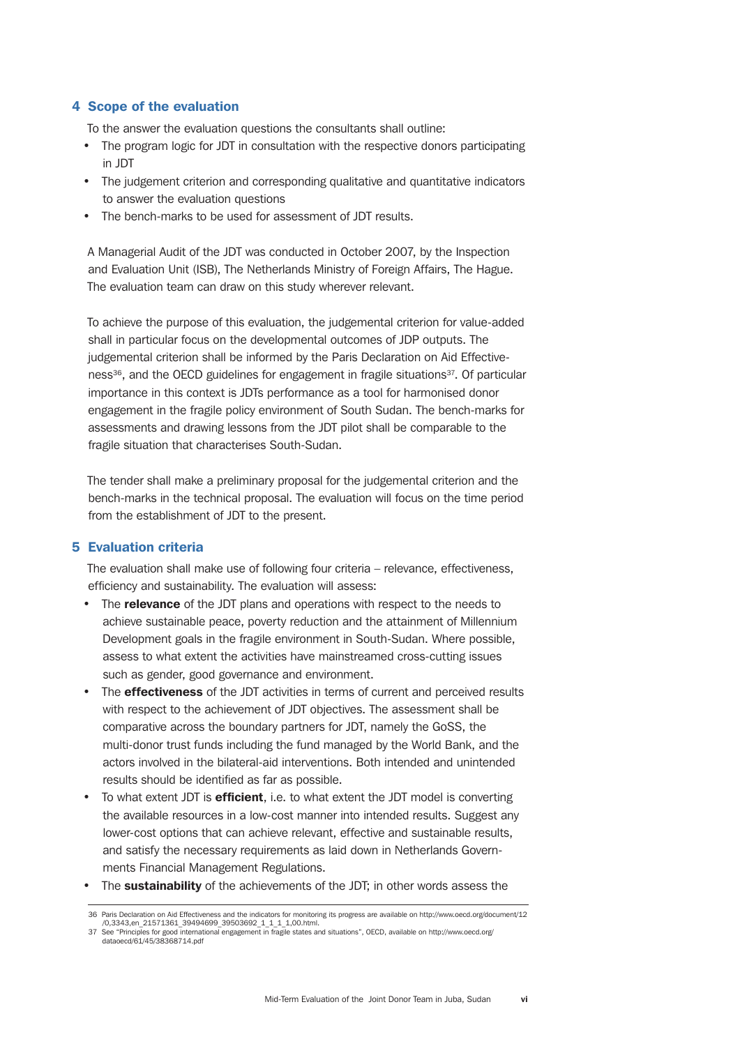## 4 Scope of the evaluation

To the answer the evaluation questions the consultants shall outline:

- The program logic for JDT in consultation with the respective donors participating in JDT
- The judgement criterion and corresponding qualitative and quantitative indicators to answer the evaluation questions
- The bench-marks to be used for assessment of JDT results.

A Managerial Audit of the JDT was conducted in October 2007, by the Inspection and Evaluation Unit (ISB), The Netherlands Ministry of Foreign Affairs, The Hague. The evaluation team can draw on this study wherever relevant.

To achieve the purpose of this evaluation, the judgemental criterion for value-added shall in particular focus on the developmental outcomes of JDP outputs. The judgemental criterion shall be informed by the Paris Declaration on Aid Effectiveness[36], and the OECD guidelines for engagement in fragile situations[37]. Of particular importance in this context is JDTs performance as a tool for harmonised donor engagement in the fragile policy environment of South Sudan. The bench-marks for assessments and drawing lessons from the JDT pilot shall be comparable to the fragile situation that characterises South-Sudan.

The tender shall make a preliminary proposal for the judgemental criterion and the bench-marks in the technical proposal. The evaluation will focus on the time period from the establishment of JDT to the present.

## 5 Evaluation criteria

The evaluation shall make use of following four criteria – relevance, effectiveness, efficiency and sustainability. The evaluation will assess:

- The **relevance** of the JDT plans and operations with respect to the needs to achieve sustainable peace, poverty reduction and the attainment of Millennium Development goals in the fragile environment in South-Sudan. Where possible, assess to what extent the activities have mainstreamed cross-cutting issues such as gender, good governance and environment.
- The **effectiveness** of the JDT activities in terms of current and perceived results with respect to the achievement of JDT objectives. The assessment shall be comparative across the boundary partners for JDT, namely the GoSS, the multi-donor trust funds including the fund managed by the World Bank, and the actors involved in the bilateral-aid interventions. Both intended and unintended results should be identified as far as possible.
- To what extent JDT is **efficient**, i.e. to what extent the JDT model is converting the available resources in a low-cost manner into intended results. Suggest any lower-cost options that can achieve relevant, effective and sustainable results, and satisfy the necessary requirements as laid down in Netherlands Governments Financial Management Regulations.
- The **sustainability** of the achievements of the JDT; in other words assess the

---

36 Paris Declaration on Aid Effectiveness and the indicators for monitoring its progress are available on http://www.oecd.org/document/12/0,3343,en_21571361_39494699_39503692_1_1_1_1,00.html.

37 See "Principles for good international engagement in fragile states and situations", OECD, available on http://www.oecd.org/dataoecd/61/45/38368714.pdf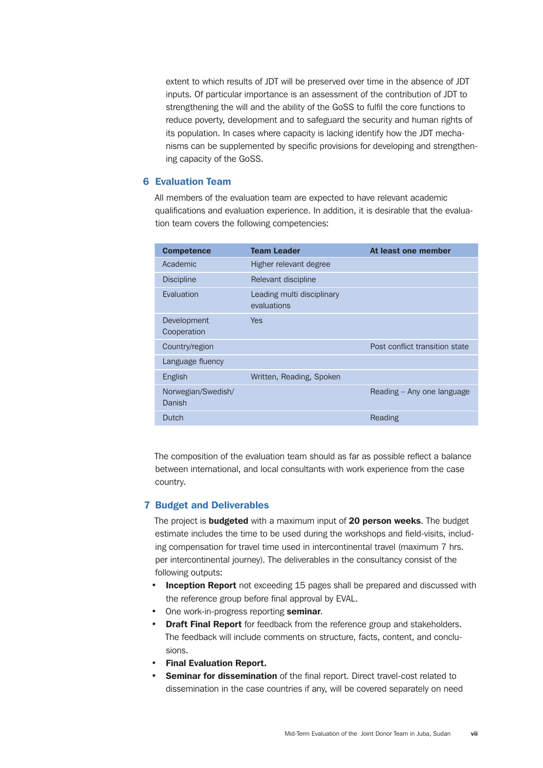extent to which results of JDT will be preserved over time in the absence of JDT inputs. Of particular importance is an assessment of the contribution of JDT to strengthening the will and the ability of the GoSS to fulfil the core functions to reduce poverty, development and to safeguard the security and human rights of its population. In cases where capacity is lacking identify how the JDT mechanisms can be supplemented by specific provisions for developing and strengthening capacity of the GoSS.

## 6 Evaluation Team

All members of the evaluation team are expected to have relevant academic qualifications and evaluation experience. In addition, it is desirable that the evaluation team covers the following competencies:

| Competence | Team Leader | At least one member |
|---|---|---|
| Academic | Higher relevant degree | |
| Discipline | Relevant discipline | |
| Evaluation | Leading multi disciplinary evaluations | |
| Development Cooperation | Yes | |
| Country/region | | Post conflict transition state |
| Language fluency | | |
| English | Written, Reading, Spoken | |
| Norwegian/Swedish/ Danish | | Reading – Any one language |
| Dutch | | Reading |

The composition of the evaluation team should as far as possible reflect a balance between international, and local consultants with work experience from the case country.

## 7 Budget and Deliverables

The project is **budgeted** with a maximum input of **20 person weeks**. The budget estimate includes the time to be used during the workshops and field-visits, including compensation for travel time used in intercontinental travel (maximum 7 hrs. per intercontinental journey). The deliverables in the consultancy consist of the following outputs:

- **Inception Report** not exceeding 15 pages shall be prepared and discussed with the reference group before final approval by EVAL.
- One work-in-progress reporting **seminar**.
- **Draft Final Report** for feedback from the reference group and stakeholders. The feedback will include comments on structure, facts, content, and conclusions.
- **Final Evaluation Report.**
- **Seminar for dissemination** of the final report. Direct travel-cost related to dissemination in the case countries if any, will be covered separately on need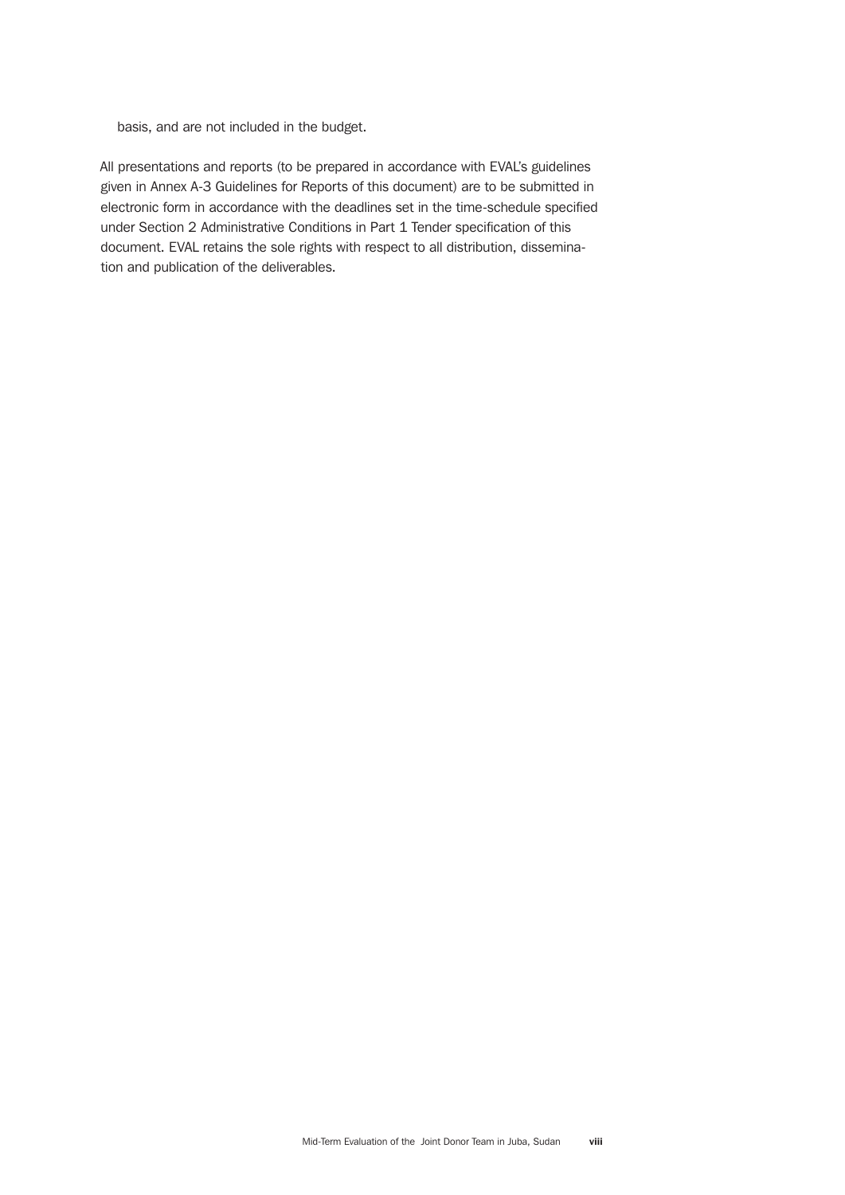basis, and are not included in the budget.

All presentations and reports (to be prepared in accordance with EVAL's guidelines given in Annex A-3 Guidelines for Reports of this document) are to be submitted in electronic form in accordance with the deadlines set in the time-schedule specified under Section 2 Administrative Conditions in Part 1 Tender specification of this document. EVAL retains the sole rights with respect to all distribution, dissemination and publication of the deliverables.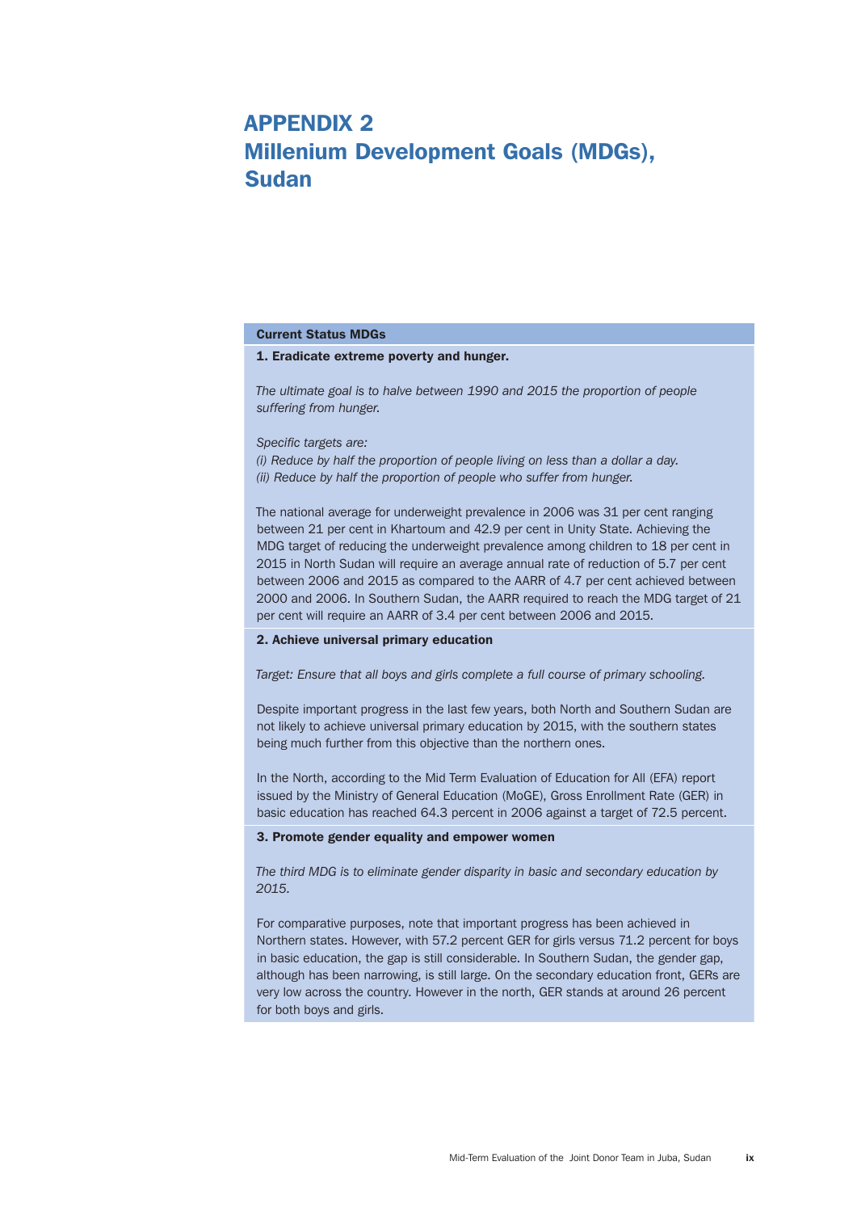# APPENDIX 2
# Millenium Development Goals (MDGs), Sudan

**Current Status MDGs**

**1. Eradicate extreme poverty and hunger.**

*The ultimate goal is to halve between 1990 and 2015 the proportion of people suffering from hunger.*

*Specific targets are:*
*(i) Reduce by half the proportion of people living on less than a dollar a day.*
*(ii) Reduce by half the proportion of people who suffer from hunger.*

The national average for underweight prevalence in 2006 was 31 per cent ranging between 21 per cent in Khartoum and 42.9 per cent in Unity State. Achieving the MDG target of reducing the underweight prevalence among children to 18 per cent in 2015 in North Sudan will require an average annual rate of reduction of 5.7 per cent between 2006 and 2015 as compared to the AARR of 4.7 per cent achieved between 2000 and 2006. In Southern Sudan, the AARR required to reach the MDG target of 21 per cent will require an AARR of 3.4 per cent between 2006 and 2015.

**2. Achieve universal primary education**

*Target: Ensure that all boys and girls complete a full course of primary schooling.*

Despite important progress in the last few years, both North and Southern Sudan are not likely to achieve universal primary education by 2015, with the southern states being much further from this objective than the northern ones.

In the North, according to the Mid Term Evaluation of Education for All (EFA) report issued by the Ministry of General Education (MoGE), Gross Enrollment Rate (GER) in basic education has reached 64.3 percent in 2006 against a target of 72.5 percent.

**3. Promote gender equality and empower women**

*The third MDG is to eliminate gender disparity in basic and secondary education by 2015.*

For comparative purposes, note that important progress has been achieved in Northern states. However, with 57.2 percent GER for girls versus 71.2 percent for boys in basic education, the gap is still considerable. In Southern Sudan, the gender gap, although has been narrowing, is still large. On the secondary education front, GERs are very low across the country. However in the north, GER stands at around 26 percent for both boys and girls.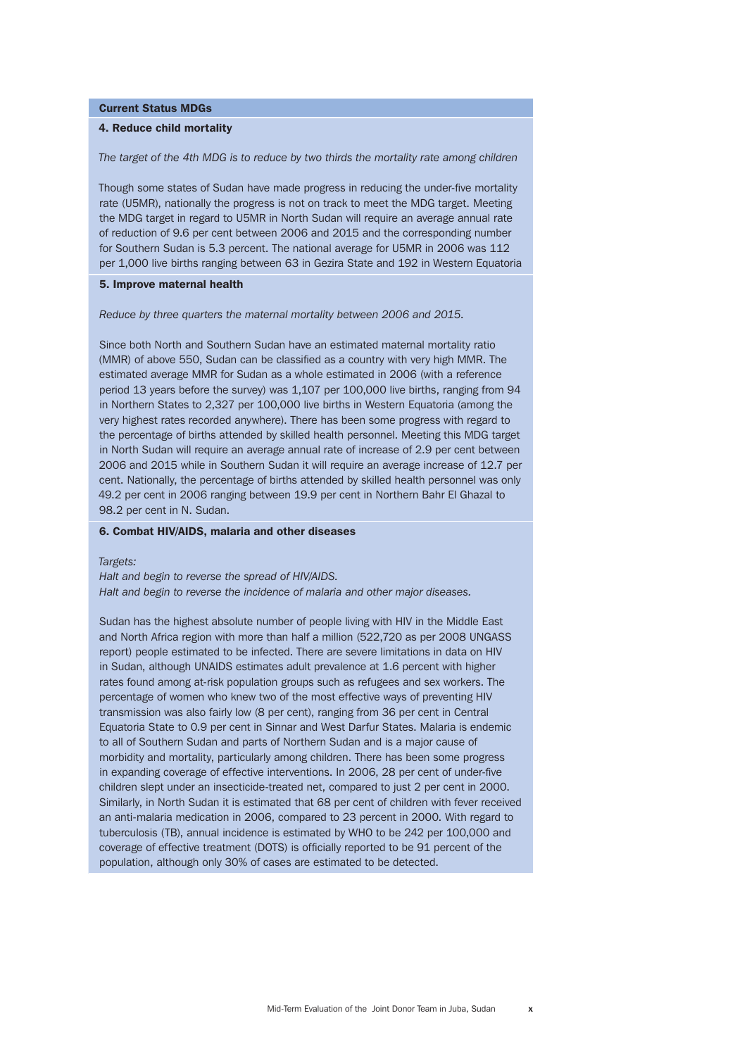**Current Status MDGs**

**4. Reduce child mortality**

*The target of the 4th MDG is to reduce by two thirds the mortality rate among children*

Though some states of Sudan have made progress in reducing the under-five mortality rate (U5MR), nationally the progress is not on track to meet the MDG target. Meeting the MDG target in regard to U5MR in North Sudan will require an average annual rate of reduction of 9.6 per cent between 2006 and 2015 and the corresponding number for Southern Sudan is 5.3 percent. The national average for U5MR in 2006 was 112 per 1,000 live births ranging between 63 in Gezira State and 192 in Western Equatoria

**5. Improve maternal health**

*Reduce by three quarters the maternal mortality between 2006 and 2015.*

Since both North and Southern Sudan have an estimated maternal mortality ratio (MMR) of above 550, Sudan can be classified as a country with very high MMR. The estimated average MMR for Sudan as a whole estimated in 2006 (with a reference period 13 years before the survey) was 1,107 per 100,000 live births, ranging from 94 in Northern States to 2,327 per 100,000 live births in Western Equatoria (among the very highest rates recorded anywhere). There has been some progress with regard to the percentage of births attended by skilled health personnel. Meeting this MDG target in North Sudan will require an average annual rate of increase of 2.9 per cent between 2006 and 2015 while in Southern Sudan it will require an average increase of 12.7 per cent. Nationally, the percentage of births attended by skilled health personnel was only 49.2 per cent in 2006 ranging between 19.9 per cent in Northern Bahr El Ghazal to 98.2 per cent in N. Sudan.

**6. Combat HIV/AIDS, malaria and other diseases**

*Targets:*
*Halt and begin to reverse the spread of HIV/AIDS.*
*Halt and begin to reverse the incidence of malaria and other major diseases.*

Sudan has the highest absolute number of people living with HIV in the Middle East and North Africa region with more than half a million (522,720 as per 2008 UNGASS report) people estimated to be infected. There are severe limitations in data on HIV in Sudan, although UNAIDS estimates adult prevalence at 1.6 percent with higher rates found among at-risk population groups such as refugees and sex workers. The percentage of women who knew two of the most effective ways of preventing HIV transmission was also fairly low (8 per cent), ranging from 36 per cent in Central Equatoria State to 0.9 per cent in Sinnar and West Darfur States. Malaria is endemic to all of Southern Sudan and parts of Northern Sudan and is a major cause of morbidity and mortality, particularly among children. There has been some progress in expanding coverage of effective interventions. In 2006, 28 per cent of under-five children slept under an insecticide-treated net, compared to just 2 per cent in 2000. Similarly, in North Sudan it is estimated that 68 per cent of children with fever received an anti-malaria medication in 2006, compared to 23 percent in 2000. With regard to tuberculosis (TB), annual incidence is estimated by WHO to be 242 per 100,000 and coverage of effective treatment (DOTS) is officially reported to be 91 percent of the population, although only 30% of cases are estimated to be detected.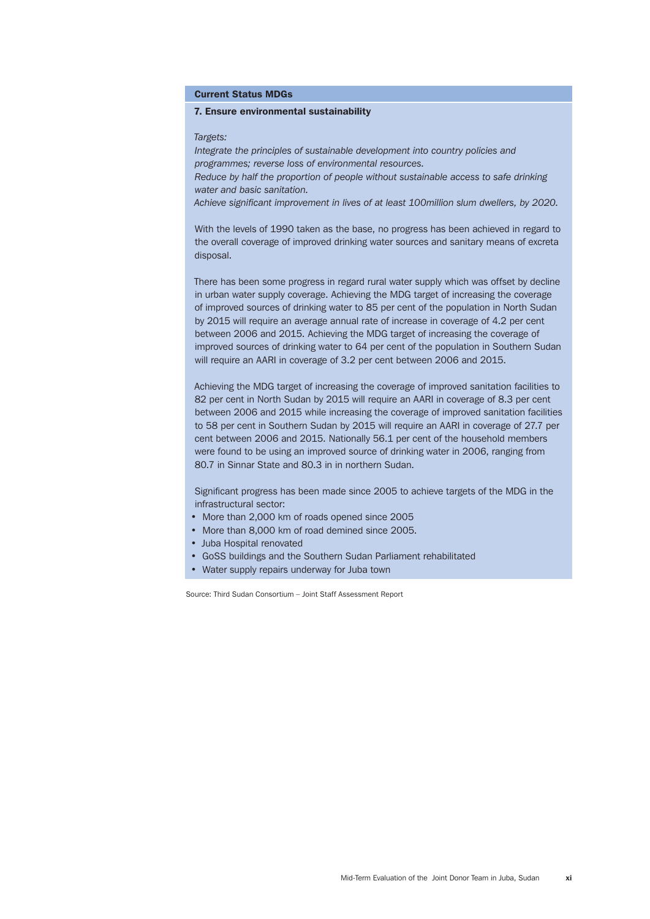**Current Status MDGs**

**7. Ensure environmental sustainability**

*Targets:*

*Integrate the principles of sustainable development into country policies and programmes; reverse loss of environmental resources.*

*Reduce by half the proportion of people without sustainable access to safe drinking water and basic sanitation.*

*Achieve significant improvement in lives of at least 100million slum dwellers, by 2020.*

With the levels of 1990 taken as the base, no progress has been achieved in regard to the overall coverage of improved drinking water sources and sanitary means of excreta disposal.

There has been some progress in regard rural water supply which was offset by decline in urban water supply coverage. Achieving the MDG target of increasing the coverage of improved sources of drinking water to 85 per cent of the population in North Sudan by 2015 will require an average annual rate of increase in coverage of 4.2 per cent between 2006 and 2015. Achieving the MDG target of increasing the coverage of improved sources of drinking water to 64 per cent of the population in Southern Sudan will require an AARI in coverage of 3.2 per cent between 2006 and 2015.

Achieving the MDG target of increasing the coverage of improved sanitation facilities to 82 per cent in North Sudan by 2015 will require an AARI in coverage of 8.3 per cent between 2006 and 2015 while increasing the coverage of improved sanitation facilities to 58 per cent in Southern Sudan by 2015 will require an AARI in coverage of 27.7 per cent between 2006 and 2015. Nationally 56.1 per cent of the household members were found to be using an improved source of drinking water in 2006, ranging from 80.7 in Sinnar State and 80.3 in in northern Sudan.

Significant progress has been made since 2005 to achieve targets of the MDG in the infrastructural sector:

- More than 2,000 km of roads opened since 2005
- More than 8,000 km of road demined since 2005.
- Juba Hospital renovated
- GoSS buildings and the Southern Sudan Parliament rehabilitated
- Water supply repairs underway for Juba town

Source: Third Sudan Consortium – Joint Staff Assessment Report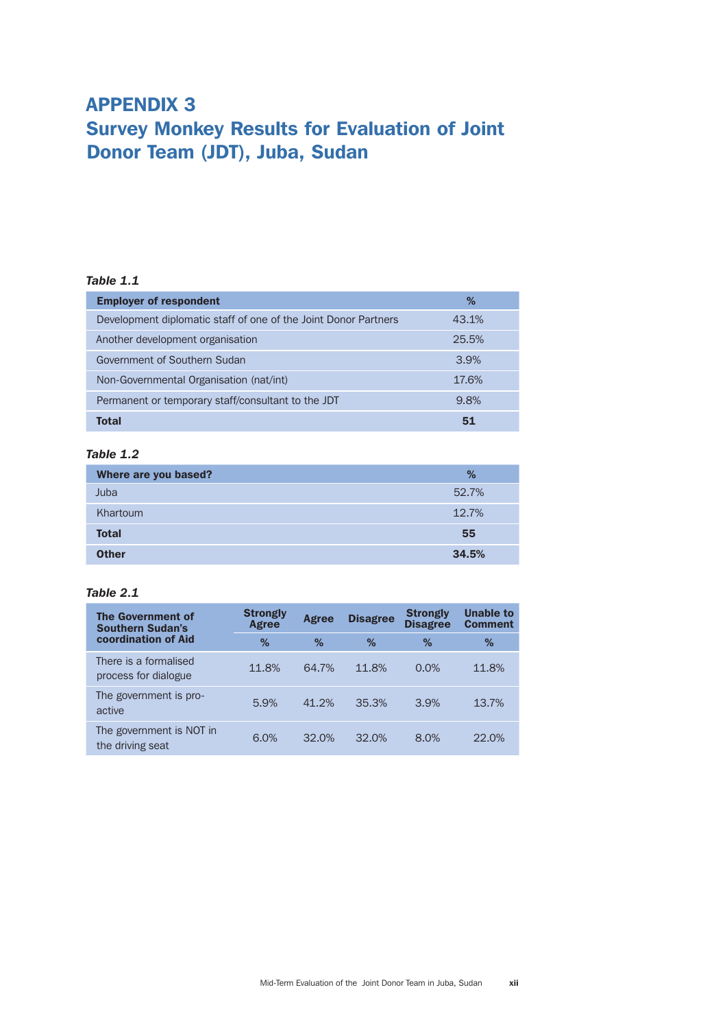# APPENDIX 3
# Survey Monkey Results for Evaluation of Joint Donor Team (JDT), Juba, Sudan

***Table 1.1***

| Employer of respondent | % |
|---|---|
| Development diplomatic staff of one of the Joint Donor Partners | 43.1% |
| Another development organisation | 25.5% |
| Government of Southern Sudan | 3.9% |
| Non-Governmental Organisation (nat/int) | 17.6% |
| Permanent or temporary staff/consultant to the JDT | 9.8% |
| **Total** | **51** |

***Table 1.2***

| Where are you based? | % |
|---|---|
| Juba | 52.7% |
| Khartoum | 12.7% |
| **Total** | **55** |
| **Other** | **34.5%** |

***Table 2.1***

| The Government of Southern Sudan's coordination of Aid | Strongly Agree | Agree | Disagree | Strongly Disagree | Unable to Comment |
|---|---|---|---|---|---|
| | % | % | % | % | % |
| There is a formalised process for dialogue | 11.8% | 64.7% | 11.8% | 0.0% | 11.8% |
| The government is pro-active | 5.9% | 41.2% | 35.3% | 3.9% | 13.7% |
| The government is NOT in the driving seat | 6.0% | 32.0% | 32.0% | 8.0% | 22.0% |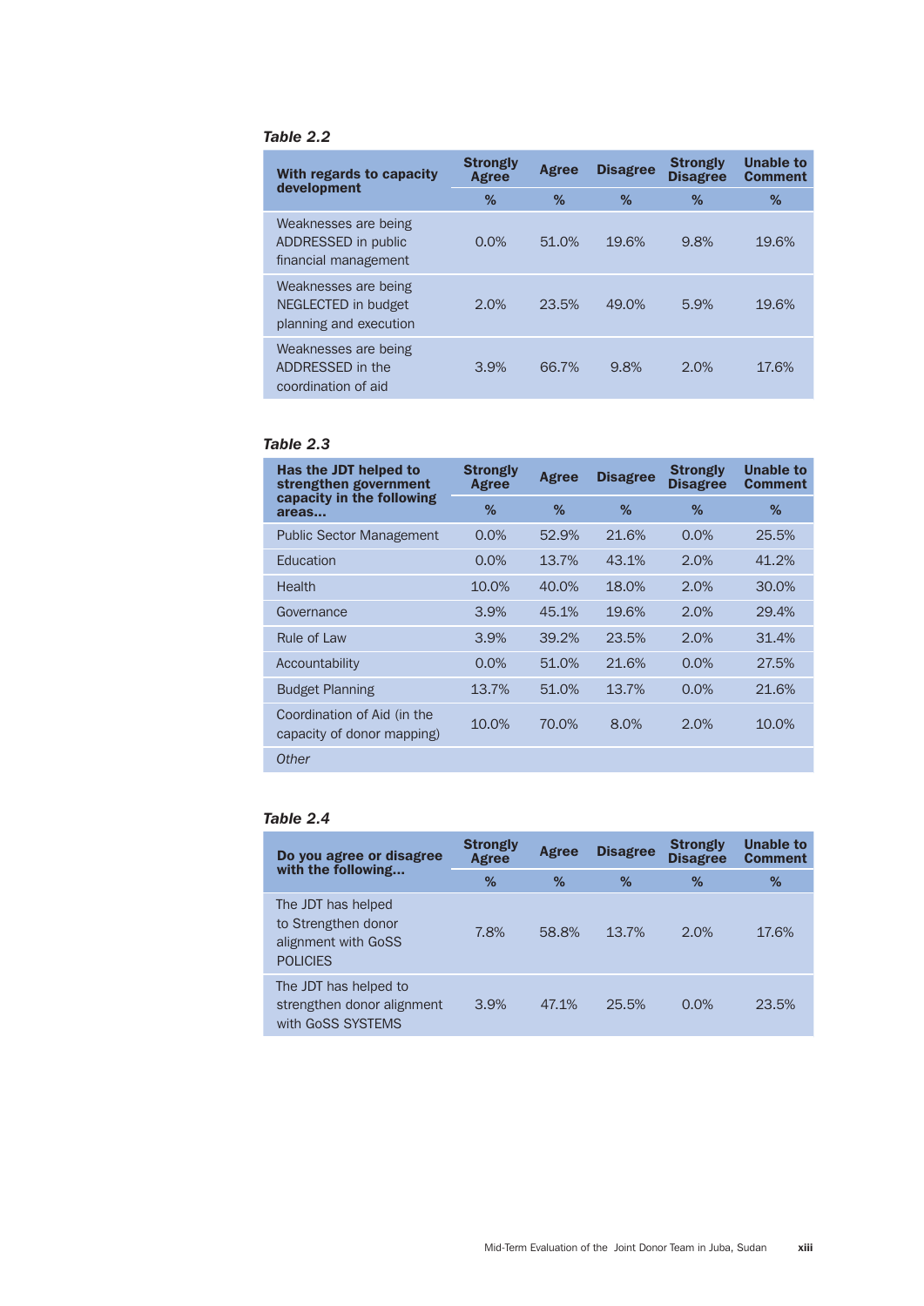*Table 2.2*

| With regards to capacity development | Strongly Agree | Agree | Disagree | Strongly Disagree | Unable to Comment |
|---|---|---|---|---|---|
| | % | % | % | % | % |
| Weaknesses are being ADDRESSED in public financial management | 0.0% | 51.0% | 19.6% | 9.8% | 19.6% |
| Weaknesses are being NEGLECTED in budget planning and execution | 2.0% | 23.5% | 49.0% | 5.9% | 19.6% |
| Weaknesses are being ADDRESSED in the coordination of aid | 3.9% | 66.7% | 9.8% | 2.0% | 17.6% |

*Table 2.3*

| Has the JDT helped to strengthen government capacity in the following areas... | Strongly Agree | Agree | Disagree | Strongly Disagree | Unable to Comment |
|---|---|---|---|---|---|
| | % | % | % | % | % |
| Public Sector Management | 0.0% | 52.9% | 21.6% | 0.0% | 25.5% |
| Education | 0.0% | 13.7% | 43.1% | 2.0% | 41.2% |
| Health | 10.0% | 40.0% | 18.0% | 2.0% | 30.0% |
| Governance | 3.9% | 45.1% | 19.6% | 2.0% | 29.4% |
| Rule of Law | 3.9% | 39.2% | 23.5% | 2.0% | 31.4% |
| Accountability | 0.0% | 51.0% | 21.6% | 0.0% | 27.5% |
| Budget Planning | 13.7% | 51.0% | 13.7% | 0.0% | 21.6% |
| Coordination of Aid (in the capacity of donor mapping) | 10.0% | 70.0% | 8.0% | 2.0% | 10.0% |
| *Other* | | | | | |

*Table 2.4*

| Do you agree or disagree with the following... | Strongly Agree | Agree | Disagree | Strongly Disagree | Unable to Comment |
|---|---|---|---|---|---|
| | % | % | % | % | % |
| The JDT has helped to Strengthen donor alignment with GoSS POLICIES | 7.8% | 58.8% | 13.7% | 2.0% | 17.6% |
| The JDT has helped to strengthen donor alignment with GoSS SYSTEMS | 3.9% | 47.1% | 25.5% | 0.0% | 23.5% |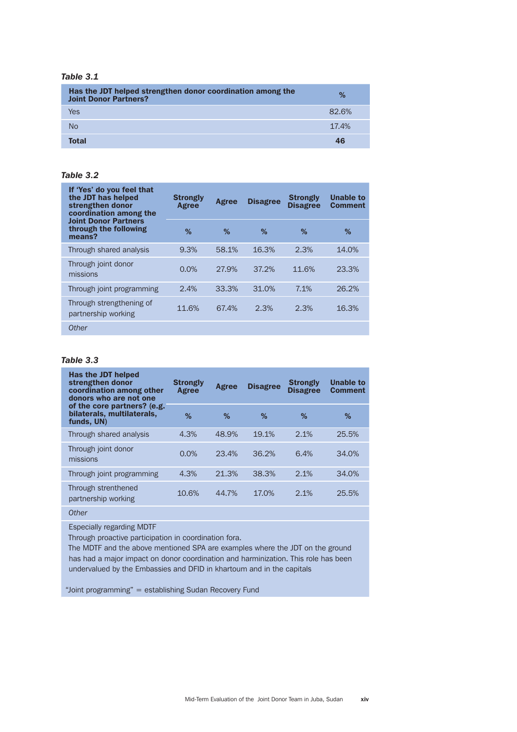*Table 3.1*

| Has the JDT helped strengthen donor coordination among the Joint Donor Partners? | % |
|---|---|
| Yes | 82.6% |
| No | 17.4% |
| **Total** | **46** |

*Table 3.2*

| If 'Yes' do you feel that the JDT has helped strengthen donor coordination among the Joint Donor Partners through the following means? | Strongly Agree | Agree | Disagree | Strongly Disagree | Unable to Comment |
|---|---|---|---|---|---|
| | % | % | % | % | % |
| Through shared analysis | 9.3% | 58.1% | 16.3% | 2.3% | 14.0% |
| Through joint donor missions | 0.0% | 27.9% | 37.2% | 11.6% | 23.3% |
| Through joint programming | 2.4% | 33.3% | 31.0% | 7.1% | 26.2% |
| Through strengthening of partnership working | 11.6% | 67.4% | 2.3% | 2.3% | 16.3% |
| *Other* | | | | | |

*Table 3.3*

| Has the JDT helped strengthen donor coordination among other donors who are not one of the core partners? (e.g. bilaterals, multilaterals, funds, UN) | Strongly Agree | Agree | Disagree | Strongly Disagree | Unable to Comment |
|---|---|---|---|---|---|
| | % | % | % | % | % |
| Through shared analysis | 4.3% | 48.9% | 19.1% | 2.1% | 25.5% |
| Through joint donor missions | 0.0% | 23.4% | 36.2% | 6.4% | 34.0% |
| Through joint programming | 4.3% | 21.3% | 38.3% | 2.1% | 34.0% |
| Through strenthened partnership working | 10.6% | 44.7% | 17.0% | 2.1% | 25.5% |
| *Other* | | | | | |

Especially regarding MDTF

Through proactive participation in coordination fora.

The MDTF and the above mentioned SPA are examples where the JDT on the ground has had a major impact on donor coordination and harminization. This role has been undervalued by the Embassies and DFID in khartoum and in the capitals

"Joint programming" = establishing Sudan Recovery Fund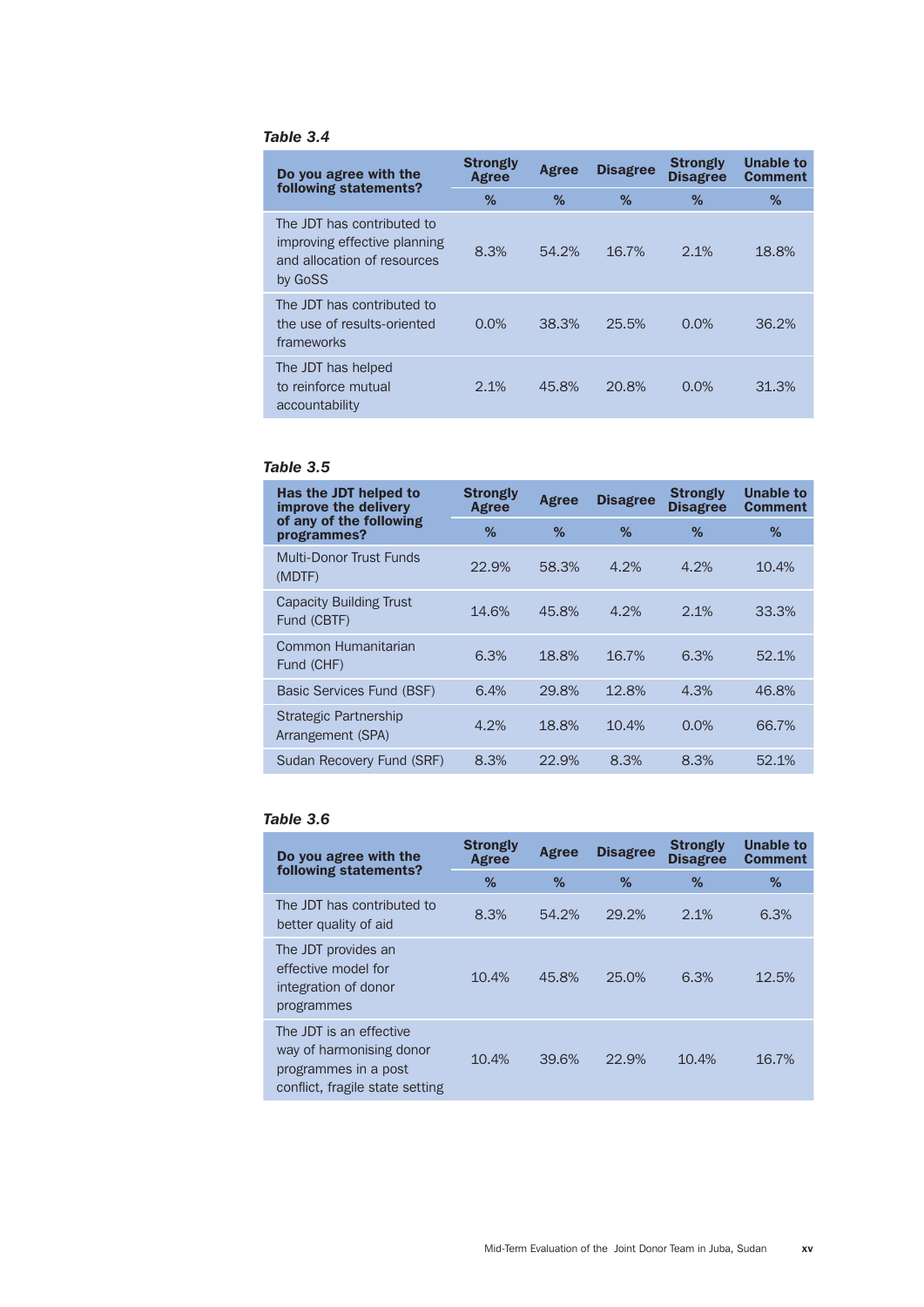*Table 3.4*

| Do you agree with the following statements? | Strongly Agree | Agree | Disagree | Strongly Disagree | Unable to Comment |
|---|---|---|---|---|---|
| | % | % | % | % | % |
| The JDT has contributed to improving effective planning and allocation of resources by GoSS | 8.3% | 54.2% | 16.7% | 2.1% | 18.8% |
| The JDT has contributed to the use of results-oriented frameworks | 0.0% | 38.3% | 25.5% | 0.0% | 36.2% |
| The JDT has helped to reinforce mutual accountability | 2.1% | 45.8% | 20.8% | 0.0% | 31.3% |

*Table 3.5*

| Has the JDT helped to improve the delivery of any of the following programmes? | Strongly Agree | Agree | Disagree | Strongly Disagree | Unable to Comment |
|---|---|---|---|---|---|
| | % | % | % | % | % |
| Multi-Donor Trust Funds (MDTF) | 22.9% | 58.3% | 4.2% | 4.2% | 10.4% |
| Capacity Building Trust Fund (CBTF) | 14.6% | 45.8% | 4.2% | 2.1% | 33.3% |
| Common Humanitarian Fund (CHF) | 6.3% | 18.8% | 16.7% | 6.3% | 52.1% |
| Basic Services Fund (BSF) | 6.4% | 29.8% | 12.8% | 4.3% | 46.8% |
| Strategic Partnership Arrangement (SPA) | 4.2% | 18.8% | 10.4% | 0.0% | 66.7% |
| Sudan Recovery Fund (SRF) | 8.3% | 22.9% | 8.3% | 8.3% | 52.1% |

*Table 3.6*

| Do you agree with the following statements? | Strongly Agree | Agree | Disagree | Strongly Disagree | Unable to Comment |
|---|---|---|---|---|---|
| | % | % | % | % | % |
| The JDT has contributed to better quality of aid | 8.3% | 54.2% | 29.2% | 2.1% | 6.3% |
| The JDT provides an effective model for integration of donor programmes | 10.4% | 45.8% | 25.0% | 6.3% | 12.5% |
| The JDT is an effective way of harmonising donor programmes in a post conflict, fragile state setting | 10.4% | 39.6% | 22.9% | 10.4% | 16.7% |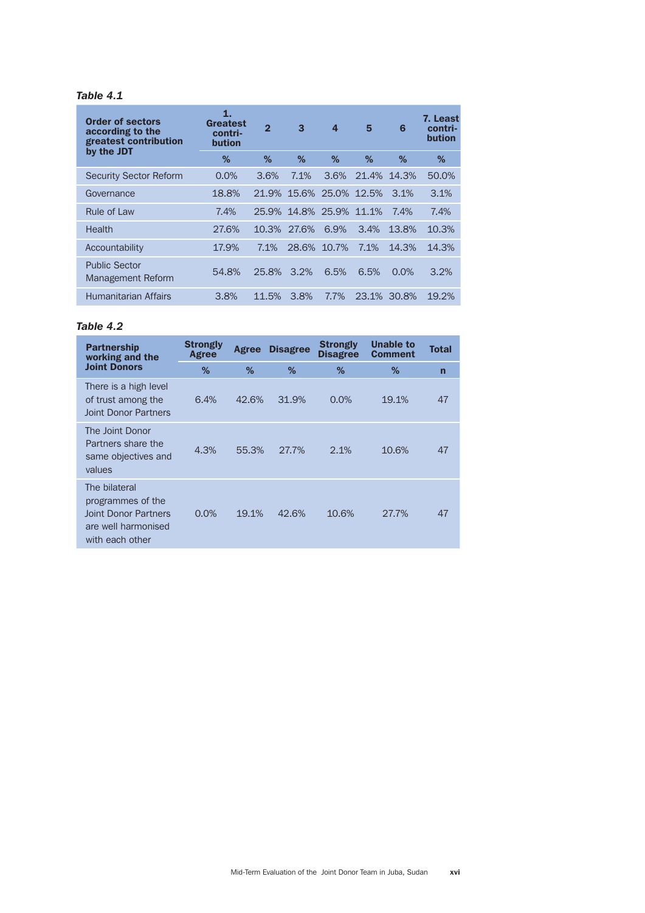*Table 4.1*

| Order of sectors according to the greatest contribution by the JDT | 1. Greatest contri-bution | 2 | 3 | 4 | 5 | 6 | 7. Least contri-bution |
|---|---|---|---|---|---|---|---|
| | % | % | % | % | % | % | % |
| Security Sector Reform | 0.0% | 3.6% | 7.1% | 3.6% | 21.4% | 14.3% | 50.0% |
| Governance | 18.8% | 21.9% | 15.6% | 25.0% | 12.5% | 3.1% | 3.1% |
| Rule of Law | 7.4% | 25.9% | 14.8% | 25.9% | 11.1% | 7.4% | 7.4% |
| Health | 27.6% | 10.3% | 27.6% | 6.9% | 3.4% | 13.8% | 10.3% |
| Accountability | 17.9% | 7.1% | 28.6% | 10.7% | 7.1% | 14.3% | 14.3% |
| Public Sector Management Reform | 54.8% | 25.8% | 3.2% | 6.5% | 6.5% | 0.0% | 3.2% |
| Humanitarian Affairs | 3.8% | 11.5% | 3.8% | 7.7% | 23.1% | 30.8% | 19.2% |

*Table 4.2*

| Partnership working and the Joint Donors | Strongly Agree | Agree | Disagree | Strongly Disagree | Unable to Comment | Total |
|---|---|---|---|---|---|---|
| | % | % | % | % | % | n |
| There is a high level of trust among the Joint Donor Partners | 6.4% | 42.6% | 31.9% | 0.0% | 19.1% | 47 |
| The Joint Donor Partners share the same objectives and values | 4.3% | 55.3% | 27.7% | 2.1% | 10.6% | 47 |
| The bilateral programmes of the Joint Donor Partners are well harmonised with each other | 0.0% | 19.1% | 42.6% | 10.6% | 27.7% | 47 |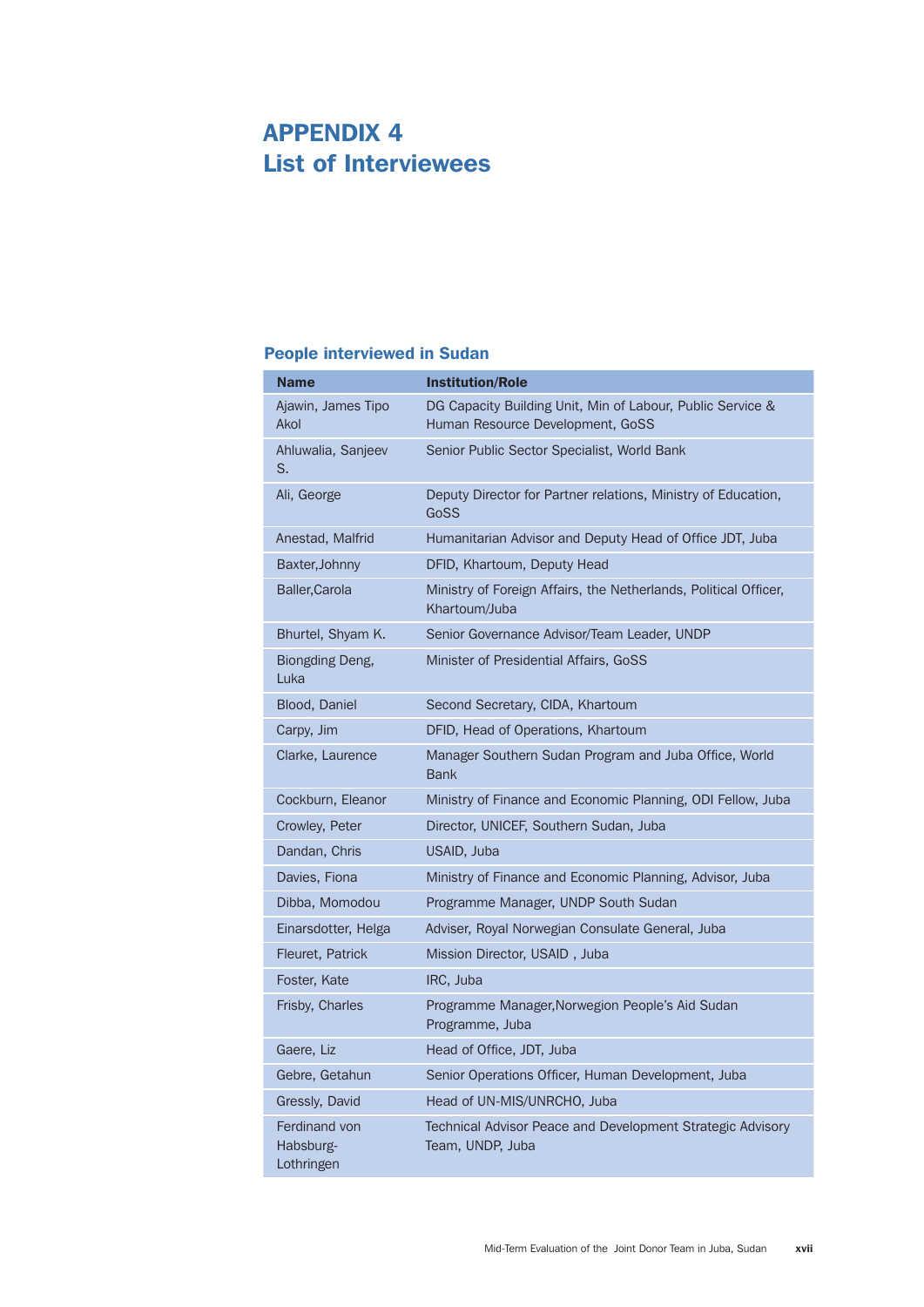# APPENDIX 4
# List of Interviewees

## People interviewed in Sudan

| Name | Institution/Role |
|---|---|
| Ajawin, James Tipo Akol | DG Capacity Building Unit, Min of Labour, Public Service & Human Resource Development, GoSS |
| Ahluwalia, Sanjeev S. | Senior Public Sector Specialist, World Bank |
| Ali, George | Deputy Director for Partner relations, Ministry of Education, GoSS |
| Anestad, Malfrid | Humanitarian Advisor and Deputy Head of Office JDT, Juba |
| Baxter,Johnny | DFID, Khartoum, Deputy Head |
| Baller,Carola | Ministry of Foreign Affairs, the Netherlands, Political Officer, Khartoum/Juba |
| Bhurtel, Shyam K. | Senior Governance Advisor/Team Leader, UNDP |
| Biongding Deng, Luka | Minister of Presidential Affairs, GoSS |
| Blood, Daniel | Second Secretary, CIDA, Khartoum |
| Carpy, Jim | DFID, Head of Operations, Khartoum |
| Clarke, Laurence | Manager Southern Sudan Program and Juba Office, World Bank |
| Cockburn, Eleanor | Ministry of Finance and Economic Planning, ODI Fellow, Juba |
| Crowley, Peter | Director, UNICEF, Southern Sudan, Juba |
| Dandan, Chris | USAID, Juba |
| Davies, Fiona | Ministry of Finance and Economic Planning, Advisor, Juba |
| Dibba, Momodou | Programme Manager, UNDP South Sudan |
| Einarsdotter, Helga | Adviser, Royal Norwegian Consulate General, Juba |
| Fleuret, Patrick | Mission Director, USAID , Juba |
| Foster, Kate | IRC, Juba |
| Frisby, Charles | Programme Manager,Norwegion People's Aid Sudan Programme, Juba |
| Gaere, Liz | Head of Office, JDT, Juba |
| Gebre, Getahun | Senior Operations Officer, Human Development, Juba |
| Gressly, David | Head of UN-MIS/UNRCHO, Juba |
| Ferdinand von Habsburg-Lothringen | Technical Advisor Peace and Development Strategic Advisory Team, UNDP, Juba |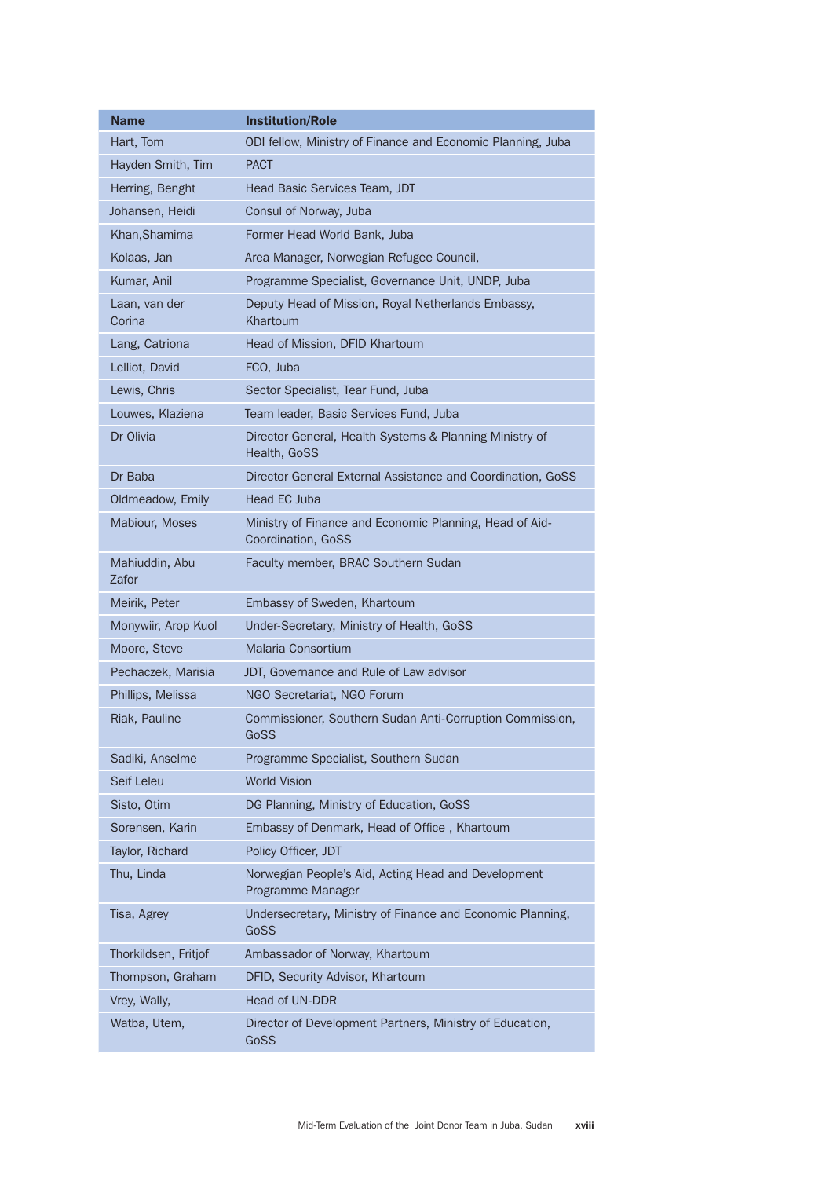| Name | Institution/Role |
|---|---|
| Hart, Tom | ODI fellow, Ministry of Finance and Economic Planning, Juba |
| Hayden Smith, Tim | PACT |
| Herring, Benght | Head Basic Services Team, JDT |
| Johansen, Heidi | Consul of Norway, Juba |
| Khan,Shamima | Former Head World Bank, Juba |
| Kolaas, Jan | Area Manager, Norwegian Refugee Council, |
| Kumar, Anil | Programme Specialist, Governance Unit, UNDP, Juba |
| Laan, van der Corina | Deputy Head of Mission, Royal Netherlands Embassy, Khartoum |
| Lang, Catriona | Head of Mission, DFID Khartoum |
| Lelliot, David | FCO, Juba |
| Lewis, Chris | Sector Specialist, Tear Fund, Juba |
| Louwes, Klaziena | Team leader, Basic Services Fund, Juba |
| Dr Olivia | Director General, Health Systems & Planning Ministry of Health, GoSS |
| Dr Baba | Director General External Assistance and Coordination, GoSS |
| Oldmeadow, Emily | Head EC Juba |
| Mabiour, Moses | Ministry of Finance and Economic Planning, Head of Aid-Coordination, GoSS |
| Mahiuddin, Abu Zafor | Faculty member, BRAC Southern Sudan |
| Meirik, Peter | Embassy of Sweden, Khartoum |
| Monywiir, Arop Kuol | Under-Secretary, Ministry of Health, GoSS |
| Moore, Steve | Malaria Consortium |
| Pechaczek, Marisia | JDT, Governance and Rule of Law advisor |
| Phillips, Melissa | NGO Secretariat, NGO Forum |
| Riak, Pauline | Commissioner, Southern Sudan Anti-Corruption Commission, GoSS |
| Sadiki, Anselme | Programme Specialist, Southern Sudan |
| Seif Leleu | World Vision |
| Sisto, Otim | DG Planning, Ministry of Education, GoSS |
| Sorensen, Karin | Embassy of Denmark, Head of Office , Khartoum |
| Taylor, Richard | Policy Officer, JDT |
| Thu, Linda | Norwegian People's Aid, Acting Head and Development Programme Manager |
| Tisa, Agrey | Undersecretary, Ministry of Finance and Economic Planning, GoSS |
| Thorkildsen, Fritjof | Ambassador of Norway, Khartoum |
| Thompson, Graham | DFID, Security Advisor, Khartoum |
| Vrey, Wally, | Head of UN-DDR |
| Watba, Utem, | Director of Development Partners, Ministry of Education, GoSS |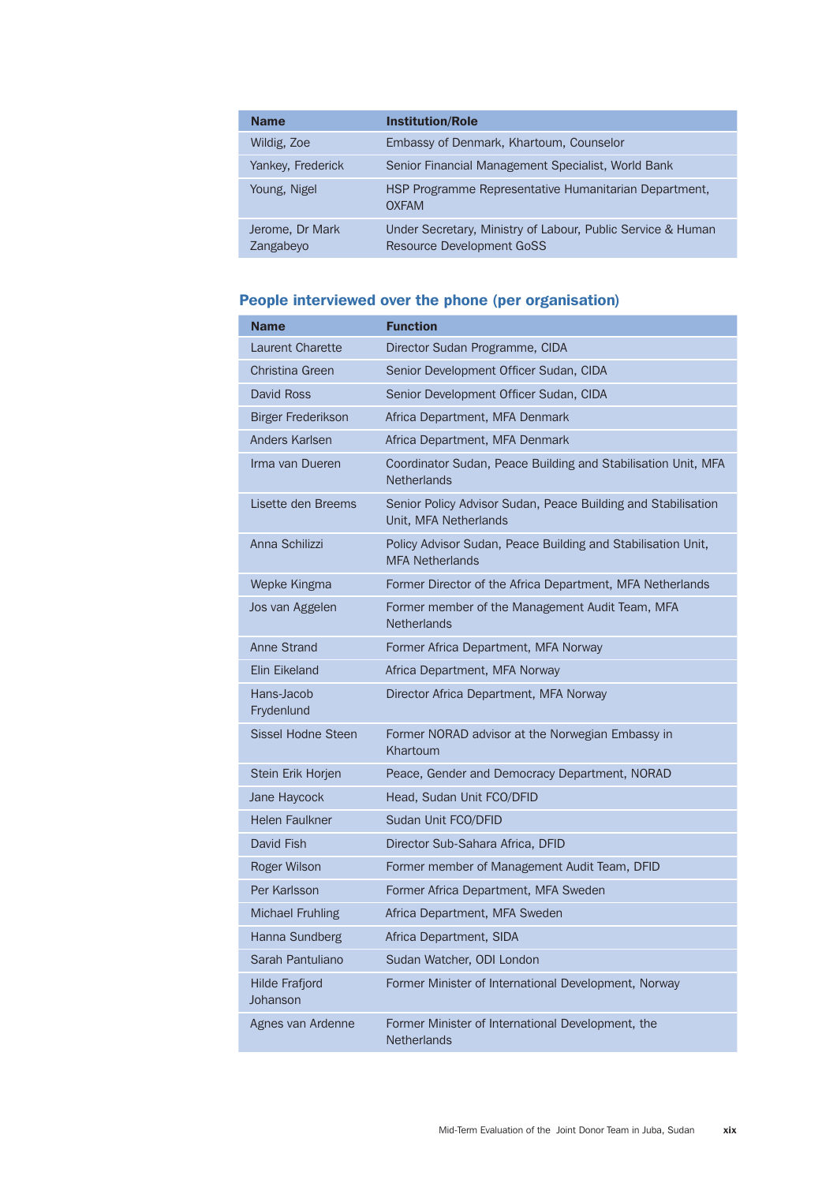| Name | Institution/Role |
|---|---|
| Wildig, Zoe | Embassy of Denmark, Khartoum, Counselor |
| Yankey, Frederick | Senior Financial Management Specialist, World Bank |
| Young, Nigel | HSP Programme Representative Humanitarian Department, OXFAM |
| Jerome, Dr Mark Zangabeyo | Under Secretary, Ministry of Labour, Public Service & Human Resource Development GoSS |

## People interviewed over the phone (per organisation)

| Name | Function |
|---|---|
| Laurent Charette | Director Sudan Programme, CIDA |
| Christina Green | Senior Development Officer Sudan, CIDA |
| David Ross | Senior Development Officer Sudan, CIDA |
| Birger Frederikson | Africa Department, MFA Denmark |
| Anders Karlsen | Africa Department, MFA Denmark |
| Irma van Dueren | Coordinator Sudan, Peace Building and Stabilisation Unit, MFA Netherlands |
| Lisette den Breems | Senior Policy Advisor Sudan, Peace Building and Stabilisation Unit, MFA Netherlands |
| Anna Schilizzi | Policy Advisor Sudan, Peace Building and Stabilisation Unit, MFA Netherlands |
| Wepke Kingma | Former Director of the Africa Department, MFA Netherlands |
| Jos van Aggelen | Former member of the Management Audit Team, MFA Netherlands |
| Anne Strand | Former Africa Department, MFA Norway |
| Elin Eikeland | Africa Department, MFA Norway |
| Hans-Jacob Frydenlund | Director Africa Department, MFA Norway |
| Sissel Hodne Steen | Former NORAD advisor at the Norwegian Embassy in Khartoum |
| Stein Erik Horjen | Peace, Gender and Democracy Department, NORAD |
| Jane Haycock | Head, Sudan Unit FCO/DFID |
| Helen Faulkner | Sudan Unit FCO/DFID |
| David Fish | Director Sub-Sahara Africa, DFID |
| Roger Wilson | Former member of Management Audit Team, DFID |
| Per Karlsson | Former Africa Department, MFA Sweden |
| Michael Fruhling | Africa Department, MFA Sweden |
| Hanna Sundberg | Africa Department, SIDA |
| Sarah Pantuliano | Sudan Watcher, ODI London |
| Hilde Frafjord Johanson | Former Minister of International Development, Norway |
| Agnes van Ardenne | Former Minister of International Development, the Netherlands |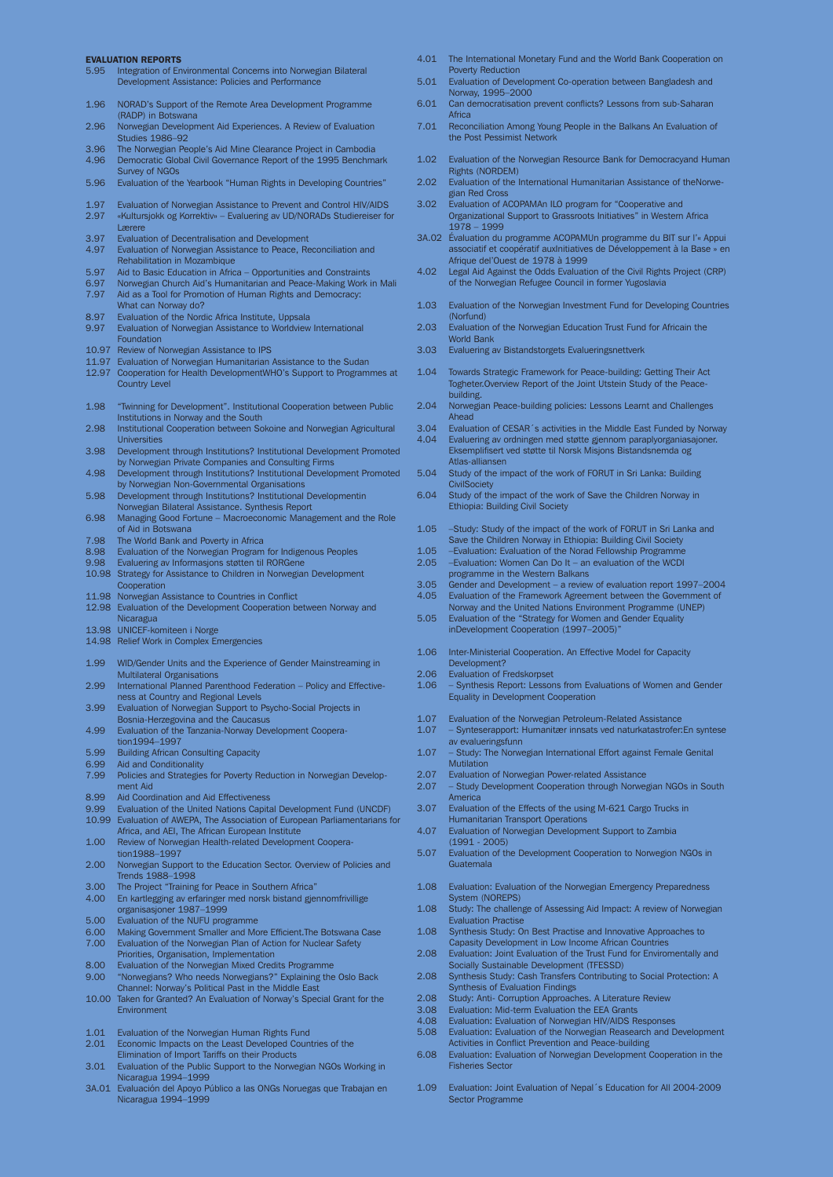## EVALUATION REPORTS

5.95 Integration of Environmental Concerns into Norwegian Bilateral Development Assistance: Policies and Performance

1.96 NORAD's Support of the Remote Area Development Programme (RADP) in Botswana
2.96 Norwegian Development Aid Experiences. A Review of Evaluation Studies 1986–92
3.96 The Norwegian People's Aid Mine Clearance Project in Cambodia
4.96 Democratic Global Civil Governance Report of the 1995 Benchmark Survey of NGOs
5.96 Evaluation of the Yearbook "Human Rights in Developing Countries"

1.97 Evaluation of Norwegian Assistance to Prevent and Control HIV/AIDS
2.97 «Kultursjokk og Korrektiv» – Evaluering av UD/NORADs Studiereiser for Lærere
3.97 Evaluation of Decentralisation and Development
4.97 Evaluation of Norwegian Assistance to Peace, Reconciliation and Rehabilitation in Mozambique
5.97 Aid to Basic Education in Africa – Opportunities and Constraints
6.97 Norwegian Church Aid's Humanitarian and Peace-Making Work in Mali
7.97 Aid as a Tool for Promotion of Human Rights and Democracy: What can Norway do?
8.97 Evaluation of the Nordic Africa Institute, Uppsala
9.97 Evaluation of Norwegian Assistance to Worldview International Foundation
10.97 Review of Norwegian Assistance to IPS
11.97 Evaluation of Norwegian Humanitarian Assistance to the Sudan
12.97 Cooperation for Health DevelopmentWHO's Support to Programmes at Country Level

1.98 "Twinning for Development". Institutional Cooperation between Public Institutions in Norway and the South
2.98 Institutional Cooperation between Sokoine and Norwegian Agricultural Universities
3.98 Development through Institutions? Institutional Development Promoted by Norwegian Private Companies and Consulting Firms
4.98 Development through Institutions? Institutional Development Promoted by Norwegian Non-Governmental Organisations
5.98 Development through Institutions? Institutional Developmentin Norwegian Bilateral Assistance. Synthesis Report
6.98 Managing Good Fortune – Macroeconomic Management and the Role of Aid in Botswana
7.98 The World Bank and Poverty in Africa
8.98 Evaluation of the Norwegian Program for Indigenous Peoples
9.98 Evaluering av Informasjons støtten til RORGene
10.98 Strategy for Assistance to Children in Norwegian Development Cooperation
11.98 Norwegian Assistance to Countries in Conflict
12.98 Evaluation of the Development Cooperation between Norway and Nicaragua
13.98 UNICEF-komiteen i Norge
14.98 Relief Work in Complex Emergencies

1.99 WID/Gender Units and the Experience of Gender Mainstreaming in Multilateral Organisations
2.99 International Planned Parenthood Federation – Policy and Effectiveness at Country and Regional Levels
3.99 Evaluation of Norwegian Support to Psycho-Social Projects in Bosnia-Herzegovina and the Caucasus
4.99 Evaluation of the Tanzania-Norway Development Cooperation1994–1997
5.99 Building African Consulting Capacity
6.99 Aid and Conditionality
7.99 Policies and Strategies for Poverty Reduction in Norwegian Development Aid
8.99 Aid Coordination and Aid Effectiveness
9.99 Evaluation of the United Nations Capital Development Fund (UNCDF)
10.99 Evaluation of AWEPA, The Association of European Parliamentarians for Africa, and AEI, The African European Institute
1.00 Review of Norwegian Health-related Development Cooperation1988–1997
2.00 Norwegian Support to the Education Sector. Overview of Policies and Trends 1988–1998
3.00 The Project "Training for Peace in Southern Africa"
4.00 En kartlegging av erfaringer med norsk bistand gjennomfrivillige organisasjoner 1987–1999
5.00 Evaluation of the NUFU programme
6.00 Making Government Smaller and More Efficient.The Botswana Case
7.00 Evaluation of the Norwegian Plan of Action for Nuclear Safety Priorities, Organisation, Implementation
8.00 Evaluation of the Norwegian Mixed Credits Programme
9.00 "Norwegians? Who needs Norwegians?" Explaining the Oslo Back Channel: Norway's Political Past in the Middle East
10.00 Taken for Granted? An Evaluation of Norway's Special Grant for the Environment

1.01 Evaluation of the Norwegian Human Rights Fund
2.01 Economic Impacts on the Least Developed Countries of the Elimination of Import Tariffs on their Products
3.01 Evaluation of the Public Support to the Norwegian NGOs Working in Nicaragua 1994–1999
3A.01 Evaluación del Apoyo Público a las ONGs Noruegas que Trabajan en Nicaragua 1994–1999
4.01 The International Monetary Fund and the World Bank Cooperation on Poverty Reduction
5.01 Evaluation of Development Co-operation between Bangladesh and Norway, 1995–2000
6.01 Can democratisation prevent conflicts? Lessons from sub-Saharan Africa
7.01 Reconciliation Among Young People in the Balkans An Evaluation of the Post Pessimist Network

1.02 Evaluation of the Norwegian Resource Bank for Democracyand Human Rights (NORDEM)
2.02 Evaluation of the International Humanitarian Assistance of theNorwegian Red Cross
3.02 Evaluation of ACOPAMAn ILO program for "Cooperative and Organizational Support to Grassroots Initiatives" in Western Africa 1978 – 1999
3A.02 Évaluation du programme ACOPAMUn programme du BIT sur l'« Appui associatif et coopératif auxInitiatives de Développement à la Base » en Afrique del'Ouest de 1978 à 1999
4.02 Legal Aid Against the Odds Evaluation of the Civil Rights Project (CRP) of the Norwegian Refugee Council in former Yugoslavia

1.03 Evaluation of the Norwegian Investment Fund for Developing Countries (Norfund)
2.03 Evaluation of the Norwegian Education Trust Fund for Africain the World Bank
3.03 Evaluering av Bistandstorgets Evalueringsnettverk

1.04 Towards Strategic Framework for Peace-building: Getting Their Act Togheter.Overview Report of the Joint Utstein Study of the Peace-building.
2.04 Norwegian Peace-building policies: Lessons Learnt and Challenges Ahead
3.04 Evaluation of CESAR´s activities in the Middle East Funded by Norway
4.04 Evaluering av ordningen med støtte gjennom paraplyorganiasjoner. Eksemplifisert ved støtte til Norsk Misjons Bistandsnemda og Atlas-alliansen
5.04 Study of the impact of the work of FORUT in Sri Lanka: Building CivilSociety
6.04 Study of the impact of the work of Save the Children Norway in Ethiopia: Building Civil Society

1.05 –Study: Study of the impact of the work of FORUT in Sri Lanka and Save the Children Norway in Ethiopia: Building Civil Society
1.05 –Evaluation: Evaluation of the Norad Fellowship Programme
2.05 –Evaluation: Women Can Do It – an evaluation of the WCDI programme in the Western Balkans
3.05 Gender and Development – a review of evaluation report 1997–2004
4.05 Evaluation of the Framework Agreement between the Government of Norway and the United Nations Environment Programme (UNEP)
5.05 Evaluation of the "Strategy for Women and Gender Equality inDevelopment Cooperation (1997–2005)"

1.06 Inter-Ministerial Cooperation. An Effective Model for Capacity Development?
2.06 Evaluation of Fredskorpset
1.06 – Synthesis Report: Lessons from Evaluations of Women and Gender Equality in Development Cooperation

1.07 Evaluation of the Norwegian Petroleum-Related Assistance
1.07 – Synteserapport: Humanitær innsats ved naturkatastrofer:En syntese av evalueringsfunn
1.07 – Study: The Norwegian International Effort against Female Genital Mutilation
2.07 Evaluation of Norwegian Power-related Assistance
2.07 – Study Development Cooperation through Norwegian NGOs in South America
3.07 Evaluation of the Effects of the using M-621 Cargo Trucks in Humanitarian Transport Operations
4.07 Evaluation of Norwegian Development Support to Zambia (1991 - 2005)
5.07 Evaluation of the Development Cooperation to Norwegion NGOs in Guatemala

1.08 Evaluation: Evaluation of the Norwegian Emergency Preparedness System (NOREPS)
1.08 Study: The challenge of Assessing Aid Impact: A review of Norwegian Evaluation Practise
1.08 Synthesis Study: On Best Practise and Innovative Approaches to Capasity Development in Low Income African Countries
2.08 Evaluation: Joint Evaluation of the Trust Fund for Enviromentally and Socially Sustainable Development (TFESSD)
2.08 Synthesis Study: Cash Transfers Contributing to Social Protection: A Synthesis of Evaluation Findings
2.08 Study: Anti- Corruption Approaches. A Literature Review
3.08 Evaluation: Mid-term Evaluation the EEA Grants
4.08 Evaluation: Evaluation of Norwegian HIV/AIDS Responses
5.08 Evaluation: Evaluation of the Norwegian Reasearch and Development Activities in Conflict Prevention and Peace-building
6.08 Evaluation: Evaluation of Norwegian Development Cooperation in the Fisheries Sector

1.09 Evaluation: Joint Evaluation of Nepal´s Education for All 2004-2009 Sector Programme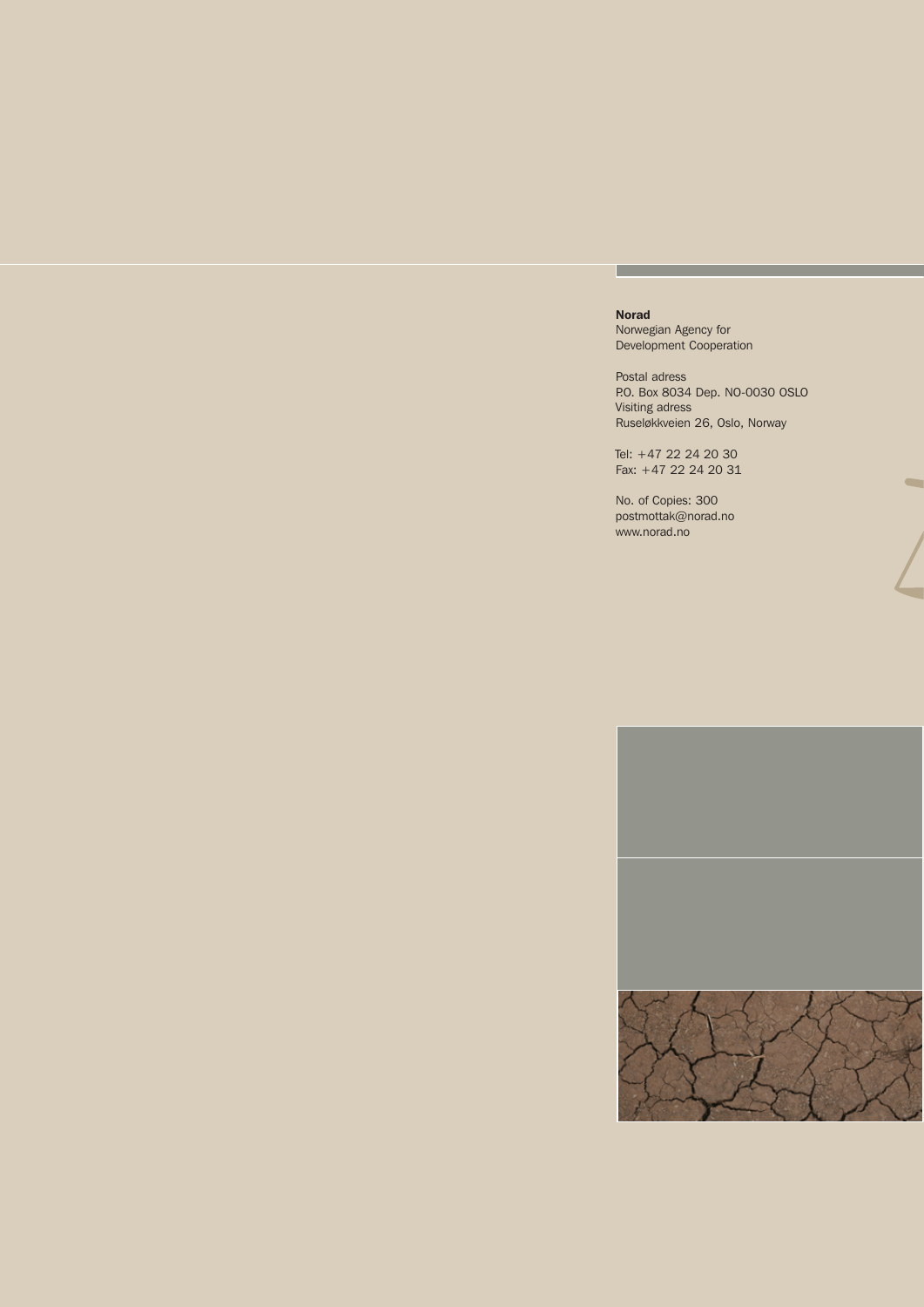**Norad**
Norwegian Agency for
Development Cooperation

Postal adress
P.O. Box 8034 Dep. NO-0030 OSLO
Visiting adress
Ruseløkkveien 26, Oslo, Norway

Tel: +47 22 24 20 30
Fax: +47 22 24 20 31

No. of Copies: 300
postmottak@norad.no
www.norad.no